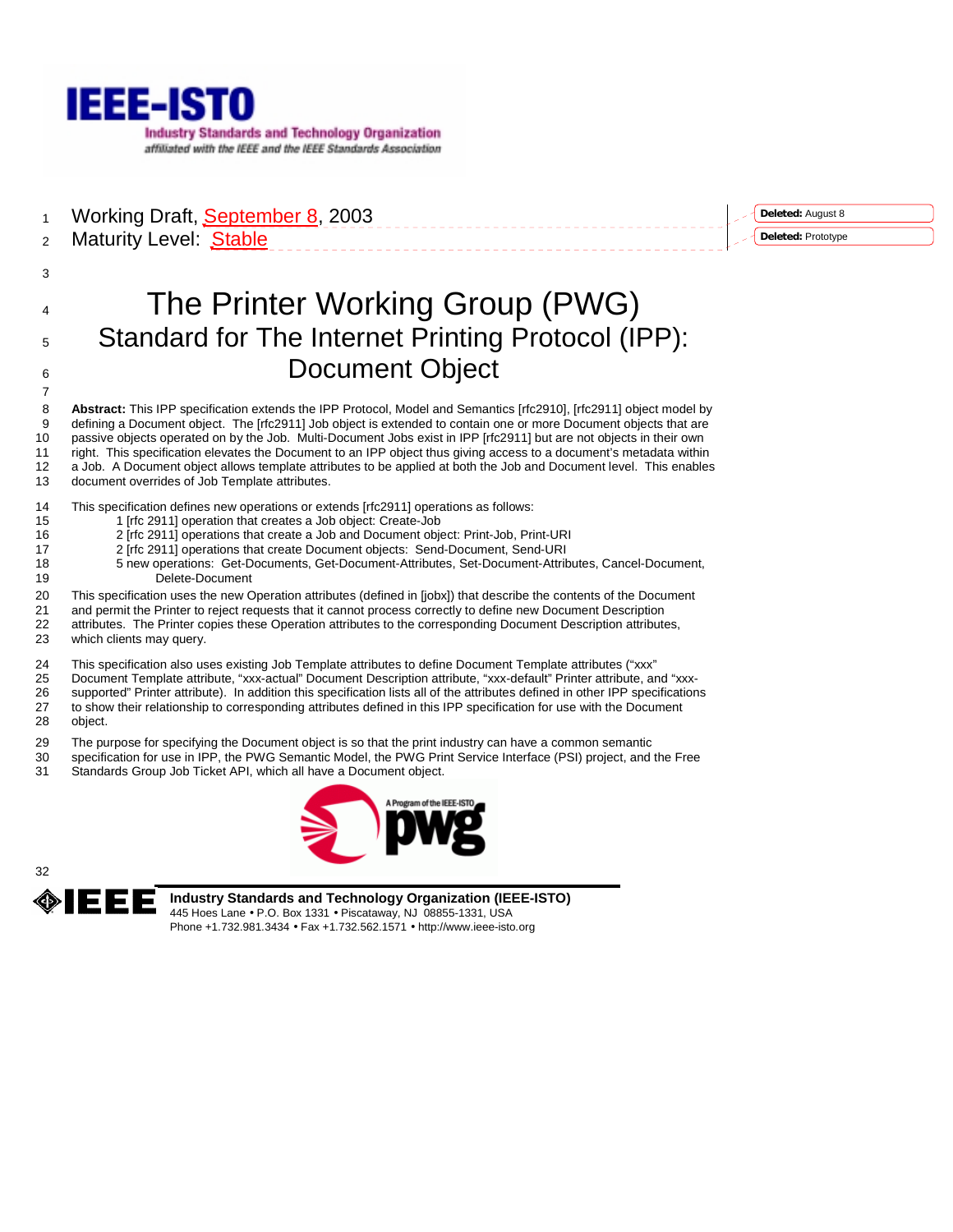IEEE-ISTO

Industry Standards and Technology Organization

affiliated with the IEEE and the IEEE Standards Association

Working Draft, September 8, 2003

Maturity Level: Stable

# The Printer Working Group (PWG) Standard for The Internet Printing Protocol (IPP): Document Object

**Abstract:** This IPP specification extends the IPP Protocol, Model and Semantics [rfc2910], [rfc2911] object model by defining a Document object. The [rfc2911] Job object is extended to contain one or more Document objects that are passive objects operated on by the Job. Multi-Document Jobs exist in IPP [rfc2911] but are not objects in their own right. This specification elevates the Document to an IPP object thus giving access to a document's metadata within a Job. A Document object allows template attributes to be applied at both the Job and Document level. This enables document overrides of Job Template attributes.

This specification defines new operations or extends [rfc2911] operations as follows:

- 1 [rfc 2911] operation that creates a Job object: Create-Job
- 2 [rfc 2911] operations that create a Job and Document object: Print-Job, Print-URI
- 2 [rfc 2911] operations that create Document objects: Send-Document, Send-URI
- 5 new operations: Get-Documents, Get-Document-Attributes, Set-Document-Attributes, Cancel-Document, Delete-Document

This specification uses the new Operation attributes (defined in [jobx]) that describe the contents of the Document and permit the Printer to reject requests that it cannot process correctly to define new Document Description attributes. The Printer copies these Operation attributes to the corresponding Document Description attributes, which clients may query.

This specification also uses existing Job Template attributes to define Document Template attributes ("xxx" Document Template attribute, "xxx-actual" Document Description attribute, "xxx-default" Printer attribute, and "xxx-supported" Printer attribute). In addition this specification lists all of the attributes defined in other IPP specifications to show their relationship to corresponding attributes defined in this IPP specification for use with the Document object.

The purpose for specifying the Document object is so that the print industry can have a common semantic specification for use in IPP, the PWG Semantic Model, the PWG Print Service Interface (PSI) project, and the Free Standards Group Job Ticket API, which all have a Document object.

**Industry Standards and Technology Organization (IEEE-ISTO)**
445 Hoes Lane • P.O. Box 1331 • Piscataway, NJ 08855-1331, USA
Phone +1.732.981.3434 • Fax +1.732.562.1571 • http://www.ieee-isto.org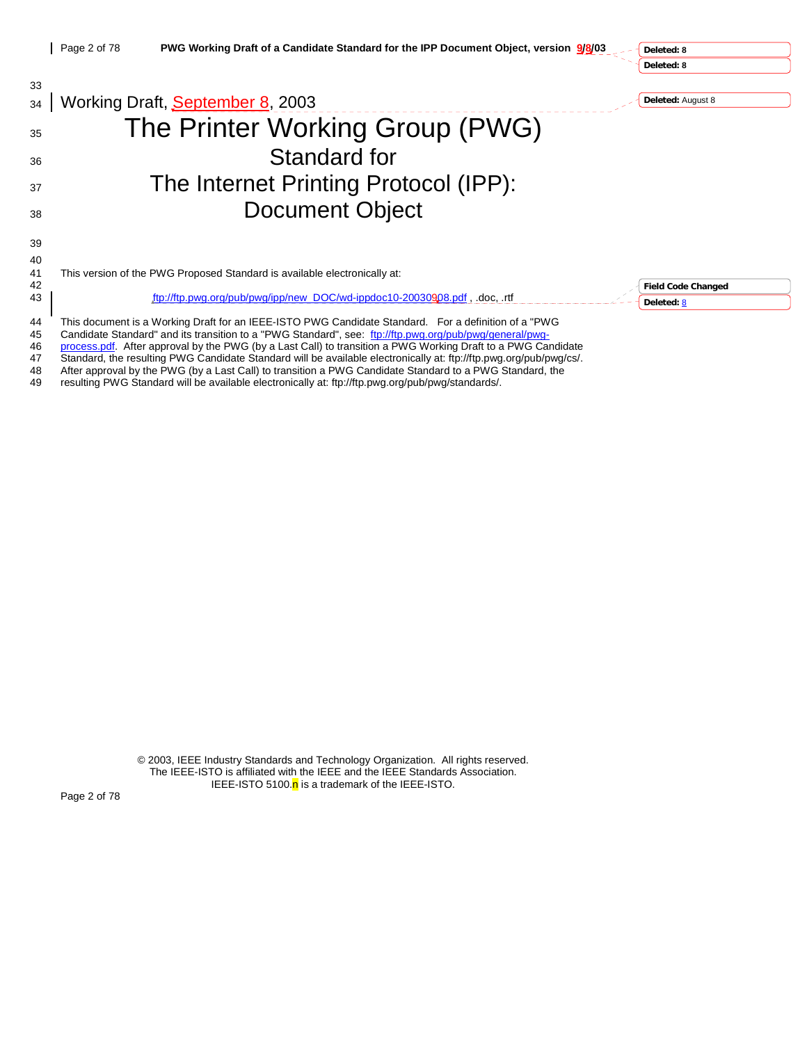Working Draft, September 8, 2003

# The Printer Working Group (PWG)

## Standard for
## The Internet Printing Protocol (IPP): Document Object

This version of the PWG Proposed Standard is available electronically at:

ftp://ftp.pwg.org/pub/pwg/ipp/new_DOC/wd-ippdoc10-20030908.pdf , .doc, .rtf

This document is a Working Draft for an IEEE-ISTO PWG Candidate Standard. For a definition of a "PWG Candidate Standard" and its transition to a "PWG Standard", see: ftp://ftp.pwg.org/pub/pwg/general/pwg-process.pdf. After approval by the PWG (by a Last Call) to transition a PWG Working Draft to a PWG Candidate Standard, the resulting PWG Candidate Standard will be available electronically at: ftp://ftp.pwg.org/pub/pwg/cs/. After approval by the PWG (by a Last Call) to transition a PWG Candidate Standard to a PWG Standard, the resulting PWG Standard will be available electronically at: ftp://ftp.pwg.org/pub/pwg/standards/.

© 2003, IEEE Industry Standards and Technology Organization. All rights reserved.
The IEEE-ISTO is affiliated with the IEEE and the IEEE Standards Association.
IEEE-ISTO 5100.n is a trademark of the IEEE-ISTO.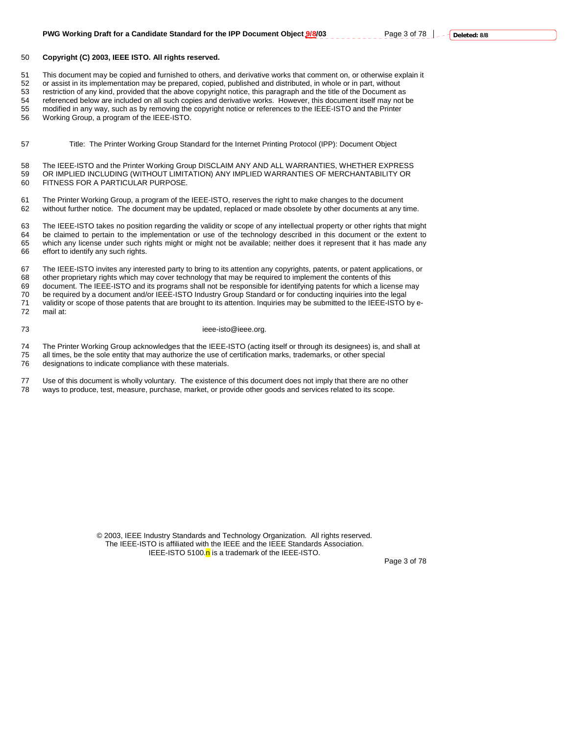**Copyright (C) 2003, IEEE ISTO. All rights reserved.**

This document may be copied and furnished to others, and derivative works that comment on, or otherwise explain it or assist in its implementation may be prepared, copied, published and distributed, in whole or in part, without restriction of any kind, provided that the above copyright notice, this paragraph and the title of the Document as referenced below are included on all such copies and derivative works. However, this document itself may not be modified in any way, such as by removing the copyright notice or references to the IEEE-ISTO and the Printer Working Group, a program of the IEEE-ISTO.

Title: The Printer Working Group Standard for the Internet Printing Protocol (IPP): Document Object

The IEEE-ISTO and the Printer Working Group DISCLAIM ANY AND ALL WARRANTIES, WHETHER EXPRESS OR IMPLIED INCLUDING (WITHOUT LIMITATION) ANY IMPLIED WARRANTIES OF MERCHANTABILITY OR FITNESS FOR A PARTICULAR PURPOSE.

The Printer Working Group, a program of the IEEE-ISTO, reserves the right to make changes to the document without further notice. The document may be updated, replaced or made obsolete by other documents at any time.

The IEEE-ISTO takes no position regarding the validity or scope of any intellectual property or other rights that might be claimed to pertain to the implementation or use of the technology described in this document or the extent to which any license under such rights might or might not be available; neither does it represent that it has made any effort to identify any such rights.

The IEEE-ISTO invites any interested party to bring to its attention any copyrights, patents, or patent applications, or other proprietary rights which may cover technology that may be required to implement the contents of this document. The IEEE-ISTO and its programs shall not be responsible for identifying patents for which a license may be required by a document and/or IEEE-ISTO Industry Group Standard or for conducting inquiries into the legal validity or scope of those patents that are brought to its attention. Inquiries may be submitted to the IEEE-ISTO by e-mail at:

ieee-isto@ieee.org.

The Printer Working Group acknowledges that the IEEE-ISTO (acting itself or through its designees) is, and shall at all times, be the sole entity that may authorize the use of certification marks, trademarks, or other special designations to indicate compliance with these materials.

Use of this document is wholly voluntary. The existence of this document does not imply that there are no other ways to produce, test, measure, purchase, market, or provide other goods and services related to its scope.

© 2003, IEEE Industry Standards and Technology Organization. All rights reserved.
The IEEE-ISTO is affiliated with the IEEE and the IEEE Standards Association.
IEEE-ISTO 5100.n is a trademark of the IEEE-ISTO.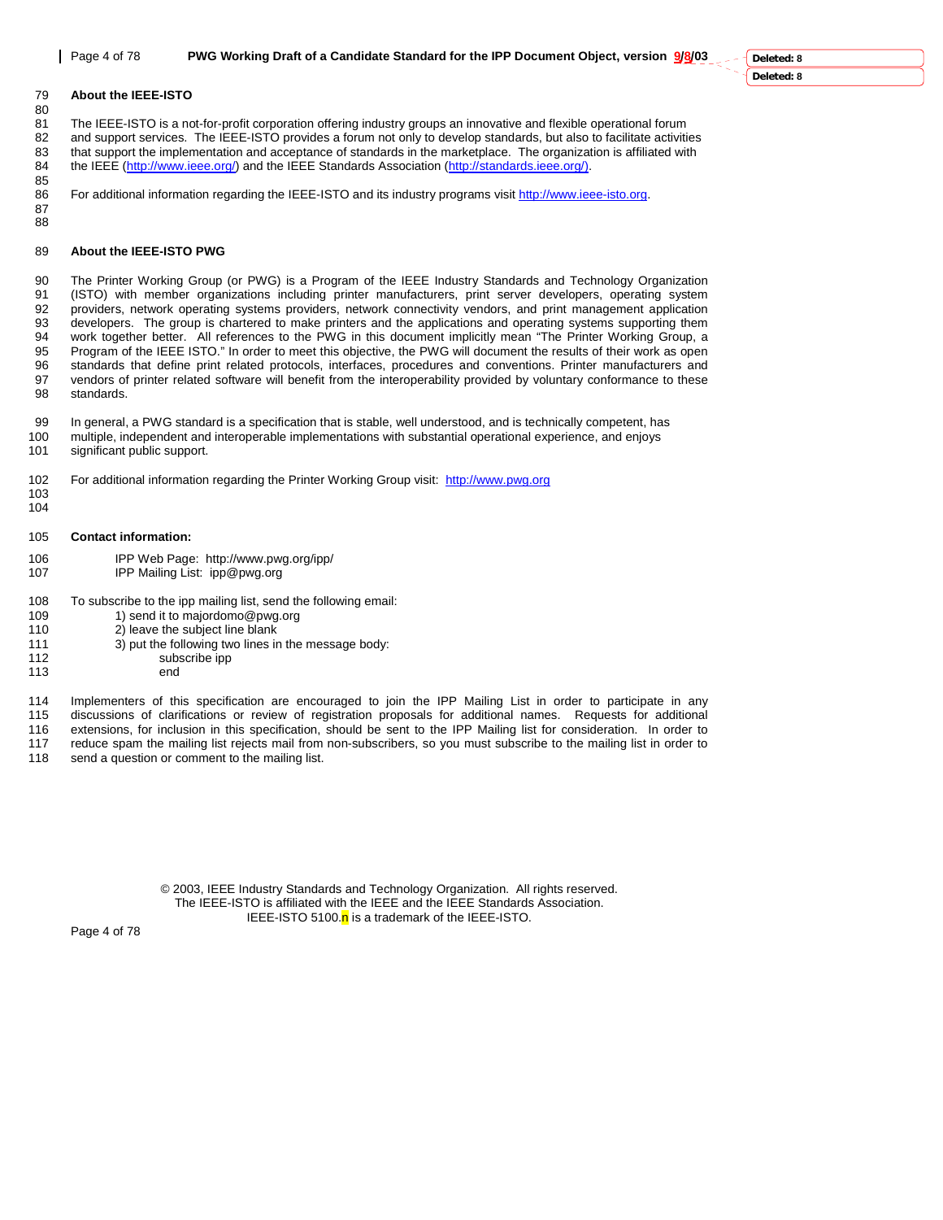**About the IEEE-ISTO**

The IEEE-ISTO is a not-for-profit corporation offering industry groups an innovative and flexible operational forum and support services. The IEEE-ISTO provides a forum not only to develop standards, but also to facilitate activities that support the implementation and acceptance of standards in the marketplace. The organization is affiliated with the IEEE (http://www.ieee.org/) and the IEEE Standards Association (http://standards.ieee.org/).

For additional information regarding the IEEE-ISTO and its industry programs visit http://www.ieee-isto.org.

**About the IEEE-ISTO PWG**

The Printer Working Group (or PWG) is a Program of the IEEE Industry Standards and Technology Organization (ISTO) with member organizations including printer manufacturers, print server developers, operating system providers, network operating systems providers, network connectivity vendors, and print management application developers. The group is chartered to make printers and the applications and operating systems supporting them work together better. All references to the PWG in this document implicitly mean "The Printer Working Group, a Program of the IEEE ISTO." In order to meet this objective, the PWG will document the results of their work as open standards that define print related protocols, interfaces, procedures and conventions. Printer manufacturers and vendors of printer related software will benefit from the interoperability provided by voluntary conformance to these standards.

In general, a PWG standard is a specification that is stable, well understood, and is technically competent, has multiple, independent and interoperable implementations with substantial operational experience, and enjoys significant public support.

For additional information regarding the Printer Working Group visit: http://www.pwg.org

**Contact information:**

IPP Web Page: http://www.pwg.org/ipp/
IPP Mailing List: ipp@pwg.org

To subscribe to the ipp mailing list, send the following email:

1) send it to majordomo@pwg.org
2) leave the subject line blank
3) put the following two lines in the message body:
   subscribe ipp
   end

Implementers of this specification are encouraged to join the IPP Mailing List in order to participate in any discussions of clarifications or review of registration proposals for additional names. Requests for additional extensions, for inclusion in this specification, should be sent to the IPP Mailing list for consideration. In order to reduce spam the mailing list rejects mail from non-subscribers, so you must subscribe to the mailing list in order to send a question or comment to the mailing list.

© 2003, IEEE Industry Standards and Technology Organization. All rights reserved.
The IEEE-ISTO is affiliated with the IEEE and the IEEE Standards Association.
IEEE-ISTO 5100.n is a trademark of the IEEE-ISTO.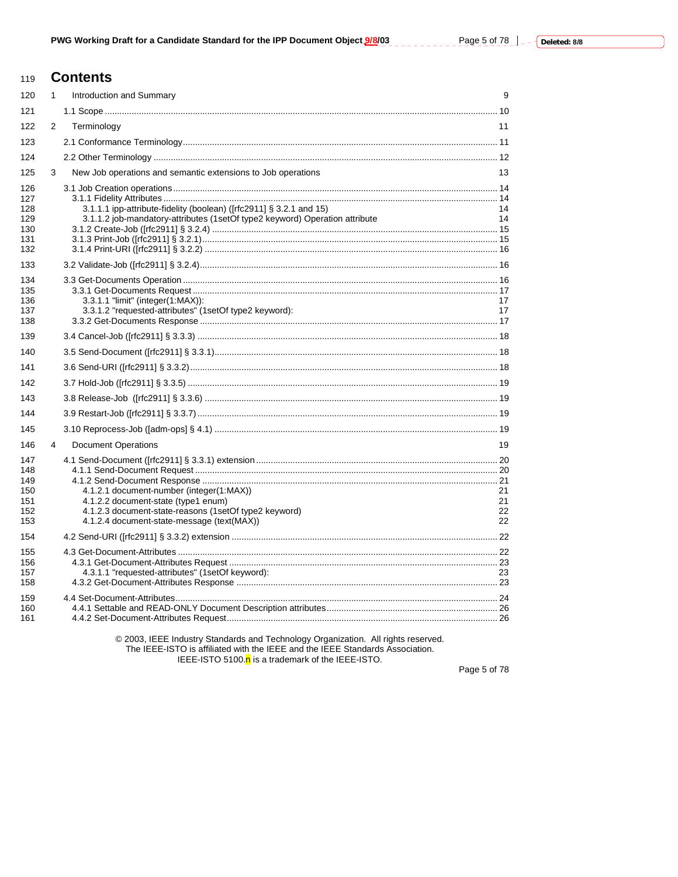# Contents

1 Introduction and Summary 9

1.1 Scope 10

2 Terminology 11

2.1 Conformance Terminology 11

2.2 Other Terminology 12

3 New Job operations and semantic extensions to Job operations 13

3.1 Job Creation operations 14
- 3.1.1 Fidelity Attributes 14
  - 3.1.1.1 ipp-attribute-fidelity (boolean) ([rfc2911] § 3.2.1 and 15) 14
  - 3.1.1.2 job-mandatory-attributes (1setOf type2 keyword) Operation attribute 14
- 3.1.2 Create-Job ([rfc2911] § 3.2.4) 15
- 3.1.3 Print-Job ([rfc2911] § 3.2.1) 15
- 3.1.4 Print-URI ([rfc2911] § 3.2.2) 16

3.2 Validate-Job ([rfc2911] § 3.2.4) 16

3.3 Get-Documents Operation 16
- 3.3.1 Get-Documents Request 17
  - 3.3.1.1 "limit" (integer(1:MAX)): 17
  - 3.3.1.2 "requested-attributes" (1setOf type2 keyword): 17
- 3.3.2 Get-Documents Response 17

3.4 Cancel-Job ([rfc2911] § 3.3.3) 18

3.5 Send-Document ([rfc2911] § 3.3.1) 18

3.6 Send-URI ([rfc2911] § 3.3.2) 18

3.7 Hold-Job ([rfc2911] § 3.3.5) 19

3.8 Release-Job ([rfc2911] § 3.3.6) 19

3.9 Restart-Job ([rfc2911] § 3.3.7) 19

3.10 Reprocess-Job ([adm-ops] § 4.1) 19

4 Document Operations 19

4.1 Send-Document ([rfc2911] § 3.3.1) extension 20
- 4.1.1 Send-Document Request 20
- 4.1.2 Send-Document Response 21
  - 4.1.2.1 document-number (integer(1:MAX)) 21
  - 4.1.2.2 document-state (type1 enum) 21
  - 4.1.2.3 document-state-reasons (1setOf type2 keyword) 22
  - 4.1.2.4 document-state-message (text(MAX)) 22

4.2 Send-URI ([rfc2911] § 3.3.2) extension 22

4.3 Get-Document-Attributes 22
- 4.3.1 Get-Document-Attributes Request 23
  - 4.3.1.1 "requested-attributes" (1setOf keyword): 23
- 4.3.2 Get-Document-Attributes Response 23

4.4 Set-Document-Attributes 24
- 4.4.1 Settable and READ-ONLY Document Description attributes 26
- 4.4.2 Set-Document-Attributes Request 26

© 2003, IEEE Industry Standards and Technology Organization. All rights reserved.
The IEEE-ISTO is affiliated with the IEEE and the IEEE Standards Association.
IEEE-ISTO 5100.n is a trademark of the IEEE-ISTO.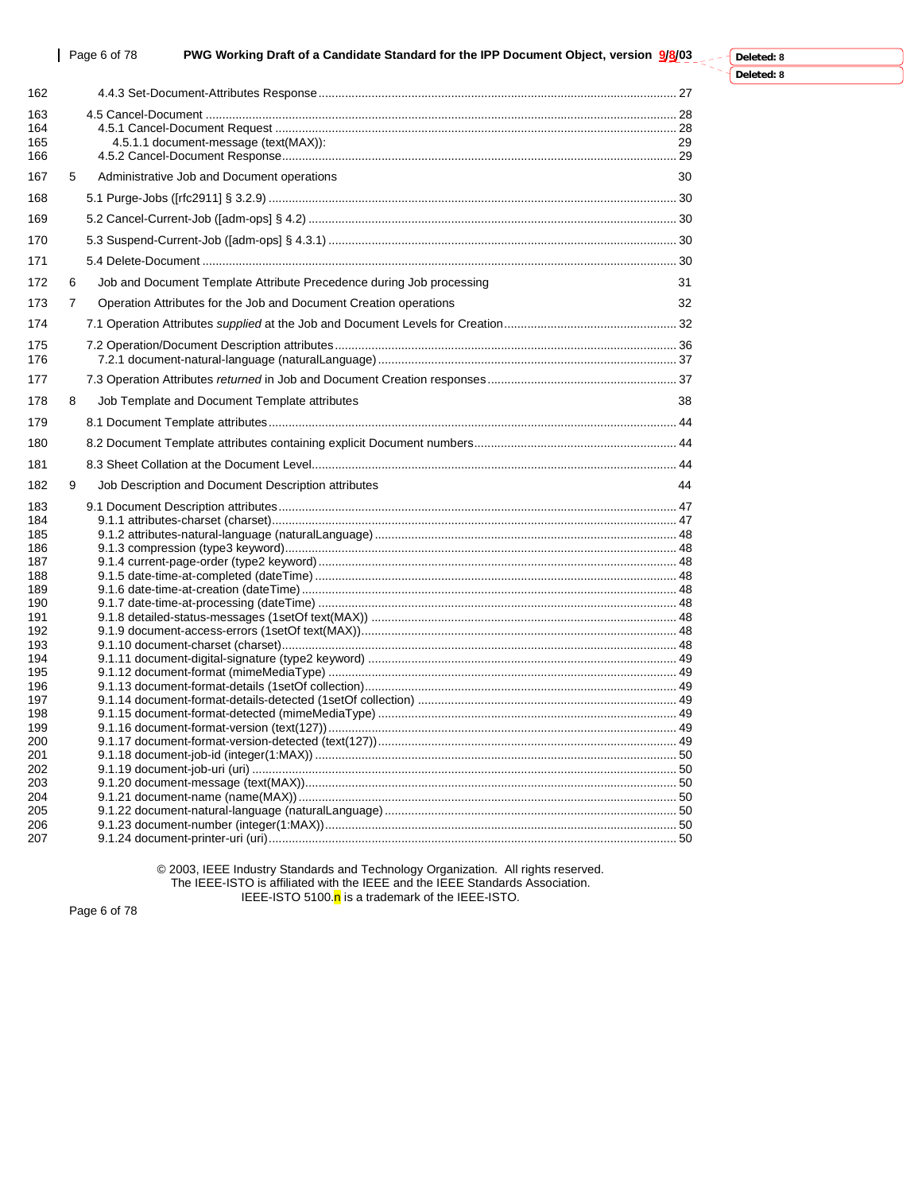162 4.4.3 Set-Document-Attributes Response ........................................................................................................ 27

163 4.5 Cancel-Document .......................................................................................................................... 28
164 4.5.1 Cancel-Document Request ..................................................................................................... 28
165 4.5.1.1 document-message (text(MAX)): 29
166 4.5.2 Cancel-Document Response ................................................................................................... 29

167 5 Administrative Job and Document operations 30

168 5.1 Purge-Jobs ([rfc2911] § 3.2.9) ...................................................................................................... 30

169 5.2 Cancel-Current-Job ([adm-ops] § 4.2) .......................................................................................... 30

170 5.3 Suspend-Current-Job ([adm-ops] § 4.3.1) .................................................................................... 30

171 5.4 Delete-Document .......................................................................................................................... 30

172 6 Job and Document Template Attribute Precedence during Job processing 31

173 7 Operation Attributes for the Job and Document Creation operations 32

174 7.1 Operation Attributes *supplied* at the Job and Document Levels for Creation .................................... 32

175 7.2 Operation/Document Description attributes ................................................................................... 36
176 7.2.1 document-natural-language (naturalLanguage) ....................................................................... 37

177 7.3 Operation Attributes *returned* in Job and Document Creation responses ......................................... 37

178 8 Job Template and Document Template attributes 38

179 8.1 Document Template attributes ...................................................................................................... 44

180 8.2 Document Template attributes containing explicit Document numbers ............................................ 44

181 8.3 Sheet Collation at the Document Level.......................................................................................... 44

182 9 Job Description and Document Description attributes 44

183 9.1 Document Description attributes .................................................................................................... 47
184 9.1.1 attributes-charset (charset)...................................................................................................... 47
185 9.1.2 attributes-natural-language (naturalLanguage) ........................................................................ 48
186 9.1.3 compression (type3 keyword)................................................................................................... 48
187 9.1.4 current-page-order (type2 keyword) ......................................................................................... 48
188 9.1.5 date-time-at-completed (dateTime) .......................................................................................... 48
189 9.1.6 date-time-at-creation (dateTime) .............................................................................................. 48
190 9.1.7 date-time-at-processing (dateTime) ......................................................................................... 48
191 9.1.8 detailed-status-messages (1setOf text(MAX)) ......................................................................... 48
192 9.1.9 document-access-errors (1setOf text(MAX))............................................................................. 48
193 9.1.10 document-charset (charset)..................................................................................................... 48
194 9.1.11 document-digital-signature (type2 keyword) ........................................................................... 49
195 9.1.12 document-format (mimeMediaType) ....................................................................................... 49
196 9.1.13 document-format-details (1setOf collection)............................................................................ 49
197 9.1.14 document-format-details-detected (1setOf collection) ............................................................ 49
198 9.1.15 document-format-detected (mimeMediaType) ........................................................................ 49
199 9.1.16 document-format-version (text(127)) ....................................................................................... 49
200 9.1.17 document-format-version-detected (text(127))......................................................................... 49
201 9.1.18 document-job-id (integer(1:MAX)) ........................................................................................... 50
202 9.1.19 document-job-uri (uri) .............................................................................................................. 50
203 9.1.20 document-message (text(MAX))............................................................................................... 50
204 9.1.21 document-name (name(MAX)) ................................................................................................ 50
205 9.1.22 document-natural-language (naturalLanguage) ...................................................................... 50
206 9.1.23 document-number (integer(1:MAX))......................................................................................... 50
207 9.1.24 document-printer-uri (uri).......................................................................................................... 50

© 2003, IEEE Industry Standards and Technology Organization. All rights reserved.
The IEEE-ISTO is affiliated with the IEEE and the IEEE Standards Association.
IEEE-ISTO 5100.n is a trademark of the IEEE-ISTO.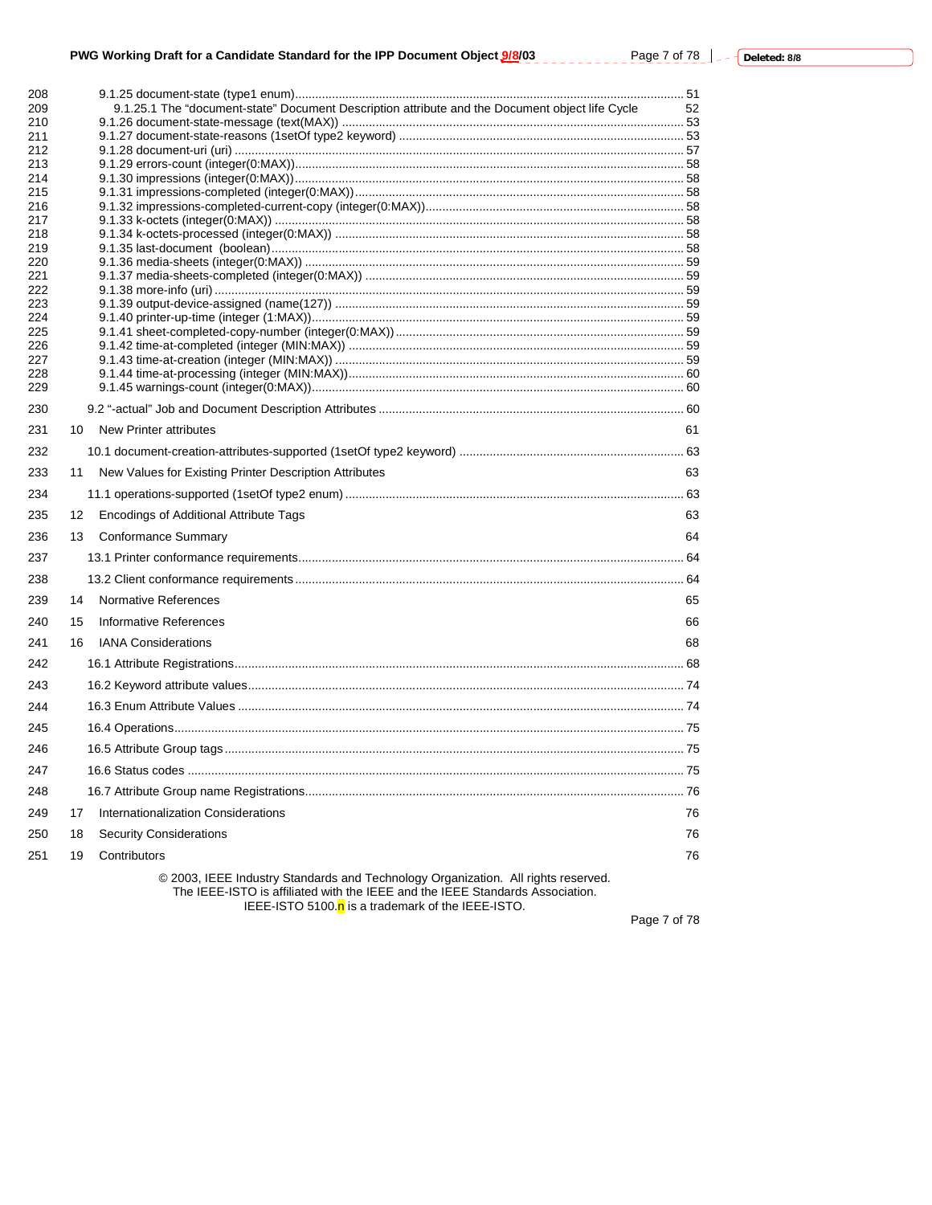208 9.1.25 document-state (type1 enum) .... 51
209 9.1.25.1 The "document-state" Document Description attribute and the Document object life Cycle 52
210 9.1.26 document-state-message (text(MAX)) .... 53
211 9.1.27 document-state-reasons (1setOf type2 keyword) .... 53
212 9.1.28 document-uri (uri) .... 57
213 9.1.29 errors-count (integer(0:MAX)) .... 58
214 9.1.30 impressions (integer(0:MAX)) .... 58
215 9.1.31 impressions-completed (integer(0:MAX)) .... 58
216 9.1.32 impressions-completed-current-copy (integer(0:MAX)) .... 58
217 9.1.33 k-octets (integer(0:MAX)) .... 58
218 9.1.34 k-octets-processed (integer(0:MAX)) .... 58
219 9.1.35 last-document (boolean) .... 58
220 9.1.36 media-sheets (integer(0:MAX)) .... 59
221 9.1.37 media-sheets-completed (integer(0:MAX)) .... 59
222 9.1.38 more-info (uri) .... 59
223 9.1.39 output-device-assigned (name(127)) .... 59
224 9.1.40 printer-up-time (integer (1:MAX)) .... 59
225 9.1.41 sheet-completed-copy-number (integer(0:MAX)) .... 59
226 9.1.42 time-at-completed (integer (MIN:MAX)) .... 59
227 9.1.43 time-at-creation (integer (MIN:MAX)) .... 59
228 9.1.44 time-at-processing (integer (MIN:MAX)) .... 60
229 9.1.45 warnings-count (integer(0:MAX)) .... 60

230 9.2 "-actual" Job and Document Description Attributes .... 60

231 10 New Printer attributes 61

232 10.1 document-creation-attributes-supported (1setOf type2 keyword) .... 63

233 11 New Values for Existing Printer Description Attributes 63

234 11.1 operations-supported (1setOf type2 enum) .... 63

235 12 Encodings of Additional Attribute Tags 63

236 13 Conformance Summary 64

237 13.1 Printer conformance requirements .... 64

238 13.2 Client conformance requirements .... 64

239 14 Normative References 65

240 15 Informative References 66

241 16 IANA Considerations 68

242 16.1 Attribute Registrations .... 68

243 16.2 Keyword attribute values .... 74

244 16.3 Enum Attribute Values .... 74

245 16.4 Operations .... 75

246 16.5 Attribute Group tags .... 75

247 16.6 Status codes .... 75

248 16.7 Attribute Group name Registrations .... 76

249 17 Internationalization Considerations 76

250 18 Security Considerations 76

251 19 Contributors 76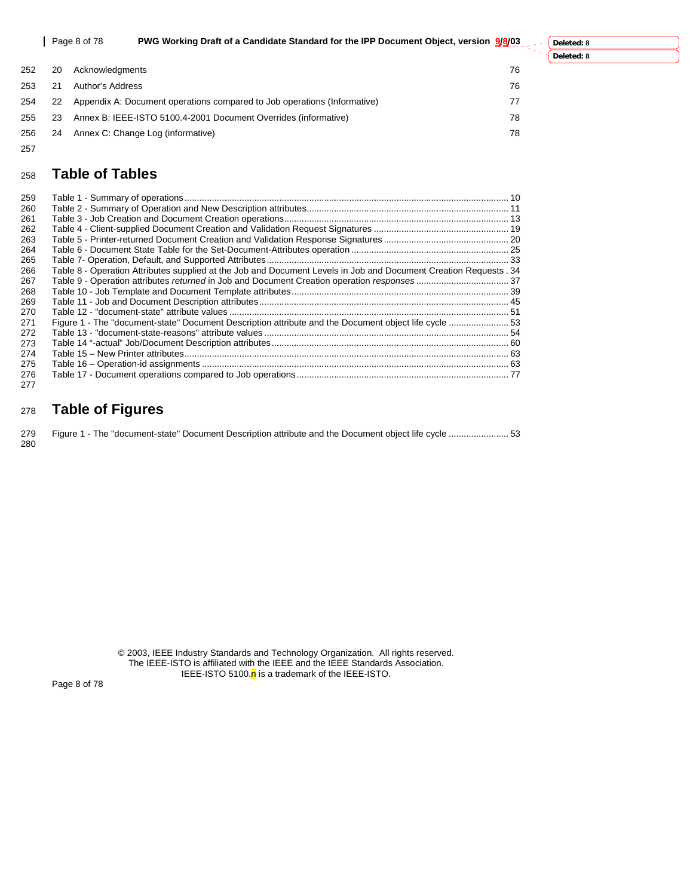20 Acknowledgments 76

21 Author's Address 76

22 Appendix A: Document operations compared to Job operations (Informative) 77

23 Annex B: IEEE-ISTO 5100.4-2001 Document Overrides (informative) 78

24 Annex C: Change Log (informative) 78

# Table of Tables

Table 1 - Summary of operations ........ 10
Table 2 - Summary of Operation and New Description attributes ........ 11
Table 3 - Job Creation and Document Creation operations ........ 13
Table 4 - Client-supplied Document Creation and Validation Request Signatures ........ 19
Table 5 - Printer-returned Document Creation and Validation Response Signatures ........ 20
Table 6 - Document State Table for the Set-Document-Attributes operation ........ 25
Table 7- Operation, Default, and Supported Attributes ........ 33
Table 8 - Operation Attributes supplied at the Job and Document Levels in Job and Document Creation Requests . 34
Table 9 - Operation attributes *returned* in Job and Document Creation operation *responses* ........ 37
Table 10 - Job Template and Document Template attributes ........ 39
Table 11 - Job and Document Description attributes ........ 45
Table 12 - "document-state" attribute values ........ 51
Figure 1 - The "document-state" Document Description attribute and the Document object life cycle ........ 53
Table 13 - "document-state-reasons" attribute values ........ 54
Table 14 "-actual" Job/Document Description attributes ........ 60
Table 15 – New Printer attributes ........ 63
Table 16 – Operation-id assignments ........ 63
Table 17 - Document operations compared to Job operations ........ 77

# Table of Figures

Figure 1 - The "document-state" Document Description attribute and the Document object life cycle ........ 53

© 2003, IEEE Industry Standards and Technology Organization. All rights reserved.
The IEEE-ISTO is affiliated with the IEEE and the IEEE Standards Association.
IEEE-ISTO 5100.n is a trademark of the IEEE-ISTO.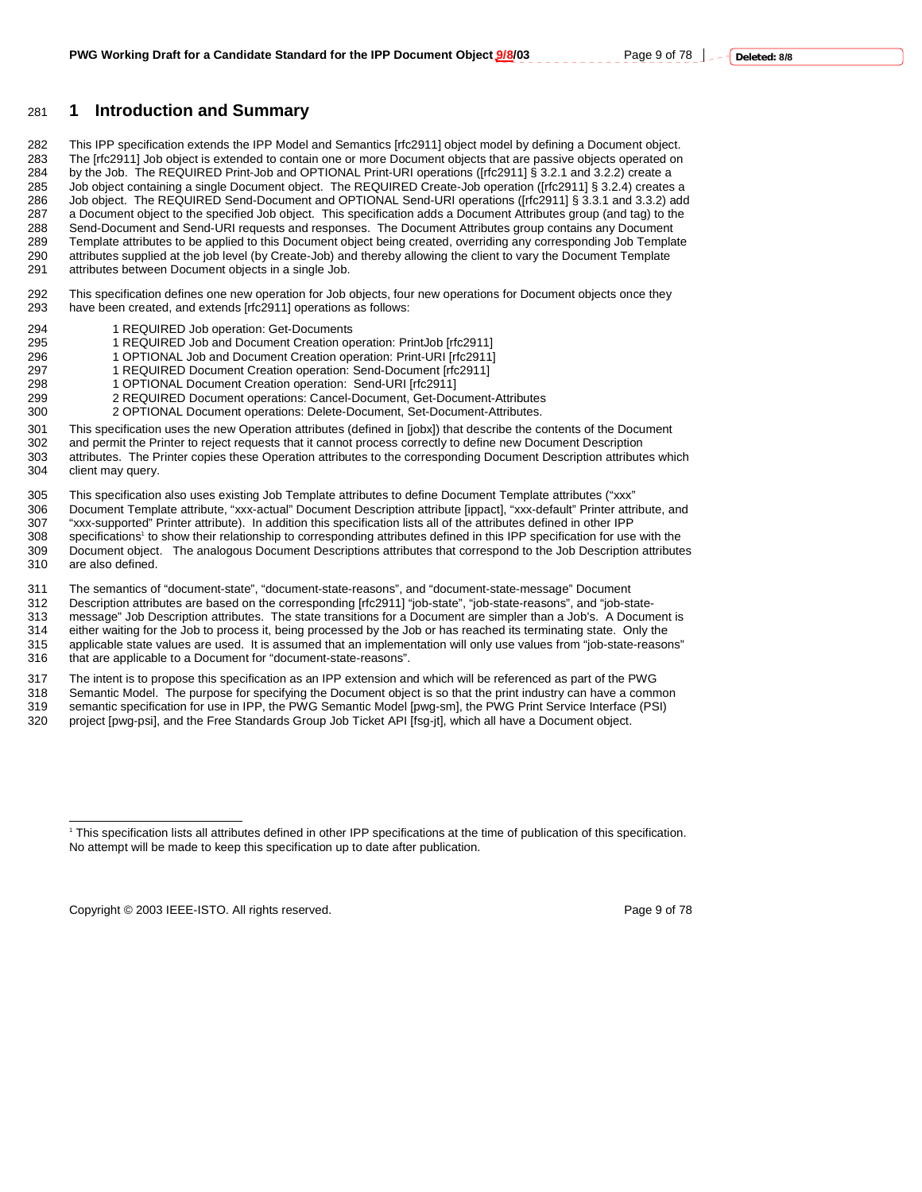# 1 Introduction and Summary

This IPP specification extends the IPP Model and Semantics [rfc2911] object model by defining a Document object. The [rfc2911] Job object is extended to contain one or more Document objects that are passive objects operated on by the Job. The REQUIRED Print-Job and OPTIONAL Print-URI operations ([rfc2911] § 3.2.1 and 3.2.2) create a Job object containing a single Document object. The REQUIRED Create-Job operation ([rfc2911] § 3.2.4) creates a Job object. The REQUIRED Send-Document and OPTIONAL Send-URI operations ([rfc2911] § 3.3.1 and 3.3.2) add a Document object to the specified Job object. This specification adds a Document Attributes group (and tag) to the Send-Document and Send-URI requests and responses. The Document Attributes group contains any Document Template attributes to be applied to this Document object being created, overriding any corresponding Job Template attributes supplied at the job level (by Create-Job) and thereby allowing the client to vary the Document Template attributes between Document objects in a single Job.

This specification defines one new operation for Job objects, four new operations for Document objects once they have been created, and extends [rfc2911] operations as follows:

- 1 REQUIRED Job operation: Get-Documents
- 1 REQUIRED Job and Document Creation operation: PrintJob [rfc2911]
- 1 OPTIONAL Job and Document Creation operation: Print-URI [rfc2911]
- 1 REQUIRED Document Creation operation: Send-Document [rfc2911]
- 1 OPTIONAL Document Creation operation: Send-URI [rfc2911]
- 2 REQUIRED Document operations: Cancel-Document, Get-Document-Attributes
- 2 OPTIONAL Document operations: Delete-Document, Set-Document-Attributes.

This specification uses the new Operation attributes (defined in [jobx]) that describe the contents of the Document and permit the Printer to reject requests that it cannot process correctly to define new Document Description attributes. The Printer copies these Operation attributes to the corresponding Document Description attributes which client may query.

This specification also uses existing Job Template attributes to define Document Template attributes ("xxx" Document Template attribute, "xxx-actual" Document Description attribute [ippact], "xxx-default" Printer attribute, and "xxx-supported" Printer attribute). In addition this specification lists all of the attributes defined in other IPP specifications[1] to show their relationship to corresponding attributes defined in this IPP specification for use with the Document object. The analogous Document Descriptions attributes that correspond to the Job Description attributes are also defined.

The semantics of "document-state", "document-state-reasons", and "document-state-message" Document Description attributes are based on the corresponding [rfc2911] "job-state", "job-state-reasons", and "job-state-message" Job Description attributes. The state transitions for a Document are simpler than a Job's. A Document is either waiting for the Job to process it, being processed by the Job or has reached its terminating state. Only the applicable state values are used. It is assumed that an implementation will only use values from "job-state-reasons" that are applicable to a Document for "document-state-reasons".

The intent is to propose this specification as an IPP extension and which will be referenced as part of the PWG Semantic Model. The purpose for specifying the Document object is so that the print industry can have a common semantic specification for use in IPP, the PWG Semantic Model [pwg-sm], the PWG Print Service Interface (PSI) project [pwg-psi], and the Free Standards Group Job Ticket API [fsg-jt], which all have a Document object.

---

[1] This specification lists all attributes defined in other IPP specifications at the time of publication of this specification. No attempt will be made to keep this specification up to date after publication.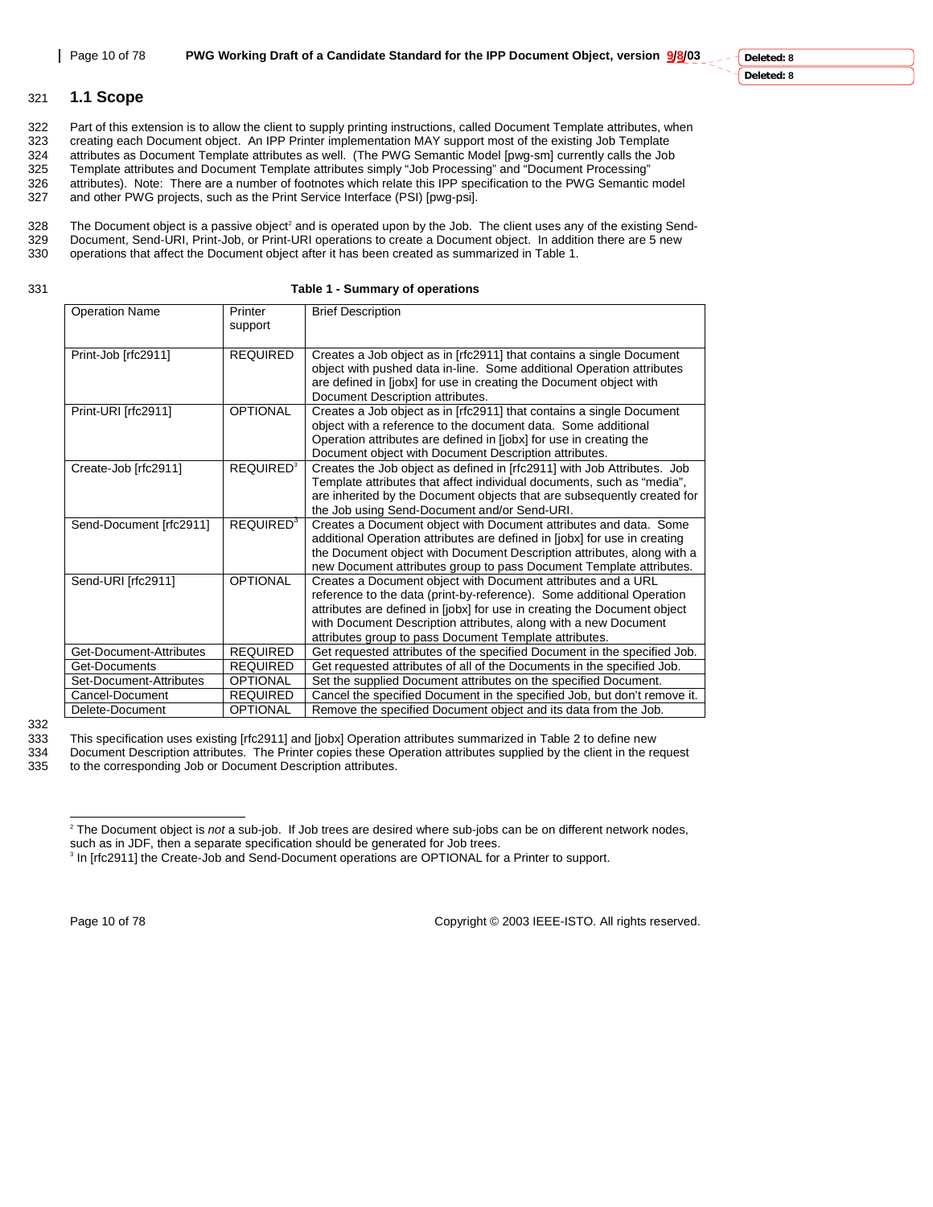## 1.1 Scope

Part of this extension is to allow the client to supply printing instructions, called Document Template attributes, when creating each Document object. An IPP Printer implementation MAY support most of the existing Job Template attributes as Document Template attributes as well. (The PWG Semantic Model [pwg-sm] currently calls the Job Template attributes and Document Template attributes simply "Job Processing" and "Document Processing" attributes). Note: There are a number of footnotes which relate this IPP specification to the PWG Semantic model and other PWG projects, such as the Print Service Interface (PSI) [pwg-psi].

The Document object is a passive object[2] and is operated upon by the Job. The client uses any of the existing Send-Document, Send-URI, Print-Job, or Print-URI operations to create a Document object. In addition there are 5 new operations that affect the Document object after it has been created as summarized in Table 1.

**Table 1 - Summary of operations**

| Operation Name | Printer support | Brief Description |
|---|---|---|
| Print-Job [rfc2911] | REQUIRED | Creates a Job object as in [rfc2911] that contains a single Document object with pushed data in-line. Some additional Operation attributes are defined in [jobx] for use in creating the Document object with Document Description attributes. |
| Print-URI [rfc2911] | OPTIONAL | Creates a Job object as in [rfc2911] that contains a single Document object with a reference to the document data. Some additional Operation attributes are defined in [jobx] for use in creating the Document object with Document Description attributes. |
| Create-Job [rfc2911] | REQUIRED[3] | Creates the Job object as defined in [rfc2911] with Job Attributes. Job Template attributes that affect individual documents, such as "media", are inherited by the Document objects that are subsequently created for the Job using Send-Document and/or Send-URI. |
| Send-Document [rfc2911] | REQUIRED[3] | Creates a Document object with Document attributes and data. Some additional Operation attributes are defined in [jobx] for use in creating the Document object with Document Description attributes, along with a new Document attributes group to pass Document Template attributes. |
| Send-URI [rfc2911] | OPTIONAL | Creates a Document object with Document attributes and a URL reference to the data (print-by-reference). Some additional Operation attributes are defined in [jobx] for use in creating the Document object with Document Description attributes, along with a new Document attributes group to pass Document Template attributes. |
| Get-Document-Attributes | REQUIRED | Get requested attributes of the specified Document in the specified Job. |
| Get-Documents | REQUIRED | Get requested attributes of all of the Documents in the specified Job. |
| Set-Document-Attributes | OPTIONAL | Set the supplied Document attributes on the specified Document. |
| Cancel-Document | REQUIRED | Cancel the specified Document in the specified Job, but don't remove it. |
| Delete-Document | OPTIONAL | Remove the specified Document object and its data from the Job. |

This specification uses existing [rfc2911] and [jobx] Operation attributes summarized in Table 2 to define new Document Description attributes. The Printer copies these Operation attributes supplied by the client in the request to the corresponding Job or Document Description attributes.

---

[2] The Document object is *not* a sub-job. If Job trees are desired where sub-jobs can be on different network nodes, such as in JDF, then a separate specification should be generated for Job trees.

[3] In [rfc2911] the Create-Job and Send-Document operations are OPTIONAL for a Printer to support.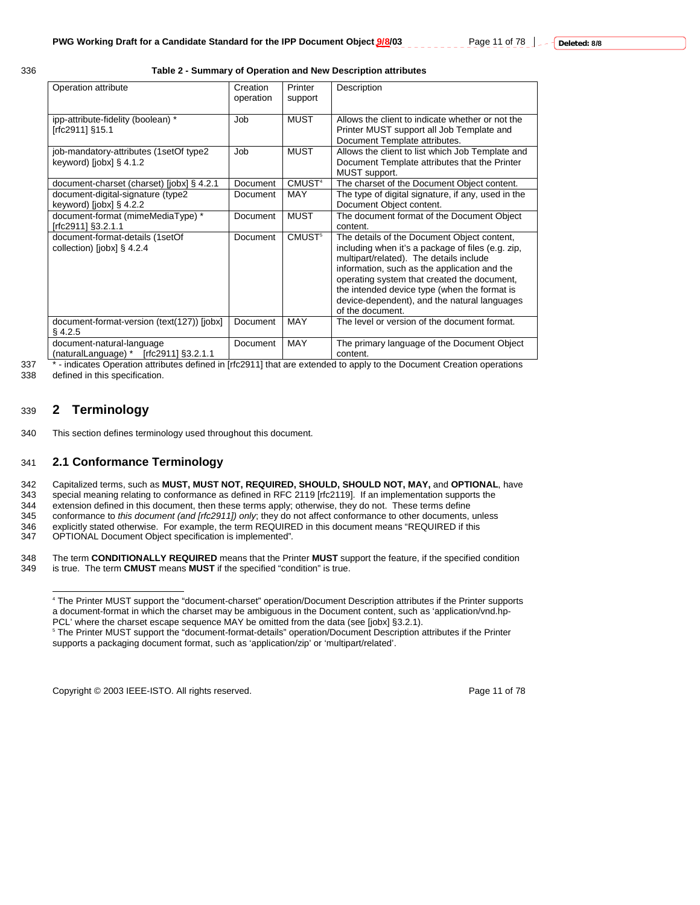**Table 2 - Summary of Operation and New Description attributes**

| Operation attribute | Creation operation | Printer support | Description |
|---|---|---|---|
| ipp-attribute-fidelity (boolean) * [rfc2911] §15.1 | Job | MUST | Allows the client to indicate whether or not the Printer MUST support all Job Template and Document Template attributes. |
| job-mandatory-attributes (1setOf type2 keyword) [jobx] § 4.1.2 | Job | MUST | Allows the client to list which Job Template and Document Template attributes that the Printer MUST support. |
| document-charset (charset) [jobx] § 4.2.1 | Document | CMUST[4] | The charset of the Document Object content. |
| document-digital-signature (type2 keyword) [jobx] § 4.2.2 | Document | MAY | The type of digital signature, if any, used in the Document Object content. |
| document-format (mimeMediaType) * [rfc2911] §3.2.1.1 | Document | MUST | The document format of the Document Object content. |
| document-format-details (1setOf collection) [jobx] § 4.2.4 | Document | CMUST[5] | The details of the Document Object content, including when it's a package of files (e.g. zip, multipart/related). The details include information, such as the application and the operating system that created the document, the intended device type (when the format is device-dependent), and the natural languages of the document. |
| document-format-version (text(127)) [jobx] § 4.2.5 | Document | MAY | The level or version of the document format. |
| document-natural-language (naturalLanguage) * [rfc2911] §3.2.1.1 | Document | MAY | The primary language of the Document Object content. |

* - indicates Operation attributes defined in [rfc2911] that are extended to apply to the Document Creation operations defined in this specification.

# 2 Terminology

This section defines terminology used throughout this document.

## 2.1 Conformance Terminology

Capitalized terms, such as **MUST, MUST NOT, REQUIRED, SHOULD, SHOULD NOT, MAY,** and **OPTIONAL**, have special meaning relating to conformance as defined in RFC 2119 [rfc2119]. If an implementation supports the extension defined in this document, then these terms apply; otherwise, they do not. These terms define conformance to *this document (and [rfc2911]) only*; they do not affect conformance to other documents, unless explicitly stated otherwise. For example, the term REQUIRED in this document means "REQUIRED if this OPTIONAL Document Object specification is implemented".

The term **CONDITIONALLY REQUIRED** means that the Printer **MUST** support the feature, if the specified condition is true. The term **CMUST** means **MUST** if the specified "condition" is true.

---

[4] The Printer MUST support the "document-charset" operation/Document Description attributes if the Printer supports a document-format in which the charset may be ambiguous in the Document content, such as 'application/vnd.hp-PCL' where the charset escape sequence MAY be omitted from the data (see [jobx] §3.2.1).

[5] The Printer MUST support the "document-format-details" operation/Document Description attributes if the Printer supports a packaging document format, such as 'application/zip' or 'multipart/related'.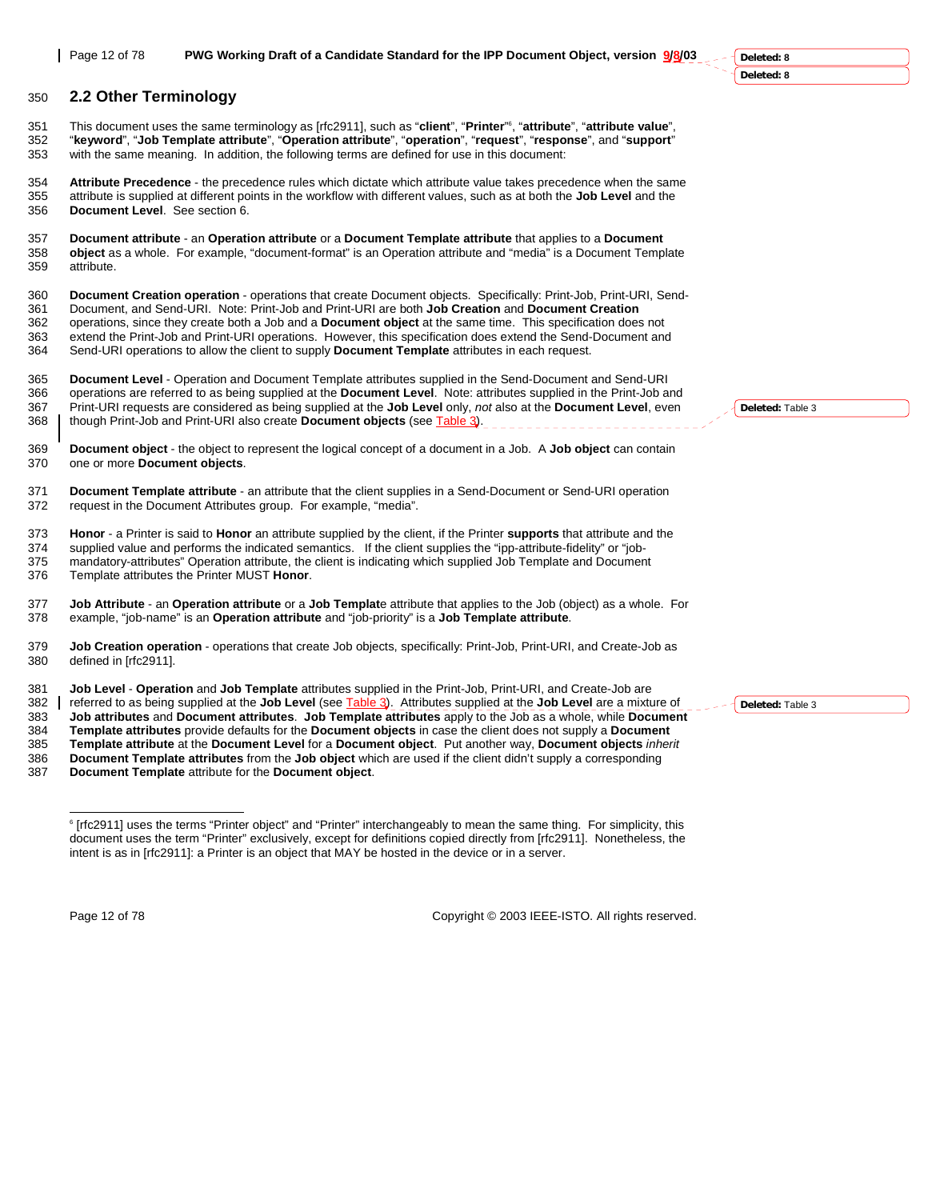## 2.2 Other Terminology

This document uses the same terminology as [rfc2911], such as "**client**", "**Printer**"[6], "**attribute**", "**attribute value**", "**keyword**", "**Job Template attribute**", "**Operation attribute**", "**operation**", "**request**", "**response**", and "**support**" with the same meaning. In addition, the following terms are defined for use in this document:

**Attribute Precedence** - the precedence rules which dictate which attribute value takes precedence when the same attribute is supplied at different points in the workflow with different values, such as at both the **Job Level** and the **Document Level**. See section 6.

**Document attribute** - an **Operation attribute** or a **Document Template attribute** that applies to a **Document object** as a whole. For example, "document-format" is an Operation attribute and "media" is a Document Template attribute.

**Document Creation operation** - operations that create Document objects. Specifically: Print-Job, Print-URI, Send-Document, and Send-URI. Note: Print-Job and Print-URI are both **Job Creation** and **Document Creation** operations, since they create both a Job and a **Document object** at the same time. This specification does not extend the Print-Job and Print-URI operations. However, this specification does extend the Send-Document and Send-URI operations to allow the client to supply **Document Template** attributes in each request.

**Document Level** - Operation and Document Template attributes supplied in the Send-Document and Send-URI operations are referred to as being supplied at the **Document Level**. Note: attributes supplied in the Print-Job and Print-URI requests are considered as being supplied at the **Job Level** only, *not* also at the **Document Level**, even though Print-Job and Print-URI also create **Document objects** (see Table 3).

**Document object** - the object to represent the logical concept of a document in a Job. A **Job object** can contain one or more **Document objects**.

**Document Template attribute** - an attribute that the client supplies in a Send-Document or Send-URI operation request in the Document Attributes group. For example, "media".

**Honor** - a Printer is said to **Honor** an attribute supplied by the client, if the Printer **supports** that attribute and the supplied value and performs the indicated semantics. If the client supplies the "ipp-attribute-fidelity" or "job-mandatory-attributes" Operation attribute, the client is indicating which supplied Job Template and Document Template attributes the Printer MUST **Honor**.

**Job Attribute** - an **Operation attribute** or a **Job Templat**e attribute that applies to the Job (object) as a whole. For example, "job-name" is an **Operation attribute** and "job-priority" is a **Job Template attribute**.

**Job Creation operation** - operations that create Job objects, specifically: Print-Job, Print-URI, and Create-Job as defined in [rfc2911].

**Job Level** - **Operation** and **Job Template** attributes supplied in the Print-Job, Print-URI, and Create-Job are referred to as being supplied at the **Job Level** (see Table 3). Attributes supplied at the **Job Level** are a mixture of **Job attributes** and **Document attributes**. **Job Template attributes** apply to the Job as a whole, while **Document Template attributes** provide defaults for the **Document objects** in case the client does not supply a **Document Template attribute** at the **Document Level** for a **Document object**. Put another way, **Document objects** *inherit* **Document Template attributes** from the **Job object** which are used if the client didn't supply a corresponding **Document Template** attribute for the **Document object**.

---

[6] [rfc2911] uses the terms "Printer object" and "Printer" interchangeably to mean the same thing. For simplicity, this document uses the term "Printer" exclusively, except for definitions copied directly from [rfc2911]. Nonetheless, the intent is as in [rfc2911]: a Printer is an object that MAY be hosted in the device or in a server.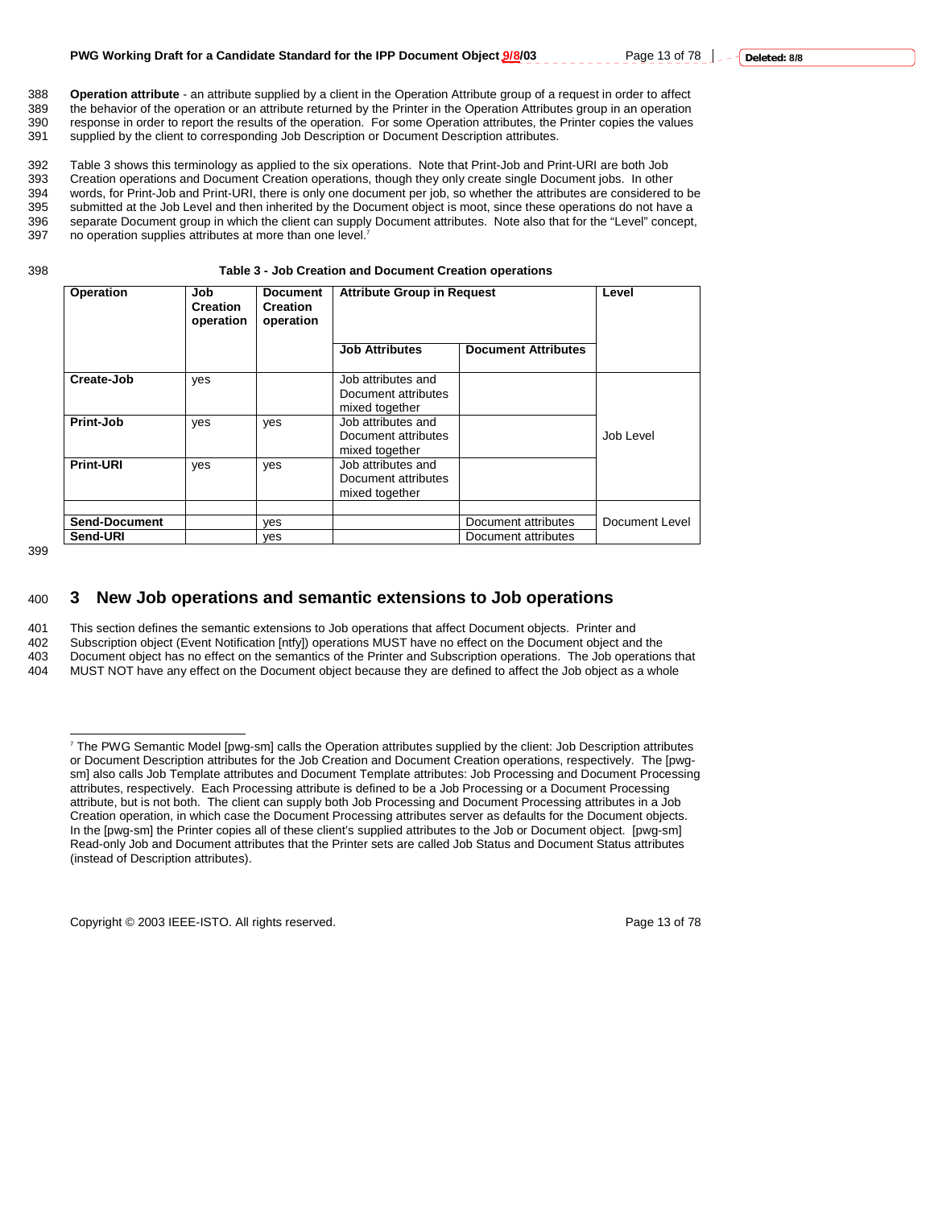**Operation attribute** - an attribute supplied by a client in the Operation Attribute group of a request in order to affect the behavior of the operation or an attribute returned by the Printer in the Operation Attributes group in an operation response in order to report the results of the operation. For some Operation attributes, the Printer copies the values supplied by the client to corresponding Job Description or Document Description attributes.

Table 3 shows this terminology as applied to the six operations. Note that Print-Job and Print-URI are both Job Creation operations and Document Creation operations, though they only create single Document jobs. In other words, for Print-Job and Print-URI, there is only one document per job, so whether the attributes are considered to be submitted at the Job Level and then inherited by the Document object is moot, since these operations do not have a separate Document group in which the client can supply Document attributes. Note also that for the "Level" concept, no operation supplies attributes at more than one level.[7]

**Table 3 - Job Creation and Document Creation operations**

| Operation | Job Creation operation | Document Creation operation | Attribute Group in Request | | Level |
|---|---|---|---|---|---|
| | | | **Job Attributes** | **Document Attributes** | |
| **Create-Job** | yes | | Job attributes and Document attributes mixed together | | Job Level |
| **Print-Job** | yes | yes | Job attributes and Document attributes mixed together | | Job Level |
| **Print-URI** | yes | yes | Job attributes and Document attributes mixed together | | Job Level |
| | | | | | |
| **Send-Document** | | yes | | Document attributes | Document Level |
| **Send-URI** | | yes | | Document attributes | Document Level |

# 3 New Job operations and semantic extensions to Job operations

This section defines the semantic extensions to Job operations that affect Document objects. Printer and Subscription object (Event Notification [ntfy]) operations MUST have no effect on the Document object and the Document object has no effect on the semantics of the Printer and Subscription operations. The Job operations that MUST NOT have any effect on the Document object because they are defined to affect the Job object as a whole

[7] The PWG Semantic Model [pwg-sm] calls the Operation attributes supplied by the client: Job Description attributes or Document Description attributes for the Job Creation and Document Creation operations, respectively. The [pwg-sm] also calls Job Template attributes and Document Template attributes: Job Processing and Document Processing attributes, respectively. Each Processing attribute is defined to be a Job Processing or a Document Processing attribute, but is not both. The client can supply both Job Processing and Document Processing attributes in a Job Creation operation, in which case the Document Processing attributes server as defaults for the Document objects. In the [pwg-sm] the Printer copies all of these client's supplied attributes to the Job or Document object. [pwg-sm] Read-only Job and Document attributes that the Printer sets are called Job Status and Document Status attributes (instead of Description attributes).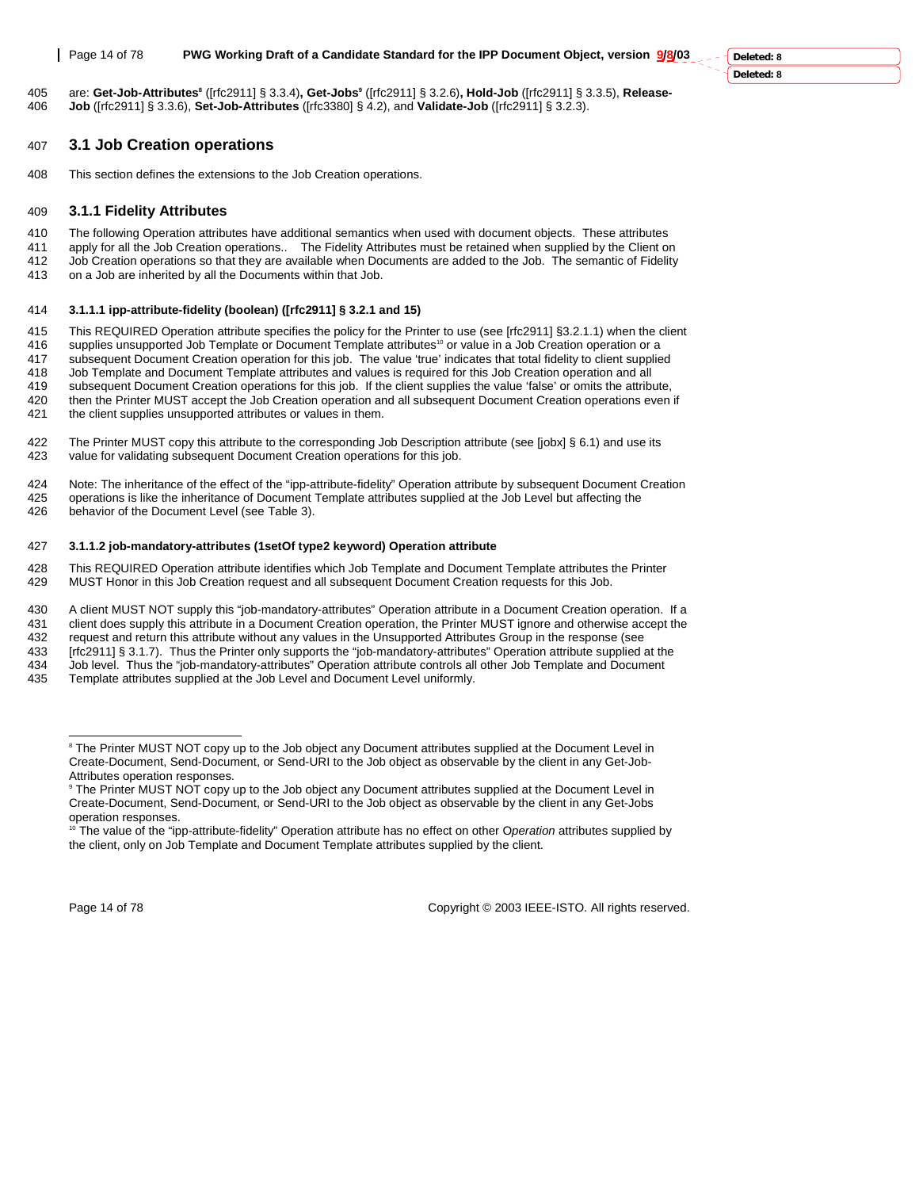are: **Get-Job-Attributes**[8] ([rfc2911] § 3.3.4)**, Get-Jobs**[9] ([rfc2911] § 3.2.6)**, Hold-Job** ([rfc2911] § 3.3.5), **Release-Job** ([rfc2911] § 3.3.6), **Set-Job-Attributes** ([rfc3380] § 4.2), and **Validate-Job** ([rfc2911] § 3.2.3).

## 3.1 Job Creation operations

This section defines the extensions to the Job Creation operations.

### 3.1.1 Fidelity Attributes

The following Operation attributes have additional semantics when used with document objects. These attributes apply for all the Job Creation operations.. The Fidelity Attributes must be retained when supplied by the Client on Job Creation operations so that they are available when Documents are added to the Job. The semantic of Fidelity on a Job are inherited by all the Documents within that Job.

#### 3.1.1.1 ipp-attribute-fidelity (boolean) ([rfc2911] § 3.2.1 and 15)

This REQUIRED Operation attribute specifies the policy for the Printer to use (see [rfc2911] §3.2.1.1) when the client supplies unsupported Job Template or Document Template attributes[10] or value in a Job Creation operation or a subsequent Document Creation operation for this job. The value 'true' indicates that total fidelity to client supplied Job Template and Document Template attributes and values is required for this Job Creation operation and all subsequent Document Creation operations for this job. If the client supplies the value 'false' or omits the attribute, then the Printer MUST accept the Job Creation operation and all subsequent Document Creation operations even if the client supplies unsupported attributes or values in them.

The Printer MUST copy this attribute to the corresponding Job Description attribute (see [jobx] § 6.1) and use its value for validating subsequent Document Creation operations for this job.

Note: The inheritance of the effect of the "ipp-attribute-fidelity" Operation attribute by subsequent Document Creation operations is like the inheritance of Document Template attributes supplied at the Job Level but affecting the behavior of the Document Level (see Table 3).

#### 3.1.1.2 job-mandatory-attributes (1setOf type2 keyword) Operation attribute

This REQUIRED Operation attribute identifies which Job Template and Document Template attributes the Printer MUST Honor in this Job Creation request and all subsequent Document Creation requests for this Job.

A client MUST NOT supply this "job-mandatory-attributes" Operation attribute in a Document Creation operation. If a client does supply this attribute in a Document Creation operation, the Printer MUST ignore and otherwise accept the request and return this attribute without any values in the Unsupported Attributes Group in the response (see [rfc2911] § 3.1.7). Thus the Printer only supports the "job-mandatory-attributes" Operation attribute supplied at the Job level. Thus the "job-mandatory-attributes" Operation attribute controls all other Job Template and Document Template attributes supplied at the Job Level and Document Level uniformly.

---

[8] The Printer MUST NOT copy up to the Job object any Document attributes supplied at the Document Level in Create-Document, Send-Document, or Send-URI to the Job object as observable by the client in any Get-Job-Attributes operation responses.

[9] The Printer MUST NOT copy up to the Job object any Document attributes supplied at the Document Level in Create-Document, Send-Document, or Send-URI to the Job object as observable by the client in any Get-Jobs operation responses.

[10] The value of the "ipp-attribute-fidelity" Operation attribute has no effect on other O*peration* attributes supplied by the client, only on Job Template and Document Template attributes supplied by the client.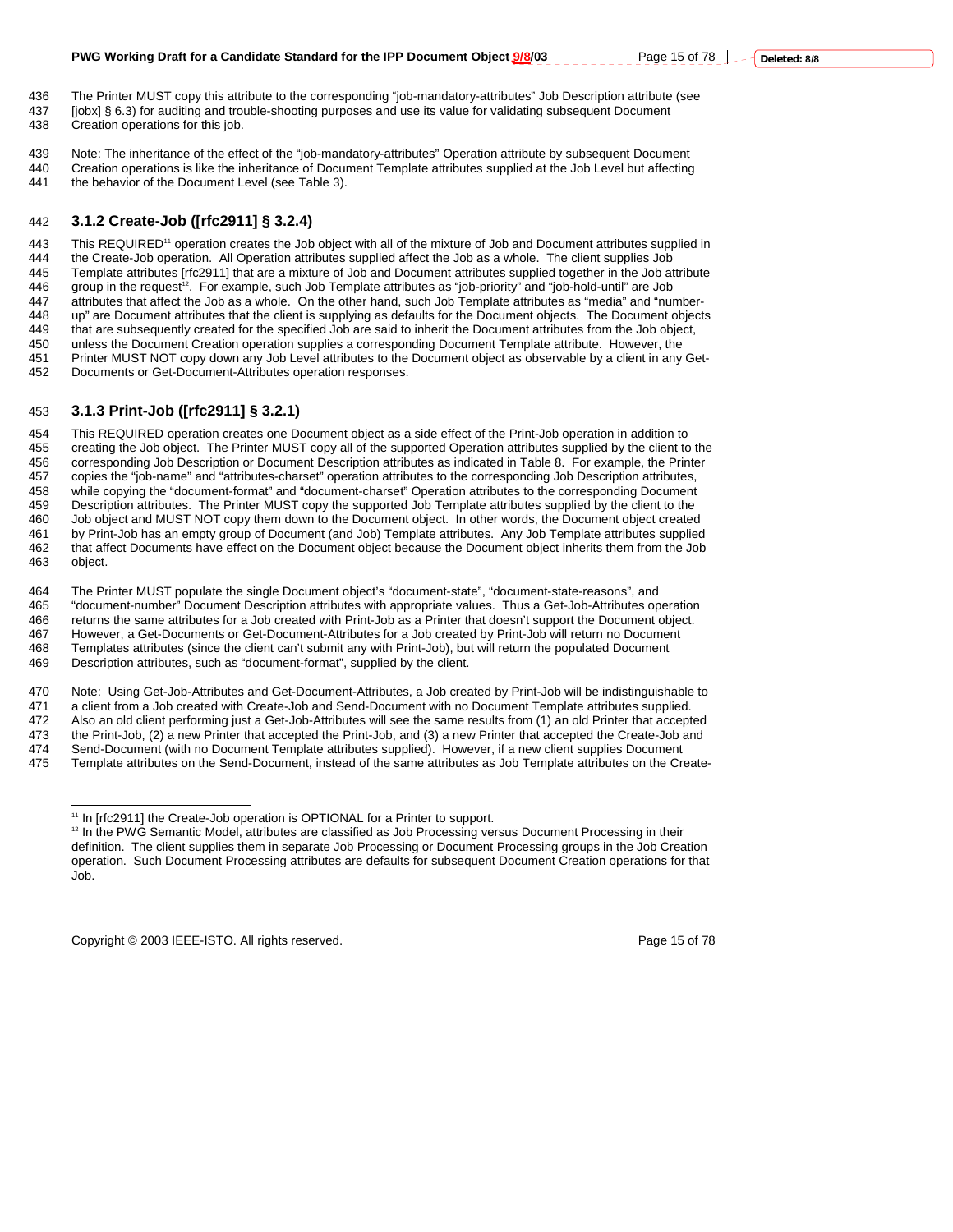The Printer MUST copy this attribute to the corresponding "job-mandatory-attributes" Job Description attribute (see [jobx] § 6.3) for auditing and trouble-shooting purposes and use its value for validating subsequent Document Creation operations for this job.

Note: The inheritance of the effect of the "job-mandatory-attributes" Operation attribute by subsequent Document Creation operations is like the inheritance of Document Template attributes supplied at the Job Level but affecting the behavior of the Document Level (see Table 3).

### 3.1.2 Create-Job ([rfc2911] § 3.2.4)

This REQUIRED[11] operation creates the Job object with all of the mixture of Job and Document attributes supplied in the Create-Job operation. All Operation attributes supplied affect the Job as a whole. The client supplies Job Template attributes [rfc2911] that are a mixture of Job and Document attributes supplied together in the Job attribute group in the request[12]. For example, such Job Template attributes as "job-priority" and "job-hold-until" are Job attributes that affect the Job as a whole. On the other hand, such Job Template attributes as "media" and "number-up" are Document attributes that the client is supplying as defaults for the Document objects. The Document objects that are subsequently created for the specified Job are said to inherit the Document attributes from the Job object, unless the Document Creation operation supplies a corresponding Document Template attribute. However, the Printer MUST NOT copy down any Job Level attributes to the Document object as observable by a client in any Get-Documents or Get-Document-Attributes operation responses.

### 3.1.3 Print-Job ([rfc2911] § 3.2.1)

This REQUIRED operation creates one Document object as a side effect of the Print-Job operation in addition to creating the Job object. The Printer MUST copy all of the supported Operation attributes supplied by the client to the corresponding Job Description or Document Description attributes as indicated in Table 8. For example, the Printer copies the "job-name" and "attributes-charset" operation attributes to the corresponding Job Description attributes, while copying the "document-format" and "document-charset" Operation attributes to the corresponding Document Description attributes. The Printer MUST copy the supported Job Template attributes supplied by the client to the Job object and MUST NOT copy them down to the Document object. In other words, the Document object created by Print-Job has an empty group of Document (and Job) Template attributes. Any Job Template attributes supplied that affect Documents have effect on the Document object because the Document object inherits them from the Job object.

The Printer MUST populate the single Document object's "document-state", "document-state-reasons", and "document-number" Document Description attributes with appropriate values. Thus a Get-Job-Attributes operation returns the same attributes for a Job created with Print-Job as a Printer that doesn't support the Document object. However, a Get-Documents or Get-Document-Attributes for a Job created by Print-Job will return no Document Templates attributes (since the client can't submit any with Print-Job), but will return the populated Document Description attributes, such as "document-format", supplied by the client.

Note: Using Get-Job-Attributes and Get-Document-Attributes, a Job created by Print-Job will be indistinguishable to a client from a Job created with Create-Job and Send-Document with no Document Template attributes supplied. Also an old client performing just a Get-Job-Attributes will see the same results from (1) an old Printer that accepted the Print-Job, (2) a new Printer that accepted the Print-Job, and (3) a new Printer that accepted the Create-Job and Send-Document (with no Document Template attributes supplied). However, if a new client supplies Document Template attributes on the Send-Document, instead of the same attributes as Job Template attributes on the Create-

---

[11] In [rfc2911] the Create-Job operation is OPTIONAL for a Printer to support.

[12] In the PWG Semantic Model, attributes are classified as Job Processing versus Document Processing in their definition. The client supplies them in separate Job Processing or Document Processing groups in the Job Creation operation. Such Document Processing attributes are defaults for subsequent Document Creation operations for that Job.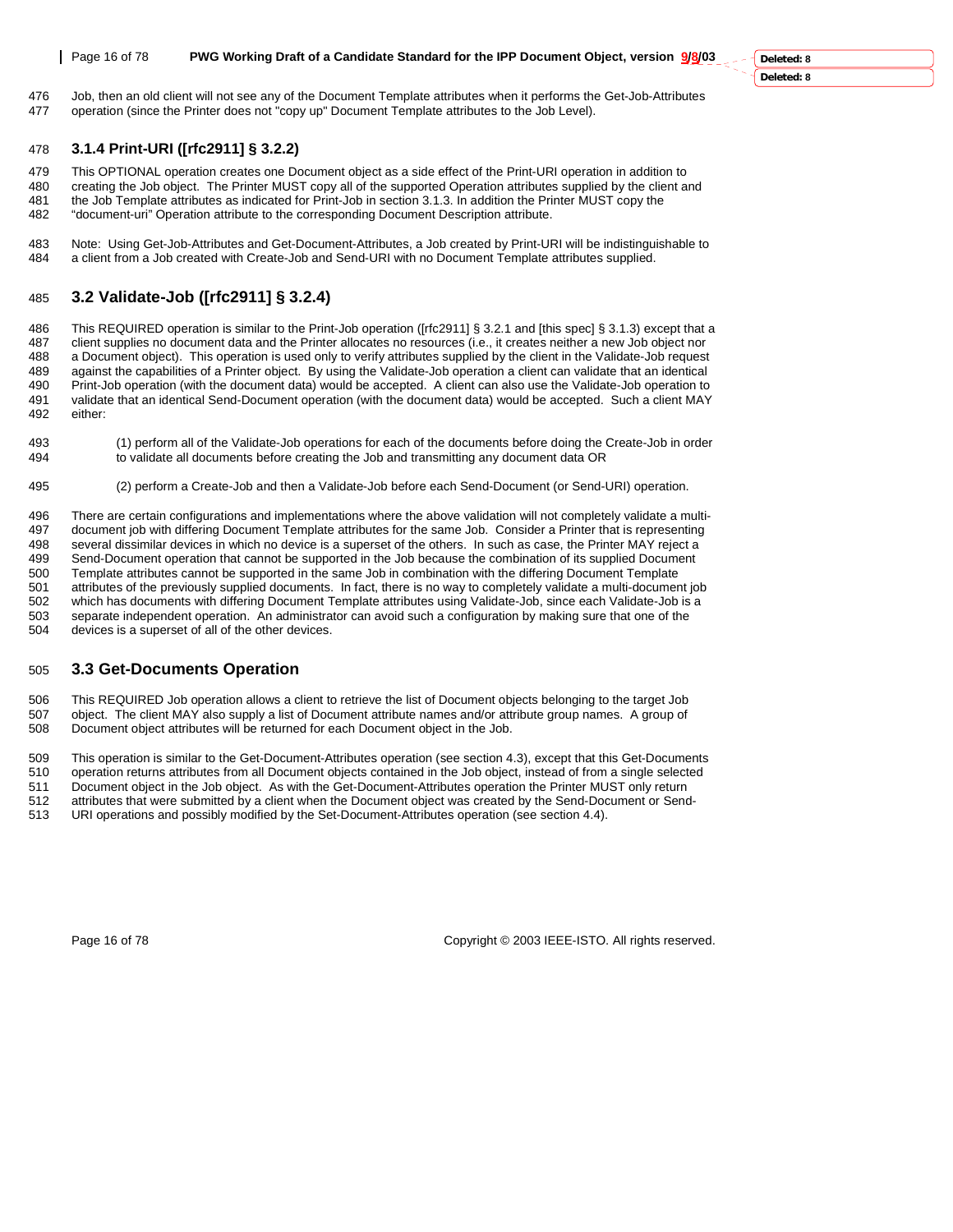Job, then an old client will not see any of the Document Template attributes when it performs the Get-Job-Attributes operation (since the Printer does not "copy up" Document Template attributes to the Job Level).

### 3.1.4 Print-URI ([rfc2911] § 3.2.2)

This OPTIONAL operation creates one Document object as a side effect of the Print-URI operation in addition to creating the Job object. The Printer MUST copy all of the supported Operation attributes supplied by the client and the Job Template attributes as indicated for Print-Job in section 3.1.3. In addition the Printer MUST copy the "document-uri" Operation attribute to the corresponding Document Description attribute.

Note: Using Get-Job-Attributes and Get-Document-Attributes, a Job created by Print-URI will be indistinguishable to a client from a Job created with Create-Job and Send-URI with no Document Template attributes supplied.

## 3.2 Validate-Job ([rfc2911] § 3.2.4)

This REQUIRED operation is similar to the Print-Job operation ([rfc2911] § 3.2.1 and [this spec] § 3.1.3) except that a client supplies no document data and the Printer allocates no resources (i.e., it creates neither a new Job object nor a Document object). This operation is used only to verify attributes supplied by the client in the Validate-Job request against the capabilities of a Printer object. By using the Validate-Job operation a client can validate that an identical Print-Job operation (with the document data) would be accepted. A client can also use the Validate-Job operation to validate that an identical Send-Document operation (with the document data) would be accepted. Such a client MAY either:

(1) perform all of the Validate-Job operations for each of the documents before doing the Create-Job in order to validate all documents before creating the Job and transmitting any document data OR

(2) perform a Create-Job and then a Validate-Job before each Send-Document (or Send-URI) operation.

There are certain configurations and implementations where the above validation will not completely validate a multi-document job with differing Document Template attributes for the same Job. Consider a Printer that is representing several dissimilar devices in which no device is a superset of the others. In such as case, the Printer MAY reject a Send-Document operation that cannot be supported in the Job because the combination of its supplied Document Template attributes cannot be supported in the same Job in combination with the differing Document Template attributes of the previously supplied documents. In fact, there is no way to completely validate a multi-document job which has documents with differing Document Template attributes using Validate-Job, since each Validate-Job is a separate independent operation. An administrator can avoid such a configuration by making sure that one of the devices is a superset of all of the other devices.

## 3.3 Get-Documents Operation

This REQUIRED Job operation allows a client to retrieve the list of Document objects belonging to the target Job object. The client MAY also supply a list of Document attribute names and/or attribute group names. A group of Document object attributes will be returned for each Document object in the Job.

This operation is similar to the Get-Document-Attributes operation (see section 4.3), except that this Get-Documents operation returns attributes from all Document objects contained in the Job object, instead of from a single selected Document object in the Job object. As with the Get-Document-Attributes operation the Printer MUST only return attributes that were submitted by a client when the Document object was created by the Send-Document or Send-URI operations and possibly modified by the Set-Document-Attributes operation (see section 4.4).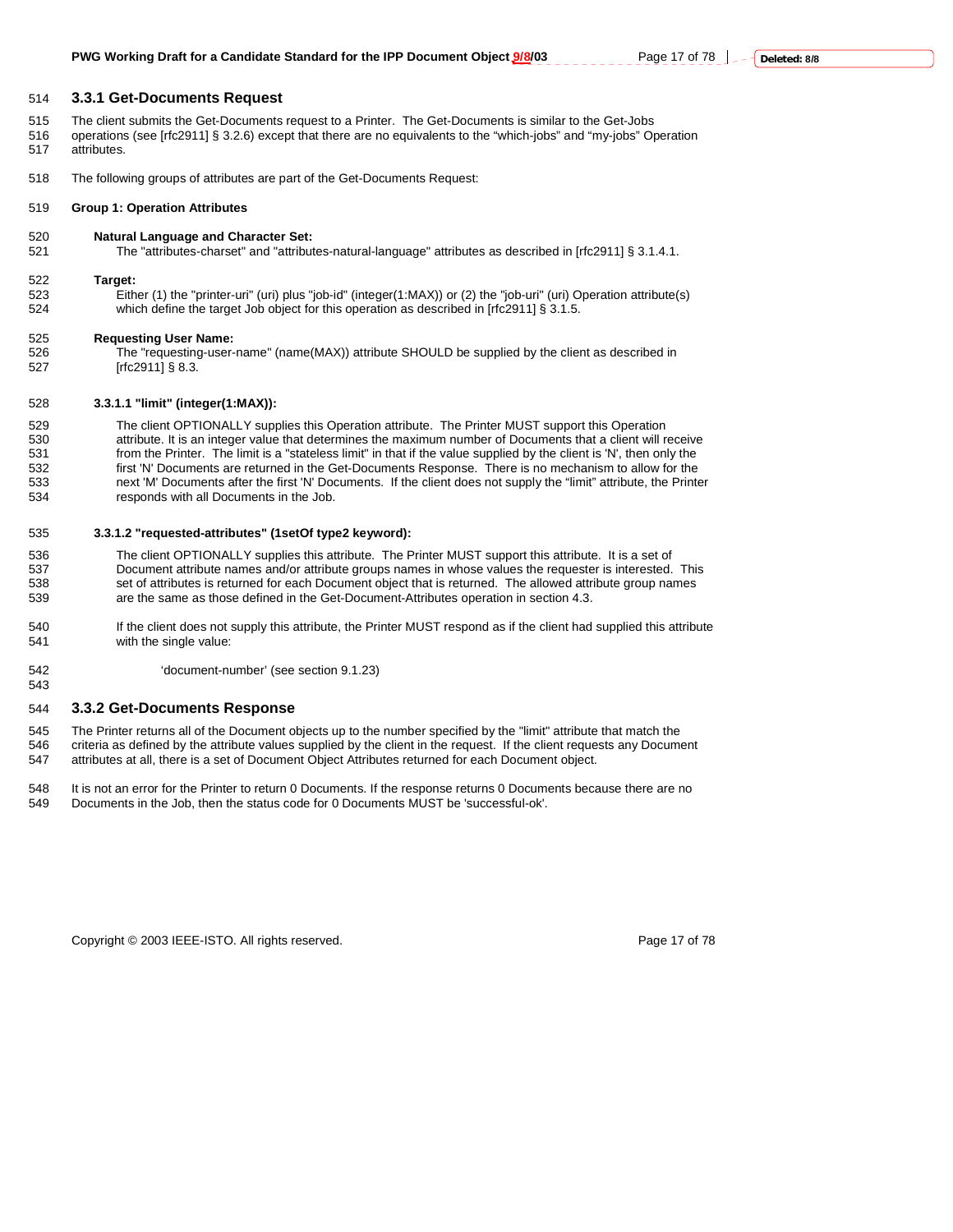### 3.3.1 Get-Documents Request

The client submits the Get-Documents request to a Printer. The Get-Documents is similar to the Get-Jobs operations (see [rfc2911] § 3.2.6) except that there are no equivalents to the "which-jobs" and "my-jobs" Operation attributes.

The following groups of attributes are part of the Get-Documents Request:

**Group 1: Operation Attributes**

**Natural Language and Character Set:**
The "attributes-charset" and "attributes-natural-language" attributes as described in [rfc2911] § 3.1.4.1.

**Target:**
Either (1) the "printer-uri" (uri) plus "job-id" (integer(1:MAX)) or (2) the "job-uri" (uri) Operation attribute(s) which define the target Job object for this operation as described in [rfc2911] § 3.1.5.

**Requesting User Name:**
The "requesting-user-name" (name(MAX)) attribute SHOULD be supplied by the client as described in [rfc2911] § 8.3.

**3.3.1.1 "limit" (integer(1:MAX)):**

The client OPTIONALLY supplies this Operation attribute. The Printer MUST support this Operation attribute. It is an integer value that determines the maximum number of Documents that a client will receive from the Printer. The limit is a "stateless limit" in that if the value supplied by the client is 'N', then only the first 'N' Documents are returned in the Get-Documents Response. There is no mechanism to allow for the next 'M' Documents after the first 'N' Documents. If the client does not supply the "limit" attribute, the Printer responds with all Documents in the Job.

**3.3.1.2 "requested-attributes" (1setOf type2 keyword):**

The client OPTIONALLY supplies this attribute. The Printer MUST support this attribute. It is a set of Document attribute names and/or attribute groups names in whose values the requester is interested. This set of attributes is returned for each Document object that is returned. The allowed attribute group names are the same as those defined in the Get-Document-Attributes operation in section 4.3.

If the client does not supply this attribute, the Printer MUST respond as if the client had supplied this attribute with the single value:

'document-number' (see section 9.1.23)

### 3.3.2 Get-Documents Response

The Printer returns all of the Document objects up to the number specified by the "limit" attribute that match the criteria as defined by the attribute values supplied by the client in the request. If the client requests any Document attributes at all, there is a set of Document Object Attributes returned for each Document object.

It is not an error for the Printer to return 0 Documents. If the response returns 0 Documents because there are no Documents in the Job, then the status code for 0 Documents MUST be 'successful-ok'.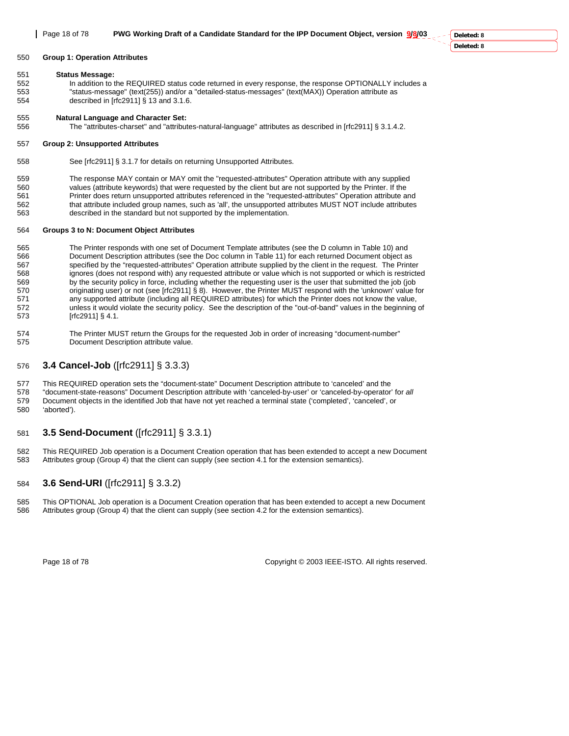**Group 1: Operation Attributes**

**Status Message:**

In addition to the REQUIRED status code returned in every response, the response OPTIONALLY includes a "status-message" (text(255)) and/or a "detailed-status-messages" (text(MAX)) Operation attribute as described in [rfc2911] § 13 and 3.1.6.

**Natural Language and Character Set:**

The "attributes-charset" and "attributes-natural-language" attributes as described in [rfc2911] § 3.1.4.2.

**Group 2: Unsupported Attributes**

See [rfc2911] § 3.1.7 for details on returning Unsupported Attributes.

The response MAY contain or MAY omit the "requested-attributes" Operation attribute with any supplied values (attribute keywords) that were requested by the client but are not supported by the Printer. If the Printer does return unsupported attributes referenced in the "requested-attributes" Operation attribute and that attribute included group names, such as 'all', the unsupported attributes MUST NOT include attributes described in the standard but not supported by the implementation.

**Groups 3 to N: Document Object Attributes**

The Printer responds with one set of Document Template attributes (see the D column in Table 10) and Document Description attributes (see the Doc column in Table 11) for each returned Document object as specified by the "requested-attributes" Operation attribute supplied by the client in the request. The Printer ignores (does not respond with) any requested attribute or value which is not supported or which is restricted by the security policy in force, including whether the requesting user is the user that submitted the job (job originating user) or not (see [rfc2911] § 8). However, the Printer MUST respond with the 'unknown' value for any supported attribute (including all REQUIRED attributes) for which the Printer does not know the value, unless it would violate the security policy. See the description of the "out-of-band" values in the beginning of [rfc2911] § 4.1.

The Printer MUST return the Groups for the requested Job in order of increasing "document-number" Document Description attribute value.

## 3.4 Cancel-Job ([rfc2911] § 3.3.3)

This REQUIRED operation sets the "document-state" Document Description attribute to 'canceled' and the "document-state-reasons" Document Description attribute with 'canceled-by-user' or 'canceled-by-operator' for *all* Document objects in the identified Job that have not yet reached a terminal state ('completed', 'canceled', or 'aborted').

## 3.5 Send-Document ([rfc2911] § 3.3.1)

This REQUIRED Job operation is a Document Creation operation that has been extended to accept a new Document Attributes group (Group 4) that the client can supply (see section 4.1 for the extension semantics).

## 3.6 Send-URI ([rfc2911] § 3.3.2)

This OPTIONAL Job operation is a Document Creation operation that has been extended to accept a new Document Attributes group (Group 4) that the client can supply (see section 4.2 for the extension semantics).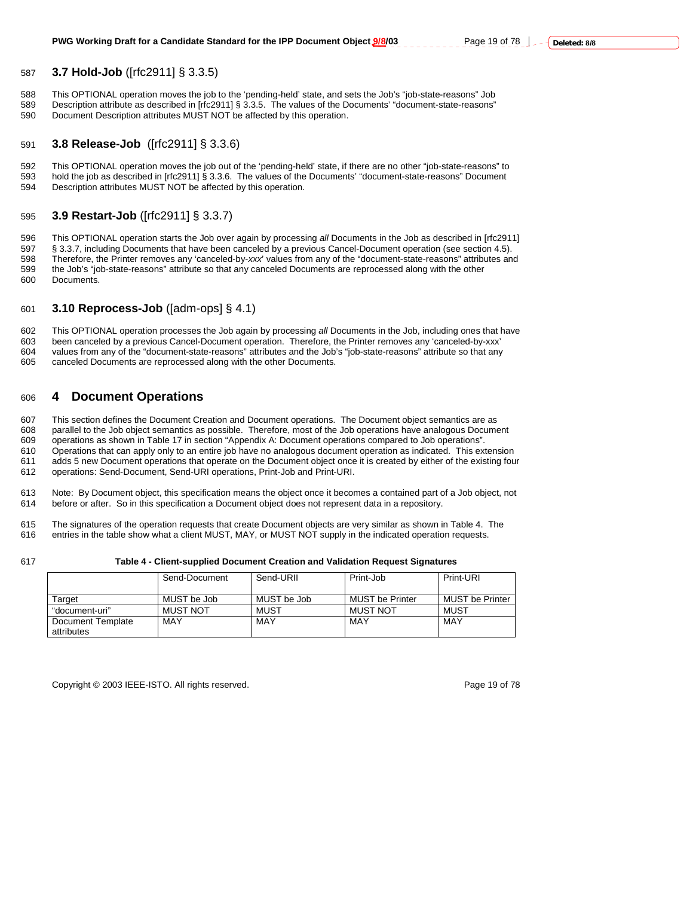### 3.7 Hold-Job ([rfc2911] § 3.3.5)

This OPTIONAL operation moves the job to the 'pending-held' state, and sets the Job's "job-state-reasons" Job Description attribute as described in [rfc2911] § 3.3.5. The values of the Documents' "document-state-reasons" Document Description attributes MUST NOT be affected by this operation.

### 3.8 Release-Job ([rfc2911] § 3.3.6)

This OPTIONAL operation moves the job out of the 'pending-held' state, if there are no other "job-state-reasons" to hold the job as described in [rfc2911] § 3.3.6. The values of the Documents' "document-state-reasons" Document Description attributes MUST NOT be affected by this operation.

### 3.9 Restart-Job ([rfc2911] § 3.3.7)

This OPTIONAL operation starts the Job over again by processing *all* Documents in the Job as described in [rfc2911] § 3.3.7, including Documents that have been canceled by a previous Cancel-Document operation (see section 4.5). Therefore, the Printer removes any 'canceled-by-*xxx*' values from any of the "document-state-reasons" attributes and the Job's "job-state-reasons" attribute so that any canceled Documents are reprocessed along with the other Documents.

### 3.10 Reprocess-Job ([adm-ops] § 4.1)

This OPTIONAL operation processes the Job again by processing *all* Documents in the Job, including ones that have been canceled by a previous Cancel-Document operation. Therefore, the Printer removes any 'canceled-by-xxx' values from any of the "document-state-reasons" attributes and the Job's "job-state-reasons" attribute so that any canceled Documents are reprocessed along with the other Documents.

## 4 Document Operations

This section defines the Document Creation and Document operations. The Document object semantics are as parallel to the Job object semantics as possible. Therefore, most of the Job operations have analogous Document operations as shown in Table 17 in section "Appendix A: Document operations compared to Job operations". Operations that can apply only to an entire job have no analogous document operation as indicated. This extension adds 5 new Document operations that operate on the Document object once it is created by either of the existing four operations: Send-Document, Send-URI operations, Print-Job and Print-URI.

Note: By Document object, this specification means the object once it becomes a contained part of a Job object, not before or after. So in this specification a Document object does not represent data in a repository.

The signatures of the operation requests that create Document objects are very similar as shown in Table 4. The entries in the table show what a client MUST, MAY, or MUST NOT supply in the indicated operation requests.

**Table 4 - Client-supplied Document Creation and Validation Request Signatures**

| | Send-Document | Send-URII | Print-Job | Print-URI |
|---|---|---|---|---|
| Target | MUST be Job | MUST be Job | MUST be Printer | MUST be Printer |
| "document-uri" | MUST NOT | MUST | MUST NOT | MUST |
| Document Template attributes | MAY | MAY | MAY | MAY |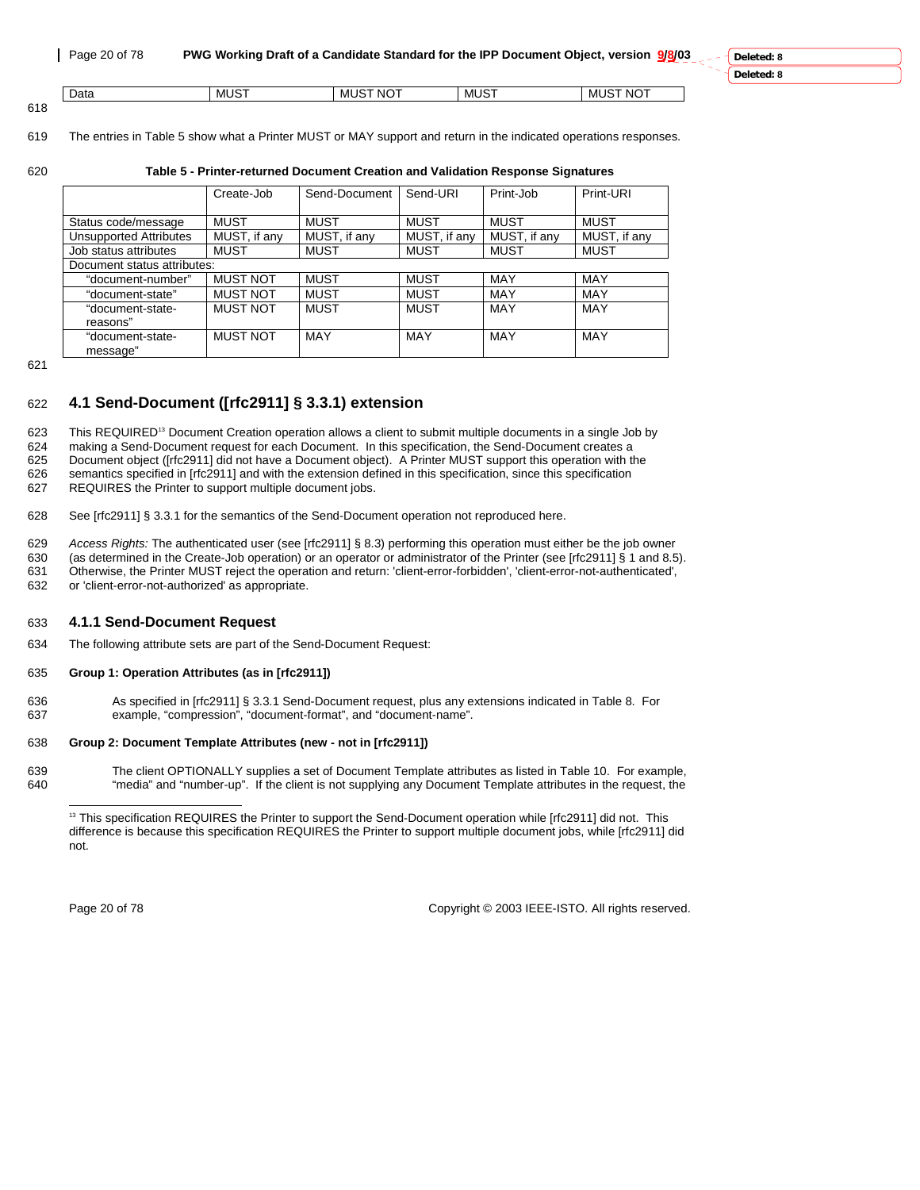| Data | MUST | MUST NOT | MUST | MUST NOT |
|---|---|---|---|---|

The entries in Table 5 show what a Printer MUST or MAY support and return in the indicated operations responses.

**Table 5 - Printer-returned Document Creation and Validation Response Signatures**

| | Create-Job | Send-Document | Send-URI | Print-Job | Print-URI |
|---|---|---|---|---|---|
| Status code/message | MUST | MUST | MUST | MUST | MUST |
| Unsupported Attributes | MUST, if any | MUST, if any | MUST, if any | MUST, if any | MUST, if any |
| Job status attributes | MUST | MUST | MUST | MUST | MUST |
| Document status attributes: | | | | | |
| "document-number" | MUST NOT | MUST | MUST | MAY | MAY |
| "document-state" | MUST NOT | MUST | MUST | MAY | MAY |
| "document-state-reasons" | MUST NOT | MUST | MUST | MAY | MAY |
| "document-state-message" | MUST NOT | MAY | MAY | MAY | MAY |

## 4.1 Send-Document ([rfc2911] § 3.3.1) extension

This REQUIRED[13] Document Creation operation allows a client to submit multiple documents in a single Job by making a Send-Document request for each Document. In this specification, the Send-Document creates a Document object ([rfc2911] did not have a Document object). A Printer MUST support this operation with the semantics specified in [rfc2911] and with the extension defined in this specification, since this specification REQUIRES the Printer to support multiple document jobs.

See [rfc2911] § 3.3.1 for the semantics of the Send-Document operation not reproduced here.

*Access Rights:* The authenticated user (see [rfc2911] § 8.3) performing this operation must either be the job owner (as determined in the Create-Job operation) or an operator or administrator of the Printer (see [rfc2911] § 1 and 8.5). Otherwise, the Printer MUST reject the operation and return: 'client-error-forbidden', 'client-error-not-authenticated', or 'client-error-not-authorized' as appropriate.

### 4.1.1 Send-Document Request

The following attribute sets are part of the Send-Document Request:

**Group 1: Operation Attributes (as in [rfc2911])**

As specified in [rfc2911] § 3.3.1 Send-Document request, plus any extensions indicated in Table 8. For example, "compression", "document-format", and "document-name".

**Group 2: Document Template Attributes (new - not in [rfc2911])**

The client OPTIONALLY supplies a set of Document Template attributes as listed in Table 10. For example, "media" and "number-up". If the client is not supplying any Document Template attributes in the request, the

[13] This specification REQUIRES the Printer to support the Send-Document operation while [rfc2911] did not. This difference is because this specification REQUIRES the Printer to support multiple document jobs, while [rfc2911] did not.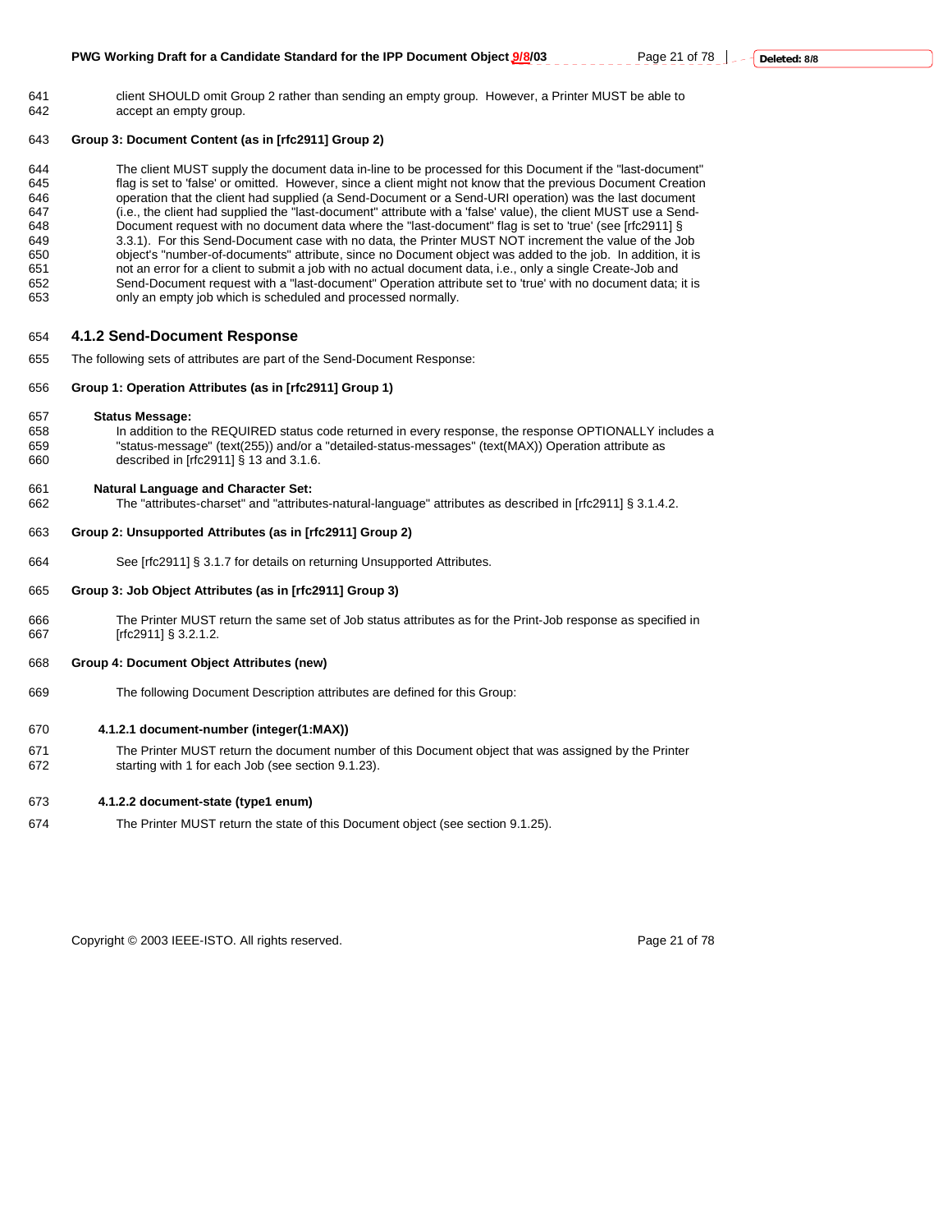client SHOULD omit Group 2 rather than sending an empty group. However, a Printer MUST be able to accept an empty group.

**Group 3: Document Content (as in [rfc2911] Group 2)**

The client MUST supply the document data in-line to be processed for this Document if the "last-document" flag is set to 'false' or omitted. However, since a client might not know that the previous Document Creation operation that the client had supplied (a Send-Document or a Send-URI operation) was the last document (i.e., the client had supplied the "last-document" attribute with a 'false' value), the client MUST use a Send-Document request with no document data where the "last-document" flag is set to 'true' (see [rfc2911] § 3.3.1). For this Send-Document case with no data, the Printer MUST NOT increment the value of the Job object's "number-of-documents" attribute, since no Document object was added to the job. In addition, it is not an error for a client to submit a job with no actual document data, i.e., only a single Create-Job and Send-Document request with a "last-document" Operation attribute set to 'true' with no document data; it is only an empty job which is scheduled and processed normally.

### 4.1.2 Send-Document Response

The following sets of attributes are part of the Send-Document Response:

**Group 1: Operation Attributes (as in [rfc2911] Group 1)**

**Status Message:**
In addition to the REQUIRED status code returned in every response, the response OPTIONALLY includes a "status-message" (text(255)) and/or a "detailed-status-messages" (text(MAX)) Operation attribute as described in [rfc2911] § 13 and 3.1.6.

**Natural Language and Character Set:**
The "attributes-charset" and "attributes-natural-language" attributes as described in [rfc2911] § 3.1.4.2.

**Group 2: Unsupported Attributes (as in [rfc2911] Group 2)**

See [rfc2911] § 3.1.7 for details on returning Unsupported Attributes.

**Group 3: Job Object Attributes (as in [rfc2911] Group 3)**

The Printer MUST return the same set of Job status attributes as for the Print-Job response as specified in [rfc2911] § 3.2.1.2.

**Group 4: Document Object Attributes (new)**

The following Document Description attributes are defined for this Group:

#### 4.1.2.1 document-number (integer(1:MAX))

The Printer MUST return the document number of this Document object that was assigned by the Printer starting with 1 for each Job (see section 9.1.23).

#### 4.1.2.2 document-state (type1 enum)

The Printer MUST return the state of this Document object (see section 9.1.25).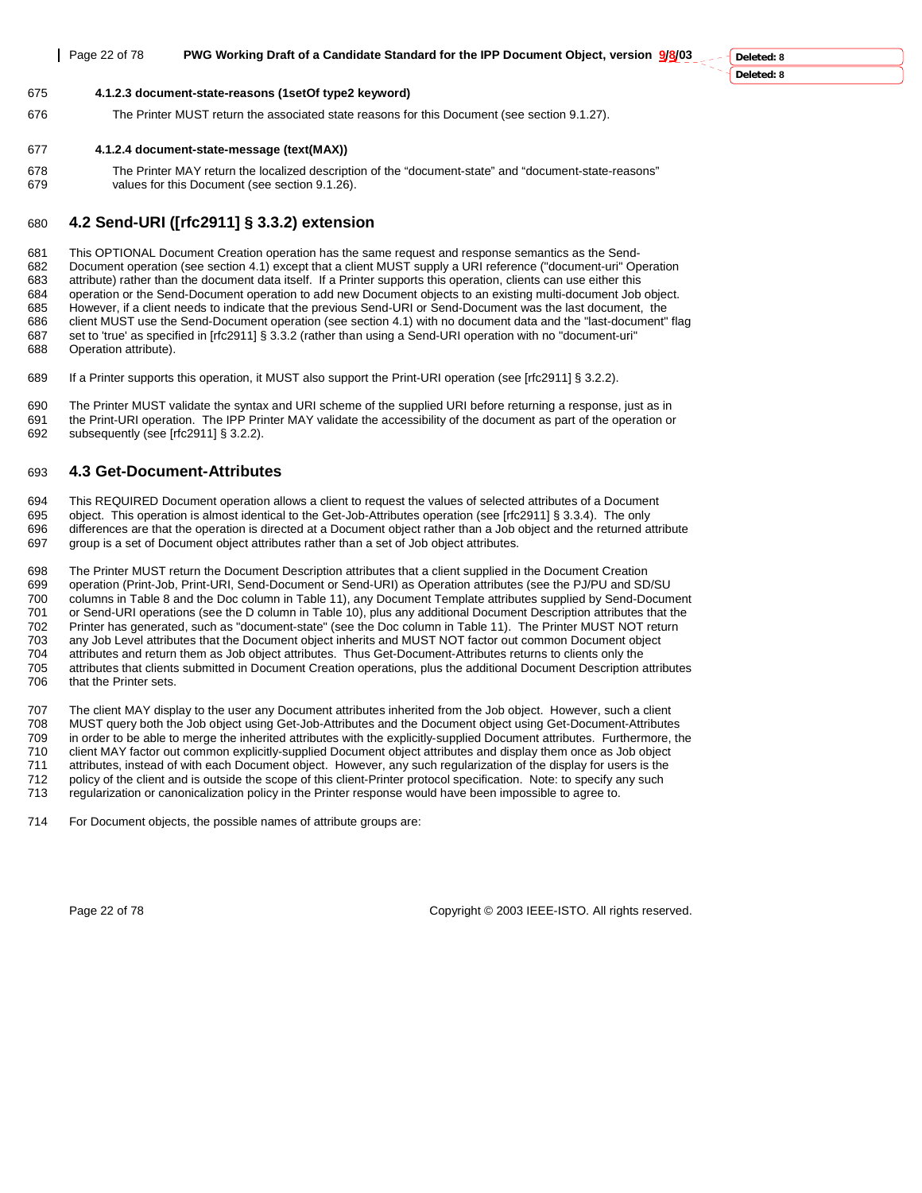#### 4.1.2.3 document-state-reasons (1setOf type2 keyword)

The Printer MUST return the associated state reasons for this Document (see section 9.1.27).

#### 4.1.2.4 document-state-message (text(MAX))

The Printer MAY return the localized description of the "document-state" and "document-state-reasons" values for this Document (see section 9.1.26).

## 4.2 Send-URI ([rfc2911] § 3.3.2) extension

This OPTIONAL Document Creation operation has the same request and response semantics as the Send-Document operation (see section 4.1) except that a client MUST supply a URI reference ("document-uri" Operation attribute) rather than the document data itself. If a Printer supports this operation, clients can use either this operation or the Send-Document operation to add new Document objects to an existing multi-document Job object. However, if a client needs to indicate that the previous Send-URI or Send-Document was the last document, the client MUST use the Send-Document operation (see section 4.1) with no document data and the "last-document" flag set to 'true' as specified in [rfc2911] § 3.3.2 (rather than using a Send-URI operation with no "document-uri" Operation attribute).

If a Printer supports this operation, it MUST also support the Print-URI operation (see [rfc2911] § 3.2.2).

The Printer MUST validate the syntax and URI scheme of the supplied URI before returning a response, just as in the Print-URI operation. The IPP Printer MAY validate the accessibility of the document as part of the operation or subsequently (see [rfc2911] § 3.2.2).

## 4.3 Get-Document-Attributes

This REQUIRED Document operation allows a client to request the values of selected attributes of a Document object. This operation is almost identical to the Get-Job-Attributes operation (see [rfc2911] § 3.3.4). The only differences are that the operation is directed at a Document object rather than a Job object and the returned attribute group is a set of Document object attributes rather than a set of Job object attributes.

The Printer MUST return the Document Description attributes that a client supplied in the Document Creation operation (Print-Job, Print-URI, Send-Document or Send-URI) as Operation attributes (see the PJ/PU and SD/SU columns in Table 8 and the Doc column in Table 11), any Document Template attributes supplied by Send-Document or Send-URI operations (see the D column in Table 10), plus any additional Document Description attributes that the Printer has generated, such as "document-state" (see the Doc column in Table 11). The Printer MUST NOT return any Job Level attributes that the Document object inherits and MUST NOT factor out common Document object attributes and return them as Job object attributes. Thus Get-Document-Attributes returns to clients only the attributes that clients submitted in Document Creation operations, plus the additional Document Description attributes that the Printer sets.

The client MAY display to the user any Document attributes inherited from the Job object. However, such a client MUST query both the Job object using Get-Job-Attributes and the Document object using Get-Document-Attributes in order to be able to merge the inherited attributes with the explicitly-supplied Document attributes. Furthermore, the client MAY factor out common explicitly-supplied Document object attributes and display them once as Job object attributes, instead of with each Document object. However, any such regularization of the display for users is the policy of the client and is outside the scope of this client-Printer protocol specification. Note: to specify any such regularization or canonicalization policy in the Printer response would have been impossible to agree to.

For Document objects, the possible names of attribute groups are: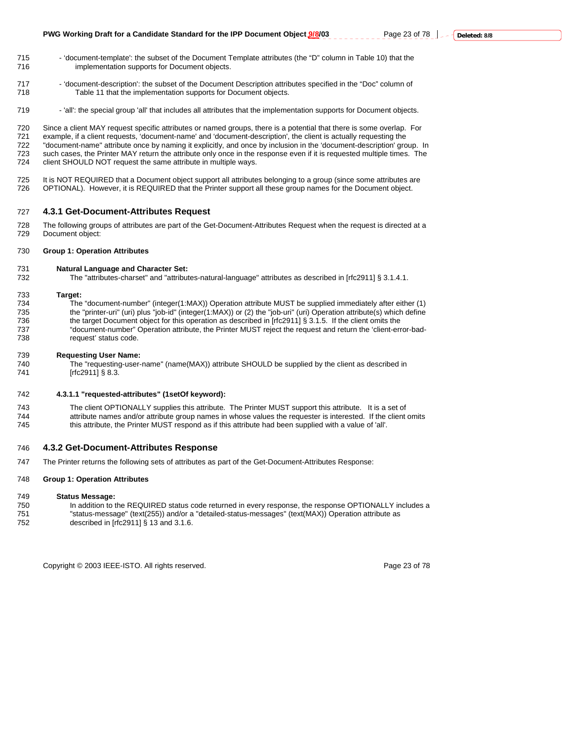- 'document-template': the subset of the Document Template attributes (the "D" column in Table 10) that the implementation supports for Document objects.

- 'document-description': the subset of the Document Description attributes specified in the "Doc" column of Table 11 that the implementation supports for Document objects.

- 'all': the special group 'all' that includes all attributes that the implementation supports for Document objects.

Since a client MAY request specific attributes or named groups, there is a potential that there is some overlap. For example, if a client requests, 'document-name' and 'document-description', the client is actually requesting the "document-name" attribute once by naming it explicitly, and once by inclusion in the 'document-description' group. In such cases, the Printer MAY return the attribute only once in the response even if it is requested multiple times. The client SHOULD NOT request the same attribute in multiple ways.

It is NOT REQUIRED that a Document object support all attributes belonging to a group (since some attributes are OPTIONAL). However, it is REQUIRED that the Printer support all these group names for the Document object.

### 4.3.1 Get-Document-Attributes Request

The following groups of attributes are part of the Get-Document-Attributes Request when the request is directed at a Document object:

**Group 1: Operation Attributes**

**Natural Language and Character Set:**
The "attributes-charset" and "attributes-natural-language" attributes as described in [rfc2911] § 3.1.4.1.

**Target:**
The "document-number" (integer(1:MAX)) Operation attribute MUST be supplied immediately after either (1) the "printer-uri" (uri) plus "job-id" (integer(1:MAX)) or (2) the "job-uri" (uri) Operation attribute(s) which define the target Document object for this operation as described in [rfc2911] § 3.1.5. If the client omits the "document-number" Operation attribute, the Printer MUST reject the request and return the 'client-error-bad-request' status code.

**Requesting User Name:**
The "requesting-user-name" (name(MAX)) attribute SHOULD be supplied by the client as described in [rfc2911] § 8.3.

#### 4.3.1.1 "requested-attributes" (1setOf keyword):

The client OPTIONALLY supplies this attribute. The Printer MUST support this attribute. It is a set of attribute names and/or attribute group names in whose values the requester is interested. If the client omits this attribute, the Printer MUST respond as if this attribute had been supplied with a value of 'all'.

### 4.3.2 Get-Document-Attributes Response

The Printer returns the following sets of attributes as part of the Get-Document-Attributes Response:

**Group 1: Operation Attributes**

**Status Message:**
In addition to the REQUIRED status code returned in every response, the response OPTIONALLY includes a "status-message" (text(255)) and/or a "detailed-status-messages" (text(MAX)) Operation attribute as described in [rfc2911] § 13 and 3.1.6.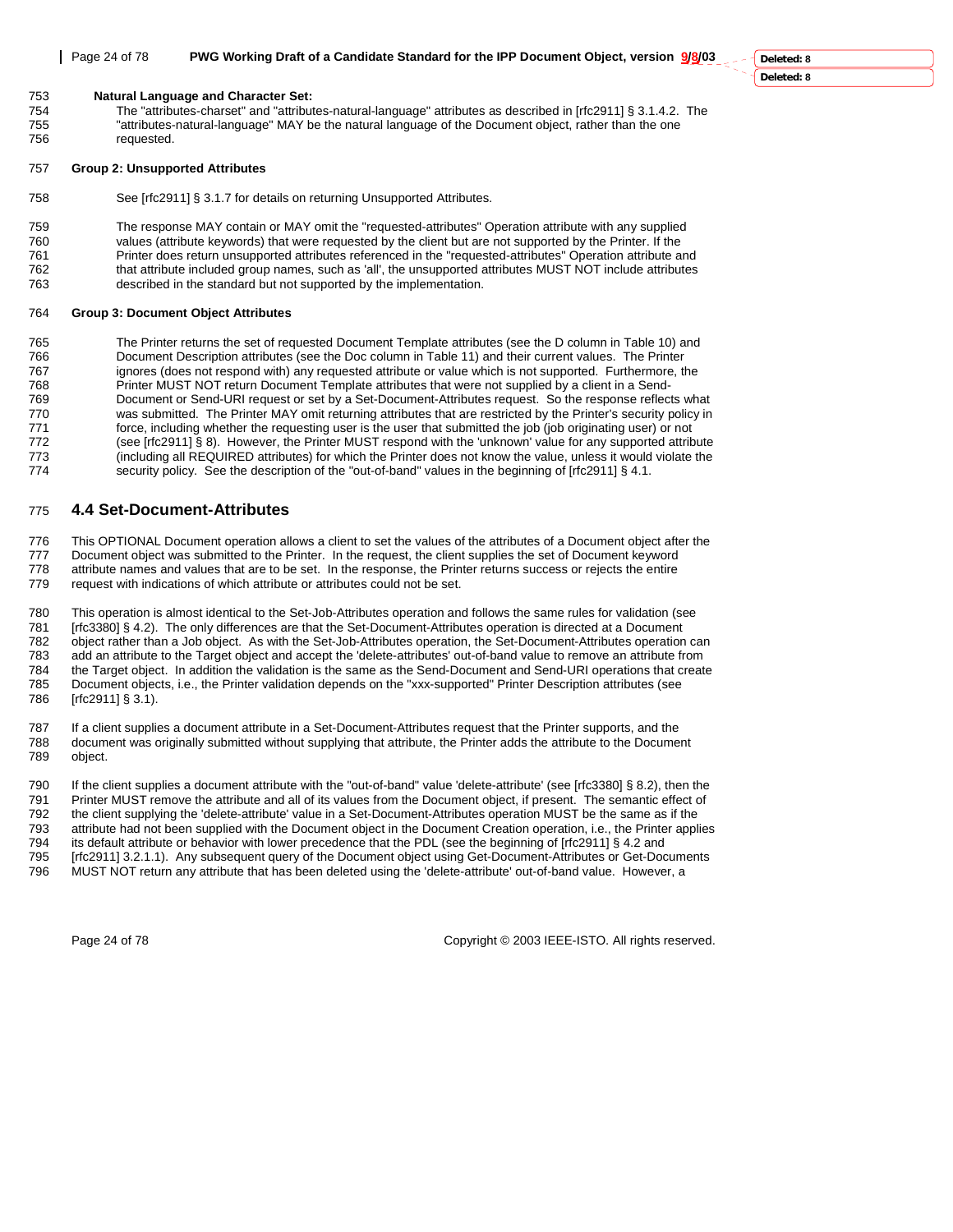**Natural Language and Character Set:**

The "attributes-charset" and "attributes-natural-language" attributes as described in [rfc2911] § 3.1.4.2. The "attributes-natural-language" MAY be the natural language of the Document object, rather than the one requested.

**Group 2: Unsupported Attributes**

See [rfc2911] § 3.1.7 for details on returning Unsupported Attributes.

The response MAY contain or MAY omit the "requested-attributes" Operation attribute with any supplied values (attribute keywords) that were requested by the client but are not supported by the Printer. If the Printer does return unsupported attributes referenced in the "requested-attributes" Operation attribute and that attribute included group names, such as 'all', the unsupported attributes MUST NOT include attributes described in the standard but not supported by the implementation.

**Group 3: Document Object Attributes**

The Printer returns the set of requested Document Template attributes (see the D column in Table 10) and Document Description attributes (see the Doc column in Table 11) and their current values. The Printer ignores (does not respond with) any requested attribute or value which is not supported. Furthermore, the Printer MUST NOT return Document Template attributes that were not supplied by a client in a Send-Document or Send-URI request or set by a Set-Document-Attributes request. So the response reflects what was submitted. The Printer MAY omit returning attributes that are restricted by the Printer's security policy in force, including whether the requesting user is the user that submitted the job (job originating user) or not (see [rfc2911] § 8). However, the Printer MUST respond with the 'unknown' value for any supported attribute (including all REQUIRED attributes) for which the Printer does not know the value, unless it would violate the security policy. See the description of the "out-of-band" values in the beginning of [rfc2911] § 4.1.

## 4.4 Set-Document-Attributes

This OPTIONAL Document operation allows a client to set the values of the attributes of a Document object after the Document object was submitted to the Printer. In the request, the client supplies the set of Document keyword attribute names and values that are to be set. In the response, the Printer returns success or rejects the entire request with indications of which attribute or attributes could not be set.

This operation is almost identical to the Set-Job-Attributes operation and follows the same rules for validation (see [rfc3380] § 4.2). The only differences are that the Set-Document-Attributes operation is directed at a Document object rather than a Job object. As with the Set-Job-Attributes operation, the Set-Document-Attributes operation can add an attribute to the Target object and accept the 'delete-attributes' out-of-band value to remove an attribute from the Target object. In addition the validation is the same as the Send-Document and Send-URI operations that create Document objects, i.e., the Printer validation depends on the "xxx-supported" Printer Description attributes (see [rfc2911] § 3.1).

If a client supplies a document attribute in a Set-Document-Attributes request that the Printer supports, and the document was originally submitted without supplying that attribute, the Printer adds the attribute to the Document object.

If the client supplies a document attribute with the "out-of-band" value 'delete-attribute' (see [rfc3380] § 8.2), then the Printer MUST remove the attribute and all of its values from the Document object, if present. The semantic effect of the client supplying the 'delete-attribute' value in a Set-Document-Attributes operation MUST be the same as if the attribute had not been supplied with the Document object in the Document Creation operation, i.e., the Printer applies its default attribute or behavior with lower precedence that the PDL (see the beginning of [rfc2911] § 4.2 and [rfc2911] 3.2.1.1). Any subsequent query of the Document object using Get-Document-Attributes or Get-Documents MUST NOT return any attribute that has been deleted using the 'delete-attribute' out-of-band value. However, a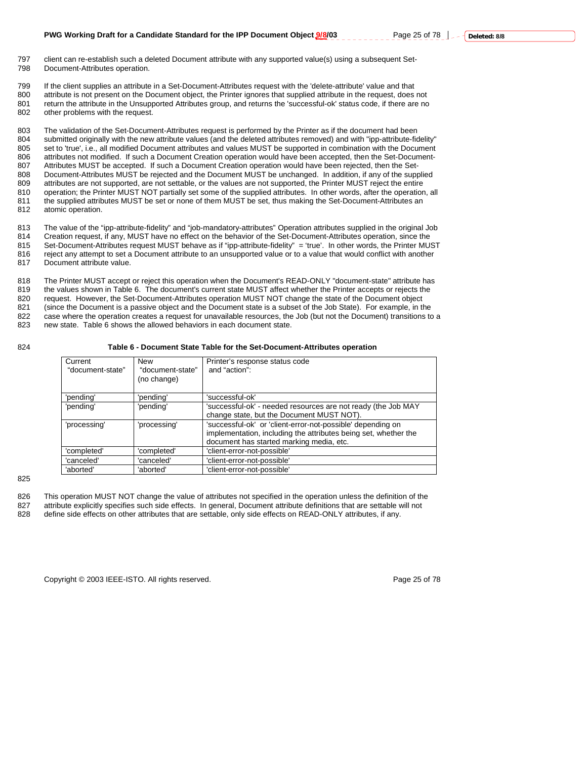client can re-establish such a deleted Document attribute with any supported value(s) using a subsequent Set-Document-Attributes operation.

If the client supplies an attribute in a Set-Document-Attributes request with the 'delete-attribute' value and that attribute is not present on the Document object, the Printer ignores that supplied attribute in the request, does not return the attribute in the Unsupported Attributes group, and returns the 'successful-ok' status code, if there are no other problems with the request.

The validation of the Set-Document-Attributes request is performed by the Printer as if the document had been submitted originally with the new attribute values (and the deleted attributes removed) and with "ipp-attribute-fidelity" set to 'true', i.e., all modified Document attributes and values MUST be supported in combination with the Document attributes not modified. If such a Document Creation operation would have been accepted, then the Set-Document-Attributes MUST be accepted. If such a Document Creation operation would have been rejected, then the Set-Document-Attributes MUST be rejected and the Document MUST be unchanged. In addition, if any of the supplied attributes are not supported, are not settable, or the values are not supported, the Printer MUST reject the entire operation; the Printer MUST NOT partially set some of the supplied attributes. In other words, after the operation, all the supplied attributes MUST be set or none of them MUST be set, thus making the Set-Document-Attributes an atomic operation.

The value of the "ipp-attribute-fidelity" and "job-mandatory-attributes" Operation attributes supplied in the original Job Creation request, if any, MUST have no effect on the behavior of the Set-Document-Attributes operation, since the Set-Document-Attributes request MUST behave as if "ipp-attribute-fidelity" = 'true'. In other words, the Printer MUST reject any attempt to set a Document attribute to an unsupported value or to a value that would conflict with another Document attribute value.

The Printer MUST accept or reject this operation when the Document's READ-ONLY "document-state" attribute has the values shown in Table 6. The document's current state MUST affect whether the Printer accepts or rejects the request. However, the Set-Document-Attributes operation MUST NOT change the state of the Document object (since the Document is a passive object and the Document state is a subset of the Job State). For example, in the case where the operation creates a request for unavailable resources, the Job (but not the Document) transitions to a new state. Table 6 shows the allowed behaviors in each document state.

**Table 6 - Document State Table for the Set-Document-Attributes operation**

| Current "document-state" | New "document-state" (no change) | Printer's response status code and "action": |
|---|---|---|
| 'pending' | 'pending' | 'successful-ok' |
| 'pending' | 'pending' | 'successful-ok' - needed resources are not ready (the Job MAY change state, but the Document MUST NOT). |
| 'processing' | 'processing' | 'successful-ok' or 'client-error-not-possible' depending on implementation, including the attributes being set, whether the document has started marking media, etc. |
| 'completed' | 'completed' | 'client-error-not-possible' |
| 'canceled' | 'canceled' | 'client-error-not-possible' |
| 'aborted' | 'aborted' | 'client-error-not-possible' |

This operation MUST NOT change the value of attributes not specified in the operation unless the definition of the attribute explicitly specifies such side effects. In general, Document attribute definitions that are settable will not define side effects on other attributes that are settable, only side effects on READ-ONLY attributes, if any.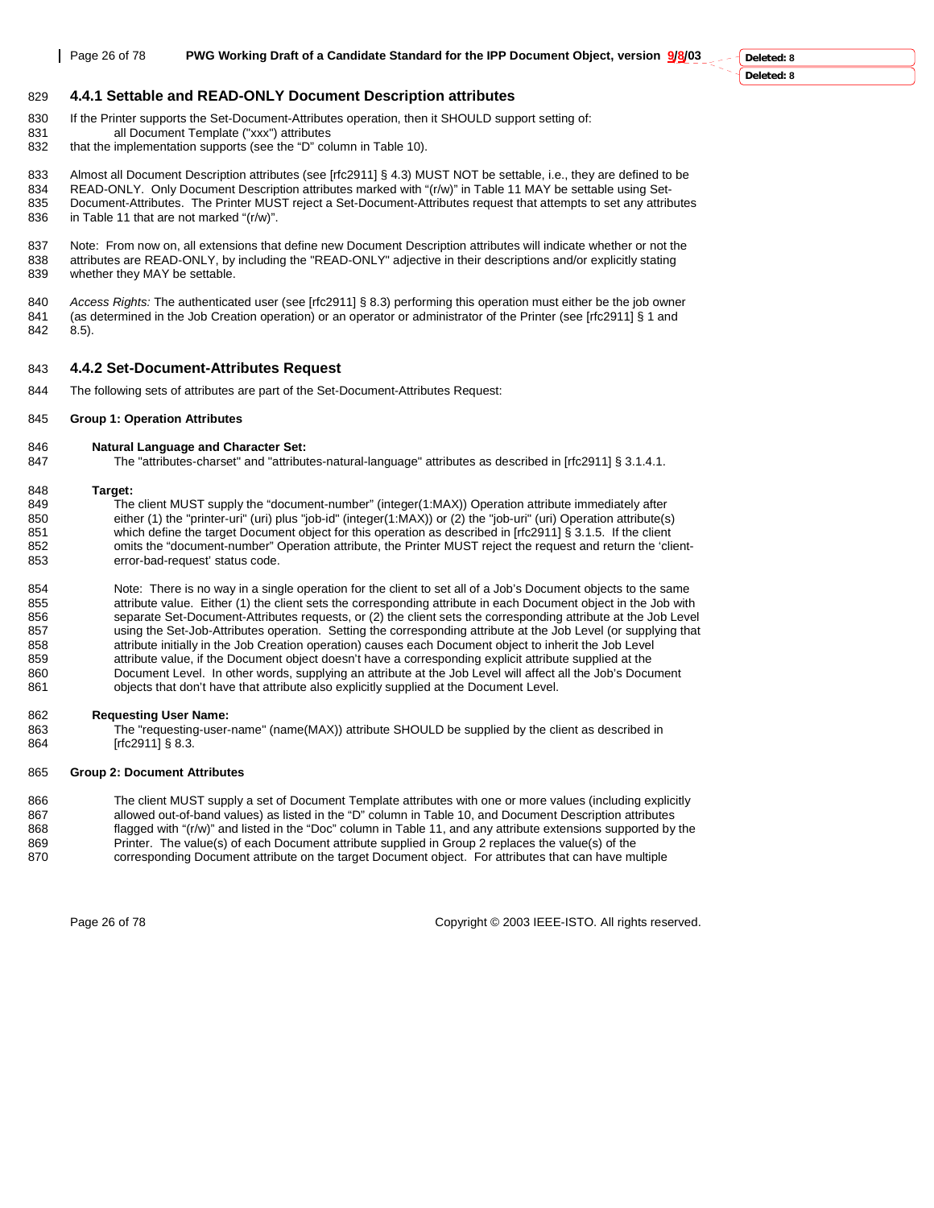### 4.4.1 Settable and READ-ONLY Document Description attributes

If the Printer supports the Set-Document-Attributes operation, then it SHOULD support setting of:

all Document Template ("xxx") attributes

that the implementation supports (see the "D" column in Table 10).

Almost all Document Description attributes (see [rfc2911] § 4.3) MUST NOT be settable, i.e., they are defined to be READ-ONLY. Only Document Description attributes marked with "(r/w)" in Table 11 MAY be settable using Set-Document-Attributes. The Printer MUST reject a Set-Document-Attributes request that attempts to set any attributes in Table 11 that are not marked "(r/w)".

Note: From now on, all extensions that define new Document Description attributes will indicate whether or not the attributes are READ-ONLY, by including the "READ-ONLY" adjective in their descriptions and/or explicitly stating whether they MAY be settable.

*Access Rights:* The authenticated user (see [rfc2911] § 8.3) performing this operation must either be the job owner (as determined in the Job Creation operation) or an operator or administrator of the Printer (see [rfc2911] § 1 and 8.5).

### 4.4.2 Set-Document-Attributes Request

The following sets of attributes are part of the Set-Document-Attributes Request:

**Group 1: Operation Attributes**

**Natural Language and Character Set:**

The "attributes-charset" and "attributes-natural-language" attributes as described in [rfc2911] § 3.1.4.1.

**Target:**

The client MUST supply the "document-number" (integer(1:MAX)) Operation attribute immediately after either (1) the "printer-uri" (uri) plus "job-id" (integer(1:MAX)) or (2) the "job-uri" (uri) Operation attribute(s) which define the target Document object for this operation as described in [rfc2911] § 3.1.5. If the client omits the "document-number" Operation attribute, the Printer MUST reject the request and return the 'client-error-bad-request' status code.

Note: There is no way in a single operation for the client to set all of a Job's Document objects to the same attribute value. Either (1) the client sets the corresponding attribute in each Document object in the Job with separate Set-Document-Attributes requests, or (2) the client sets the corresponding attribute at the Job Level using the Set-Job-Attributes operation. Setting the corresponding attribute at the Job Level (or supplying that attribute initially in the Job Creation operation) causes each Document object to inherit the Job Level attribute value, if the Document object doesn't have a corresponding explicit attribute supplied at the Document Level. In other words, supplying an attribute at the Job Level will affect all the Job's Document objects that don't have that attribute also explicitly supplied at the Document Level.

**Requesting User Name:**

The "requesting-user-name" (name(MAX)) attribute SHOULD be supplied by the client as described in [rfc2911] § 8.3.

**Group 2: Document Attributes**

The client MUST supply a set of Document Template attributes with one or more values (including explicitly allowed out-of-band values) as listed in the "D" column in Table 10, and Document Description attributes flagged with "(r/w)" and listed in the "Doc" column in Table 11, and any attribute extensions supported by the Printer. The value(s) of each Document attribute supplied in Group 2 replaces the value(s) of the corresponding Document attribute on the target Document object. For attributes that can have multiple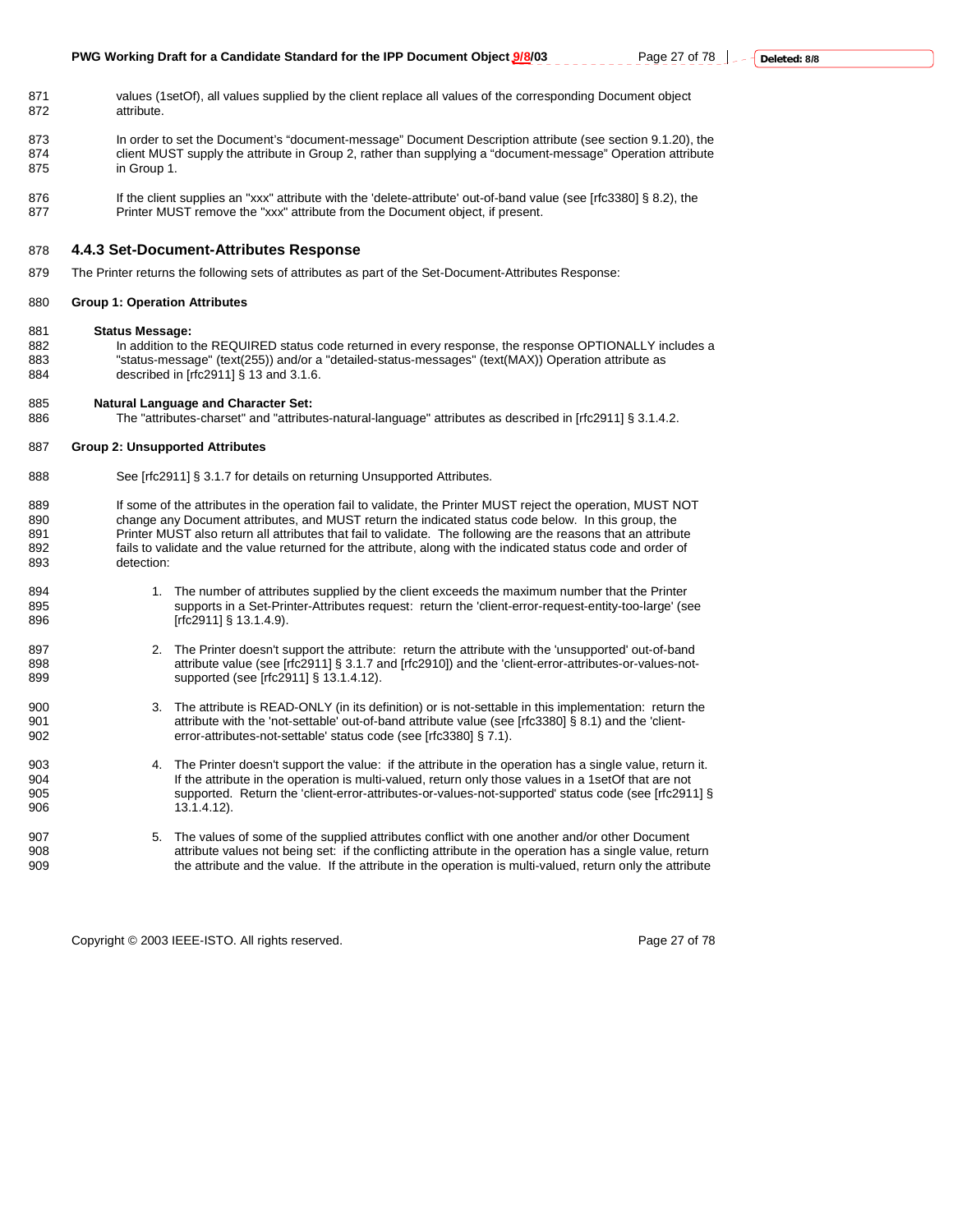values (1setOf), all values supplied by the client replace all values of the corresponding Document object attribute.

In order to set the Document's "document-message" Document Description attribute (see section 9.1.20), the client MUST supply the attribute in Group 2, rather than supplying a "document-message" Operation attribute in Group 1.

If the client supplies an "xxx" attribute with the 'delete-attribute' out-of-band value (see [rfc3380] § 8.2), the Printer MUST remove the "xxx" attribute from the Document object, if present.

### 4.4.3 Set-Document-Attributes Response

The Printer returns the following sets of attributes as part of the Set-Document-Attributes Response:

**Group 1: Operation Attributes**

**Status Message:**
In addition to the REQUIRED status code returned in every response, the response OPTIONALLY includes a "status-message" (text(255)) and/or a "detailed-status-messages" (text(MAX)) Operation attribute as described in [rfc2911] § 13 and 3.1.6.

**Natural Language and Character Set:**
The "attributes-charset" and "attributes-natural-language" attributes as described in [rfc2911] § 3.1.4.2.

**Group 2: Unsupported Attributes**

See [rfc2911] § 3.1.7 for details on returning Unsupported Attributes.

If some of the attributes in the operation fail to validate, the Printer MUST reject the operation, MUST NOT change any Document attributes, and MUST return the indicated status code below. In this group, the Printer MUST also return all attributes that fail to validate. The following are the reasons that an attribute fails to validate and the value returned for the attribute, along with the indicated status code and order of detection:

1. The number of attributes supplied by the client exceeds the maximum number that the Printer supports in a Set-Printer-Attributes request: return the 'client-error-request-entity-too-large' (see [rfc2911] § 13.1.4.9).

2. The Printer doesn't support the attribute: return the attribute with the 'unsupported' out-of-band attribute value (see [rfc2911] § 3.1.7 and [rfc2910]) and the 'client-error-attributes-or-values-not-supported (see [rfc2911] § 13.1.4.12).

3. The attribute is READ-ONLY (in its definition) or is not-settable in this implementation: return the attribute with the 'not-settable' out-of-band attribute value (see [rfc3380] § 8.1) and the 'client-error-attributes-not-settable' status code (see [rfc3380] § 7.1).

4. The Printer doesn't support the value: if the attribute in the operation has a single value, return it. If the attribute in the operation is multi-valued, return only those values in a 1setOf that are not supported. Return the 'client-error-attributes-or-values-not-supported' status code (see [rfc2911] § 13.1.4.12).

5. The values of some of the supplied attributes conflict with one another and/or other Document attribute values not being set: if the conflicting attribute in the operation has a single value, return the attribute and the value. If the attribute in the operation is multi-valued, return only the attribute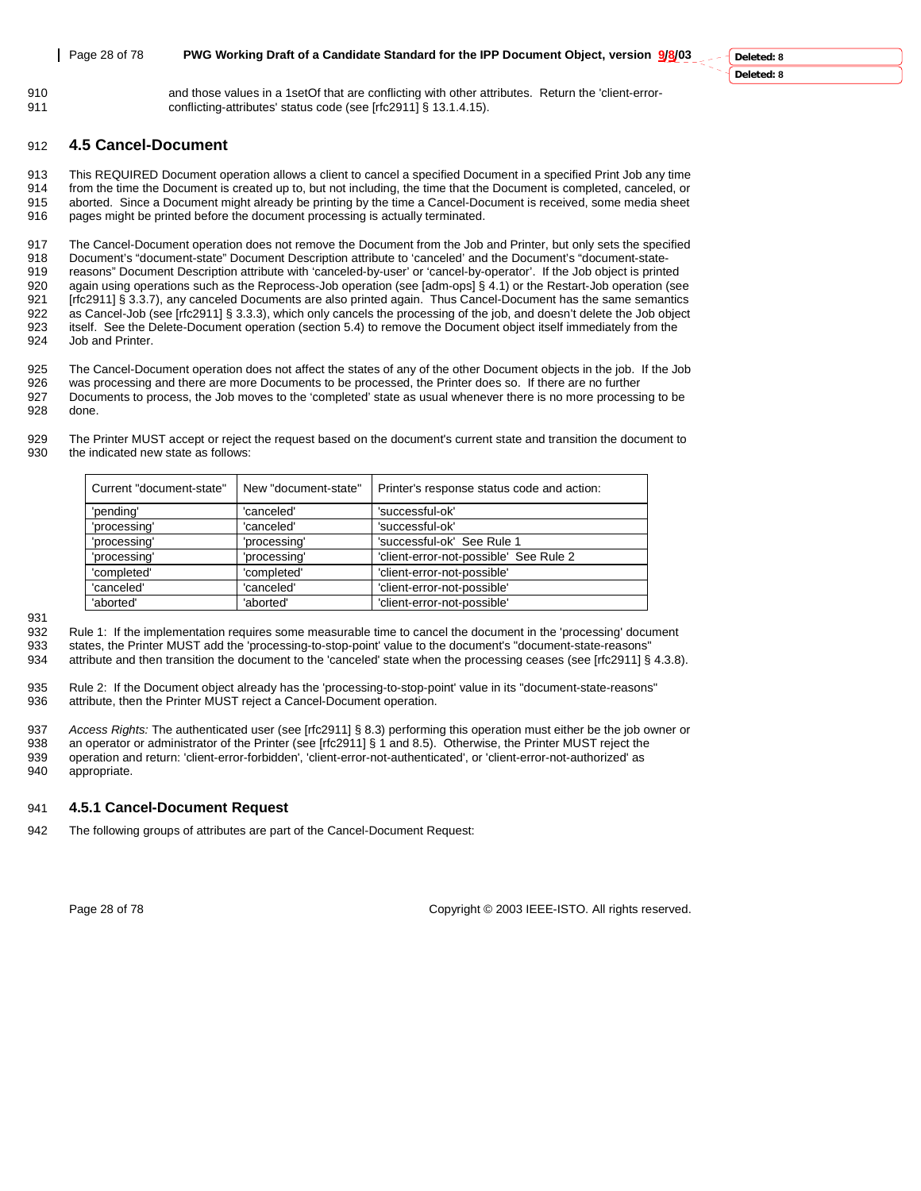and those values in a 1setOf that are conflicting with other attributes. Return the 'client-error-conflicting-attributes' status code (see [rfc2911] § 13.1.4.15).

## 4.5 Cancel-Document

This REQUIRED Document operation allows a client to cancel a specified Document in a specified Print Job any time from the time the Document is created up to, but not including, the time that the Document is completed, canceled, or aborted. Since a Document might already be printing by the time a Cancel-Document is received, some media sheet pages might be printed before the document processing is actually terminated.

The Cancel-Document operation does not remove the Document from the Job and Printer, but only sets the specified Document's "document-state" Document Description attribute to 'canceled' and the Document's "document-state-reasons" Document Description attribute with 'canceled-by-user' or 'cancel-by-operator'. If the Job object is printed again using operations such as the Reprocess-Job operation (see [adm-ops] § 4.1) or the Restart-Job operation (see [rfc2911] § 3.3.7), any canceled Documents are also printed again. Thus Cancel-Document has the same semantics as Cancel-Job (see [rfc2911] § 3.3.3), which only cancels the processing of the job, and doesn't delete the Job object itself. See the Delete-Document operation (section 5.4) to remove the Document object itself immediately from the Job and Printer.

The Cancel-Document operation does not affect the states of any of the other Document objects in the job. If the Job was processing and there are more Documents to be processed, the Printer does so. If there are no further Documents to process, the Job moves to the 'completed' state as usual whenever there is no more processing to be done.

The Printer MUST accept or reject the request based on the document's current state and transition the document to the indicated new state as follows:

| Current "document-state" | New "document-state" | Printer's response status code and action: |
|---|---|---|
| 'pending' | 'canceled' | 'successful-ok' |
| 'processing' | 'canceled' | 'successful-ok' |
| 'processing' | 'processing' | 'successful-ok' See Rule 1 |
| 'processing' | 'processing' | 'client-error-not-possible' See Rule 2 |
| 'completed' | 'completed' | 'client-error-not-possible' |
| 'canceled' | 'canceled' | 'client-error-not-possible' |
| 'aborted' | 'aborted' | 'client-error-not-possible' |

Rule 1: If the implementation requires some measurable time to cancel the document in the 'processing' document states, the Printer MUST add the 'processing-to-stop-point' value to the document's "document-state-reasons" attribute and then transition the document to the 'canceled' state when the processing ceases (see [rfc2911] § 4.3.8).

Rule 2: If the Document object already has the 'processing-to-stop-point' value in its "document-state-reasons" attribute, then the Printer MUST reject a Cancel-Document operation.

*Access Rights:* The authenticated user (see [rfc2911] § 8.3) performing this operation must either be the job owner or an operator or administrator of the Printer (see [rfc2911] § 1 and 8.5). Otherwise, the Printer MUST reject the operation and return: 'client-error-forbidden', 'client-error-not-authenticated', or 'client-error-not-authorized' as appropriate.

### 4.5.1 Cancel-Document Request

The following groups of attributes are part of the Cancel-Document Request: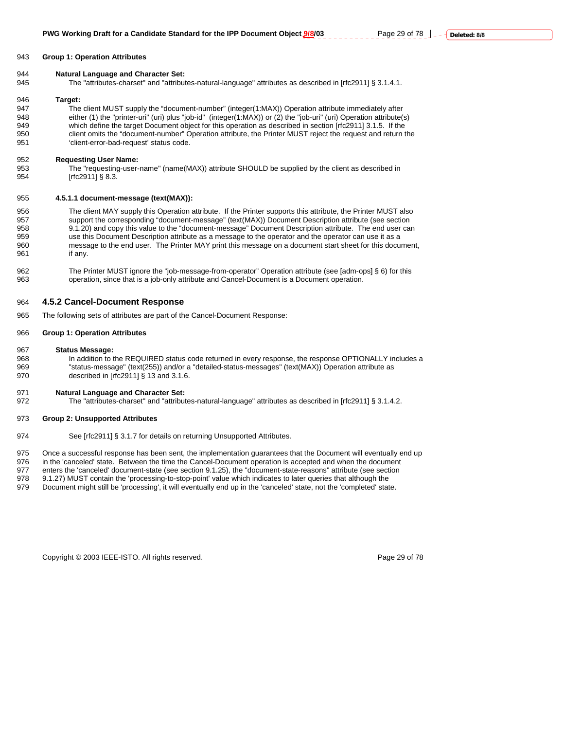**Group 1: Operation Attributes**

**Natural Language and Character Set:**
The "attributes-charset" and "attributes-natural-language" attributes as described in [rfc2911] § 3.1.4.1.

**Target:**
The client MUST supply the “document-number” (integer(1:MAX)) Operation attribute immediately after either (1) the "printer-uri" (uri) plus "job-id" (integer(1:MAX)) or (2) the "job-uri" (uri) Operation attribute(s) which define the target Document object for this operation as described in section [rfc2911] 3.1.5. If the client omits the “document-number” Operation attribute, the Printer MUST reject the request and return the ‘client-error-bad-request’ status code.

**Requesting User Name:**
The "requesting-user-name" (name(MAX)) attribute SHOULD be supplied by the client as described in [rfc2911] § 8.3.

**4.5.1.1 document-message (text(MAX)):**

The client MAY supply this Operation attribute. If the Printer supports this attribute, the Printer MUST also support the corresponding “document-message” (text(MAX)) Document Description attribute (see section 9.1.20) and copy this value to the “document-message” Document Description attribute. The end user can use this Document Description attribute as a message to the operator and the operator can use it as a message to the end user. The Printer MAY print this message on a document start sheet for this document, if any.

The Printer MUST ignore the “job-message-from-operator” Operation attribute (see [adm-ops] § 6) for this operation, since that is a job-only attribute and Cancel-Document is a Document operation.

### 4.5.2 Cancel-Document Response

The following sets of attributes are part of the Cancel-Document Response:

**Group 1: Operation Attributes**

**Status Message:**
In addition to the REQUIRED status code returned in every response, the response OPTIONALLY includes a "status-message" (text(255)) and/or a "detailed-status-messages" (text(MAX)) Operation attribute as described in [rfc2911] § 13 and 3.1.6.

**Natural Language and Character Set:**
The "attributes-charset" and "attributes-natural-language" attributes as described in [rfc2911] § 3.1.4.2.

**Group 2: Unsupported Attributes**

See [rfc2911] § 3.1.7 for details on returning Unsupported Attributes.

Once a successful response has been sent, the implementation guarantees that the Document will eventually end up in the 'canceled' state. Between the time the Cancel-Document operation is accepted and when the document enters the 'canceled' document-state (see section 9.1.25), the "document-state-reasons" attribute (see section 9.1.27) MUST contain the 'processing-to-stop-point' value which indicates to later queries that although the Document might still be 'processing', it will eventually end up in the 'canceled' state, not the 'completed' state.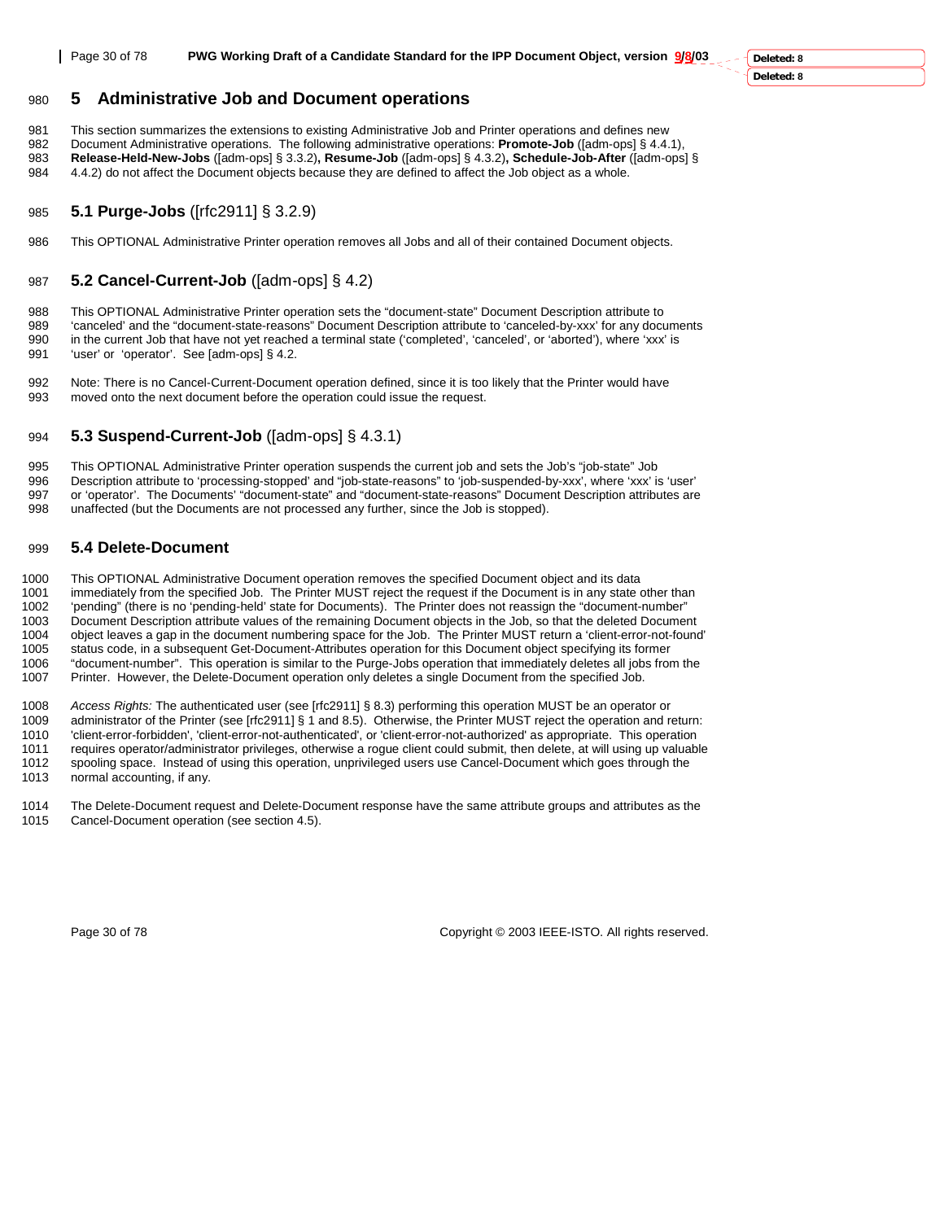# 5 Administrative Job and Document operations

This section summarizes the extensions to existing Administrative Job and Printer operations and defines new Document Administrative operations. The following administrative operations: **Promote-Job** ([adm-ops] § 4.4.1), **Release-Held-New-Jobs** ([adm-ops] § 3.3.2)**, Resume-Job** ([adm-ops] § 4.3.2)**, Schedule-Job-After** ([adm-ops] § 4.4.2) do not affect the Document objects because they are defined to affect the Job object as a whole.

## 5.1 Purge-Jobs ([rfc2911] § 3.2.9)

This OPTIONAL Administrative Printer operation removes all Jobs and all of their contained Document objects.

## 5.2 Cancel-Current-Job ([adm-ops] § 4.2)

This OPTIONAL Administrative Printer operation sets the "document-state" Document Description attribute to 'canceled' and the "document-state-reasons" Document Description attribute to 'canceled-by-xxx' for any documents in the current Job that have not yet reached a terminal state ('completed', 'canceled', or 'aborted'), where 'xxx' is 'user' or 'operator'. See [adm-ops] § 4.2.

Note: There is no Cancel-Current-Document operation defined, since it is too likely that the Printer would have moved onto the next document before the operation could issue the request.

## 5.3 Suspend-Current-Job ([adm-ops] § 4.3.1)

This OPTIONAL Administrative Printer operation suspends the current job and sets the Job's "job-state" Job Description attribute to 'processing-stopped' and "job-state-reasons" to 'job-suspended-by-xxx', where 'xxx' is 'user' or 'operator'. The Documents' "document-state" and "document-state-reasons" Document Description attributes are unaffected (but the Documents are not processed any further, since the Job is stopped).

## 5.4 Delete-Document

This OPTIONAL Administrative Document operation removes the specified Document object and its data immediately from the specified Job. The Printer MUST reject the request if the Document is in any state other than 'pending" (there is no 'pending-held' state for Documents). The Printer does not reassign the "document-number" Document Description attribute values of the remaining Document objects in the Job, so that the deleted Document object leaves a gap in the document numbering space for the Job. The Printer MUST return a 'client-error-not-found' status code, in a subsequent Get-Document-Attributes operation for this Document object specifying its former "document-number". This operation is similar to the Purge-Jobs operation that immediately deletes all jobs from the Printer. However, the Delete-Document operation only deletes a single Document from the specified Job.

*Access Rights:* The authenticated user (see [rfc2911] § 8.3) performing this operation MUST be an operator or administrator of the Printer (see [rfc2911] § 1 and 8.5). Otherwise, the Printer MUST reject the operation and return: 'client-error-forbidden', 'client-error-not-authenticated', or 'client-error-not-authorized' as appropriate. This operation requires operator/administrator privileges, otherwise a rogue client could submit, then delete, at will using up valuable spooling space. Instead of using this operation, unprivileged users use Cancel-Document which goes through the normal accounting, if any.

The Delete-Document request and Delete-Document response have the same attribute groups and attributes as the Cancel-Document operation (see section 4.5).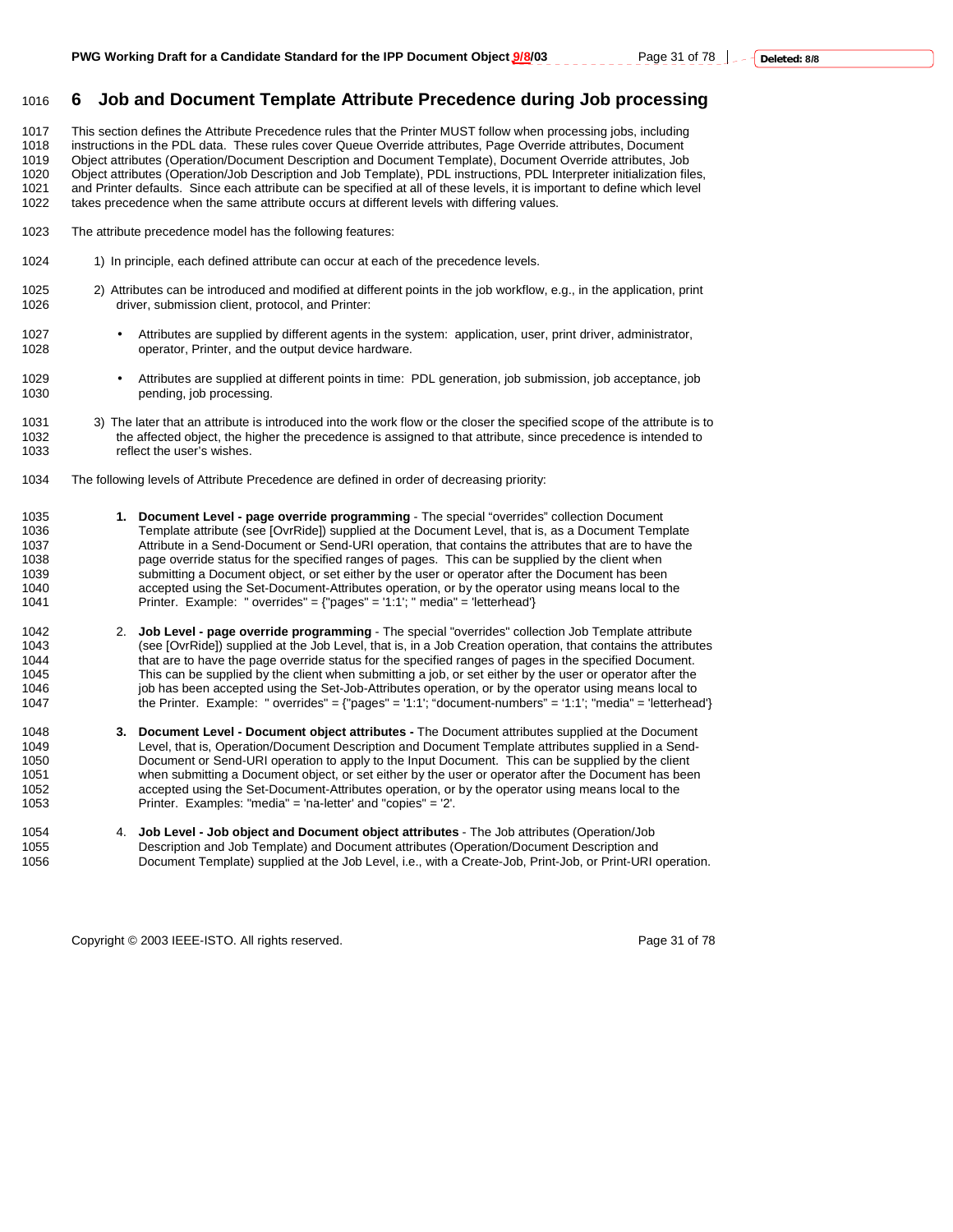# 6 Job and Document Template Attribute Precedence during Job processing

This section defines the Attribute Precedence rules that the Printer MUST follow when processing jobs, including instructions in the PDL data. These rules cover Queue Override attributes, Page Override attributes, Document Object attributes (Operation/Document Description and Document Template), Document Override attributes, Job Object attributes (Operation/Job Description and Job Template), PDL instructions, PDL Interpreter initialization files, and Printer defaults. Since each attribute can be specified at all of these levels, it is important to define which level takes precedence when the same attribute occurs at different levels with differing values.

The attribute precedence model has the following features:

1) In principle, each defined attribute can occur at each of the precedence levels.

2) Attributes can be introduced and modified at different points in the job workflow, e.g., in the application, print driver, submission client, protocol, and Printer:

- Attributes are supplied by different agents in the system: application, user, print driver, administrator, operator, Printer, and the output device hardware.
- Attributes are supplied at different points in time: PDL generation, job submission, job acceptance, job pending, job processing.

3) The later that an attribute is introduced into the work flow or the closer the specified scope of the attribute is to the affected object, the higher the precedence is assigned to that attribute, since precedence is intended to reflect the user's wishes.

The following levels of Attribute Precedence are defined in order of decreasing priority:

1. **Document Level - page override programming** - The special "overrides" collection Document Template attribute (see [OvrRide]) supplied at the Document Level, that is, as a Document Template Attribute in a Send-Document or Send-URI operation, that contains the attributes that are to have the page override status for the specified ranges of pages. This can be supplied by the client when submitting a Document object, or set either by the user or operator after the Document has been accepted using the Set-Document-Attributes operation, or by the operator using means local to the Printer. Example: " overrides" = {"pages" = '1:1'; " media" = 'letterhead'}

2. **Job Level - page override programming** - The special "overrides" collection Job Template attribute (see [OvrRide]) supplied at the Job Level, that is, in a Job Creation operation, that contains the attributes that are to have the page override status for the specified ranges of pages in the specified Document. This can be supplied by the client when submitting a job, or set either by the user or operator after the job has been accepted using the Set-Job-Attributes operation, or by the operator using means local to the Printer. Example: " overrides" = {"pages" = '1:1'; "document-numbers" = '1:1'; "media" = 'letterhead'}

3. **Document Level - Document object attributes -** The Document attributes supplied at the Document Level, that is, Operation/Document Description and Document Template attributes supplied in a Send-Document or Send-URI operation to apply to the Input Document. This can be supplied by the client when submitting a Document object, or set either by the user or operator after the Document has been accepted using the Set-Document-Attributes operation, or by the operator using means local to the Printer. Examples: "media" = 'na-letter' and "copies" = '2'.

4. **Job Level - Job object and Document object attributes** - The Job attributes (Operation/Job Description and Job Template) and Document attributes (Operation/Document Description and Document Template) supplied at the Job Level, i.e., with a Create-Job, Print-Job, or Print-URI operation.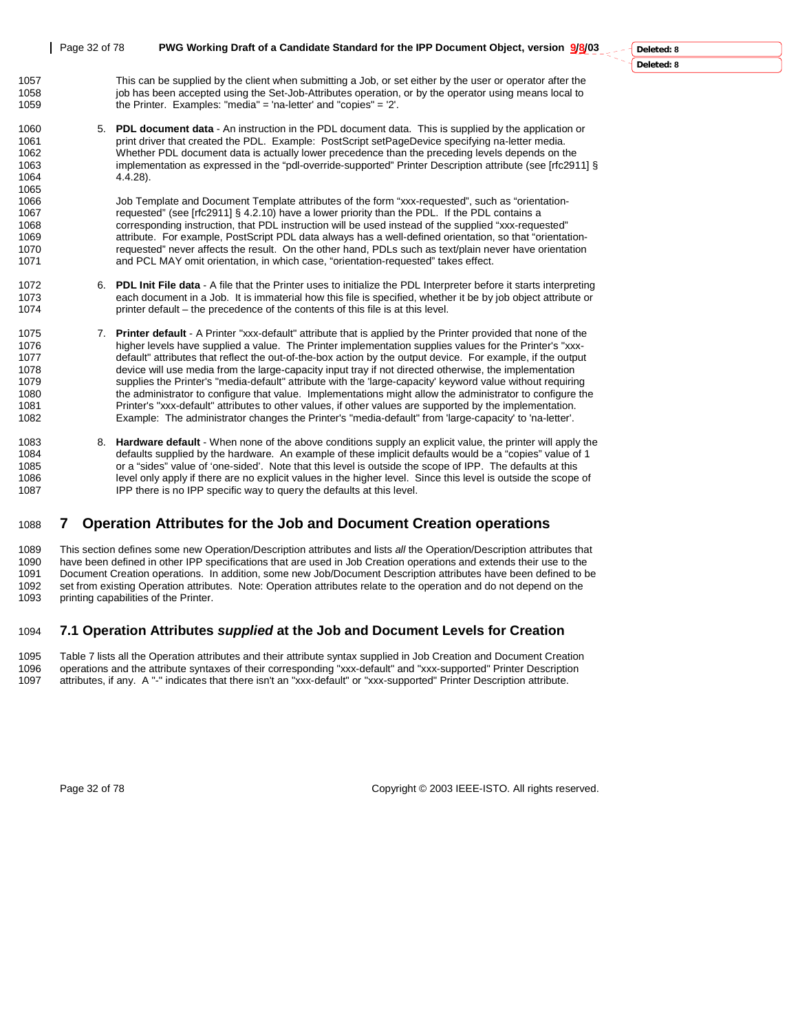This can be supplied by the client when submitting a Job, or set either by the user or operator after the job has been accepted using the Set-Job-Attributes operation, or by the operator using means local to the Printer. Examples: "media" = 'na-letter' and "copies" = '2'.

5. **PDL document data** - An instruction in the PDL document data. This is supplied by the application or print driver that created the PDL. Example: PostScript setPageDevice specifying na-letter media. Whether PDL document data is actually lower precedence than the preceding levels depends on the implementation as expressed in the "pdl-override-supported" Printer Description attribute (see [rfc2911] § 4.4.28).

   Job Template and Document Template attributes of the form "xxx-requested", such as "orientation-requested" (see [rfc2911] § 4.2.10) have a lower priority than the PDL. If the PDL contains a corresponding instruction, that PDL instruction will be used instead of the supplied "xxx-requested" attribute. For example, PostScript PDL data always has a well-defined orientation, so that "orientation-requested" never affects the result. On the other hand, PDLs such as text/plain never have orientation and PCL MAY omit orientation, in which case, "orientation-requested" takes effect.

6. **PDL Init File data** - A file that the Printer uses to initialize the PDL Interpreter before it starts interpreting each document in a Job. It is immaterial how this file is specified, whether it be by job object attribute or printer default – the precedence of the contents of this file is at this level.

7. **Printer default** - A Printer "xxx-default" attribute that is applied by the Printer provided that none of the higher levels have supplied a value. The Printer implementation supplies values for the Printer's "xxx-default" attributes that reflect the out-of-the-box action by the output device. For example, if the output device will use media from the large-capacity input tray if not directed otherwise, the implementation supplies the Printer's "media-default" attribute with the 'large-capacity' keyword value without requiring the administrator to configure that value. Implementations might allow the administrator to configure the Printer's "xxx-default" attributes to other values, if other values are supported by the implementation. Example: The administrator changes the Printer's "media-default" from 'large-capacity' to 'na-letter'.

8. **Hardware default** - When none of the above conditions supply an explicit value, the printer will apply the defaults supplied by the hardware. An example of these implicit defaults would be a "copies" value of 1 or a "sides" value of 'one-sided'. Note that this level is outside the scope of IPP. The defaults at this level only apply if there are no explicit values in the higher level. Since this level is outside the scope of IPP there is no IPP specific way to query the defaults at this level.

# 7 Operation Attributes for the Job and Document Creation operations

This section defines some new Operation/Description attributes and lists *all* the Operation/Description attributes that have been defined in other IPP specifications that are used in Job Creation operations and extends their use to the Document Creation operations. In addition, some new Job/Document Description attributes have been defined to be set from existing Operation attributes. Note: Operation attributes relate to the operation and do not depend on the printing capabilities of the Printer.

## 7.1 Operation Attributes *supplied* at the Job and Document Levels for Creation

Table 7 lists all the Operation attributes and their attribute syntax supplied in Job Creation and Document Creation operations and the attribute syntaxes of their corresponding "xxx-default" and "xxx-supported" Printer Description attributes, if any. A "-" indicates that there isn't an "xxx-default" or "xxx-supported" Printer Description attribute.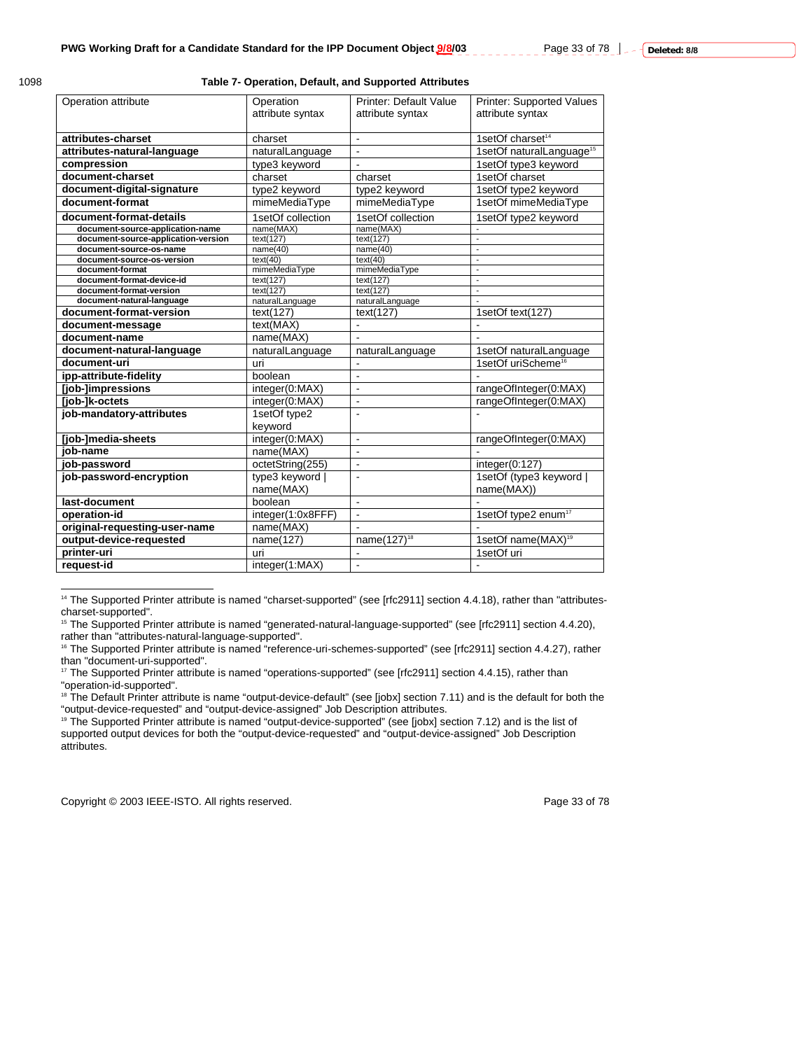1098 **Table 7- Operation, Default, and Supported Attributes**

| Operation attribute | Operation attribute syntax | Printer: Default Value attribute syntax | Printer: Supported Values attribute syntax |
|---|---|---|---|
| **attributes-charset** | charset | - | 1setOf charset[14] |
| **attributes-natural-language** | naturalLanguage | - | 1setOf naturalLanguage[15] |
| **compression** | type3 keyword | - | 1setOf type3 keyword |
| **document-charset** | charset | charset | 1setOf charset |
| **document-digital-signature** | type2 keyword | type2 keyword | 1setOf type2 keyword |
| **document-format** | mimeMediaType | mimeMediaType | 1setOf mimeMediaType |
| **document-format-details** | 1setOf collection | 1setOf collection | 1setOf type2 keyword |
| **document-source-application-name** | name(MAX) | name(MAX) | - |
| **document-source-application-version** | text(127) | text(127) | - |
| **document-source-os-name** | name(40) | name(40) | - |
| **document-source-os-version** | text(40) | text(40) | - |
| **document-format** | mimeMediaType | mimeMediaType | - |
| **document-format-device-id** | text(127) | text(127) | - |
| **document-format-version** | text(127) | text(127) | - |
| **document-natural-language** | naturalLanguage | naturalLanguage | - |
| **document-format-version** | text(127) | text(127) | 1setOf text(127) |
| **document-message** | text(MAX) | - | - |
| **document-name** | name(MAX) | - | - |
| **document-natural-language** | naturalLanguage | naturalLanguage | 1setOf naturalLanguage |
| **document-uri** | uri | - | 1setOf uriScheme[16] |
| **ipp-attribute-fidelity** | boolean | - | - |
| **[job-]impressions** | integer(0:MAX) | - | rangeOfInteger(0:MAX) |
| **[job-]k-octets** | integer(0:MAX) | - | rangeOfInteger(0:MAX) |
| **job-mandatory-attributes** | 1setOf type2 keyword | - | - |
| **[job-]media-sheets** | integer(0:MAX) | - | rangeOfInteger(0:MAX) |
| **job-name** | name(MAX) | - | - |
| **job-password** | octetString(255) | - | integer(0:127) |
| **job-password-encryption** | type3 keyword \| name(MAX) | - | 1setOf (type3 keyword \| name(MAX)) |
| **last-document** | boolean | - | - |
| **operation-id** | integer(1:0x8FFF) | - | 1setOf type2 enum[17] |
| **original-requesting-user-name** | name(MAX) | - | - |
| **output-device-requested** | name(127) | name(127)[18] | 1setOf name(MAX)[19] |
| **printer-uri** | uri | - | 1setOf uri |
| **request-id** | integer(1:MAX) | - | - |

---

[14] The Supported Printer attribute is named "charset-supported" (see [rfc2911] section 4.4.18), rather than "attributes-charset-supported".

[15] The Supported Printer attribute is named "generated-natural-language-supported" (see [rfc2911] section 4.4.20), rather than "attributes-natural-language-supported".

[16] The Supported Printer attribute is named "reference-uri-schemes-supported" (see [rfc2911] section 4.4.27), rather than "document-uri-supported".

[17] The Supported Printer attribute is named "operations-supported" (see [rfc2911] section 4.4.15), rather than "operation-id-supported".

[18] The Default Printer attribute is name "output-device-default" (see [jobx] section 7.11) and is the default for both the "output-device-requested" and "output-device-assigned" Job Description attributes.

[19] The Supported Printer attribute is named "output-device-supported" (see [jobx] section 7.12) and is the list of supported output devices for both the "output-device-requested" and "output-device-assigned" Job Description attributes.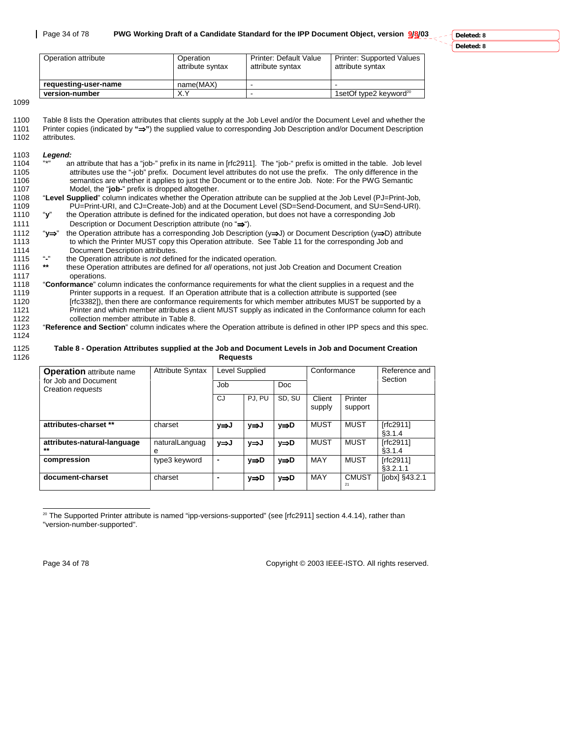| Operation attribute | Operation attribute syntax | Printer: Default Value attribute syntax | Printer: Supported Values attribute syntax |
|---|---|---|---|
| **requesting-user-name** | name(MAX) | - | - |
| **version-number** | X.Y | - | 1setOf type2 keyword[20] |

Table 8 lists the Operation attributes that clients supply at the Job Level and/or the Document Level and whether the Printer copies (indicated by **"⇒"**) the supplied value to corresponding Job Description and/or Document Description attributes.

***Legend:***

"*" an attribute that has a "job-" prefix in its name in [rfc2911]. The "job-" prefix is omitted in the table. Job level attributes use the "-job" prefix. Document level attributes do not use the prefix. The only difference in the semantics are whether it applies to just the Document or to the entire Job. Note: For the PWG Semantic Model, the "**job-**" prefix is dropped altogether.

"**Level Supplied**" column indicates whether the Operation attribute can be supplied at the Job Level (PJ=Print-Job, PU=Print-URI, and CJ=Create-Job) and at the Document Level (SD=Send-Document, and SU=Send-URI).

"**y**" the Operation attribute is defined for the indicated operation, but does not have a corresponding Job Description or Document Description attribute (no "**⇒**").

"**y⇒**" the Operation attribute has a corresponding Job Description (y⇒J) or Document Description (y⇒D) attribute to which the Printer MUST copy this Operation attribute. See Table 11 for the corresponding Job and Document Description attributes.

"**-**" the Operation attribute is *not* defined for the indicated operation.

**\*\*** these Operation attributes are defined for *all* operations, not just Job Creation and Document Creation operations.

"**Conformance**" column indicates the conformance requirements for what the client supplies in a request and the Printer supports in a request. If an Operation attribute that is a collection attribute is supported (see [rfc3382]), then there are conformance requirements for which member attributes MUST be supported by a Printer and which member attributes a client MUST supply as indicated in the Conformance column for each collection member attribute in Table 8.

"**Reference and Section**" column indicates where the Operation attribute is defined in other IPP specs and this spec.

**Table 8 - Operation Attributes supplied at the Job and Document Levels in Job and Document Creation Requests**

| **Operation** attribute name for Job and Document Creation *requests* | Attribute Syntax | Level Supplied | | | Conformance | | Reference and Section |
|---|---|---|---|---|---|---|---|
| | | Job | | Doc | | | |
| | | CJ | PJ, PU | SD, SU | Client supply | Printer support | |
| **attributes-charset \*\*** | charset | **y⇒J** | **y⇒J** | **y⇒D** | MUST | MUST | [rfc2911] §3.1.4 |
| **attributes-natural-language \*\*** | naturalLanguage | **y⇒J** | **y⇒J** | **y⇒D** | MUST | MUST | [rfc2911] §3.1.4 |
| **compression** | type3 keyword | **-** | **y⇒D** | **y⇒D** | MAY | MUST | [rfc2911] §3.2.1.1 |
| **document-charset** | charset | **-** | **y⇒D** | **y⇒D** | MAY | CMUST[21] | [jobx] §43.2.1 |

[20] The Supported Printer attribute is named "ipp-versions-supported" (see [rfc2911] section 4.4.14), rather than "version-number-supported".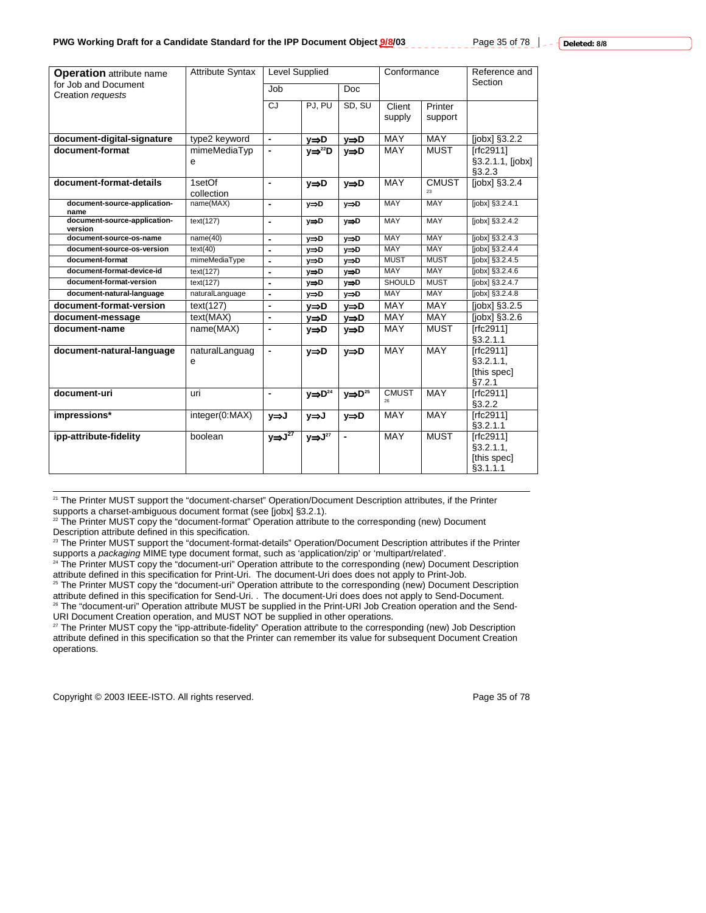| **Operation** attribute name for Job and Document Creation *requests* | Attribute Syntax | Level Supplied | | | Conformance | | Reference and Section |
|---|---|---|---|---|---|---|---|
| | | Job | | Doc | | | |
| | | CJ | PJ, PU | SD, SU | Client supply | Printer support | |
| **document-digital-signature** | type2 keyword | - | **y⇒D** | **y⇒D** | MAY | MAY | [jobx] §3.2.2 |
| **document-format** | mimeMediaType | - | **y⇒[22]D** | **y⇒D** | MAY | MUST | [rfc2911] §3.2.1.1, [jobx] §3.2.3 |
| **document-format-details** | 1setOf collection | - | **y⇒D** | **y⇒D** | MAY | CMUST [23] | [jobx] §3.2.4 |
| **document-source-application-name** | name(MAX) | - | **y⇒D** | **y⇒D** | MAY | MAY | [jobx] §3.2.4.1 |
| **document-source-application-version** | text(127) | - | **y⇒D** | **y⇒D** | MAY | MAY | [jobx] §3.2.4.2 |
| **document-source-os-name** | name(40) | - | **y⇒D** | **y⇒D** | MAY | MAY | [jobx] §3.2.4.3 |
| **document-source-os-version** | text(40) | - | **y⇒D** | **y⇒D** | MAY | MAY | [jobx] §3.2.4.4 |
| **document-format** | mimeMediaType | - | **y⇒D** | **y⇒D** | MUST | MUST | [jobx] §3.2.4.5 |
| **document-format-device-id** | text(127) | - | **y⇒D** | **y⇒D** | MAY | MAY | [jobx] §3.2.4.6 |
| **document-format-version** | text(127) | - | **y⇒D** | **y⇒D** | SHOULD | MUST | [jobx] §3.2.4.7 |
| **document-natural-language** | naturalLanguage | - | **y⇒D** | **y⇒D** | MAY | MAY | [jobx] §3.2.4.8 |
| **document-format-version** | text(127) | - | **y⇒D** | **y⇒D** | MAY | MAY | [jobx] §3.2.5 |
| **document-message** | text(MAX) | - | **y⇒D** | **y⇒D** | MAY | MAY | [jobx] §3.2.6 |
| **document-name** | name(MAX) | - | **y⇒D** | **y⇒D** | MAY | MUST | [rfc2911] §3.2.1.1 |
| **document-natural-language** | naturalLanguage | - | **y⇒D** | **y⇒D** | MAY | MAY | [rfc2911] §3.2.1.1, [this spec] §7.2.1 |
| **document-uri** | uri | - | **y⇒D[24]** | **y⇒D[25]** | CMUST [26] | MAY | [rfc2911] §3.2.2 |
| **impressions*** | integer(0:MAX) | **y⇒J** | **y⇒J** | **y⇒D** | MAY | MAY | [rfc2911] §3.2.1.1 |
| **ipp-attribute-fidelity** | boolean | **y⇒J[27]** | **y⇒J[27]** | - | MAY | MUST | [rfc2911] §3.2.1.1, [this spec] §3.1.1.1 |

---

[21] The Printer MUST support the "document-charset" Operation/Document Description attributes, if the Printer supports a charset-ambiguous document format (see [jobx] §3.2.1).

[22] The Printer MUST copy the "document-format" Operation attribute to the corresponding (new) Document Description attribute defined in this specification.

[23] The Printer MUST support the "document-format-details" Operation/Document Description attributes if the Printer supports a *packaging* MIME type document format, such as 'application/zip' or 'multipart/related'.

[24] The Printer MUST copy the "document-uri" Operation attribute to the corresponding (new) Document Description attribute defined in this specification for Print-Uri. The document-Uri does does not apply to Print-Job.

[25] The Printer MUST copy the "document-uri" Operation attribute to the corresponding (new) Document Description attribute defined in this specification for Send-Uri. . The document-Uri does does not apply to Send-Document.

[26] The "document-uri" Operation attribute MUST be supplied in the Print-URI Job Creation operation and the Send-URI Document Creation operation, and MUST NOT be supplied in other operations.

[27] The Printer MUST copy the "ipp-attribute-fidelity" Operation attribute to the corresponding (new) Job Description attribute defined in this specification so that the Printer can remember its value for subsequent Document Creation operations.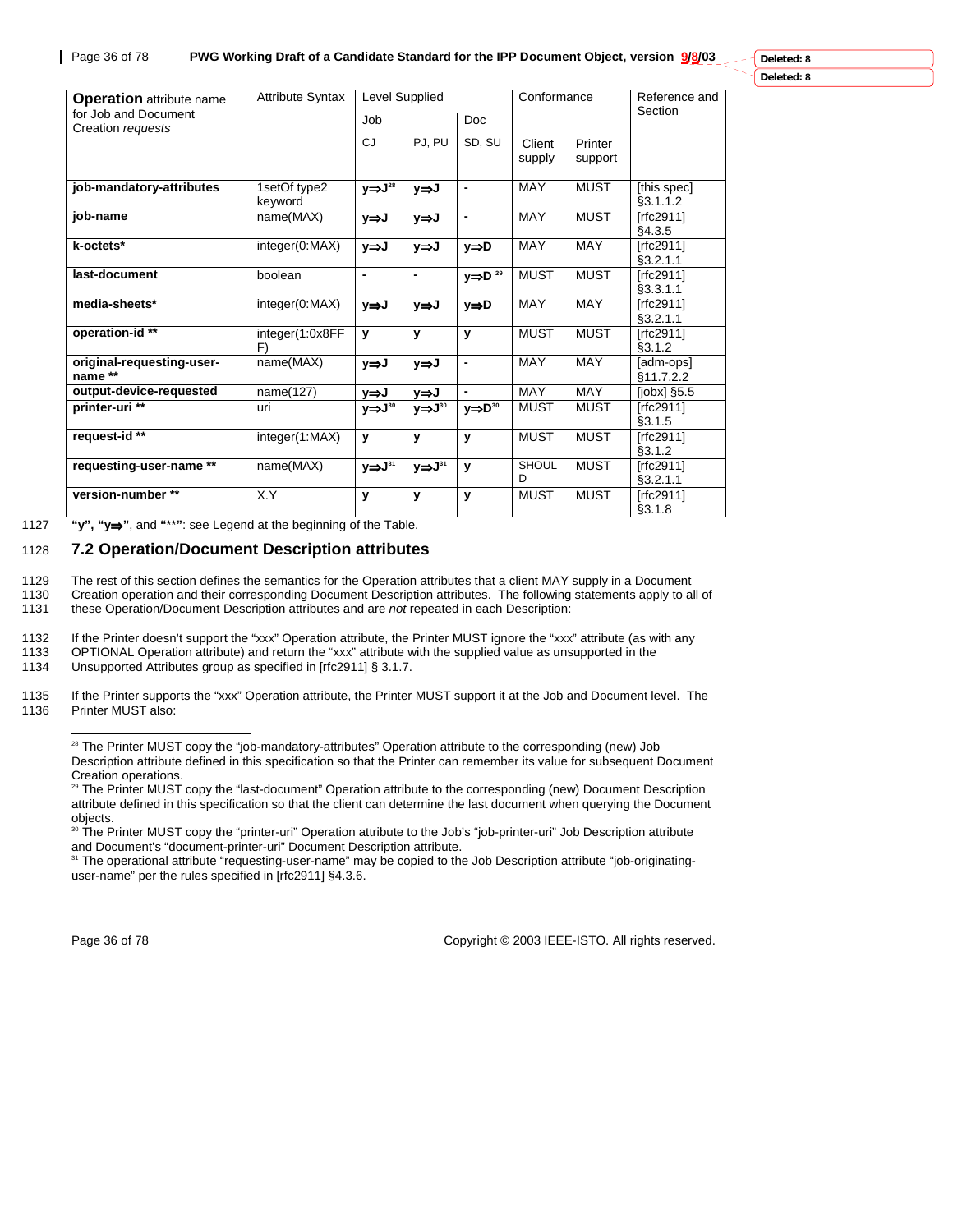| **Operation** attribute name for Job and Document Creation *requests* | Attribute Syntax | Level Supplied | | | Conformance | | Reference and Section |
|---|---|---|---|---|---|---|---|
| | | Job | | Doc | | | |
| | | CJ | PJ, PU | SD, SU | Client supply | Printer support | |
| **job-mandatory-attributes** | 1setOf type2 keyword | **y⇒J**[28] | **y⇒J** | **-** | MAY | MUST | [this spec] §3.1.1.2 |
| **job-name** | name(MAX) | **y⇒J** | **y⇒J** | **-** | MAY | MUST | [rfc2911] §4.3.5 |
| **k-octets*** | integer(0:MAX) | **y⇒J** | **y⇒J** | **y⇒D** | MAY | MAY | [rfc2911] §3.2.1.1 |
| **last-document** | boolean | **-** | **-** | **y⇒D** [29] | MUST | MUST | [rfc2911] §3.3.1.1 |
| **media-sheets*** | integer(0:MAX) | **y⇒J** | **y⇒J** | **y⇒D** | MAY | MAY | [rfc2911] §3.2.1.1 |
| **operation-id **** | integer(1:0x8FFF) | **y** | **y** | **y** | MUST | MUST | [rfc2911] §3.1.2 |
| **original-requesting-user-name **** | name(MAX) | **y⇒J** | **y⇒J** | **-** | MAY | MAY | [adm-ops] §11.7.2.2 |
| **output-device-requested** | name(127) | **y⇒J** | **y⇒J** | **-** | MAY | MAY | [jobx] §5.5 |
| **printer-uri **** | uri | **y⇒J**[30] | **y⇒J**[30] | **y⇒D**[30] | MUST | MUST | [rfc2911] §3.1.5 |
| **request-id **** | integer(1:MAX) | **y** | **y** | **y** | MUST | MUST | [rfc2911] §3.1.2 |
| **requesting-user-name **** | name(MAX) | **y⇒J**[31] | **y⇒J**[31] | **y** | SHOULD | MUST | [rfc2911] §3.2.1.1 |
| **version-number **** | X.Y | **y** | **y** | **y** | MUST | MUST | [rfc2911] §3.1.8 |

**"y", "y⇒"**, and **"**"**: see Legend at the beginning of the Table.

## 7.2 Operation/Document Description attributes

The rest of this section defines the semantics for the Operation attributes that a client MAY supply in a Document Creation operation and their corresponding Document Description attributes. The following statements apply to all of these Operation/Document Description attributes and are *not* repeated in each Description:

If the Printer doesn't support the "xxx" Operation attribute, the Printer MUST ignore the "xxx" attribute (as with any OPTIONAL Operation attribute) and return the "xxx" attribute with the supplied value as unsupported in the Unsupported Attributes group as specified in [rfc2911] § 3.1.7.

If the Printer supports the "xxx" Operation attribute, the Printer MUST support it at the Job and Document level. The Printer MUST also:

---

[28] The Printer MUST copy the "job-mandatory-attributes" Operation attribute to the corresponding (new) Job Description attribute defined in this specification so that the Printer can remember its value for subsequent Document Creation operations.

[29] The Printer MUST copy the "last-document" Operation attribute to the corresponding (new) Document Description attribute defined in this specification so that the client can determine the last document when querying the Document objects.

[30] The Printer MUST copy the "printer-uri" Operation attribute to the Job's "job-printer-uri" Job Description attribute and Document's "document-printer-uri" Document Description attribute.

[31] The operational attribute "requesting-user-name" may be copied to the Job Description attribute "job-originating-user-name" per the rules specified in [rfc2911] §4.3.6.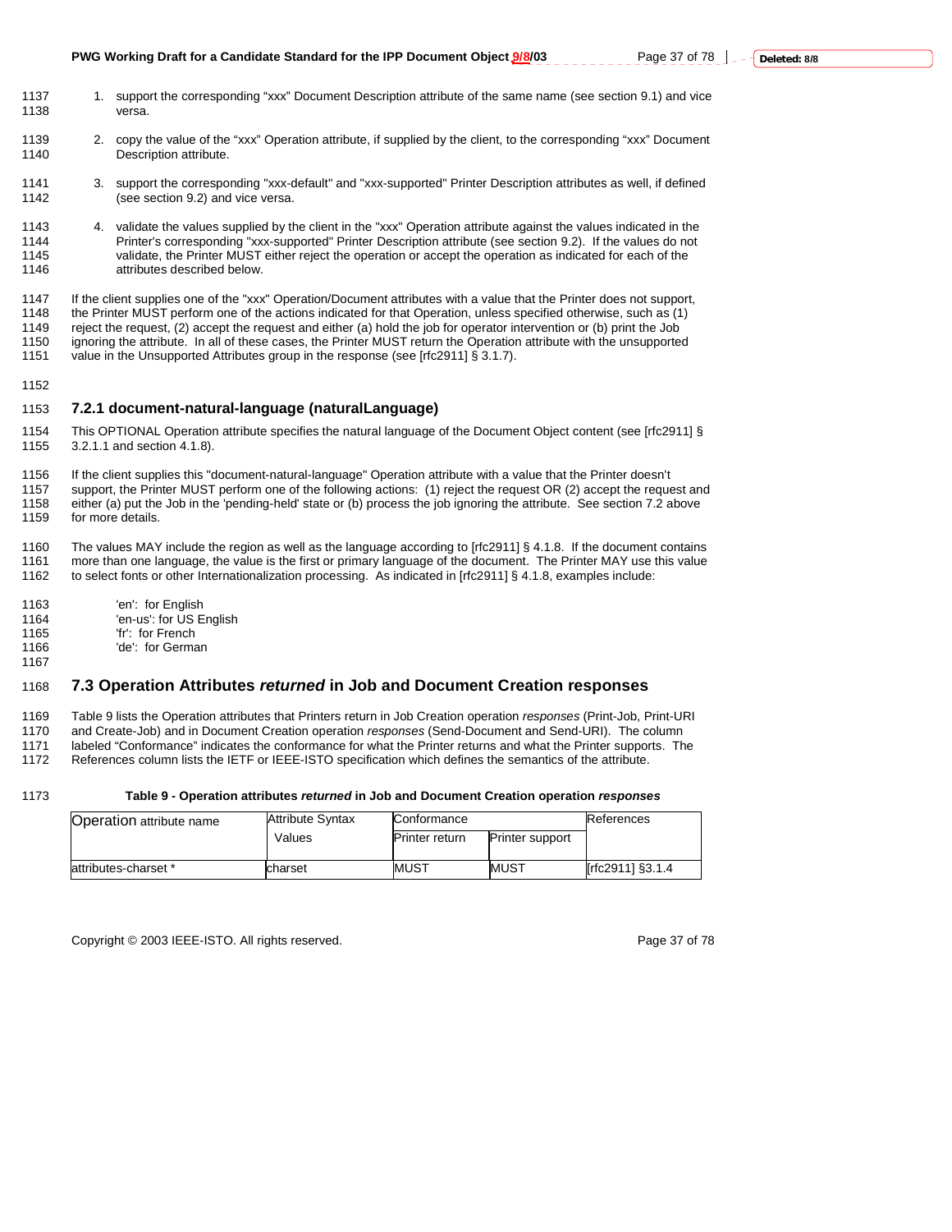1. support the corresponding “xxx” Document Description attribute of the same name (see section 9.1) and vice versa.

2. copy the value of the “xxx” Operation attribute, if supplied by the client, to the corresponding “xxx” Document Description attribute.

3. support the corresponding "xxx-default" and "xxx-supported" Printer Description attributes as well, if defined (see section 9.2) and vice versa.

4. validate the values supplied by the client in the "xxx" Operation attribute against the values indicated in the Printer's corresponding "xxx-supported" Printer Description attribute (see section 9.2). If the values do not validate, the Printer MUST either reject the operation or accept the operation as indicated for each of the attributes described below.

If the client supplies one of the "xxx" Operation/Document attributes with a value that the Printer does not support, the Printer MUST perform one of the actions indicated for that Operation, unless specified otherwise, such as (1) reject the request, (2) accept the request and either (a) hold the job for operator intervention or (b) print the Job ignoring the attribute. In all of these cases, the Printer MUST return the Operation attribute with the unsupported value in the Unsupported Attributes group in the response (see [rfc2911] § 3.1.7).

### 7.2.1 document-natural-language (naturalLanguage)

This OPTIONAL Operation attribute specifies the natural language of the Document Object content (see [rfc2911] § 3.2.1.1 and section 4.1.8).

If the client supplies this "document-natural-language" Operation attribute with a value that the Printer doesn't support, the Printer MUST perform one of the following actions: (1) reject the request OR (2) accept the request and either (a) put the Job in the 'pending-held' state or (b) process the job ignoring the attribute. See section 7.2 above for more details.

The values MAY include the region as well as the language according to [rfc2911] § 4.1.8. If the document contains more than one language, the value is the first or primary language of the document. The Printer MAY use this value to select fonts or other Internationalization processing. As indicated in [rfc2911] § 4.1.8, examples include:

'en': for English
'en-us': for US English
'fr': for French
'de': for German

## 7.3 Operation Attributes *returned* in Job and Document Creation responses

Table 9 lists the Operation attributes that Printers return in Job Creation operation *responses* (Print-Job, Print-URI and Create-Job) and in Document Creation operation *responses* (Send-Document and Send-URI). The column labeled “Conformance” indicates the conformance for what the Printer returns and what the Printer supports. The References column lists the IETF or IEEE-ISTO specification which defines the semantics of the attribute.

**Table 9 - Operation attributes *returned* in Job and Document Creation operation *responses***

| Operation attribute name | Attribute Syntax Values | Conformance | | References |
|---|---|---|---|---|
| | | Printer return | Printer support | |
| attributes-charset * | charset | MUST | MUST | [rfc2911] §3.1.4 |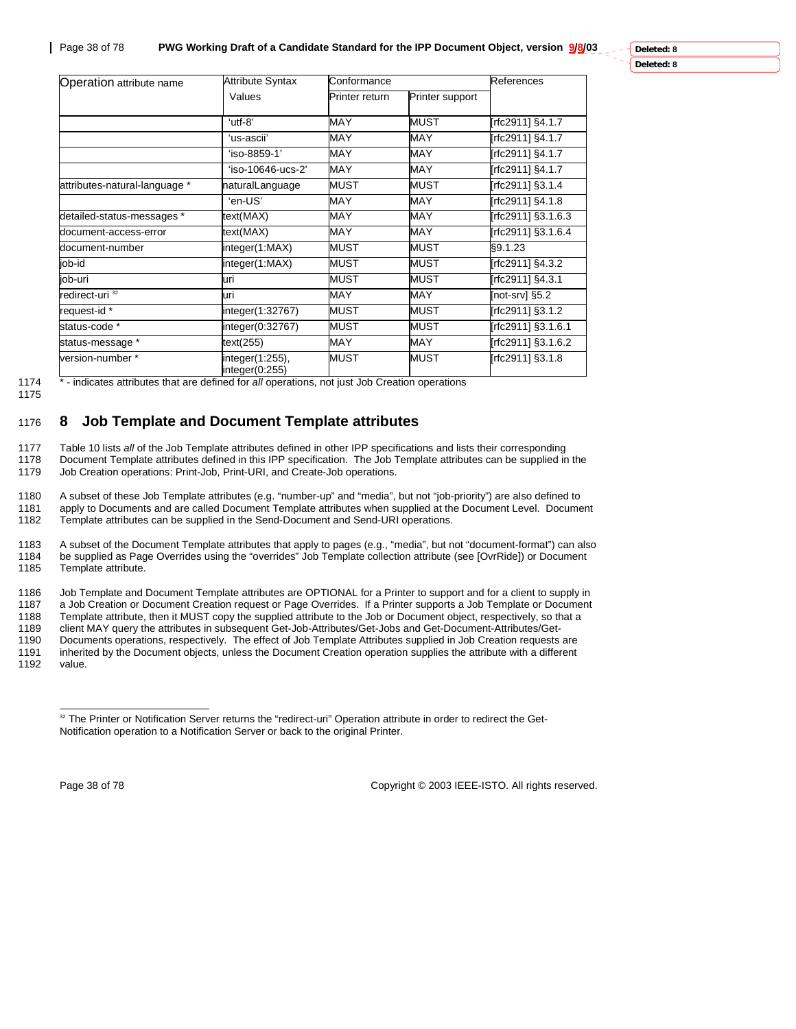| Operation attribute name | Attribute Syntax Values | Conformance | | References |
|---|---|---|---|---|
| | | Printer return | Printer support | |
| | 'utf-8' | MAY | MUST | [rfc2911] §4.1.7 |
| | 'us-ascii' | MAY | MAY | [rfc2911] §4.1.7 |
| | 'iso-8859-1' | MAY | MAY | [rfc2911] §4.1.7 |
| | 'iso-10646-ucs-2' | MAY | MAY | [rfc2911] §4.1.7 |
| attributes-natural-language * | naturalLanguage | MUST | MUST | [rfc2911] §3.1.4 |
| | 'en-US' | MAY | MAY | [rfc2911] §4.1.8 |
| detailed-status-messages * | text(MAX) | MAY | MAY | [rfc2911] §3.1.6.3 |
| document-access-error | text(MAX) | MAY | MAY | [rfc2911] §3.1.6.4 |
| document-number | integer(1:MAX) | MUST | MUST | §9.1.23 |
| job-id | integer(1:MAX) | MUST | MUST | [rfc2911] §4.3.2 |
| job-uri | uri | MUST | MUST | [rfc2911] §4.3.1 |
| redirect-uri [32] | uri | MAY | MAY | [not-srv] §5.2 |
| request-id * | integer(1:32767) | MUST | MUST | [rfc2911] §3.1.2 |
| status-code * | integer(0:32767) | MUST | MUST | [rfc2911] §3.1.6.1 |
| status-message * | text(255) | MAY | MAY | [rfc2911] §3.1.6.2 |
| version-number * | integer(1:255), integer(0:255) | MUST | MUST | [rfc2911] §3.1.8 |

1174 * - indicates attributes that are defined for *all* operations, not just Job Creation operations

1175

## 1176 8 Job Template and Document Template attributes

1177 Table 10 lists *all* of the Job Template attributes defined in other IPP specifications and lists their corresponding
1178 Document Template attributes defined in this IPP specification. The Job Template attributes can be supplied in the
1179 Job Creation operations: Print-Job, Print-URI, and Create-Job operations.

1180 A subset of these Job Template attributes (e.g. "number-up" and "media", but not "job-priority") are also defined to
1181 apply to Documents and are called Document Template attributes when supplied at the Document Level. Document
1182 Template attributes can be supplied in the Send-Document and Send-URI operations.

1183 A subset of the Document Template attributes that apply to pages (e.g., "media", but not "document-format") can also
1184 be supplied as Page Overrides using the "overrides" Job Template collection attribute (see [OvrRide]) or Document
1185 Template attribute.

1186 Job Template and Document Template attributes are OPTIONAL for a Printer to support and for a client to supply in
1187 a Job Creation or Document Creation request or Page Overrides. If a Printer supports a Job Template or Document
1188 Template attribute, then it MUST copy the supplied attribute to the Job or Document object, respectively, so that a
1189 client MAY query the attributes in subsequent Get-Job-Attributes/Get-Jobs and Get-Document-Attributes/Get-
1190 Documents operations, respectively. The effect of Job Template Attributes supplied in Job Creation requests are
1191 inherited by the Document objects, unless the Document Creation operation supplies the attribute with a different
1192 value.

[32] The Printer or Notification Server returns the "redirect-uri" Operation attribute in order to redirect the Get-Notification operation to a Notification Server or back to the original Printer.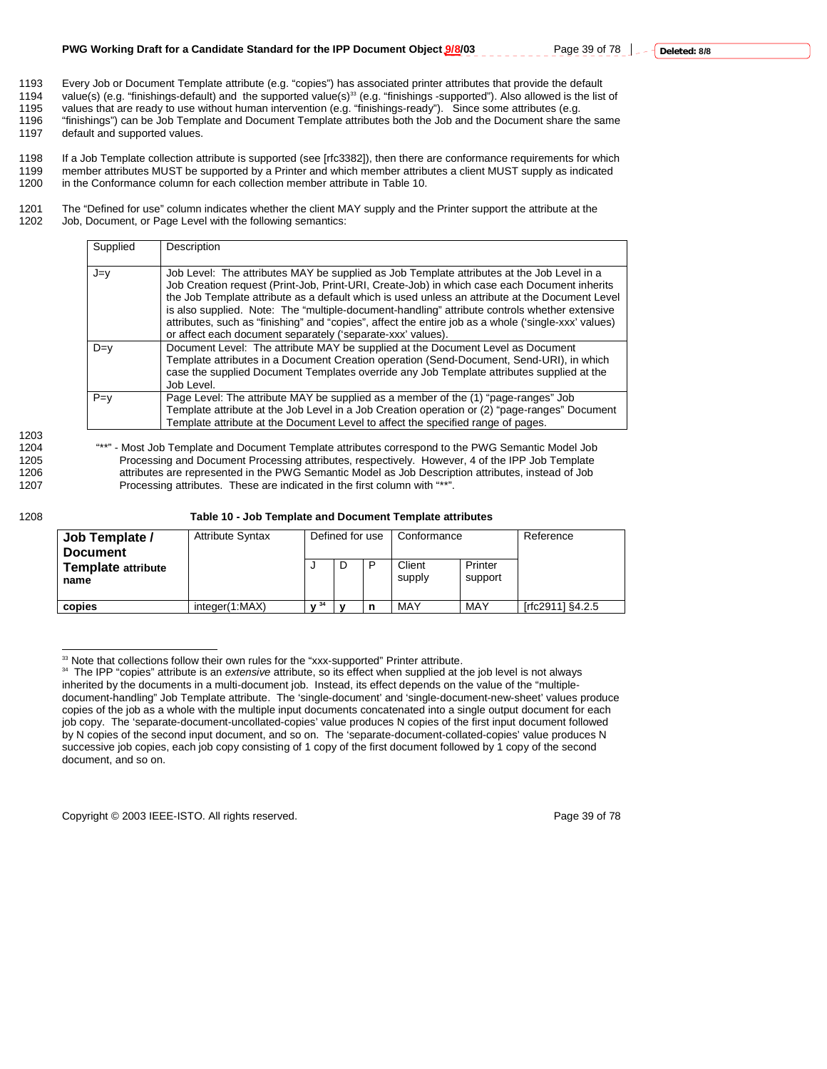1193 Every Job or Document Template attribute (e.g. “copies”) has associated printer attributes that provide the default
1194 value(s) (e.g. “finishings-default) and the supported value(s)[33] (e.g. “finishings -supported”). Also allowed is the list of
1195 values that are ready to use without human intervention (e.g. “finishings-ready”). Since some attributes (e.g.
1196 “finishings”) can be Job Template and Document Template attributes both the Job and the Document share the same
1197 default and supported values.

1198 If a Job Template collection attribute is supported (see [rfc3382]), then there are conformance requirements for which
1199 member attributes MUST be supported by a Printer and which member attributes a client MUST supply as indicated
1200 in the Conformance column for each collection member attribute in Table 10.

1201 The “Defined for use” column indicates whether the client MAY supply and the Printer support the attribute at the
1202 Job, Document, or Page Level with the following semantics:

| Supplied | Description |
|---|---|
| J=y | Job Level: The attributes MAY be supplied as Job Template attributes at the Job Level in a Job Creation request (Print-Job, Print-URI, Create-Job) in which case each Document inherits the Job Template attribute as a default which is used unless an attribute at the Document Level is also supplied. Note: The “multiple-document-handling” attribute controls whether extensive attributes, such as “finishing” and “copies”, affect the entire job as a whole (‘single-xxx’ values) or affect each document separately (‘separate-xxx’ values). |
| D=y | Document Level: The attribute MAY be supplied at the Document Level as Document Template attributes in a Document Creation operation (Send-Document, Send-URI), in which case the supplied Document Templates override any Job Template attributes supplied at the Job Level. |
| P=y | Page Level: The attribute MAY be supplied as a member of the (1) “page-ranges” Job Template attribute at the Job Level in a Job Creation operation or (2) “page-ranges” Document Template attribute at the Document Level to affect the specified range of pages. |

1203

1204 “**” - Most Job Template and Document Template attributes correspond to the PWG Semantic Model Job
1205 Processing and Document Processing attributes, respectively. However, 4 of the IPP Job Template
1206 attributes are represented in the PWG Semantic Model as Job Description attributes, instead of Job
1207 Processing attributes. These are indicated in the first column with “**”.

1208 **Table 10 - Job Template and Document Template attributes**

| **Job Template / Document Template attribute name** | Attribute Syntax | Defined for use | | | Conformance | | Reference |
|---|---|---|---|---|---|---|---|
| | | J | D | P | Client supply | Printer support | |
| **copies** | integer(1:MAX) | **y** [34] | **y** | **n** | MAY | MAY | [rfc2911] §4.2.5 |

[33] Note that collections follow their own rules for the “xxx-supported” Printer attribute.

[34] The IPP “copies” attribute is an *extensive* attribute, so its effect when supplied at the job level is not always inherited by the documents in a multi-document job. Instead, its effect depends on the value of the “multiple-document-handling” Job Template attribute. The ‘single-document’ and ‘single-document-new-sheet’ values produce copies of the job as a whole with the multiple input documents concatenated into a single output document for each job copy. The ‘separate-document-uncollated-copies’ value produces N copies of the first input document followed by N copies of the second input document, and so on. The ‘separate-document-collated-copies’ value produces N successive job copies, each job copy consisting of 1 copy of the first document followed by 1 copy of the second document, and so on.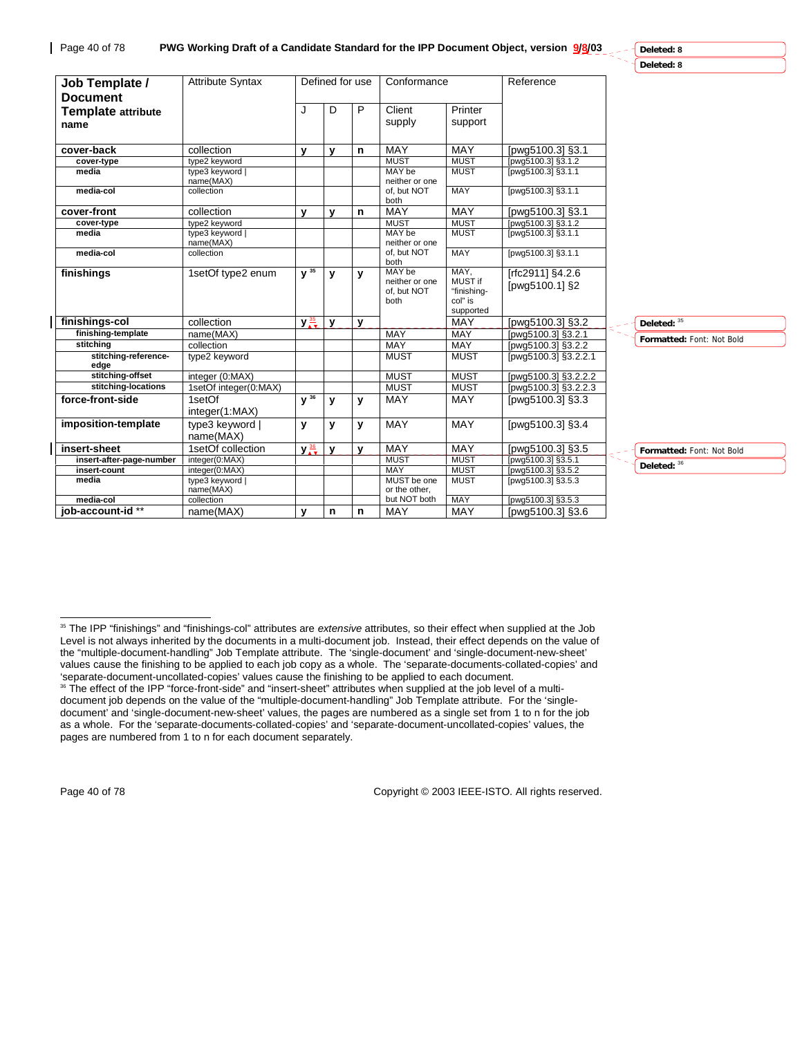| Job Template / Document Template attribute name | Attribute Syntax | Defined for use | | | Conformance | | Reference |
|---|---|---|---|---|---|---|---|
| | | J | D | P | Client supply | Printer support | |
| **cover-back** | collection | **y** | **y** | **n** | MAY | MAY | [pwg5100.3] §3.1 |
| **cover-type** | type2 keyword | | | | MUST | MUST | [pwg5100.3] §3.1.2 |
| **media** | type3 keyword \| name(MAX) | | | | MAY be neither or one of, but NOT both | MUST | [pwg5100.3] §3.1.1 |
| **media-col** | collection | | | | | MAY | [pwg5100.3] §3.1.1 |
| **cover-front** | collection | **y** | **y** | **n** | MAY | MAY | [pwg5100.3] §3.1 |
| **cover-type** | type2 keyword | | | | MUST | MUST | [pwg5100.3] §3.1.2 |
| **media** | type3 keyword \| name(MAX) | | | | MAY be neither or one of, but NOT both | MUST | [pwg5100.3] §3.1.1 |
| **media-col** | collection | | | | | MAY | [pwg5100.3] §3.1.1 |
| **finishings** | 1setOf type2 enum | **y** [35] | **y** | **y** | MAY be neither or one of, but NOT both | MAY, MUST if "finishing-col" is supported | [rfc2911] §4.2.6 [pwg5100.1] §2 |
| **finishings-col** | collection | **y** [35] | **y** | **y** | | MAY | [pwg5100.3] §3.2 |
| **finishing-template** | name(MAX) | | | | MAY | MAY | [pwg5100.3] §3.2.1 |
| **stitching** | collection | | | | MAY | MAY | [pwg5100.3] §3.2.2 |
| **stitching-reference-edge** | type2 keyword | | | | MUST | MUST | [pwg5100.3] §3.2.2.1 |
| **stitching-offset** | integer (0:MAX) | | | | MUST | MUST | [pwg5100.3] §3.2.2.2 |
| **stitching-locations** | 1setOf integer(0:MAX) | | | | MUST | MUST | [pwg5100.3] §3.2.2.3 |
| **force-front-side** | 1setOf integer(1:MAX) | **y** [36] | **y** | **y** | MAY | MAY | [pwg5100.3] §3.3 |
| **imposition-template** | type3 keyword \| name(MAX) | **y** | **y** | **y** | MAY | MAY | [pwg5100.3] §3.4 |
| **insert-sheet** | 1setOf collection | **y** [36] | **y** | **y** | MAY | MAY | [pwg5100.3] §3.5 |
| **insert-after-page-number** | integer(0:MAX) | | | | MUST | MUST | [pwg5100.3] §3.5.1 |
| **insert-count** | integer(0:MAX) | | | | MAY | MUST | [pwg5100.3] §3.5.2 |
| **media** | type3 keyword \| name(MAX) | | | | MUST be one or the other, but NOT both | MUST | [pwg5100.3] §3.5.3 |
| **media-col** | collection | | | | | MAY | [pwg5100.3] §3.5.3 |
| **job-account-id** ** | name(MAX) | **y** | **n** | **n** | MAY | MAY | [pwg5100.3] §3.6 |

[35] The IPP "finishings" and "finishings-col" attributes are *extensive* attributes, so their effect when supplied at the Job Level is not always inherited by the documents in a multi-document job. Instead, their effect depends on the value of the "multiple-document-handling" Job Template attribute. The 'single-document' and 'single-document-new-sheet' values cause the finishing to be applied to each job copy as a whole. The 'separate-documents-collated-copies' and 'separate-document-uncollated-copies' values cause the finishing to be applied to each document.

[36] The effect of the IPP "force-front-side" and "insert-sheet" attributes when supplied at the job level of a multi-document job depends on the value of the "multiple-document-handling" Job Template attribute. For the 'single-document' and 'single-document-new-sheet' values, the pages are numbered as a single set from 1 to n for the job as a whole. For the 'separate-documents-collated-copies' and 'separate-document-uncollated-copies' values, the pages are numbered from 1 to n for each document separately.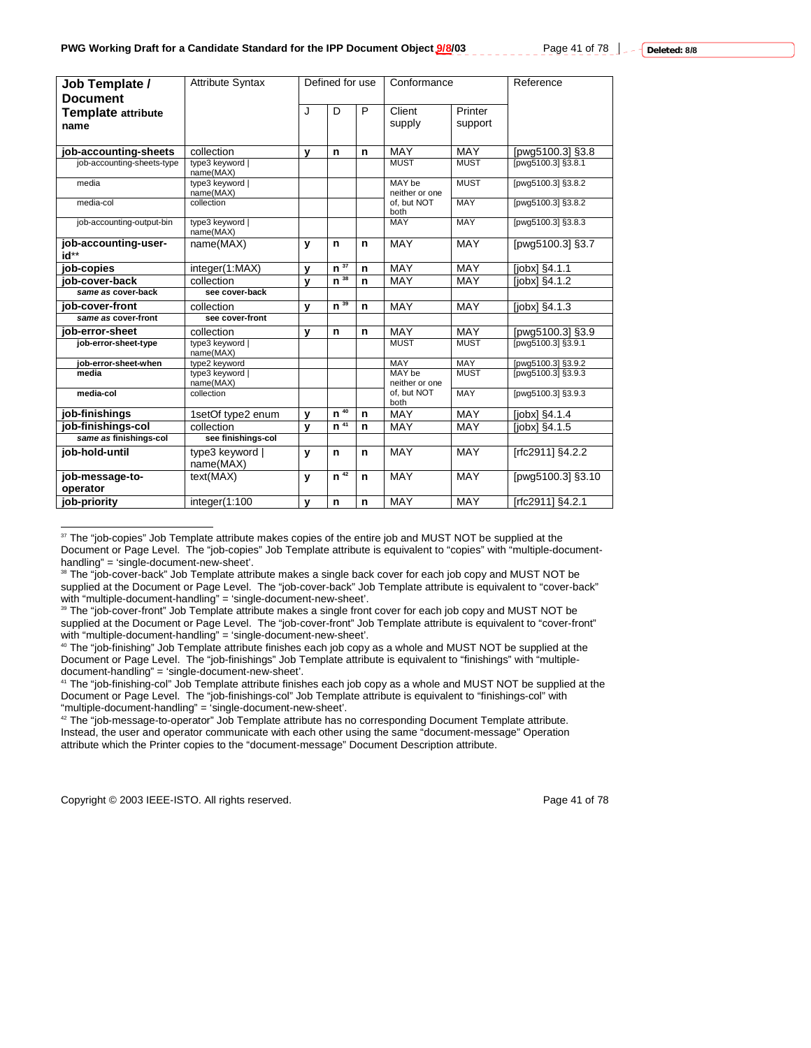| Job Template / Document Template attribute name | Attribute Syntax | Defined for use | | | Conformance | | Reference |
|---|---|---|---|---|---|---|---|
| | | J | D | P | Client supply | Printer support | |
| **job-accounting-sheets** | collection | **y** | **n** | **n** | MAY | MAY | [pwg5100.3] §3.8 |
| job-accounting-sheets-type | type3 keyword \| name(MAX) | | | | MUST | MUST | [pwg5100.3] §3.8.1 |
| media | type3 keyword \| name(MAX) | | | | MAY be neither or one | MUST | [pwg5100.3] §3.8.2 |
| media-col | collection | | | | of, but NOT both | MAY | [pwg5100.3] §3.8.2 |
| job-accounting-output-bin | type3 keyword \| name(MAX) | | | | MAY | MAY | [pwg5100.3] §3.8.3 |
| **job-accounting-user-id**** | name(MAX) | **y** | **n** | **n** | MAY | MAY | [pwg5100.3] §3.7 |
| **job-copies** | integer(1:MAX) | **y** | **n** [37] | **n** | MAY | MAY | [jobx] §4.1.1 |
| **job-cover-back** | collection | **y** | **n** [38] | **n** | MAY | MAY | [jobx] §4.1.2 |
| ***same as* cover-back** | **see cover-back** | | | | | | |
| **job-cover-front** | collection | **y** | **n** [39] | **n** | MAY | MAY | [jobx] §4.1.3 |
| ***same as* cover-front** | **see cover-front** | | | | | | |
| **job-error-sheet** | collection | **y** | **n** | **n** | MAY | MAY | [pwg5100.3] §3.9 |
| **job-error-sheet-type** | type3 keyword \| name(MAX) | | | | MUST | MUST | [pwg5100.3] §3.9.1 |
| **job-error-sheet-when** | type2 keyword | | | | MAY | MAY | [pwg5100.3] §3.9.2 |
| **media** | type3 keyword \| name(MAX) | | | | MAY be neither or one | MUST | [pwg5100.3] §3.9.3 |
| **media-col** | collection | | | | of, but NOT both | MAY | [pwg5100.3] §3.9.3 |
| **job-finishings** | 1setOf type2 enum | **y** | **n** [40] | **n** | MAY | MAY | [jobx] §4.1.4 |
| **job-finishings-col** | collection | **y** | **n** [41] | **n** | MAY | MAY | [jobx] §4.1.5 |
| ***same as* finishings-col** | **see finishings-col** | | | | | | |
| **job-hold-until** | type3 keyword \| name(MAX) | **y** | **n** | **n** | MAY | MAY | [rfc2911] §4.2.2 |
| **job-message-to-operator** | text(MAX) | **y** | **n** [42] | **n** | MAY | MAY | [pwg5100.3] §3.10 |
| **job-priority** | integer(1:100 | **y** | **n** | **n** | MAY | MAY | [rfc2911] §4.2.1 |

[37] The "job-copies" Job Template attribute makes copies of the entire job and MUST NOT be supplied at the Document or Page Level. The "job-copies" Job Template attribute is equivalent to "copies" with "multiple-document-handling" = 'single-document-new-sheet'.

[38] The "job-cover-back" Job Template attribute makes a single back cover for each job copy and MUST NOT be supplied at the Document or Page Level. The "job-cover-back" Job Template attribute is equivalent to "cover-back" with "multiple-document-handling" = 'single-document-new-sheet'.

[39] The "job-cover-front" Job Template attribute makes a single front cover for each job copy and MUST NOT be supplied at the Document or Page Level. The "job-cover-front" Job Template attribute is equivalent to "cover-front" with "multiple-document-handling" = 'single-document-new-sheet'.

[40] The "job-finishing" Job Template attribute finishes each job copy as a whole and MUST NOT be supplied at the Document or Page Level. The "job-finishings" Job Template attribute is equivalent to "finishings" with "multiple-document-handling" = 'single-document-new-sheet'.

[41] The "job-finishing-col" Job Template attribute finishes each job copy as a whole and MUST NOT be supplied at the Document or Page Level. The "job-finishings-col" Job Template attribute is equivalent to "finishings-col" with "multiple-document-handling" = 'single-document-new-sheet'.

[42] The "job-message-to-operator" Job Template attribute has no corresponding Document Template attribute. Instead, the user and operator communicate with each other using the same "document-message" Operation attribute which the Printer copies to the "document-message" Document Description attribute.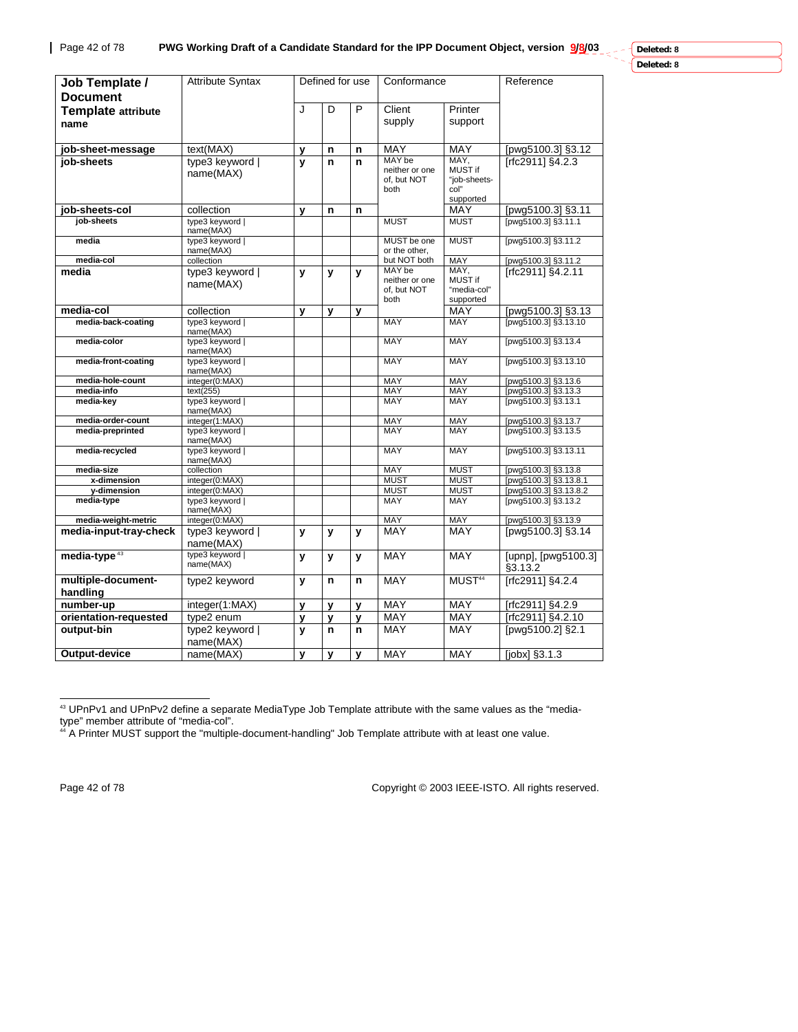| Job Template / Document Template attribute name | Attribute Syntax | Defined for use | | | Conformance | | Reference |
|---|---|---|---|---|---|---|---|
| | | J | D | P | Client supply | Printer support | |
| **job-sheet-message** | text(MAX) | **y** | **n** | **n** | MAY | MAY | [pwg5100.3] §3.12 |
| **job-sheets** | type3 keyword \| name(MAX) | **y** | **n** | **n** | MAY be neither or one of, but NOT both | MAY, MUST if "job-sheets-col" supported | [rfc2911] §4.2.3 |
| **job-sheets-col** | collection | **y** | **n** | **n** | | MAY | [pwg5100.3] §3.11 |
| **job-sheets** | type3 keyword \| name(MAX) | | | | MUST | MUST | [pwg5100.3] §3.11.1 |
| **media** | type3 keyword \| name(MAX) | | | | MUST be one or the other, | MUST | [pwg5100.3] §3.11.2 |
| **media-col** | collection | | | | but NOT both | MAY | [pwg5100.3] §3.11.2 |
| **media** | type3 keyword \| name(MAX) | **y** | **y** | **y** | MAY be neither or one of, but NOT both | MAY, MUST if "media-col" supported | [rfc2911] §4.2.11 |
| **media-col** | collection | **y** | **y** | **y** | | MAY | [pwg5100.3] §3.13 |
| **media-back-coating** | type3 keyword \| name(MAX) | | | | MAY | MAY | [pwg5100.3] §3.13.10 |
| **media-color** | type3 keyword \| name(MAX) | | | | MAY | MAY | [pwg5100.3] §3.13.4 |
| **media-front-coating** | type3 keyword \| name(MAX) | | | | MAY | MAY | [pwg5100.3] §3.13.10 |
| **media-hole-count** | integer(0:MAX) | | | | MAY | MAY | [pwg5100.3] §3.13.6 |
| **media-info** | text(255) | | | | MAY | MAY | [pwg5100.3] §3.13.3 |
| **media-key** | type3 keyword \| name(MAX) | | | | MAY | MAY | [pwg5100.3] §3.13.1 |
| **media-order-count** | integer(1:MAX) | | | | MAY | MAY | [pwg5100.3] §3.13.7 |
| **media-preprinted** | type3 keyword \| name(MAX) | | | | MAY | MAY | [pwg5100.3] §3.13.5 |
| **media-recycled** | type3 keyword \| name(MAX) | | | | MAY | MAY | [pwg5100.3] §3.13.11 |
| **media-size** | collection | | | | MAY | MUST | [pwg5100.3] §3.13.8 |
| **x-dimension** | integer(0:MAX) | | | | MUST | MUST | [pwg5100.3] §3.13.8.1 |
| **y-dimension** | integer(0:MAX) | | | | MUST | MUST | [pwg5100.3] §3.13.8.2 |
| **media-type** | type3 keyword \| name(MAX) | | | | MAY | MAY | [pwg5100.3] §3.13.2 |
| **media-weight-metric** | integer(0:MAX) | | | | MAY | MAY | [pwg5100.3] §3.13.9 |
| **media-input-tray-check** | type3 keyword \| name(MAX) | **y** | **y** | **y** | MAY | MAY | [pwg5100.3] §3.14 |
| **media-type**[43] | type3 keyword \| name(MAX) | **y** | **y** | **y** | MAY | MAY | [upnp], [pwg5100.3] §3.13.2 |
| **multiple-document-handling** | type2 keyword | **y** | **n** | **n** | MAY | MUST[44] | [rfc2911] §4.2.4 |
| **number-up** | integer(1:MAX) | **y** | **y** | **y** | MAY | MAY | [rfc2911] §4.2.9 |
| **orientation-requested** | type2 enum | **y** | **y** | **y** | MAY | MAY | [rfc2911] §4.2.10 |
| **output-bin** | type2 keyword \| name(MAX) | **y** | **n** | **n** | MAY | MAY | [pwg5100.2] §2.1 |
| **Output-device** | name(MAX) | **y** | **y** | **y** | MAY | MAY | [jobx] §3.1.3 |

[43] UPnPv1 and UPnPv2 define a separate MediaType Job Template attribute with the same values as the "media-type" member attribute of "media-col".

[44] A Printer MUST support the "multiple-document-handling" Job Template attribute with at least one value.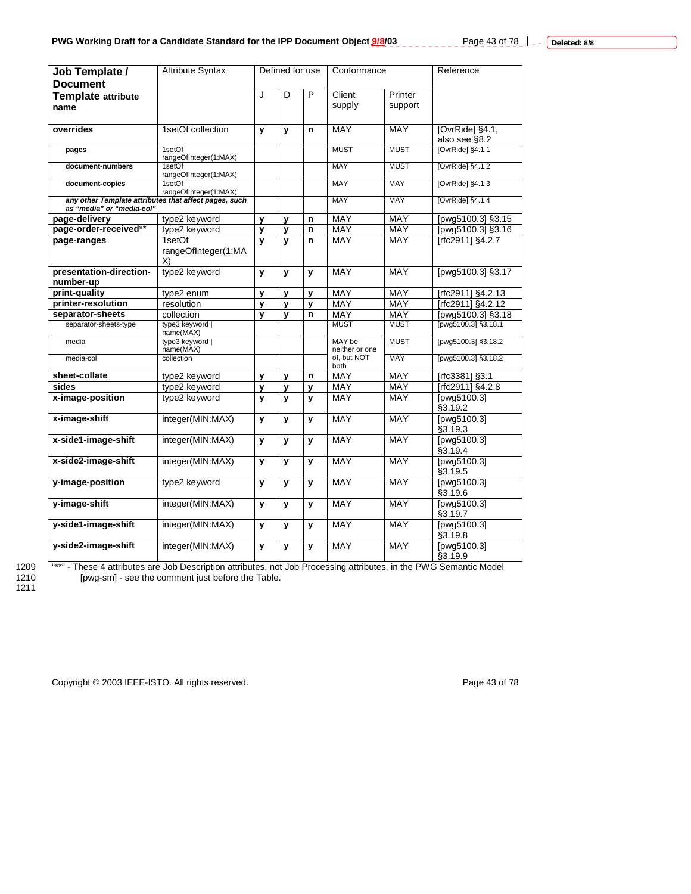| Job Template / Document Template attribute name | Attribute Syntax | Defined for use | | | Conformance | | Reference |
|---|---|---|---|---|---|---|---|
| | | J | D | P | Client supply | Printer support | |
| **overrides** | 1setOf collection | **y** | **y** | **n** | MAY | MAY | [OvrRide] §4.1, also see §8.2 |
| **pages** | 1setOf rangeOfInteger(1:MAX) | | | | MUST | MUST | [OvrRide] §4.1.1 |
| **document-numbers** | 1setOf rangeOfInteger(1:MAX) | | | | MAY | MUST | [OvrRide] §4.1.2 |
| **document-copies** | 1setOf rangeOfInteger(1:MAX) | | | | MAY | MAY | [OvrRide] §4.1.3 |
| ***any other Template attributes that affect pages, such as "media" or "media-col"*** | | | | | MAY | MAY | [OvrRide] §4.1.4 |
| **page-delivery** | type2 keyword | **y** | **y** | **n** | MAY | MAY | [pwg5100.3] §3.15 |
| **page-order-received**** | type2 keyword | **y** | **y** | **n** | MAY | MAY | [pwg5100.3] §3.16 |
| **page-ranges** | 1setOf rangeOfInteger(1:MAX) | **y** | **y** | **n** | MAY | MAY | [rfc2911] §4.2.7 |
| **presentation-direction-number-up** | type2 keyword | **y** | **y** | **y** | MAY | MAY | [pwg5100.3] §3.17 |
| **print-quality** | type2 enum | **y** | **y** | **y** | MAY | MAY | [rfc2911] §4.2.13 |
| **printer-resolution** | resolution | **y** | **y** | **y** | MAY | MAY | [rfc2911] §4.2.12 |
| **separator-sheets** | collection | **y** | **y** | **n** | MAY | MAY | [pwg5100.3] §3.18 |
| separator-sheets-type | type3 keyword \| name(MAX) | | | | MUST | MUST | [pwg5100.3] §3.18.1 |
| media | type3 keyword \| name(MAX) | | | | MAY be neither or one of, but NOT both | MUST | [pwg5100.3] §3.18.2 |
| media-col | collection | | | | | MAY | [pwg5100.3] §3.18.2 |
| **sheet-collate** | type2 keyword | **y** | **y** | **n** | MAY | MAY | [rfc3381] §3.1 |
| **sides** | type2 keyword | **y** | **y** | **y** | MAY | MAY | [rfc2911] §4.2.8 |
| **x-image-position** | type2 keyword | **y** | **y** | **y** | MAY | MAY | [pwg5100.3] §3.19.2 |
| **x-image-shift** | integer(MIN:MAX) | **y** | **y** | **y** | MAY | MAY | [pwg5100.3] §3.19.3 |
| **x-side1-image-shift** | integer(MIN:MAX) | **y** | **y** | **y** | MAY | MAY | [pwg5100.3] §3.19.4 |
| **x-side2-image-shift** | integer(MIN:MAX) | **y** | **y** | **y** | MAY | MAY | [pwg5100.3] §3.19.5 |
| **y-image-position** | type2 keyword | **y** | **y** | **y** | MAY | MAY | [pwg5100.3] §3.19.6 |
| **y-image-shift** | integer(MIN:MAX) | **y** | **y** | **y** | MAY | MAY | [pwg5100.3] §3.19.7 |
| **y-side1-image-shift** | integer(MIN:MAX) | **y** | **y** | **y** | MAY | MAY | [pwg5100.3] §3.19.8 |
| **y-side2-image-shift** | integer(MIN:MAX) | **y** | **y** | **y** | MAY | MAY | [pwg5100.3] §3.19.9 |

"**" - These 4 attributes are Job Description attributes, not Job Processing attributes, in the PWG Semantic Model [pwg-sm] - see the comment just before the Table.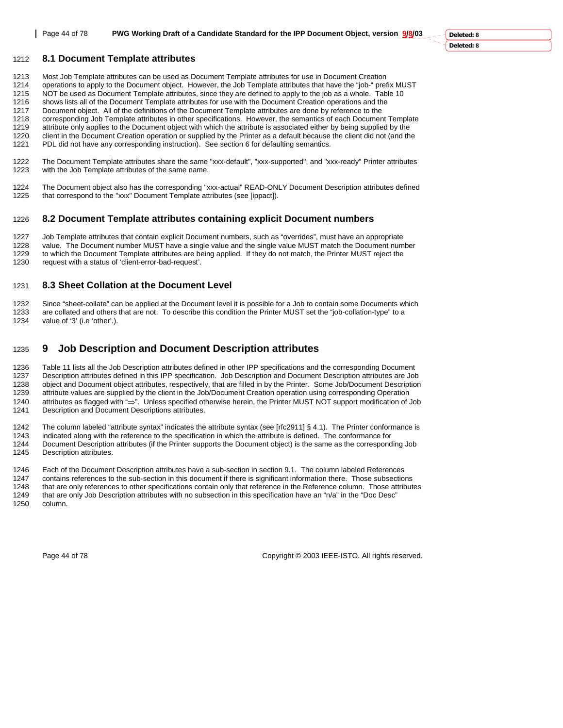## 8.1 Document Template attributes

Most Job Template attributes can be used as Document Template attributes for use in Document Creation operations to apply to the Document object. However, the Job Template attributes that have the "job-" prefix MUST NOT be used as Document Template attributes, since they are defined to apply to the job as a whole. Table 10 shows lists all of the Document Template attributes for use with the Document Creation operations and the Document object. All of the definitions of the Document Template attributes are done by reference to the corresponding Job Template attributes in other specifications. However, the semantics of each Document Template attribute only applies to the Document object with which the attribute is associated either by being supplied by the client in the Document Creation operation or supplied by the Printer as a default because the client did not (and the PDL did not have any corresponding instruction). See section 6 for defaulting semantics.

The Document Template attributes share the same "xxx-default", "xxx-supported", and "xxx-ready" Printer attributes with the Job Template attributes of the same name.

The Document object also has the corresponding "xxx-actual" READ-ONLY Document Description attributes defined that correspond to the "xxx" Document Template attributes (see [ippact]).

## 8.2 Document Template attributes containing explicit Document numbers

Job Template attributes that contain explicit Document numbers, such as "overrides", must have an appropriate value. The Document number MUST have a single value and the single value MUST match the Document number to which the Document Template attributes are being applied. If they do not match, the Printer MUST reject the request with a status of 'client-error-bad-request'.

## 8.3 Sheet Collation at the Document Level

Since "sheet-collate" can be applied at the Document level it is possible for a Job to contain some Documents which are collated and others that are not. To describe this condition the Printer MUST set the "job-collation-type" to a value of '3' (i.e 'other'.).

# 9 Job Description and Document Description attributes

Table 11 lists all the Job Description attributes defined in other IPP specifications and the corresponding Document Description attributes defined in this IPP specification. Job Description and Document Description attributes are Job object and Document object attributes, respectively, that are filled in by the Printer. Some Job/Document Description attribute values are supplied by the client in the Job/Document Creation operation using corresponding Operation attributes as flagged with "⇒". Unless specified otherwise herein, the Printer MUST NOT support modification of Job Description and Document Descriptions attributes.

The column labeled "attribute syntax" indicates the attribute syntax (see [rfc2911] § 4.1). The Printer conformance is indicated along with the reference to the specification in which the attribute is defined. The conformance for Document Description attributes (if the Printer supports the Document object) is the same as the corresponding Job Description attributes.

Each of the Document Description attributes have a sub-section in section 9.1. The column labeled References contains references to the sub-section in this document if there is significant information there. Those subsections that are only references to other specifications contain only that reference in the Reference column. Those attributes that are only Job Description attributes with no subsection in this specification have an "n/a" in the "Doc Desc" column.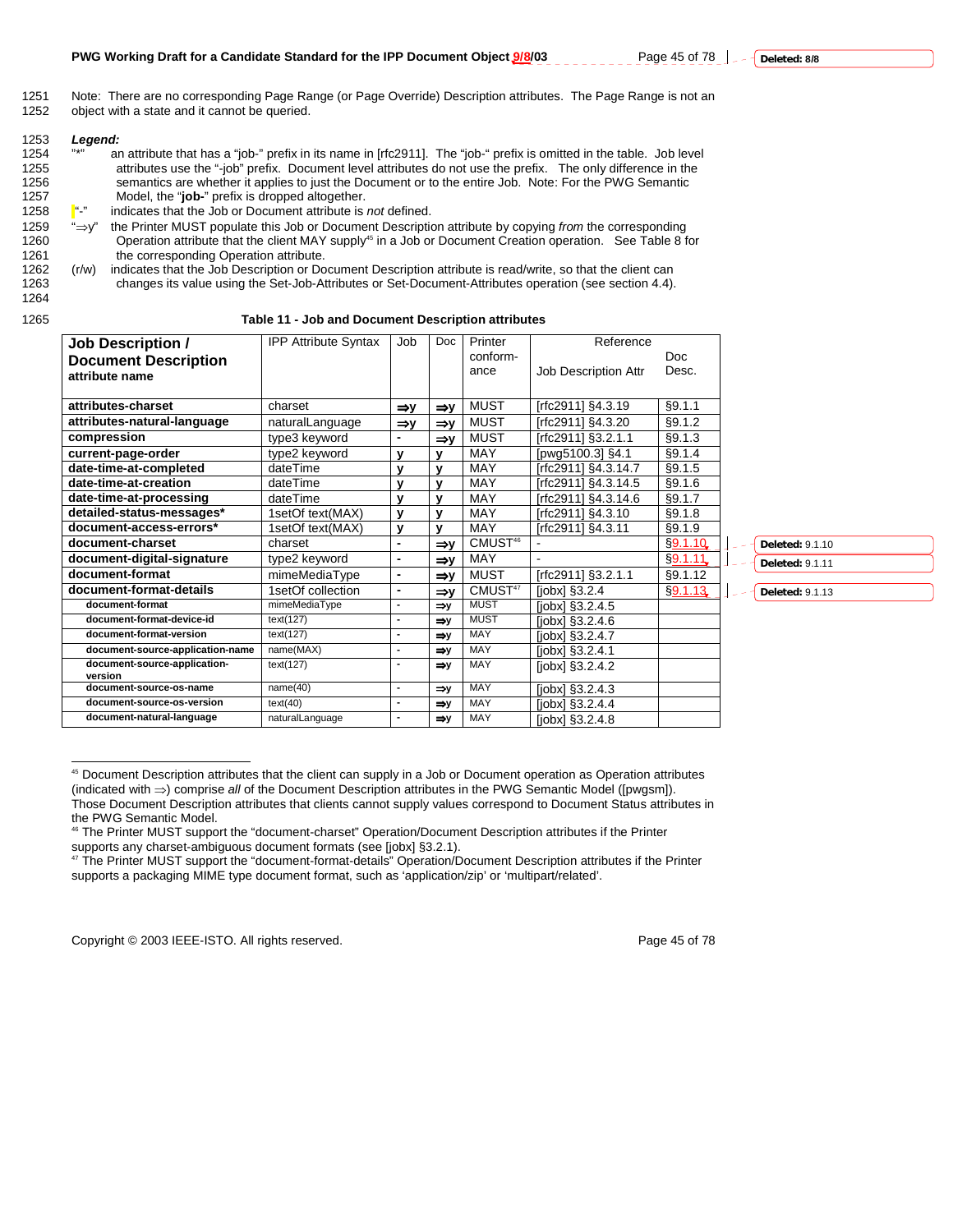Note: There are no corresponding Page Range (or Page Override) Description attributes. The Page Range is not an object with a state and it cannot be queried.

***Legend:***

"*" an attribute that has a "job-" prefix in its name in [rfc2911]. The "job-" prefix is omitted in the table. Job level attributes use the "-job" prefix. Document level attributes do not use the prefix. The only difference in the semantics are whether it applies to just the Document or to the entire Job. Note: For the PWG Semantic Model, the "**job-**" prefix is dropped altogether.

"-" indicates that the Job or Document attribute is *not* defined.

"⇒y" the Printer MUST populate this Job or Document Description attribute by copying *from* the corresponding Operation attribute that the client MAY supply[45] in a Job or Document Creation operation. See Table 8 for the corresponding Operation attribute.

(r/w) indicates that the Job Description or Document Description attribute is read/write, so that the client can changes its value using the Set-Job-Attributes or Set-Document-Attributes operation (see section 4.4).

**Table 11 - Job and Document Description attributes**

| Job Description / Document Description attribute name | IPP Attribute Syntax | Job | Doc | Printer conform-ance | Reference Job Description Attr | Doc Desc. |
|---|---|---|---|---|---|---|
| **attributes-charset** | charset | ⇒y | ⇒y | MUST | [rfc2911] §4.3.19 | §9.1.1 |
| **attributes-natural-language** | naturalLanguage | ⇒y | ⇒y | MUST | [rfc2911] §4.3.20 | §9.1.2 |
| **compression** | type3 keyword | - | ⇒y | MUST | [rfc2911] §3.2.1.1 | §9.1.3 |
| **current-page-order** | type2 keyword | y | y | MAY | [pwg5100.3] §4.1 | §9.1.4 |
| **date-time-at-completed** | dateTime | y | y | MAY | [rfc2911] §4.3.14.7 | §9.1.5 |
| **date-time-at-creation** | dateTime | y | y | MAY | [rfc2911] §4.3.14.5 | §9.1.6 |
| **date-time-at-processing** | dateTime | y | y | MAY | [rfc2911] §4.3.14.6 | §9.1.7 |
| **detailed-status-messages*** | 1setOf text(MAX) | y | y | MAY | [rfc2911] §4.3.10 | §9.1.8 |
| **document-access-errors*** | 1setOf text(MAX) | y | y | MAY | [rfc2911] §4.3.11 | §9.1.9 |
| **document-charset** | charset | - | ⇒y | CMUST[46] | - | §9.1.10 |
| **document-digital-signature** | type2 keyword | - | ⇒y | MAY | - | §9.1.11 |
| **document-format** | mimeMediaType | - | ⇒y | MUST | [rfc2911] §3.2.1.1 | §9.1.12 |
| **document-format-details** | 1setOf collection | - | ⇒y | CMUST[47] | [jobx] §3.2.4 | §9.1.13 |
| **document-format** | mimeMediaType | - | ⇒y | MUST | [jobx] §3.2.4.5 | |
| **document-format-device-id** | text(127) | - | ⇒y | MUST | [jobx] §3.2.4.6 | |
| **document-format-version** | text(127) | - | ⇒y | MAY | [jobx] §3.2.4.7 | |
| **document-source-application-name** | name(MAX) | - | ⇒y | MAY | [jobx] §3.2.4.1 | |
| **document-source-application-version** | text(127) | - | ⇒y | MAY | [jobx] §3.2.4.2 | |
| **document-source-os-name** | name(40) | - | ⇒y | MAY | [jobx] §3.2.4.3 | |
| **document-source-os-version** | text(40) | - | ⇒y | MAY | [jobx] §3.2.4.4 | |
| **document-natural-language** | naturalLanguage | - | ⇒y | MAY | [jobx] §3.2.4.8 | |

[45] Document Description attributes that the client can supply in a Job or Document operation as Operation attributes (indicated with ⇒) comprise *all* of the Document Description attributes in the PWG Semantic Model ([pwgsm]). Those Document Description attributes that clients cannot supply values correspond to Document Status attributes in the PWG Semantic Model.

[46] The Printer MUST support the "document-charset" Operation/Document Description attributes if the Printer supports any charset-ambiguous document formats (see [jobx] §3.2.1).

[47] The Printer MUST support the "document-format-details" Operation/Document Description attributes if the Printer supports a packaging MIME type document format, such as 'application/zip' or 'multipart/related'.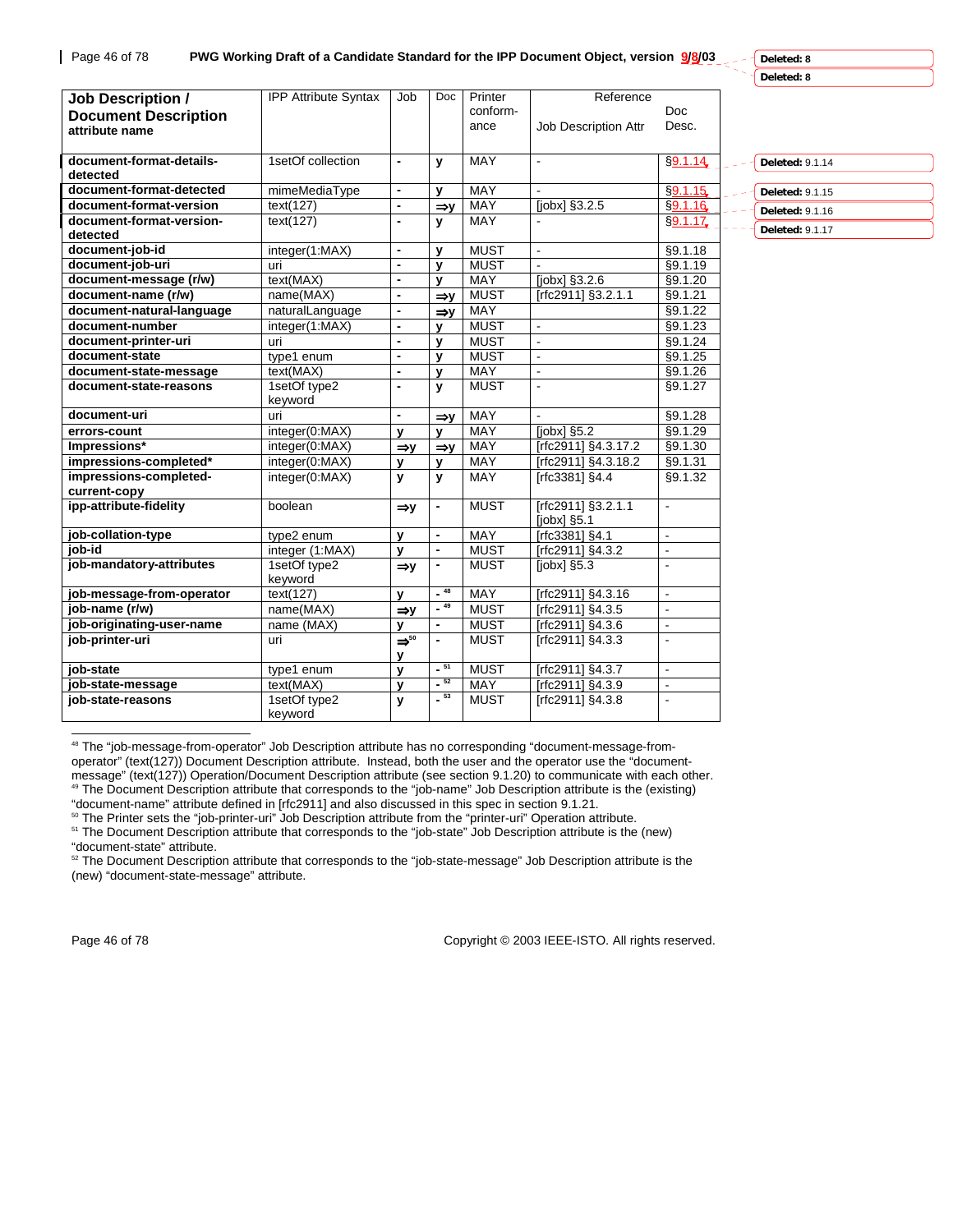| Job Description / Document Description attribute name | IPP Attribute Syntax | Job | Doc | Printer conform-ance | Reference Job Description Attr | Doc Desc. |
|---|---|---|---|---|---|---|
| **document-format-details-detected** | 1setOf collection | - | y | MAY | - | §9.1.14 |
| **document-format-detected** | mimeMediaType | - | y | MAY | - | §9.1.15 |
| **document-format-version** | text(127) | - | ⇒y | MAY | [jobx] §3.2.5 | §9.1.16 |
| **document-format-version-detected** | text(127) | - | y | MAY | - | §9.1.17 |
| **document-job-id** | integer(1:MAX) | - | y | MUST | - | §9.1.18 |
| **document-job-uri** | uri | - | y | MUST | - | §9.1.19 |
| **document-message (r/w)** | text(MAX) | - | y | MAY | [jobx] §3.2.6 | §9.1.20 |
| **document-name (r/w)** | name(MAX) | - | ⇒y | MUST | [rfc2911] §3.2.1.1 | §9.1.21 |
| **document-natural-language** | naturalLanguage | - | ⇒y | MAY | | §9.1.22 |
| **document-number** | integer(1:MAX) | - | y | MUST | - | §9.1.23 |
| **document-printer-uri** | uri | - | y | MUST | - | §9.1.24 |
| **document-state** | type1 enum | - | y | MUST | - | §9.1.25 |
| **document-state-message** | text(MAX) | - | y | MAY | - | §9.1.26 |
| **document-state-reasons** | 1setOf type2 keyword | - | y | MUST | - | §9.1.27 |
| **document-uri** | uri | - | ⇒y | MAY | - | §9.1.28 |
| **errors-count** | integer(0:MAX) | y | y | MAY | [jobx] §5.2 | §9.1.29 |
| **Impressions*** | integer(0:MAX) | ⇒y | ⇒y | MAY | [rfc2911] §4.3.17.2 | §9.1.30 |
| **impressions-completed*** | integer(0:MAX) | y | y | MAY | [rfc2911] §4.3.18.2 | §9.1.31 |
| **impressions-completed-current-copy** | integer(0:MAX) | y | y | MAY | [rfc3381] §4.4 | §9.1.32 |
| **ipp-attribute-fidelity** | boolean | ⇒y | - | MUST | [rfc2911] §3.2.1.1 [jobx] §5.1 | - |
| **job-collation-type** | type2 enum | y | - | MAY | [rfc3381] §4.1 | - |
| **job-id** | integer (1:MAX) | y | - | MUST | [rfc2911] §4.3.2 | - |
| **job-mandatory-attributes** | 1setOf type2 keyword | ⇒y | - | MUST | [jobx] §5.3 | - |
| **job-message-from-operator** | text(127) | y | - [48] | MAY | [rfc2911] §4.3.16 | - |
| **job-name (r/w)** | name(MAX) | ⇒y | - [49] | MUST | [rfc2911] §4.3.5 | - |
| **job-originating-user-name** | name (MAX) | y | - | MUST | [rfc2911] §4.3.6 | - |
| **job-printer-uri** | uri | ⇒[50] y | - | MUST | [rfc2911] §4.3.3 | - |
| **job-state** | type1 enum | y | - [51] | MUST | [rfc2911] §4.3.7 | - |
| **job-state-message** | text(MAX) | y | - [52] | MAY | [rfc2911] §4.3.9 | - |
| **job-state-reasons** | 1setOf type2 keyword | y | - [53] | MUST | [rfc2911] §4.3.8 | - |

[48] The "job-message-from-operator" Job Description attribute has no corresponding "document-message-from-operator" (text(127)) Document Description attribute. Instead, both the user and the operator use the "document-message" (text(127)) Operation/Document Description attribute (see section 9.1.20) to communicate with each other.

[49] The Document Description attribute that corresponds to the "job-name" Job Description attribute is the (existing) "document-name" attribute defined in [rfc2911] and also discussed in this spec in section 9.1.21.

[50] The Printer sets the "job-printer-uri" Job Description attribute from the "printer-uri" Operation attribute.

[51] The Document Description attribute that corresponds to the "job-state" Job Description attribute is the (new) "document-state" attribute.

[52] The Document Description attribute that corresponds to the "job-state-message" Job Description attribute is the (new) "document-state-message" attribute.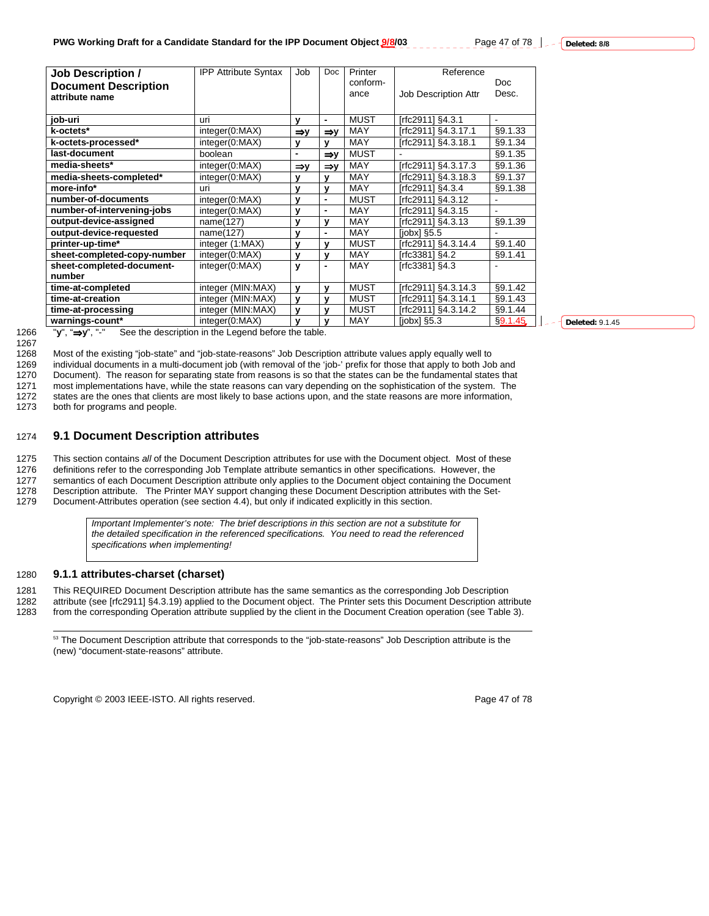| **Job Description / Document Description attribute name** | IPP Attribute Syntax | Job | Doc | Printer conform-ance | Reference Job Description Attr | Doc Desc. |
|---|---|---|---|---|---|---|
| **job-uri** | uri | **y** | **-** | MUST | [rfc2911] §4.3.1 | - |
| **k-octets*** | integer(0:MAX) | **⇒y** | **⇒y** | MAY | [rfc2911] §4.3.17.1 | §9.1.33 |
| **k-octets-processed*** | integer(0:MAX) | **y** | **y** | MAY | [rfc2911] §4.3.18.1 | §9.1.34 |
| **last-document** | boolean | **-** | **⇒y** | MUST | - | §9.1.35 |
| **media-sheets*** | integer(0:MAX) | **⇒y** | **⇒y** | MAY | [rfc2911] §4.3.17.3 | §9.1.36 |
| **media-sheets-completed*** | integer(0:MAX) | **y** | **y** | MAY | [rfc2911] §4.3.18.3 | §9.1.37 |
| **more-info*** | uri | **y** | **y** | MAY | [rfc2911] §4.3.4 | §9.1.38 |
| **number-of-documents** | integer(0:MAX) | **y** | **-** | MUST | [rfc2911] §4.3.12 | - |
| **number-of-intervening-jobs** | integer(0:MAX) | **y** | **-** | MAY | [rfc2911] §4.3.15 | - |
| **output-device-assigned** | name(127) | **y** | **y** | MAY | [rfc2911] §4.3.13 | §9.1.39 |
| **output-device-requested** | name(127) | **y** | **-** | MAY | [jobx] §5.5 | - |
| **printer-up-time*** | integer (1:MAX) | **y** | **y** | MUST | [rfc2911] §4.3.14.4 | §9.1.40 |
| **sheet-completed-copy-number** | integer(0:MAX) | **y** | **y** | MAY | [rfc3381] §4.2 | §9.1.41 |
| **sheet-completed-document-number** | integer(0:MAX) | **y** | **-** | MAY | [rfc3381] §4.3 | - |
| **time-at-completed** | integer (MIN:MAX) | **y** | **y** | MUST | [rfc2911] §4.3.14.3 | §9.1.42 |
| **time-at-creation** | integer (MIN:MAX) | **y** | **y** | MUST | [rfc2911] §4.3.14.1 | §9.1.43 |
| **time-at-processing** | integer (MIN:MAX) | **y** | **y** | MUST | [rfc2911] §4.3.14.2 | §9.1.44 |
| **warnings-count*** | integer(0:MAX) | **y** | **y** | MAY | [jobx] §5.3 | §9.1.45 |

"**y**", "**⇒y**", "-" See the description in the Legend before the table.

Most of the existing "job-state" and "job-state-reasons" Job Description attribute values apply equally well to individual documents in a multi-document job (with removal of the 'job-' prefix for those that apply to both Job and Document). The reason for separating state from reasons is so that the states can be the fundamental states that most implementations have, while the state reasons can vary depending on the sophistication of the system. The states are the ones that clients are most likely to base actions upon, and the state reasons are more information, both for programs and people.

## 9.1 Document Description attributes

This section contains *all* of the Document Description attributes for use with the Document object. Most of these definitions refer to the corresponding Job Template attribute semantics in other specifications. However, the semantics of each Document Description attribute only applies to the Document object containing the Document Description attribute. The Printer MAY support changing these Document Description attributes with the Set-Document-Attributes operation (see section 4.4), but only if indicated explicitly in this section.

> *Important Implementer's note: The brief descriptions in this section are not a substitute for the detailed specification in the referenced specifications. You need to read the referenced specifications when implementing!*

### 9.1.1 attributes-charset (charset)

This REQUIRED Document Description attribute has the same semantics as the corresponding Job Description attribute (see [rfc2911] §4.3.19) applied to the Document object. The Printer sets this Document Description attribute from the corresponding Operation attribute supplied by the client in the Document Creation operation (see Table 3).

---

[53] The Document Description attribute that corresponds to the "job-state-reasons" Job Description attribute is the (new) "document-state-reasons" attribute.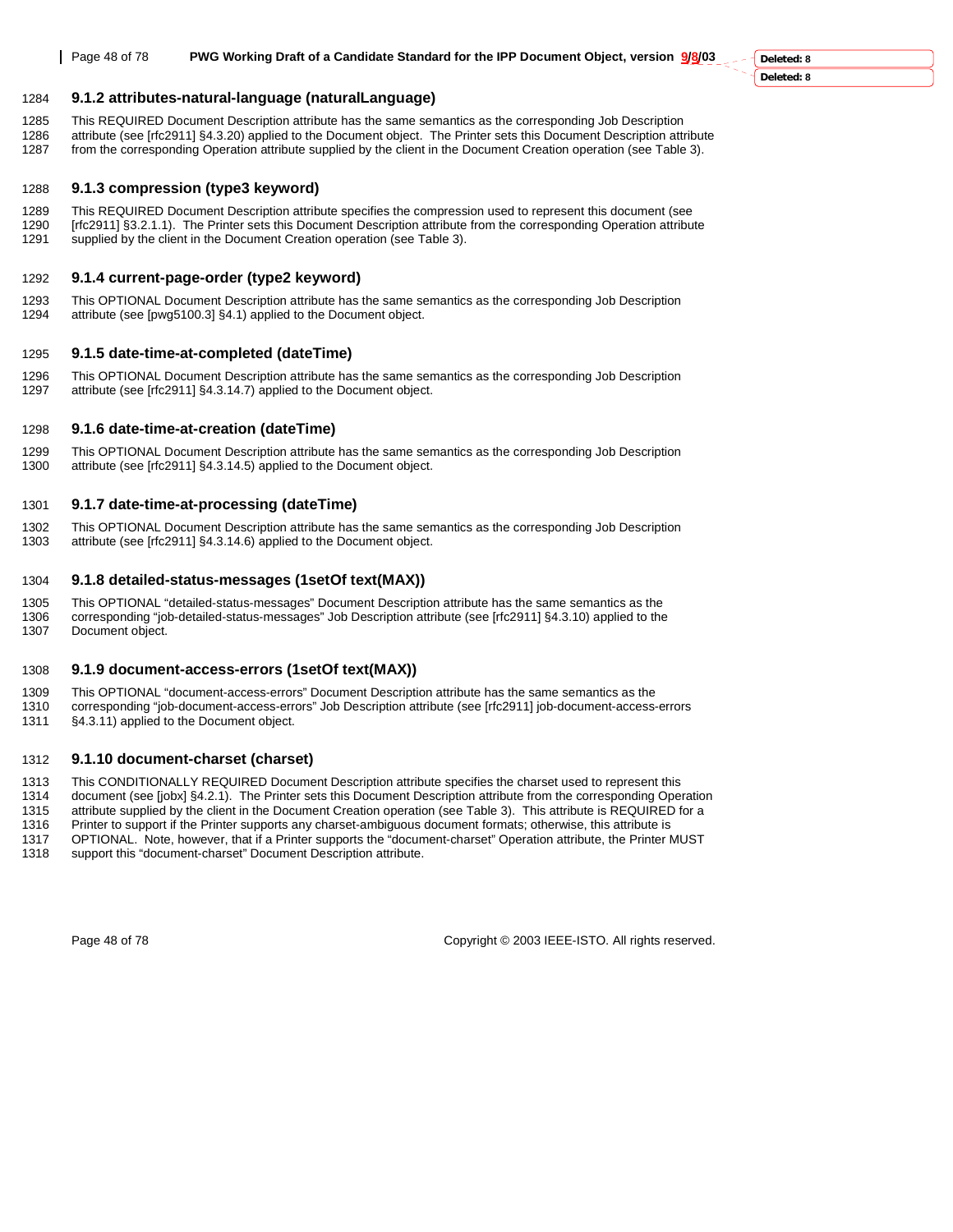### 9.1.2 attributes-natural-language (naturalLanguage)

This REQUIRED Document Description attribute has the same semantics as the corresponding Job Description attribute (see [rfc2911] §4.3.20) applied to the Document object. The Printer sets this Document Description attribute from the corresponding Operation attribute supplied by the client in the Document Creation operation (see Table 3).

### 9.1.3 compression (type3 keyword)

This REQUIRED Document Description attribute specifies the compression used to represent this document (see [rfc2911] §3.2.1.1). The Printer sets this Document Description attribute from the corresponding Operation attribute supplied by the client in the Document Creation operation (see Table 3).

### 9.1.4 current-page-order (type2 keyword)

This OPTIONAL Document Description attribute has the same semantics as the corresponding Job Description attribute (see [pwg5100.3] §4.1) applied to the Document object.

### 9.1.5 date-time-at-completed (dateTime)

This OPTIONAL Document Description attribute has the same semantics as the corresponding Job Description attribute (see [rfc2911] §4.3.14.7) applied to the Document object.

### 9.1.6 date-time-at-creation (dateTime)

This OPTIONAL Document Description attribute has the same semantics as the corresponding Job Description attribute (see [rfc2911] §4.3.14.5) applied to the Document object.

### 9.1.7 date-time-at-processing (dateTime)

This OPTIONAL Document Description attribute has the same semantics as the corresponding Job Description attribute (see [rfc2911] §4.3.14.6) applied to the Document object.

### 9.1.8 detailed-status-messages (1setOf text(MAX))

This OPTIONAL "detailed-status-messages" Document Description attribute has the same semantics as the corresponding "job-detailed-status-messages" Job Description attribute (see [rfc2911] §4.3.10) applied to the Document object.

### 9.1.9 document-access-errors (1setOf text(MAX))

This OPTIONAL "document-access-errors" Document Description attribute has the same semantics as the corresponding "job-document-access-errors" Job Description attribute (see [rfc2911] job-document-access-errors §4.3.11) applied to the Document object.

### 9.1.10 document-charset (charset)

This CONDITIONALLY REQUIRED Document Description attribute specifies the charset used to represent this document (see [jobx] §4.2.1). The Printer sets this Document Description attribute from the corresponding Operation attribute supplied by the client in the Document Creation operation (see Table 3). This attribute is REQUIRED for a Printer to support if the Printer supports any charset-ambiguous document formats; otherwise, this attribute is OPTIONAL. Note, however, that if a Printer supports the "document-charset" Operation attribute, the Printer MUST support this "document-charset" Document Description attribute.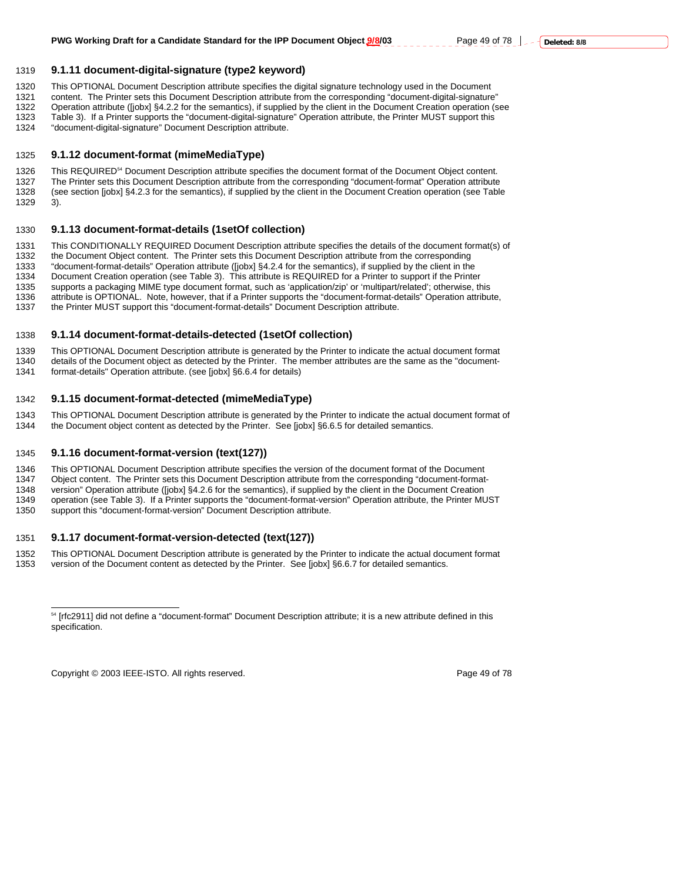### 9.1.11 document-digital-signature (type2 keyword)

This OPTIONAL Document Description attribute specifies the digital signature technology used in the Document content. The Printer sets this Document Description attribute from the corresponding "document-digital-signature" Operation attribute ([jobx] §4.2.2 for the semantics), if supplied by the client in the Document Creation operation (see Table 3). If a Printer supports the "document-digital-signature" Operation attribute, the Printer MUST support this "document-digital-signature" Document Description attribute.

### 9.1.12 document-format (mimeMediaType)

This REQUIRED[54] Document Description attribute specifies the document format of the Document Object content. The Printer sets this Document Description attribute from the corresponding "document-format" Operation attribute (see section [jobx] §4.2.3 for the semantics), if supplied by the client in the Document Creation operation (see Table 3).

### 9.1.13 document-format-details (1setOf collection)

This CONDITIONALLY REQUIRED Document Description attribute specifies the details of the document format(s) of the Document Object content. The Printer sets this Document Description attribute from the corresponding "document-format-details" Operation attribute ([jobx] §4.2.4 for the semantics), if supplied by the client in the Document Creation operation (see Table 3). This attribute is REQUIRED for a Printer to support if the Printer supports a packaging MIME type document format, such as 'application/zip' or 'multipart/related'; otherwise, this attribute is OPTIONAL. Note, however, that if a Printer supports the "document-format-details" Operation attribute, the Printer MUST support this "document-format-details" Document Description attribute.

### 9.1.14 document-format-details-detected (1setOf collection)

This OPTIONAL Document Description attribute is generated by the Printer to indicate the actual document format details of the Document object as detected by the Printer. The member attributes are the same as the "document-format-details" Operation attribute. (see [jobx] §6.6.4 for details)

### 9.1.15 document-format-detected (mimeMediaType)

This OPTIONAL Document Description attribute is generated by the Printer to indicate the actual document format of the Document object content as detected by the Printer. See [jobx] §6.6.5 for detailed semantics.

### 9.1.16 document-format-version (text(127))

This OPTIONAL Document Description attribute specifies the version of the document format of the Document Object content. The Printer sets this Document Description attribute from the corresponding "document-format-version" Operation attribute ([jobx] §4.2.6 for the semantics), if supplied by the client in the Document Creation operation (see Table 3). If a Printer supports the "document-format-version" Operation attribute, the Printer MUST support this "document-format-version" Document Description attribute.

### 9.1.17 document-format-version-detected (text(127))

This OPTIONAL Document Description attribute is generated by the Printer to indicate the actual document format version of the Document content as detected by the Printer. See [jobx] §6.6.7 for detailed semantics.

---

[54] [rfc2911] did not define a "document-format" Document Description attribute; it is a new attribute defined in this specification.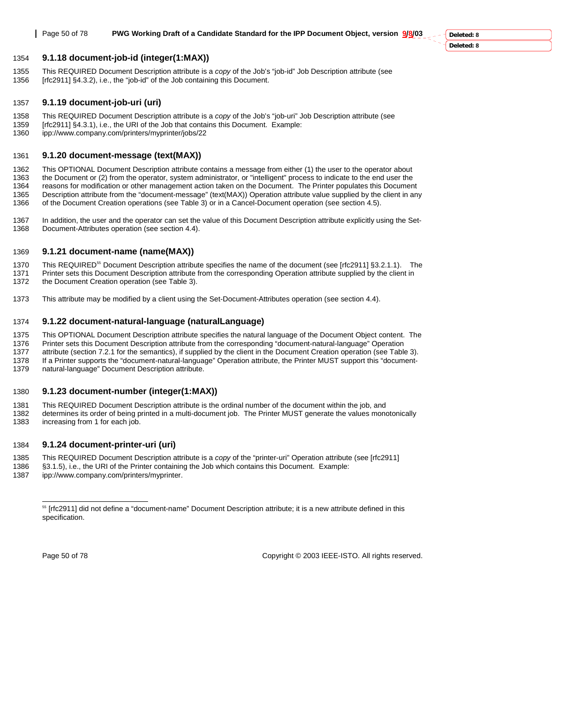### 9.1.18 document-job-id (integer(1:MAX))

This REQUIRED Document Description attribute is a *copy* of the Job's "job-id" Job Description attribute (see [rfc2911] §4.3.2), i.e., the "job-id" of the Job containing this Document.

### 9.1.19 document-job-uri (uri)

This REQUIRED Document Description attribute is a *copy* of the Job's "job-uri" Job Description attribute (see [rfc2911] §4.3.1), i.e., the URI of the Job that contains this Document. Example: ipp://www.company.com/printers/myprinter/jobs/22

### 9.1.20 document-message (text(MAX))

This OPTIONAL Document Description attribute contains a message from either (1) the user to the operator about the Document or (2) from the operator, system administrator, or "intelligent" process to indicate to the end user the reasons for modification or other management action taken on the Document. The Printer populates this Document Description attribute from the "document-message" (text(MAX)) Operation attribute value supplied by the client in any of the Document Creation operations (see Table 3) or in a Cancel-Document operation (see section 4.5).

In addition, the user and the operator can set the value of this Document Description attribute explicitly using the Set-Document-Attributes operation (see section 4.4).

### 9.1.21 document-name (name(MAX))

This REQUIRED[55] Document Description attribute specifies the name of the document (see [rfc2911] §3.2.1.1). The Printer sets this Document Description attribute from the corresponding Operation attribute supplied by the client in the Document Creation operation (see Table 3).

This attribute may be modified by a client using the Set-Document-Attributes operation (see section 4.4).

### 9.1.22 document-natural-language (naturalLanguage)

This OPTIONAL Document Description attribute specifies the natural language of the Document Object content. The Printer sets this Document Description attribute from the corresponding "document-natural-language" Operation attribute (section 7.2.1 for the semantics), if supplied by the client in the Document Creation operation (see Table 3). If a Printer supports the "document-natural-language" Operation attribute, the Printer MUST support this "document-natural-language" Document Description attribute.

### 9.1.23 document-number (integer(1:MAX))

This REQUIRED Document Description attribute is the ordinal number of the document within the job, and determines its order of being printed in a multi-document job. The Printer MUST generate the values monotonically increasing from 1 for each job.

### 9.1.24 document-printer-uri (uri)

This REQUIRED Document Description attribute is a *copy* of the "printer-uri" Operation attribute (see [rfc2911] §3.1.5), i.e., the URI of the Printer containing the Job which contains this Document. Example: ipp://www.company.com/printers/myprinter.

---

[55] [rfc2911] did not define a "document-name" Document Description attribute; it is a new attribute defined in this specification.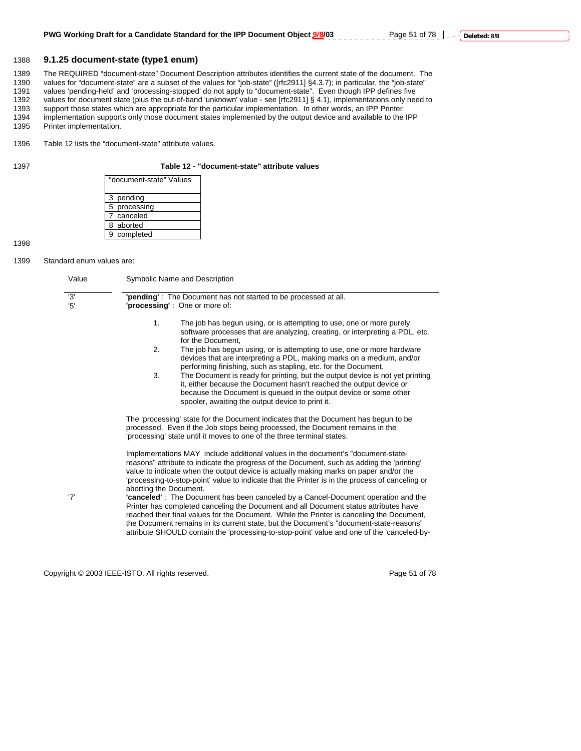### 9.1.25 document-state (type1 enum)

The REQUIRED "document-state" Document Description attributes identifies the current state of the document. The values for "document-state" are a subset of the values for "job-state" ([rfc2911] §4.3.7); in particular, the "job-state" values 'pending-held' and 'processing-stopped' do not apply to "document-state". Even though IPP defines five values for document state (plus the out-of-band 'unknown' value - see [rfc2911] § 4.1), implementations only need to support those states which are appropriate for the particular implementation. In other words, an IPP Printer implementation supports only those document states implemented by the output device and available to the IPP Printer implementation.

Table 12 lists the "document-state" attribute values.

**Table 12 - "document-state" attribute values**

| "document-state" Values |
|---|
| 3 pending |
| 5 processing |
| 7 canceled |
| 8 aborted |
| 9 completed |

Standard enum values are:

| Value | Symbolic Name and Description |
|---|---|
| '3' | **'pending'** : The Document has not started to be processed at all. |
| '5' | **'processing'** : One or more of: |

1. The job has begun using, or is attempting to use, one or more purely software processes that are analyzing, creating, or interpreting a PDL, etc. for the Document,
2. The job has begun using, or is attempting to use, one or more hardware devices that are interpreting a PDL, making marks on a medium, and/or performing finishing, such as stapling, etc. for the Document,
3. The Document is ready for printing, but the output device is not yet printing it, either because the Document hasn't reached the output device or because the Document is queued in the output device or some other spooler, awaiting the output device to print it.

The 'processing' state for the Document indicates that the Document has begun to be processed. Even if the Job stops being processed, the Document remains in the 'processing' state until it moves to one of the three terminal states.

Implementations MAY include additional values in the document's "document-state-reasons" attribute to indicate the progress of the Document, such as adding the 'printing' value to indicate when the output device is actually making marks on paper and/or the 'processing-to-stop-point' value to indicate that the Printer is in the process of canceling or aborting the Document.

'7' **'canceled'** : The Document has been canceled by a Cancel-Document operation and the Printer has completed canceling the Document and all Document status attributes have reached their final values for the Document. While the Printer is canceling the Document, the Document remains in its current state, but the Document's "document-state-reasons" attribute SHOULD contain the 'processing-to-stop-point' value and one of the 'canceled-by-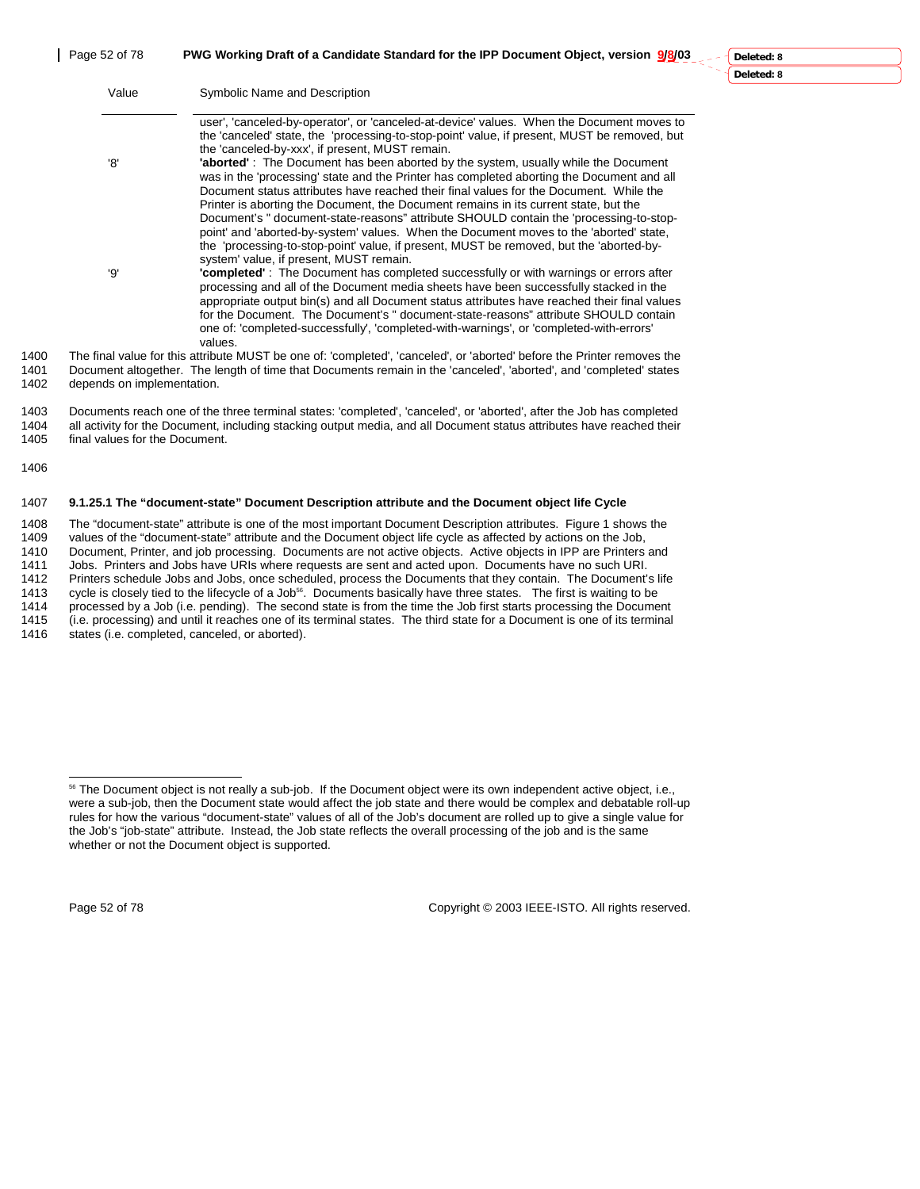| Value | Symbolic Name and Description |
|---|---|
| | user', 'canceled-by-operator', or 'canceled-at-device' values. When the Document moves to the 'canceled' state, the 'processing-to-stop-point' value, if present, MUST be removed, but the 'canceled-by-xxx', if present, MUST remain. |
| '8' | **'aborted'** : The Document has been aborted by the system, usually while the Document was in the 'processing' state and the Printer has completed aborting the Document and all Document status attributes have reached their final values for the Document. While the Printer is aborting the Document, the Document remains in its current state, but the Document's " document-state-reasons" attribute SHOULD contain the 'processing-to-stop-point' and 'aborted-by-system' values. When the Document moves to the 'aborted' state, the 'processing-to-stop-point' value, if present, MUST be removed, but the 'aborted-by-system' value, if present, MUST remain. |
| '9' | **'completed'** : The Document has completed successfully or with warnings or errors after processing and all of the Document media sheets have been successfully stacked in the appropriate output bin(s) and all Document status attributes have reached their final values for the Document. The Document's " document-state-reasons" attribute SHOULD contain one of: 'completed-successfully', 'completed-with-warnings', or 'completed-with-errors' values. |

The final value for this attribute MUST be one of: 'completed', 'canceled', or 'aborted' before the Printer removes the Document altogether. The length of time that Documents remain in the 'canceled', 'aborted', and 'completed' states depends on implementation.

Documents reach one of the three terminal states: 'completed', 'canceled', or 'aborted', after the Job has completed all activity for the Document, including stacking output media, and all Document status attributes have reached their final values for the Document.

#### 9.1.25.1 The "document-state" Document Description attribute and the Document object life Cycle

The "document-state" attribute is one of the most important Document Description attributes. Figure 1 shows the values of the "document-state" attribute and the Document object life cycle as affected by actions on the Job, Document, Printer, and job processing. Documents are not active objects. Active objects in IPP are Printers and Jobs. Printers and Jobs have URIs where requests are sent and acted upon. Documents have no such URI. Printers schedule Jobs and Jobs, once scheduled, process the Documents that they contain. The Document's life cycle is closely tied to the lifecycle of a Job[56]. Documents basically have three states. The first is waiting to be processed by a Job (i.e. pending). The second state is from the time the Job first starts processing the Document (i.e. processing) and until it reaches one of its terminal states. The third state for a Document is one of its terminal states (i.e. completed, canceled, or aborted).

[56] The Document object is not really a sub-job. If the Document object were its own independent active object, i.e., were a sub-job, then the Document state would affect the job state and there would be complex and debatable roll-up rules for how the various "document-state" values of all of the Job's document are rolled up to give a single value for the Job's "job-state" attribute. Instead, the Job state reflects the overall processing of the job and is the same whether or not the Document object is supported.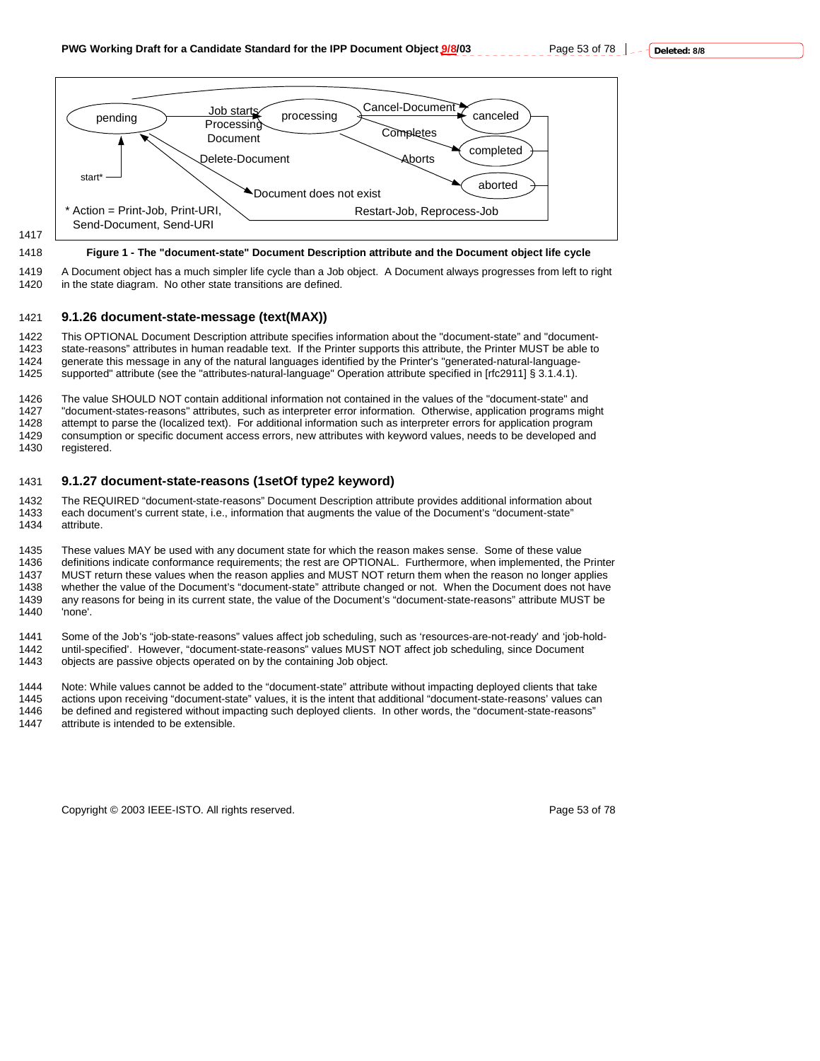Figure 1 - The "document-state" Document Description attribute and the Document object life cycle

A Document object has a much simpler life cycle than a Job object. A Document always progresses from left to right in the state diagram. No other state transitions are defined.

### 9.1.26 document-state-message (text(MAX))

This OPTIONAL Document Description attribute specifies information about the "document-state" and "document-state-reasons" attributes in human readable text. If the Printer supports this attribute, the Printer MUST be able to generate this message in any of the natural languages identified by the Printer's "generated-natural-language-supported" attribute (see the "attributes-natural-language" Operation attribute specified in [rfc2911] § 3.1.4.1).

The value SHOULD NOT contain additional information not contained in the values of the "document-state" and "document-states-reasons" attributes, such as interpreter error information. Otherwise, application programs might attempt to parse the (localized text). For additional information such as interpreter errors for application program consumption or specific document access errors, new attributes with keyword values, needs to be developed and registered.

### 9.1.27 document-state-reasons (1setOf type2 keyword)

The REQUIRED "document-state-reasons" Document Description attribute provides additional information about each document's current state, i.e., information that augments the value of the Document's "document-state" attribute.

These values MAY be used with any document state for which the reason makes sense. Some of these value definitions indicate conformance requirements; the rest are OPTIONAL. Furthermore, when implemented, the Printer MUST return these values when the reason applies and MUST NOT return them when the reason no longer applies whether the value of the Document's "document-state" attribute changed or not. When the Document does not have any reasons for being in its current state, the value of the Document's "document-state-reasons" attribute MUST be 'none'.

Some of the Job's "job-state-reasons" values affect job scheduling, such as 'resources-are-not-ready' and 'job-hold-until-specified'. However, "document-state-reasons" values MUST NOT affect job scheduling, since Document objects are passive objects operated on by the containing Job object.

Note: While values cannot be added to the "document-state" attribute without impacting deployed clients that take actions upon receiving "document-state" values, it is the intent that additional "document-state-reasons' values can be defined and registered without impacting such deployed clients. In other words, the "document-state-reasons" attribute is intended to be extensible.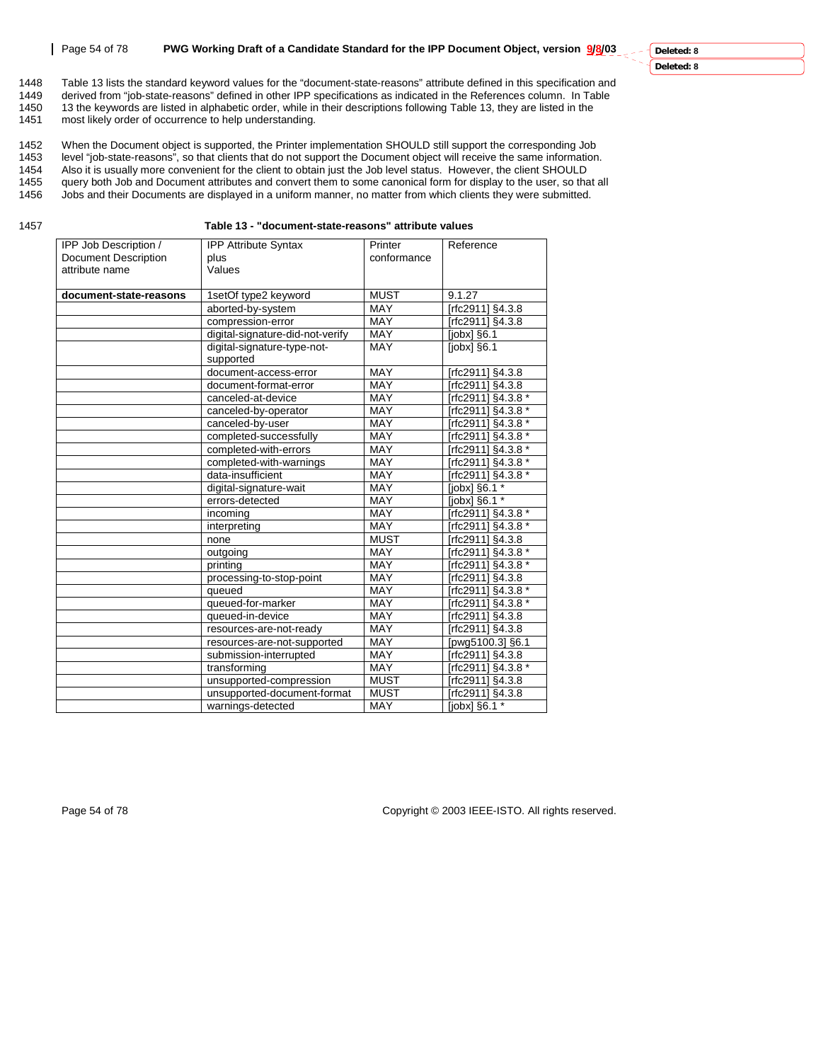Table 13 lists the standard keyword values for the "document-state-reasons" attribute defined in this specification and derived from "job-state-reasons" defined in other IPP specifications as indicated in the References column. In Table 13 the keywords are listed in alphabetic order, while in their descriptions following Table 13, they are listed in the most likely order of occurrence to help understanding.

When the Document object is supported, the Printer implementation SHOULD still support the corresponding Job level "job-state-reasons", so that clients that do not support the Document object will receive the same information. Also it is usually more convenient for the client to obtain just the Job level status. However, the client SHOULD query both Job and Document attributes and convert them to some canonical form for display to the user, so that all Jobs and their Documents are displayed in a uniform manner, no matter from which clients they were submitted.

**Table 13 - "document-state-reasons" attribute values**

| IPP Job Description / Document Description attribute name | IPP Attribute Syntax plus Values | Printer conformance | Reference |
|---|---|---|---|
| **document-state-reasons** | 1setOf type2 keyword | MUST | 9.1.27 |
| | aborted-by-system | MAY | [rfc2911] §4.3.8 |
| | compression-error | MAY | [rfc2911] §4.3.8 |
| | digital-signature-did-not-verify | MAY | [jobx] §6.1 |
| | digital-signature-type-not-supported | MAY | [jobx] §6.1 |
| | document-access-error | MAY | [rfc2911] §4.3.8 |
| | document-format-error | MAY | [rfc2911] §4.3.8 |
| | canceled-at-device | MAY | [rfc2911] §4.3.8 * |
| | canceled-by-operator | MAY | [rfc2911] §4.3.8 * |
| | canceled-by-user | MAY | [rfc2911] §4.3.8 * |
| | completed-successfully | MAY | [rfc2911] §4.3.8 * |
| | completed-with-errors | MAY | [rfc2911] §4.3.8 * |
| | completed-with-warnings | MAY | [rfc2911] §4.3.8 * |
| | data-insufficient | MAY | [rfc2911] §4.3.8 * |
| | digital-signature-wait | MAY | [jobx] §6.1 * |
| | errors-detected | MAY | [jobx] §6.1 * |
| | incoming | MAY | [rfc2911] §4.3.8 * |
| | interpreting | MAY | [rfc2911] §4.3.8 * |
| | none | MUST | [rfc2911] §4.3.8 |
| | outgoing | MAY | [rfc2911] §4.3.8 * |
| | printing | MAY | [rfc2911] §4.3.8 * |
| | processing-to-stop-point | MAY | [rfc2911] §4.3.8 |
| | queued | MAY | [rfc2911] §4.3.8 * |
| | queued-for-marker | MAY | [rfc2911] §4.3.8 * |
| | queued-in-device | MAY | [rfc2911] §4.3.8 |
| | resources-are-not-ready | MAY | [rfc2911] §4.3.8 |
| | resources-are-not-supported | MAY | [pwg5100.3] §6.1 |
| | submission-interrupted | MAY | [rfc2911] §4.3.8 |
| | transforming | MAY | [rfc2911] §4.3.8 * |
| | unsupported-compression | MUST | [rfc2911] §4.3.8 |
| | unsupported-document-format | MUST | [rfc2911] §4.3.8 |
| | warnings-detected | MAY | [jobx] §6.1 * |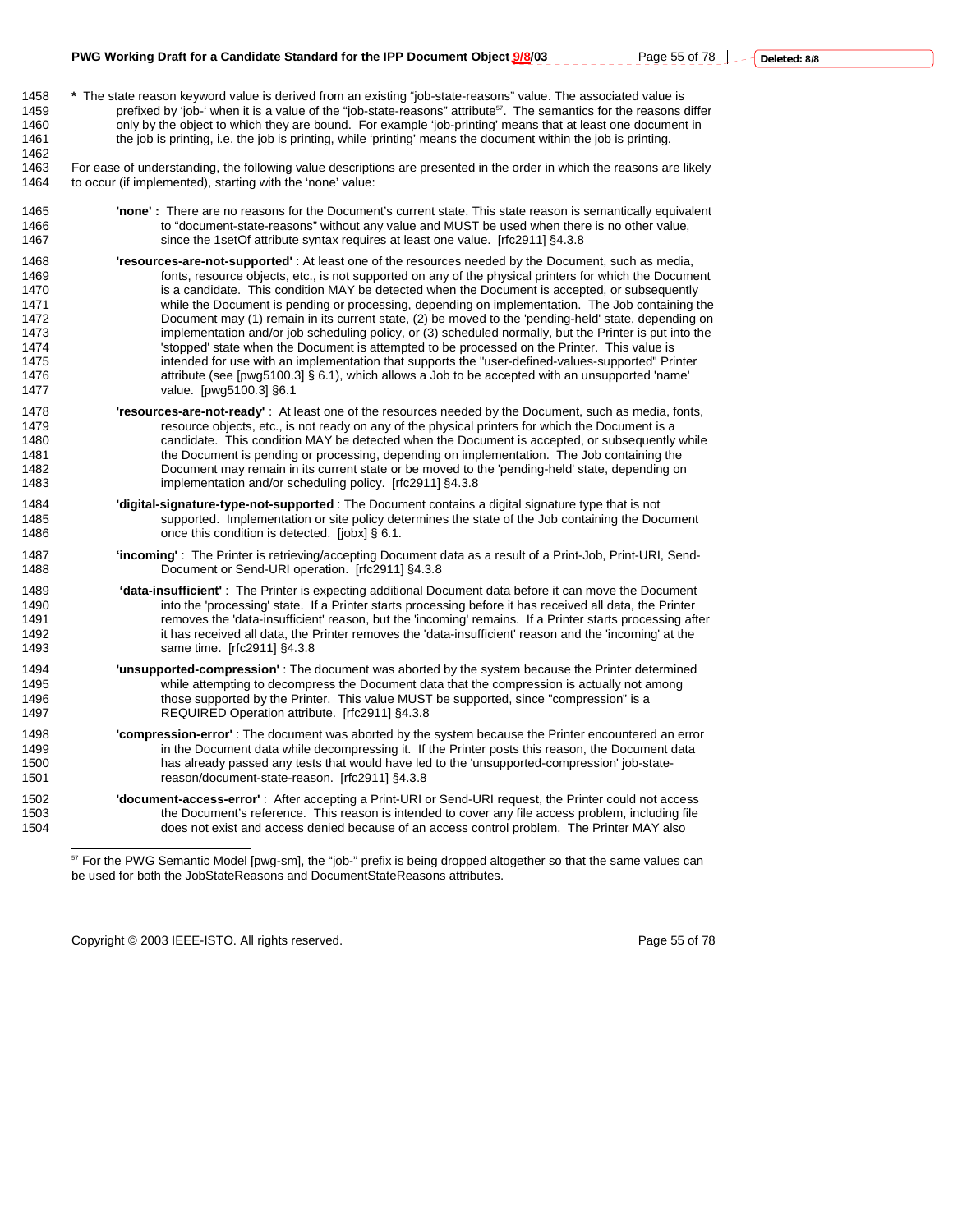**\*** The state reason keyword value is derived from an existing "job-state-reasons" value. The associated value is prefixed by 'job-' when it is a value of the "job-state-reasons" attribute[57]. The semantics for the reasons differ only by the object to which they are bound. For example 'job-printing' means that at least one document in the job is printing, i.e. the job is printing, while 'printing' means the document within the job is printing.

For ease of understanding, the following value descriptions are presented in the order in which the reasons are likely to occur (if implemented), starting with the 'none' value:

**'none' :** There are no reasons for the Document's current state. This state reason is semantically equivalent to "document-state-reasons" without any value and MUST be used when there is no other value, since the 1setOf attribute syntax requires at least one value. [rfc2911] §4.3.8

**'resources-are-not-supported'** : At least one of the resources needed by the Document, such as media, fonts, resource objects, etc., is not supported on any of the physical printers for which the Document is a candidate. This condition MAY be detected when the Document is accepted, or subsequently while the Document is pending or processing, depending on implementation. The Job containing the Document may (1) remain in its current state, (2) be moved to the 'pending-held' state, depending on implementation and/or job scheduling policy, or (3) scheduled normally, but the Printer is put into the 'stopped' state when the Document is attempted to be processed on the Printer. This value is intended for use with an implementation that supports the "user-defined-values-supported" Printer attribute (see [pwg5100.3] § 6.1), which allows a Job to be accepted with an unsupported 'name' value. [pwg5100.3] §6.1

**'resources-are-not-ready'** : At least one of the resources needed by the Document, such as media, fonts, resource objects, etc., is not ready on any of the physical printers for which the Document is a candidate. This condition MAY be detected when the Document is accepted, or subsequently while the Document is pending or processing, depending on implementation. The Job containing the Document may remain in its current state or be moved to the 'pending-held' state, depending on implementation and/or scheduling policy. [rfc2911] §4.3.8

**'digital-signature-type-not-supported** : The Document contains a digital signature type that is not supported. Implementation or site policy determines the state of the Job containing the Document once this condition is detected. [jobx] § 6.1.

**'incoming'** : The Printer is retrieving/accepting Document data as a result of a Print-Job, Print-URI, Send-Document or Send-URI operation. [rfc2911] §4.3.8

**'data-insufficient'** : The Printer is expecting additional Document data before it can move the Document into the 'processing' state. If a Printer starts processing before it has received all data, the Printer removes the 'data-insufficient' reason, but the 'incoming' remains. If a Printer starts processing after it has received all data, the Printer removes the 'data-insufficient' reason and the 'incoming' at the same time. [rfc2911] §4.3.8

**'unsupported-compression'** : The document was aborted by the system because the Printer determined while attempting to decompress the Document data that the compression is actually not among those supported by the Printer. This value MUST be supported, since "compression" is a REQUIRED Operation attribute. [rfc2911] §4.3.8

**'compression-error'** : The document was aborted by the system because the Printer encountered an error in the Document data while decompressing it. If the Printer posts this reason, the Document data has already passed any tests that would have led to the 'unsupported-compression' job-state-reason/document-state-reason. [rfc2911] §4.3.8

**'document-access-error'** : After accepting a Print-URI or Send-URI request, the Printer could not access the Document's reference. This reason is intended to cover any file access problem, including file does not exist and access denied because of an access control problem. The Printer MAY also

---

[57] For the PWG Semantic Model [pwg-sm], the "job-" prefix is being dropped altogether so that the same values can be used for both the JobStateReasons and DocumentStateReasons attributes.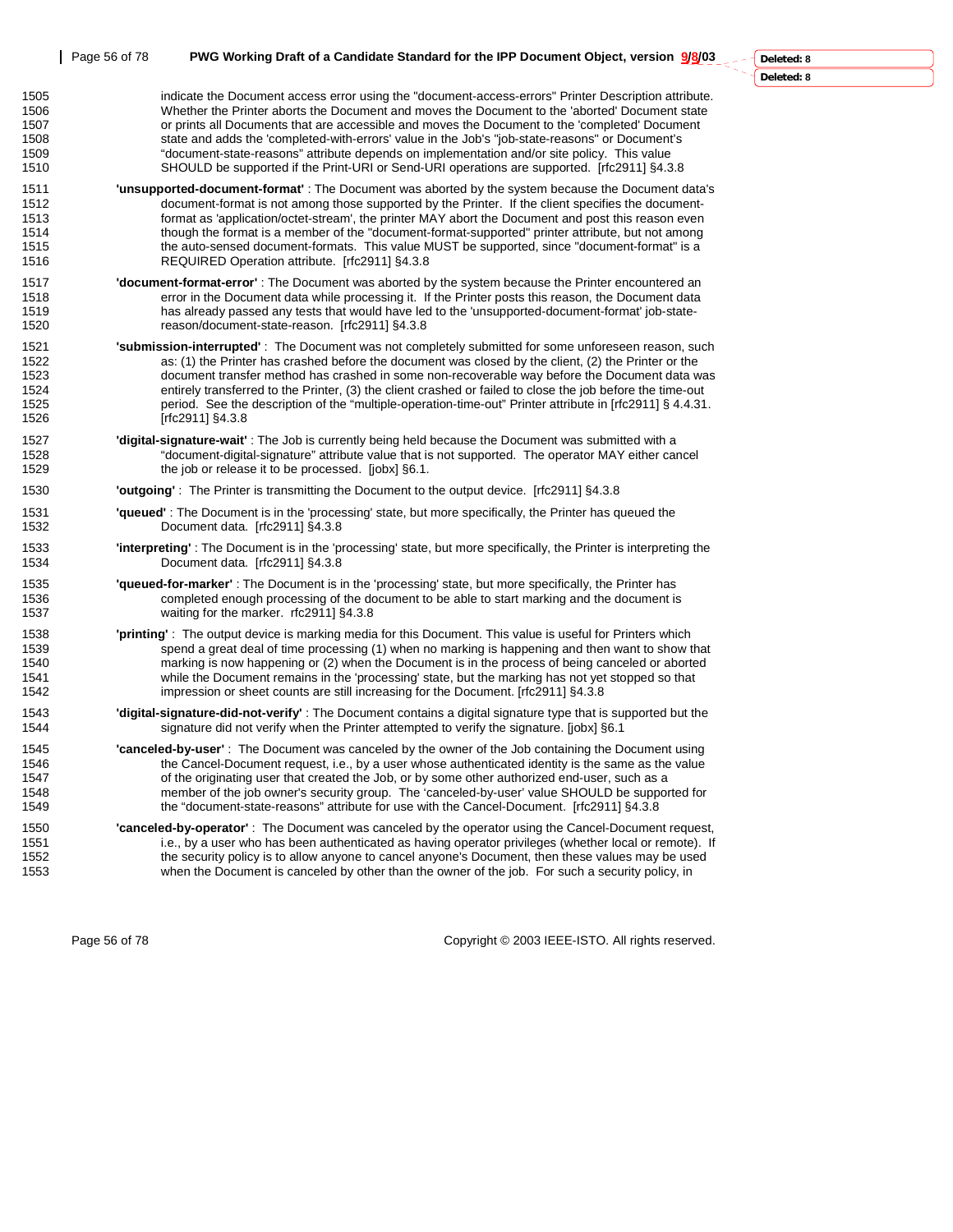indicate the Document access error using the "document-access-errors" Printer Description attribute. Whether the Printer aborts the Document and moves the Document to the 'aborted' Document state or prints all Documents that are accessible and moves the Document to the 'completed' Document state and adds the 'completed-with-errors' value in the Job's "job-state-reasons" or Document's "document-state-reasons" attribute depends on implementation and/or site policy. This value SHOULD be supported if the Print-URI or Send-URI operations are supported. [rfc2911] §4.3.8

**'unsupported-document-format'** : The Document was aborted by the system because the Document data's document-format is not among those supported by the Printer. If the client specifies the document-format as 'application/octet-stream', the printer MAY abort the Document and post this reason even though the format is a member of the "document-format-supported" printer attribute, but not among the auto-sensed document-formats. This value MUST be supported, since "document-format" is a REQUIRED Operation attribute. [rfc2911] §4.3.8

**'document-format-error'** : The Document was aborted by the system because the Printer encountered an error in the Document data while processing it. If the Printer posts this reason, the Document data has already passed any tests that would have led to the 'unsupported-document-format' job-state-reason/document-state-reason. [rfc2911] §4.3.8

**'submission-interrupted'** : The Document was not completely submitted for some unforeseen reason, such as: (1) the Printer has crashed before the document was closed by the client, (2) the Printer or the document transfer method has crashed in some non-recoverable way before the Document data was entirely transferred to the Printer, (3) the client crashed or failed to close the job before the time-out period. See the description of the "multiple-operation-time-out" Printer attribute in [rfc2911] § 4.4.31. [rfc2911] §4.3.8

**'digital-signature-wait'** : The Job is currently being held because the Document was submitted with a "document-digital-signature" attribute value that is not supported. The operator MAY either cancel the job or release it to be processed. [jobx] §6.1.

**'outgoing'** : The Printer is transmitting the Document to the output device. [rfc2911] §4.3.8

**'queued'** : The Document is in the 'processing' state, but more specifically, the Printer has queued the Document data. [rfc2911] §4.3.8

**'interpreting'** : The Document is in the 'processing' state, but more specifically, the Printer is interpreting the Document data. [rfc2911] §4.3.8

**'queued-for-marker'** : The Document is in the 'processing' state, but more specifically, the Printer has completed enough processing of the document to be able to start marking and the document is waiting for the marker. rfc2911] §4.3.8

**'printing'** : The output device is marking media for this Document. This value is useful for Printers which spend a great deal of time processing (1) when no marking is happening and then want to show that marking is now happening or (2) when the Document is in the process of being canceled or aborted while the Document remains in the 'processing' state, but the marking has not yet stopped so that impression or sheet counts are still increasing for the Document. [rfc2911] §4.3.8

**'digital-signature-did-not-verify'** : The Document contains a digital signature type that is supported but the signature did not verify when the Printer attempted to verify the signature. [jobx] §6.1

**'canceled-by-user'** : The Document was canceled by the owner of the Job containing the Document using the Cancel-Document request, i.e., by a user whose authenticated identity is the same as the value of the originating user that created the Job, or by some other authorized end-user, such as a member of the job owner's security group. The 'canceled-by-user' value SHOULD be supported for the "document-state-reasons" attribute for use with the Cancel-Document. [rfc2911] §4.3.8

**'canceled-by-operator'** : The Document was canceled by the operator using the Cancel-Document request, i.e., by a user who has been authenticated as having operator privileges (whether local or remote). If the security policy is to allow anyone to cancel anyone's Document, then these values may be used when the Document is canceled by other than the owner of the job. For such a security policy, in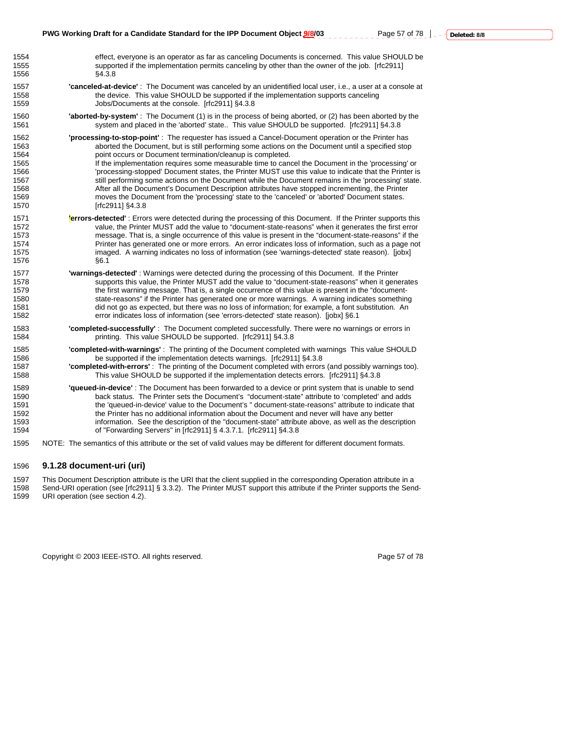effect, everyone is an operator as far as canceling Documents is concerned. This value SHOULD be supported if the implementation permits canceling by other than the owner of the job. [rfc2911] §4.3.8

**'canceled-at-device'** : The Document was canceled by an unidentified local user, i.e., a user at a console at the device. This value SHOULD be supported if the implementation supports canceling Jobs/Documents at the console. [rfc2911] §4.3.8

**'aborted-by-system'** : The Document (1) is in the process of being aborted, or (2) has been aborted by the system and placed in the 'aborted' state.. This value SHOULD be supported. [rfc2911] §4.3.8

**'processing-to-stop-point'** : The requester has issued a Cancel-Document operation or the Printer has aborted the Document, but is still performing some actions on the Document until a specified stop point occurs or Document termination/cleanup is completed.
If the implementation requires some measurable time to cancel the Document in the 'processing' or 'processing-stopped' Document states, the Printer MUST use this value to indicate that the Printer is still performing some actions on the Document while the Document remains in the 'processing' state. After all the Document's Document Description attributes have stopped incrementing, the Printer moves the Document from the 'processing' state to the 'canceled' or 'aborted' Document states. [rfc2911] §4.3.8

**'errors-detected'** : Errors were detected during the processing of this Document. If the Printer supports this value, the Printer MUST add the value to "document-state-reasons" when it generates the first error message. That is, a single occurrence of this value is present in the "document-state-reasons" if the Printer has generated one or more errors. An error indicates loss of information, such as a page not imaged. A warning indicates no loss of information (see 'warnings-detected' state reason). [jobx] §6.1

**'warnings-detected'** : Warnings were detected during the processing of this Document. If the Printer supports this value, the Printer MUST add the value to "document-state-reasons" when it generates the first warning message. That is, a single occurrence of this value is present in the "document-state-reasons" if the Printer has generated one or more warnings. A warning indicates something did not go as expected, but there was no loss of information; for example, a font substitution. An error indicates loss of information (see 'errors-detected' state reason). [jobx] §6.1

**'completed-successfully'** : The Document completed successfully. There were no warnings or errors in printing. This value SHOULD be supported. [rfc2911] §4.3.8

**'completed-with-warnings'** : The printing of the Document completed with warnings This value SHOULD be supported if the implementation detects warnings. [rfc2911] §4.3.8

**'completed-with-errors'** : The printing of the Document completed with errors (and possibly warnings too). This value SHOULD be supported if the implementation detects errors. [rfc2911] §4.3.8

**'queued-in-device'** : The Document has been forwarded to a device or print system that is unable to send back status. The Printer sets the Document's "document-state" attribute to 'completed' and adds the 'queued-in-device' value to the Document's " document-state-reasons" attribute to indicate that the Printer has no additional information about the Document and never will have any better information. See the description of the "document-state" attribute above, as well as the description of "Forwarding Servers" in [rfc2911] § 4.3.7.1. [rfc2911] §4.3.8

NOTE: The semantics of this attribute or the set of valid values may be different for different document formats.

### 9.1.28 document-uri (uri)

This Document Description attribute is the URI that the client supplied in the corresponding Operation attribute in a Send-URI operation (see [rfc2911] § 3.3.2). The Printer MUST support this attribute if the Printer supports the Send-URI operation (see section 4.2).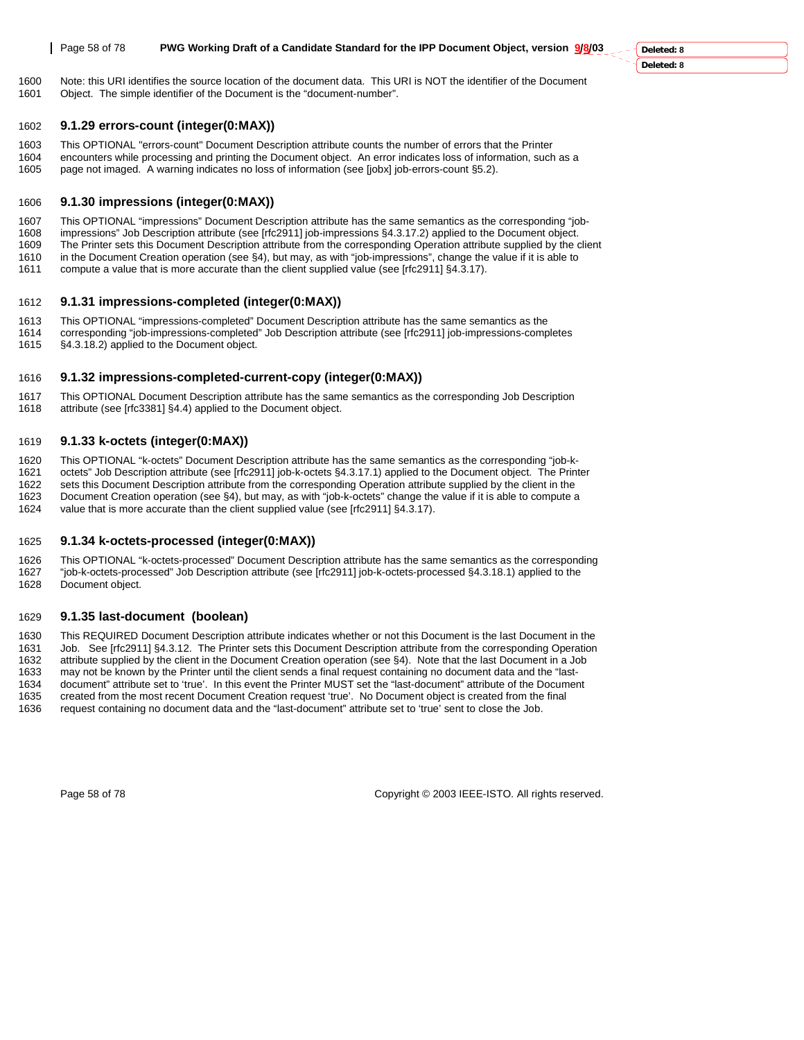Note: this URI identifies the source location of the document data. This URI is NOT the identifier of the Document Object. The simple identifier of the Document is the "document-number".

### 9.1.29 errors-count (integer(0:MAX))

This OPTIONAL "errors-count" Document Description attribute counts the number of errors that the Printer encounters while processing and printing the Document object. An error indicates loss of information, such as a page not imaged. A warning indicates no loss of information (see [jobx] job-errors-count §5.2).

### 9.1.30 impressions (integer(0:MAX))

This OPTIONAL "impressions" Document Description attribute has the same semantics as the corresponding "job-impressions" Job Description attribute (see [rfc2911] job-impressions §4.3.17.2) applied to the Document object. The Printer sets this Document Description attribute from the corresponding Operation attribute supplied by the client in the Document Creation operation (see §4), but may, as with "job-impressions", change the value if it is able to compute a value that is more accurate than the client supplied value (see [rfc2911] §4.3.17).

### 9.1.31 impressions-completed (integer(0:MAX))

This OPTIONAL "impressions-completed" Document Description attribute has the same semantics as the corresponding "job-impressions-completed" Job Description attribute (see [rfc2911] job-impressions-completes §4.3.18.2) applied to the Document object.

### 9.1.32 impressions-completed-current-copy (integer(0:MAX))

This OPTIONAL Document Description attribute has the same semantics as the corresponding Job Description attribute (see [rfc3381] §4.4) applied to the Document object.

### 9.1.33 k-octets (integer(0:MAX))

This OPTIONAL "k-octets" Document Description attribute has the same semantics as the corresponding "job-k-octets" Job Description attribute (see [rfc2911] job-k-octets §4.3.17.1) applied to the Document object. The Printer sets this Document Description attribute from the corresponding Operation attribute supplied by the client in the Document Creation operation (see §4), but may, as with "job-k-octets" change the value if it is able to compute a value that is more accurate than the client supplied value (see [rfc2911] §4.3.17).

### 9.1.34 k-octets-processed (integer(0:MAX))

This OPTIONAL "k-octets-processed" Document Description attribute has the same semantics as the corresponding "job-k-octets-processed" Job Description attribute (see [rfc2911] job-k-octets-processed §4.3.18.1) applied to the Document object.

### 9.1.35 last-document (boolean)

This REQUIRED Document Description attribute indicates whether or not this Document is the last Document in the Job. See [rfc2911] §4.3.12. The Printer sets this Document Description attribute from the corresponding Operation attribute supplied by the client in the Document Creation operation (see §4). Note that the last Document in a Job may not be known by the Printer until the client sends a final request containing no document data and the "last-document" attribute set to 'true'. In this event the Printer MUST set the "last-document" attribute of the Document created from the most recent Document Creation request 'true'. No Document object is created from the final request containing no document data and the "last-document" attribute set to 'true' sent to close the Job.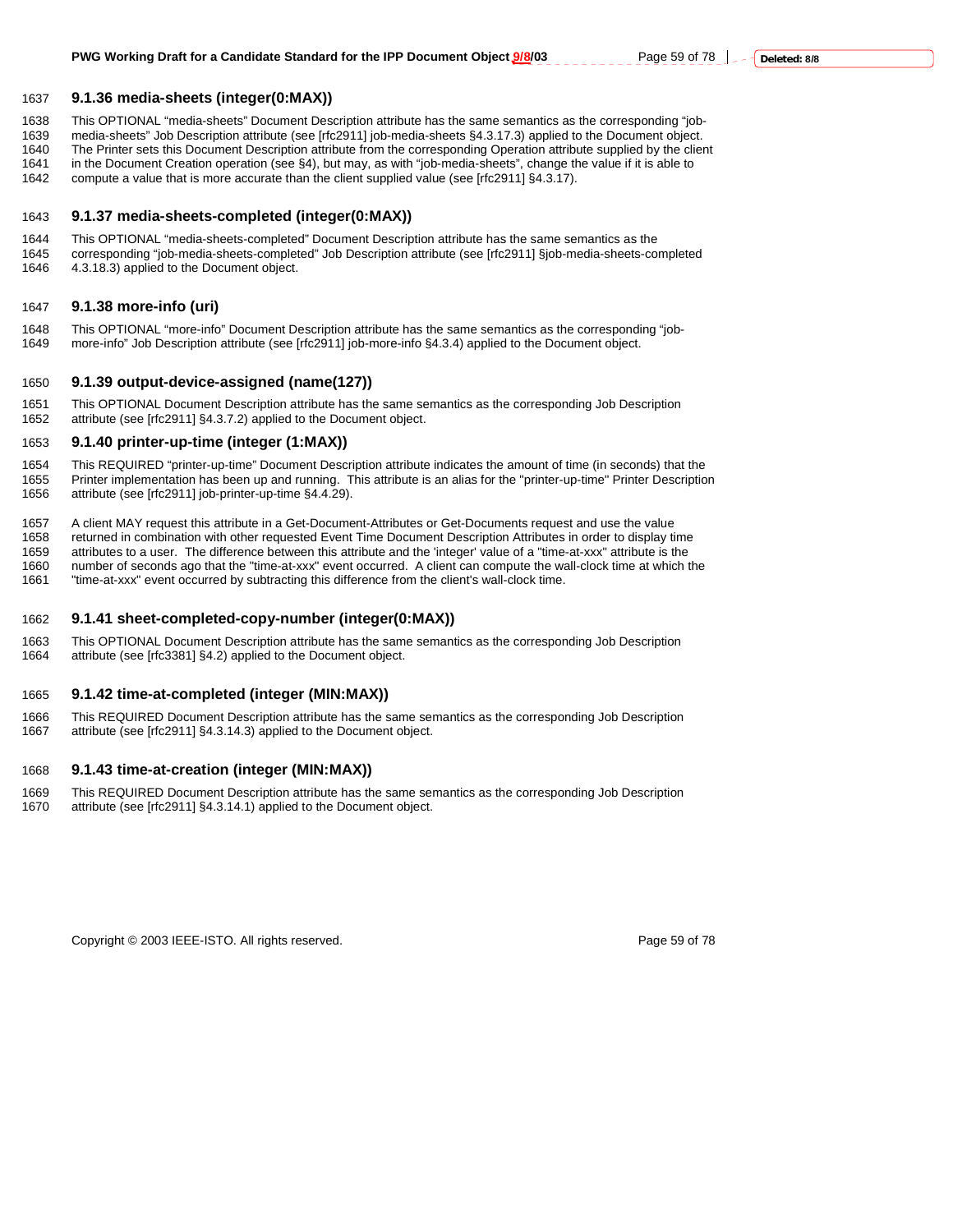### 9.1.36 media-sheets (integer(0:MAX))

This OPTIONAL "media-sheets" Document Description attribute has the same semantics as the corresponding "job-media-sheets" Job Description attribute (see [rfc2911] job-media-sheets §4.3.17.3) applied to the Document object. The Printer sets this Document Description attribute from the corresponding Operation attribute supplied by the client in the Document Creation operation (see §4), but may, as with "job-media-sheets", change the value if it is able to compute a value that is more accurate than the client supplied value (see [rfc2911] §4.3.17).

### 9.1.37 media-sheets-completed (integer(0:MAX))

This OPTIONAL "media-sheets-completed" Document Description attribute has the same semantics as the corresponding "job-media-sheets-completed" Job Description attribute (see [rfc2911] §job-media-sheets-completed 4.3.18.3) applied to the Document object.

### 9.1.38 more-info (uri)

This OPTIONAL "more-info" Document Description attribute has the same semantics as the corresponding "job-more-info" Job Description attribute (see [rfc2911] job-more-info §4.3.4) applied to the Document object.

### 9.1.39 output-device-assigned (name(127))

This OPTIONAL Document Description attribute has the same semantics as the corresponding Job Description attribute (see [rfc2911] §4.3.7.2) applied to the Document object.

### 9.1.40 printer-up-time (integer (1:MAX))

This REQUIRED "printer-up-time" Document Description attribute indicates the amount of time (in seconds) that the Printer implementation has been up and running. This attribute is an alias for the "printer-up-time" Printer Description attribute (see [rfc2911] job-printer-up-time §4.4.29).

A client MAY request this attribute in a Get-Document-Attributes or Get-Documents request and use the value returned in combination with other requested Event Time Document Description Attributes in order to display time attributes to a user. The difference between this attribute and the 'integer' value of a "time-at-xxx" attribute is the number of seconds ago that the "time-at-xxx" event occurred. A client can compute the wall-clock time at which the "time-at-xxx" event occurred by subtracting this difference from the client's wall-clock time.

### 9.1.41 sheet-completed-copy-number (integer(0:MAX))

This OPTIONAL Document Description attribute has the same semantics as the corresponding Job Description attribute (see [rfc3381] §4.2) applied to the Document object.

### 9.1.42 time-at-completed (integer (MIN:MAX))

This REQUIRED Document Description attribute has the same semantics as the corresponding Job Description attribute (see [rfc2911] §4.3.14.3) applied to the Document object.

### 9.1.43 time-at-creation (integer (MIN:MAX))

This REQUIRED Document Description attribute has the same semantics as the corresponding Job Description attribute (see [rfc2911] §4.3.14.1) applied to the Document object.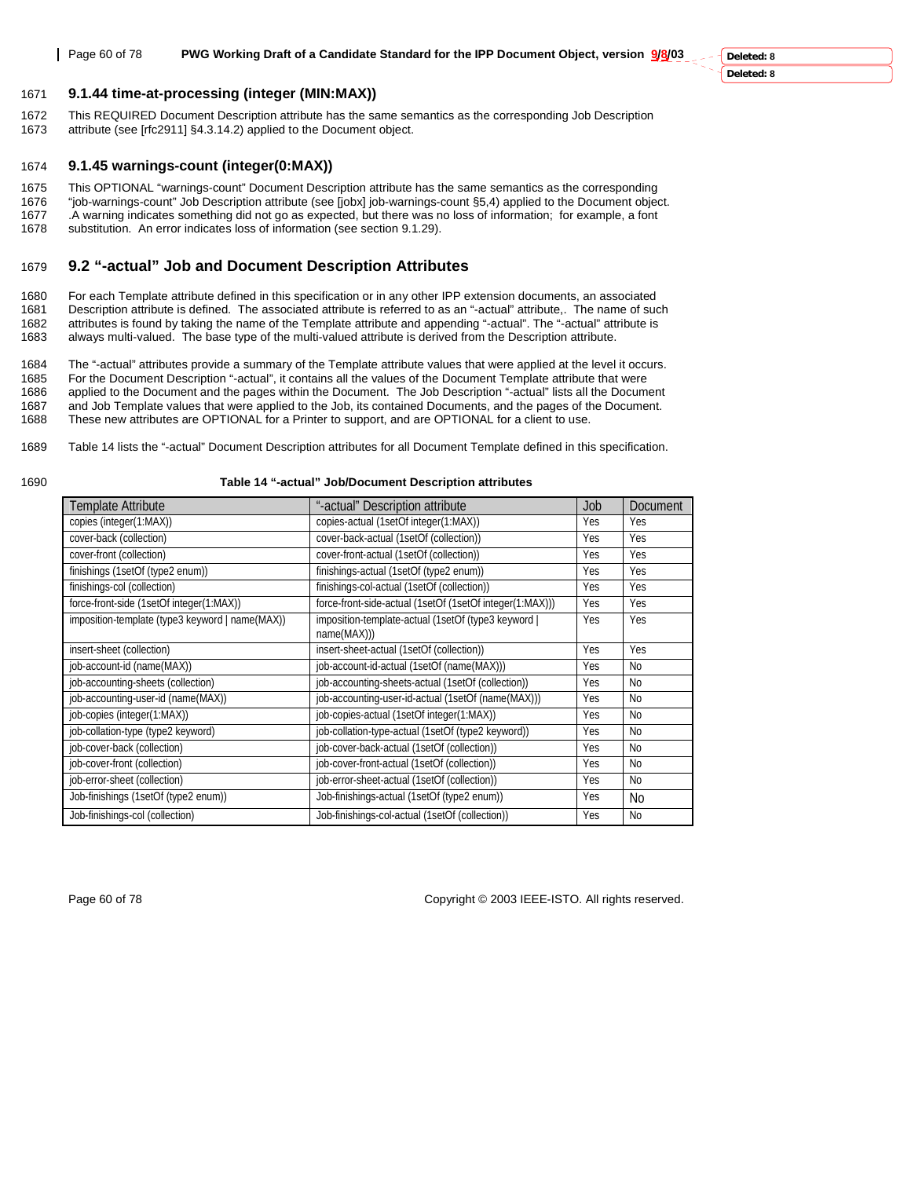### 9.1.44 time-at-processing (integer (MIN:MAX))

This REQUIRED Document Description attribute has the same semantics as the corresponding Job Description attribute (see [rfc2911] §4.3.14.2) applied to the Document object.

### 9.1.45 warnings-count (integer(0:MAX))

This OPTIONAL "warnings-count" Document Description attribute has the same semantics as the corresponding "job-warnings-count" Job Description attribute (see [jobx] job-warnings-count §5,4) applied to the Document object. .A warning indicates something did not go as expected, but there was no loss of information; for example, a font substitution. An error indicates loss of information (see section 9.1.29).

## 9.2 "-actual" Job and Document Description Attributes

For each Template attribute defined in this specification or in any other IPP extension documents, an associated Description attribute is defined. The associated attribute is referred to as an "-actual" attribute,. The name of such attributes is found by taking the name of the Template attribute and appending "-actual". The "-actual" attribute is always multi-valued. The base type of the multi-valued attribute is derived from the Description attribute.

The "-actual" attributes provide a summary of the Template attribute values that were applied at the level it occurs. For the Document Description "-actual", it contains all the values of the Document Template attribute that were applied to the Document and the pages within the Document. The Job Description "-actual" lists all the Document and Job Template values that were applied to the Job, its contained Documents, and the pages of the Document. These new attributes are OPTIONAL for a Printer to support, and are OPTIONAL for a client to use.

Table 14 lists the "-actual" Document Description attributes for all Document Template defined in this specification.

**Table 14 "-actual" Job/Document Description attributes**

| Template Attribute | "-actual" Description attribute | Job | Document |
|---|---|---|---|
| copies (integer(1:MAX)) | copies-actual (1setOf integer(1:MAX)) | Yes | Yes |
| cover-back (collection) | cover-back-actual (1setOf (collection)) | Yes | Yes |
| cover-front (collection) | cover-front-actual (1setOf (collection)) | Yes | Yes |
| finishings (1setOf (type2 enum)) | finishings-actual (1setOf (type2 enum)) | Yes | Yes |
| finishings-col (collection) | finishings-col-actual (1setOf (collection)) | Yes | Yes |
| force-front-side (1setOf integer(1:MAX)) | force-front-side-actual (1setOf (1setOf integer(1:MAX))) | Yes | Yes |
| imposition-template (type3 keyword \| name(MAX)) | imposition-template-actual (1setOf (type3 keyword \| name(MAX))) | Yes | Yes |
| insert-sheet (collection) | insert-sheet-actual (1setOf (collection)) | Yes | Yes |
| job-account-id (name(MAX)) | job-account-id-actual (1setOf (name(MAX))) | Yes | No |
| job-accounting-sheets (collection) | job-accounting-sheets-actual (1setOf (collection)) | Yes | No |
| job-accounting-user-id (name(MAX)) | job-accounting-user-id-actual (1setOf (name(MAX))) | Yes | No |
| job-copies (integer(1:MAX)) | job-copies-actual (1setOf integer(1:MAX)) | Yes | No |
| job-collation-type (type2 keyword) | job-collation-type-actual (1setOf (type2 keyword)) | Yes | No |
| job-cover-back (collection) | job-cover-back-actual (1setOf (collection)) | Yes | No |
| job-cover-front (collection) | job-cover-front-actual (1setOf (collection)) | Yes | No |
| job-error-sheet (collection) | job-error-sheet-actual (1setOf (collection)) | Yes | No |
| Job-finishings (1setOf (type2 enum)) | Job-finishings-actual (1setOf (type2 enum)) | Yes | No |
| Job-finishings-col (collection) | Job-finishings-col-actual (1setOf (collection)) | Yes | No |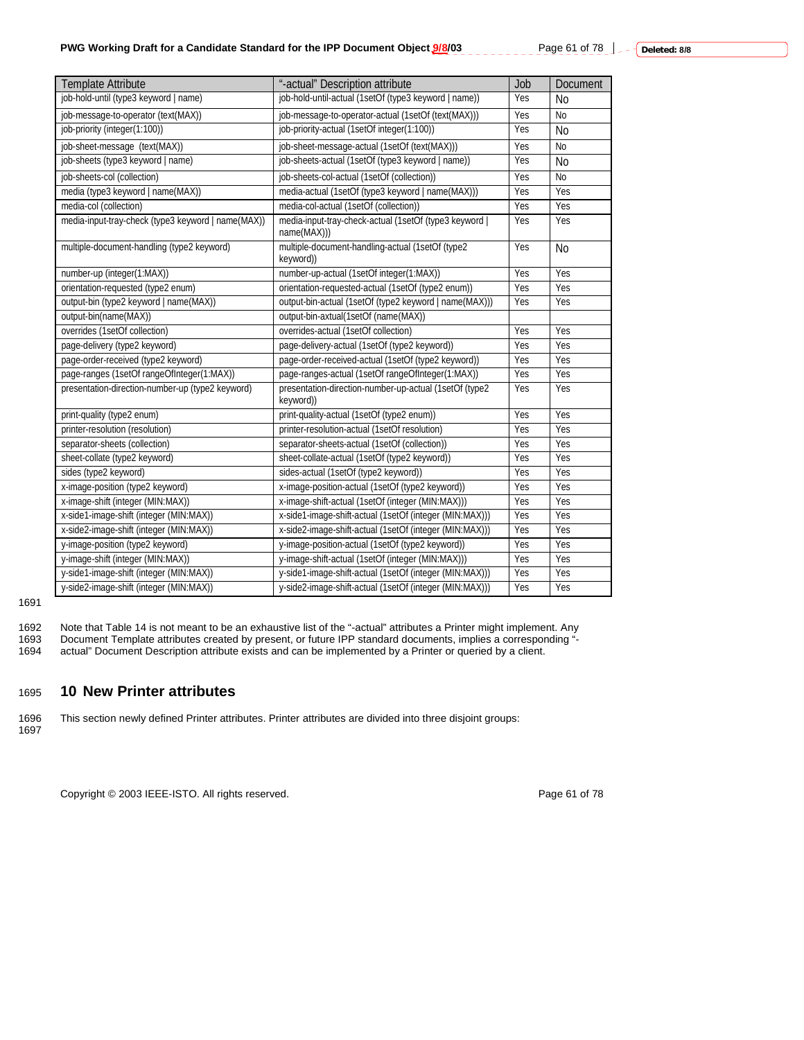| Template Attribute | "-actual" Description attribute | Job | Document |
|---|---|---|---|
| job-hold-until (type3 keyword \| name) | job-hold-until-actual (1setOf (type3 keyword \| name)) | Yes | No |
| job-message-to-operator (text(MAX)) | job-message-to-operator-actual (1setOf (text(MAX))) | Yes | No |
| job-priority (integer(1:100)) | job-priority-actual (1setOf integer(1:100)) | Yes | No |
| job-sheet-message (text(MAX)) | job-sheet-message-actual (1setOf (text(MAX))) | Yes | No |
| job-sheets (type3 keyword \| name) | job-sheets-actual (1setOf (type3 keyword \| name)) | Yes | No |
| job-sheets-col (collection) | job-sheets-col-actual (1setOf (collection)) | Yes | No |
| media (type3 keyword \| name(MAX)) | media-actual (1setOf (type3 keyword \| name(MAX))) | Yes | Yes |
| media-col (collection) | media-col-actual (1setOf (collection)) | Yes | Yes |
| media-input-tray-check (type3 keyword \| name(MAX)) | media-input-tray-check-actual (1setOf (type3 keyword \| name(MAX))) | Yes | Yes |
| multiple-document-handling (type2 keyword) | multiple-document-handling-actual (1setOf (type2 keyword)) | Yes | No |
| number-up (integer(1:MAX)) | number-up-actual (1setOf integer(1:MAX)) | Yes | Yes |
| orientation-requested (type2 enum) | orientation-requested-actual (1setOf (type2 enum)) | Yes | Yes |
| output-bin (type2 keyword \| name(MAX)) | output-bin-actual (1setOf (type2 keyword \| name(MAX))) | Yes | Yes |
| output-bin(name(MAX)) | output-bin-axtual(1setOf (name(MAX)) | | |
| overrides (1setOf collection) | overrides-actual (1setOf collection) | Yes | Yes |
| page-delivery (type2 keyword) | page-delivery-actual (1setOf (type2 keyword)) | Yes | Yes |
| page-order-received (type2 keyword) | page-order-received-actual (1setOf (type2 keyword)) | Yes | Yes |
| page-ranges (1setOf rangeOfInteger(1:MAX)) | page-ranges-actual (1setOf rangeOfInteger(1:MAX)) | Yes | Yes |
| presentation-direction-number-up (type2 keyword) | presentation-direction-number-up-actual (1setOf (type2 keyword)) | Yes | Yes |
| print-quality (type2 enum) | print-quality-actual (1setOf (type2 enum)) | Yes | Yes |
| printer-resolution (resolution) | printer-resolution-actual (1setOf resolution) | Yes | Yes |
| separator-sheets (collection) | separator-sheets-actual (1setOf (collection)) | Yes | Yes |
| sheet-collate (type2 keyword) | sheet-collate-actual (1setOf (type2 keyword)) | Yes | Yes |
| sides (type2 keyword) | sides-actual (1setOf (type2 keyword)) | Yes | Yes |
| x-image-position (type2 keyword) | x-image-position-actual (1setOf (type2 keyword)) | Yes | Yes |
| x-image-shift (integer (MIN:MAX)) | x-image-shift-actual (1setOf (integer (MIN:MAX))) | Yes | Yes |
| x-side1-image-shift (integer (MIN:MAX)) | x-side1-image-shift-actual (1setOf (integer (MIN:MAX))) | Yes | Yes |
| x-side2-image-shift (integer (MIN:MAX)) | x-side2-image-shift-actual (1setOf (integer (MIN:MAX))) | Yes | Yes |
| y-image-position (type2 keyword) | y-image-position-actual (1setOf (type2 keyword)) | Yes | Yes |
| y-image-shift (integer (MIN:MAX)) | y-image-shift-actual (1setOf (integer (MIN:MAX))) | Yes | Yes |
| y-side1-image-shift (integer (MIN:MAX)) | y-side1-image-shift-actual (1setOf (integer (MIN:MAX))) | Yes | Yes |
| y-side2-image-shift (integer (MIN:MAX)) | y-side2-image-shift-actual (1setOf (integer (MIN:MAX))) | Yes | Yes |

1691

1692 Note that Table 14 is not meant to be an exhaustive list of the "-actual" attributes a Printer might implement. Any
1693 Document Template attributes created by present, or future IPP standard documents, implies a corresponding "-
1694 actual" Document Description attribute exists and can be implemented by a Printer or queried by a client.

## 1695 10 New Printer attributes

1696 This section newly defined Printer attributes. Printer attributes are divided into three disjoint groups:
1697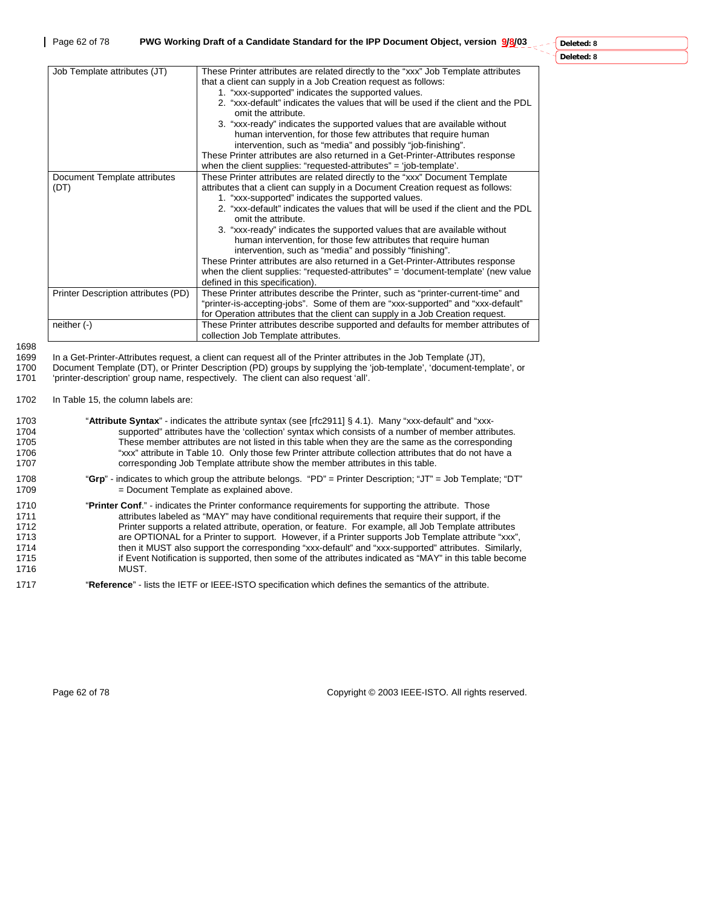| Job Template attributes (JT) | These Printer attributes are related directly to the "xxx" Job Template attributes that a client can supply in a Job Creation request as follows:<br>1. "xxx-supported" indicates the supported values.<br>2. "xxx-default" indicates the values that will be used if the client and the PDL omit the attribute.<br>3. "xxx-ready" indicates the supported values that are available without human intervention, for those few attributes that require human intervention, such as "media" and possibly "job-finishing".<br>These Printer attributes are also returned in a Get-Printer-Attributes response when the client supplies: "requested-attributes" = 'job-template'. |
|---|---|
| Document Template attributes (DT) | These Printer attributes are related directly to the "xxx" Document Template attributes that a client can supply in a Document Creation request as follows:<br>1. "xxx-supported" indicates the supported values.<br>2. "xxx-default" indicates the values that will be used if the client and the PDL omit the attribute.<br>3. "xxx-ready" indicates the supported values that are available without human intervention, for those few attributes that require human intervention, such as "media" and possibly "finishing".<br>These Printer attributes are also returned in a Get-Printer-Attributes response when the client supplies: "requested-attributes" = 'document-template' (new value defined in this specification). |
| Printer Description attributes (PD) | These Printer attributes describe the Printer, such as "printer-current-time" and "printer-is-accepting-jobs". Some of them are "xxx-supported" and "xxx-default" for Operation attributes that the client can supply in a Job Creation request. |
| neither (-) | These Printer attributes describe supported and defaults for member attributes of collection Job Template attributes. |

In a Get-Printer-Attributes request, a client can request all of the Printer attributes in the Job Template (JT), Document Template (DT), or Printer Description (PD) groups by supplying the 'job-template', 'document-template', or 'printer-description' group name, respectively. The client can also request 'all'.

In Table 15, the column labels are:

"**Attribute Syntax**" - indicates the attribute syntax (see [rfc2911] § 4.1). Many "xxx-default" and "xxx-supported" attributes have the 'collection' syntax which consists of a number of member attributes. These member attributes are not listed in this table when they are the same as the corresponding "xxx" attribute in Table 10. Only those few Printer attribute collection attributes that do not have a corresponding Job Template attribute show the member attributes in this table.

"**Grp**" - indicates to which group the attribute belongs. "PD" = Printer Description; "JT" = Job Template; "DT" = Document Template as explained above.

"**Printer Conf**." - indicates the Printer conformance requirements for supporting the attribute. Those attributes labeled as "MAY" may have conditional requirements that require their support, if the Printer supports a related attribute, operation, or feature. For example, all Job Template attributes are OPTIONAL for a Printer to support. However, if a Printer supports Job Template attribute "xxx", then it MUST also support the corresponding "xxx-default" and "xxx-supported" attributes. Similarly, if Event Notification is supported, then some of the attributes indicated as "MAY" in this table become MUST.

"**Reference**" - lists the IETF or IEEE-ISTO specification which defines the semantics of the attribute.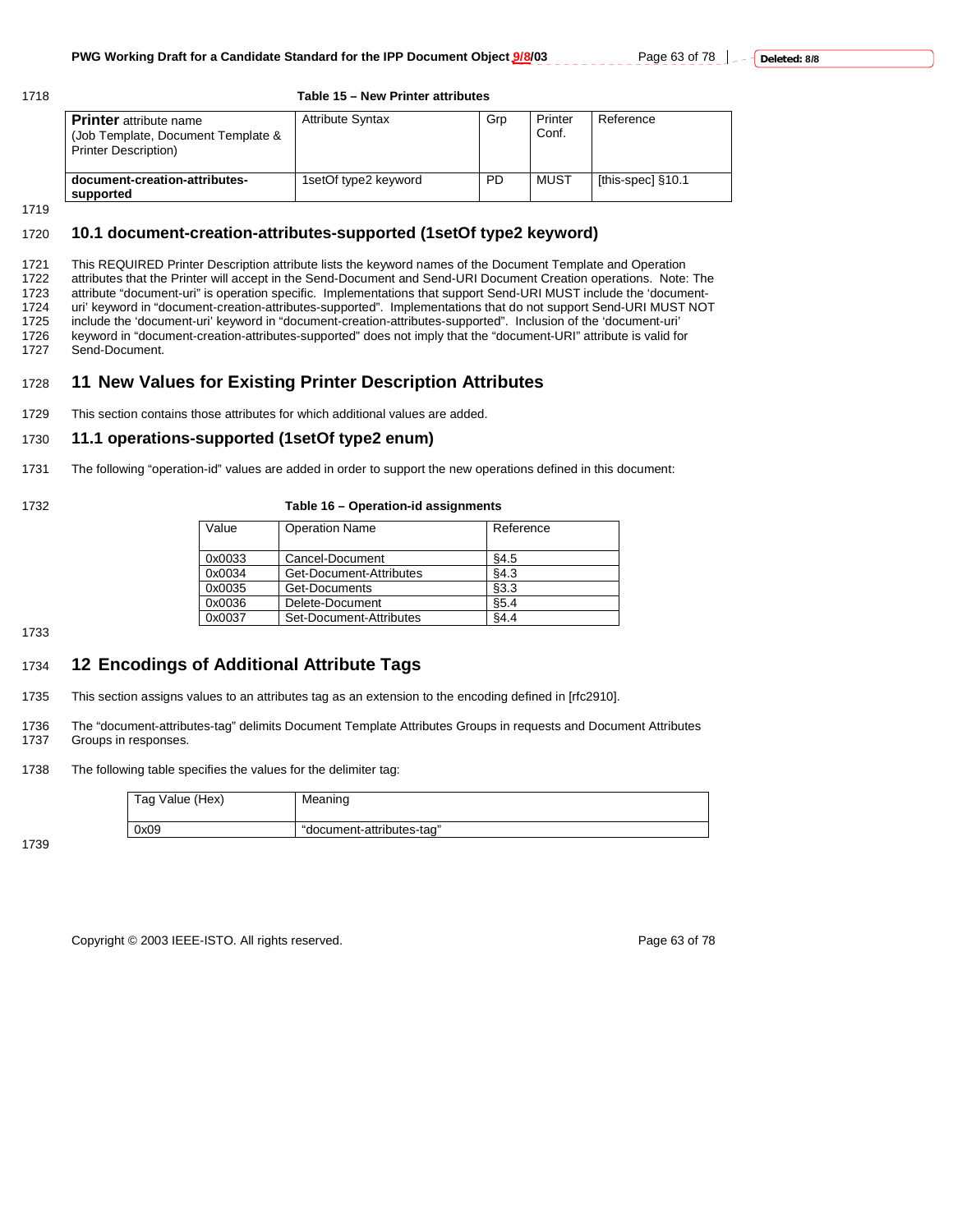**Table 15 – New Printer attributes**

| **Printer** attribute name (Job Template, Document Template & Printer Description) | Attribute Syntax | Grp | Printer Conf. | Reference |
|---|---|---|---|---|
| **document-creation-attributes-supported** | 1setOf type2 keyword | PD | MUST | [this-spec] §10.1 |

## 10.1 document-creation-attributes-supported (1setOf type2 keyword)

This REQUIRED Printer Description attribute lists the keyword names of the Document Template and Operation attributes that the Printer will accept in the Send-Document and Send-URI Document Creation operations. Note: The attribute "document-uri" is operation specific. Implementations that support Send-URI MUST include the 'document-uri' keyword in "document-creation-attributes-supported". Implementations that do not support Send-URI MUST NOT include the 'document-uri' keyword in "document-creation-attributes-supported". Inclusion of the 'document-uri' keyword in "document-creation-attributes-supported" does not imply that the "document-URI" attribute is valid for Send-Document.

# 11 New Values for Existing Printer Description Attributes

This section contains those attributes for which additional values are added.

## 11.1 operations-supported (1setOf type2 enum)

The following "operation-id" values are added in order to support the new operations defined in this document:

**Table 16 – Operation-id assignments**

| Value | Operation Name | Reference |
|---|---|---|
| 0x0033 | Cancel-Document | §4.5 |
| 0x0034 | Get-Document-Attributes | §4.3 |
| 0x0035 | Get-Documents | §3.3 |
| 0x0036 | Delete-Document | §5.4 |
| 0x0037 | Set-Document-Attributes | §4.4 |

# 12 Encodings of Additional Attribute Tags

This section assigns values to an attributes tag as an extension to the encoding defined in [rfc2910].

The "document-attributes-tag" delimits Document Template Attributes Groups in requests and Document Attributes Groups in responses.

The following table specifies the values for the delimiter tag:

| Tag Value (Hex) | Meaning |
|---|---|
| 0x09 | "document-attributes-tag" |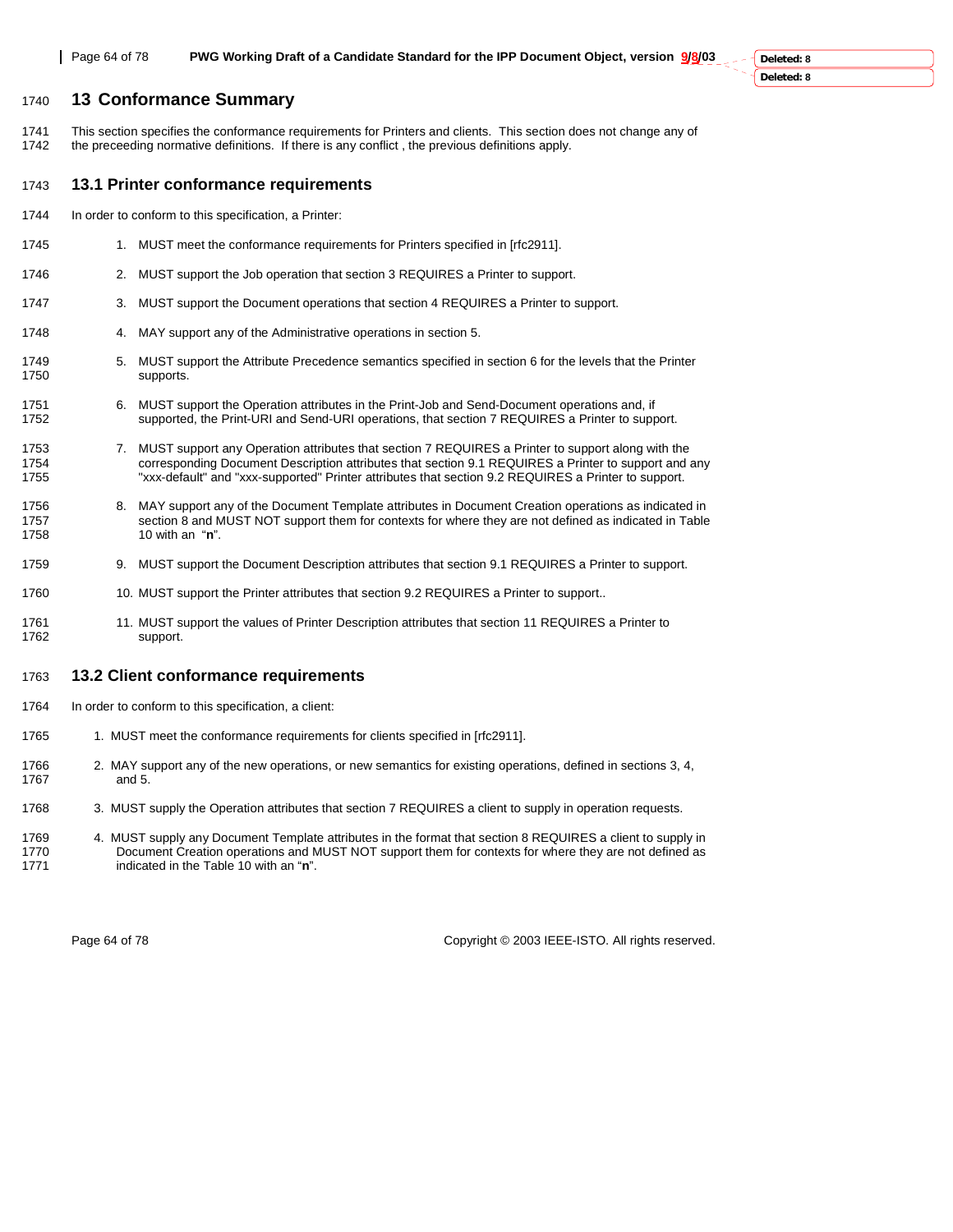# 13 Conformance Summary

This section specifies the conformance requirements for Printers and clients. This section does not change any of the preceeding normative definitions. If there is any conflict , the previous definitions apply.

## 13.1 Printer conformance requirements

In order to conform to this specification, a Printer:

1. MUST meet the conformance requirements for Printers specified in [rfc2911].
2. MUST support the Job operation that section 3 REQUIRES a Printer to support.
3. MUST support the Document operations that section 4 REQUIRES a Printer to support.
4. MAY support any of the Administrative operations in section 5.
5. MUST support the Attribute Precedence semantics specified in section 6 for the levels that the Printer supports.
6. MUST support the Operation attributes in the Print-Job and Send-Document operations and, if supported, the Print-URI and Send-URI operations, that section 7 REQUIRES a Printer to support.
7. MUST support any Operation attributes that section 7 REQUIRES a Printer to support along with the corresponding Document Description attributes that section 9.1 REQUIRES a Printer to support and any "xxx-default" and "xxx-supported" Printer attributes that section 9.2 REQUIRES a Printer to support.
8. MAY support any of the Document Template attributes in Document Creation operations as indicated in section 8 and MUST NOT support them for contexts for where they are not defined as indicated in Table 10 with an "**n**".
9. MUST support the Document Description attributes that section 9.1 REQUIRES a Printer to support.
10. MUST support the Printer attributes that section 9.2 REQUIRES a Printer to support..
11. MUST support the values of Printer Description attributes that section 11 REQUIRES a Printer to support.

## 13.2 Client conformance requirements

In order to conform to this specification, a client:

1. MUST meet the conformance requirements for clients specified in [rfc2911].
2. MAY support any of the new operations, or new semantics for existing operations, defined in sections 3, 4, and 5.
3. MUST supply the Operation attributes that section 7 REQUIRES a client to supply in operation requests.
4. MUST supply any Document Template attributes in the format that section 8 REQUIRES a client to supply in Document Creation operations and MUST NOT support them for contexts for where they are not defined as indicated in the Table 10 with an "**n**".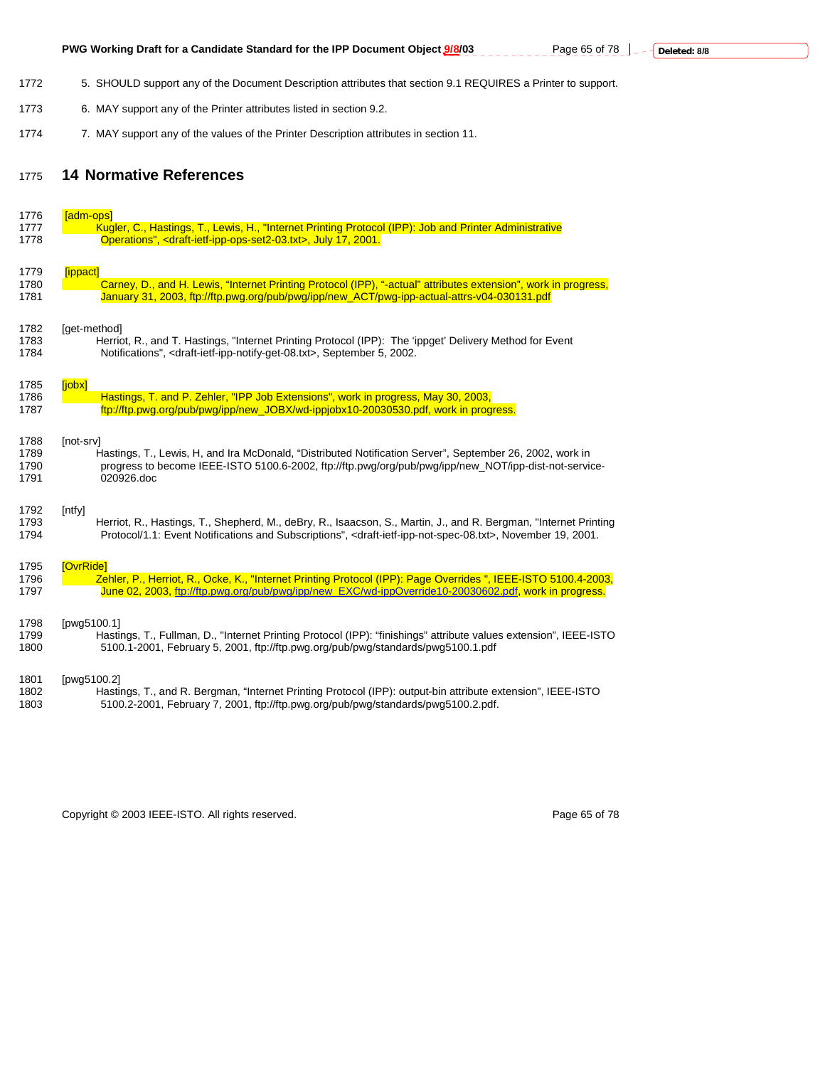5. SHOULD support any of the Document Description attributes that section 9.1 REQUIRES a Printer to support.

6. MAY support any of the Printer attributes listed in section 9.2.

7. MAY support any of the values of the Printer Description attributes in section 11.

# 14 Normative References

[adm-ops]
Kugler, C., Hastings, T., Lewis, H., "Internet Printing Protocol (IPP): Job and Printer Administrative Operations", <draft-ietf-ipp-ops-set2-03.txt>, July 17, 2001.

[ippact]
Carney, D., and H. Lewis, "Internet Printing Protocol (IPP), "-actual" attributes extension", work in progress, January 31, 2003, ftp://ftp.pwg.org/pub/pwg/ipp/new_ACT/pwg-ipp-actual-attrs-v04-030131.pdf

[get-method]
Herriot, R., and T. Hastings, "Internet Printing Protocol (IPP): The 'ippget' Delivery Method for Event Notifications", <draft-ietf-ipp-notify-get-08.txt>, September 5, 2002.

[jobx]
Hastings, T. and P. Zehler, "IPP Job Extensions", work in progress, May 30, 2003, ftp://ftp.pwg.org/pub/pwg/ipp/new_JOBX/wd-ippjobx10-20030530.pdf, work in progress.

[not-srv]
Hastings, T., Lewis, H, and Ira McDonald, "Distributed Notification Server", September 26, 2002, work in progress to become IEEE-ISTO 5100.6-2002, ftp://ftp.pwg/org/pub/pwg/ipp/new_NOT/ipp-dist-not-service-020926.doc

[ntfy]
Herriot, R., Hastings, T., Shepherd, M., deBry, R., Isaacson, S., Martin, J., and R. Bergman, "Internet Printing Protocol/1.1: Event Notifications and Subscriptions", <draft-ietf-ipp-not-spec-08.txt>, November 19, 2001.

[OvrRide]
Zehler, P., Herriot, R., Ocke, K., "Internet Printing Protocol (IPP): Page Overrides ", IEEE-ISTO 5100.4-2003, June 02, 2003, ftp://ftp.pwg.org/pub/pwg/ipp/new_EXC/wd-ippOverride10-20030602.pdf, work in progress.

[pwg5100.1]
Hastings, T., Fullman, D., "Internet Printing Protocol (IPP): "finishings" attribute values extension", IEEE-ISTO 5100.1-2001, February 5, 2001, ftp://ftp.pwg.org/pub/pwg/standards/pwg5100.1.pdf

[pwg5100.2]
Hastings, T., and R. Bergman, "Internet Printing Protocol (IPP): output-bin attribute extension", IEEE-ISTO 5100.2-2001, February 7, 2001, ftp://ftp.pwg.org/pub/pwg/standards/pwg5100.2.pdf.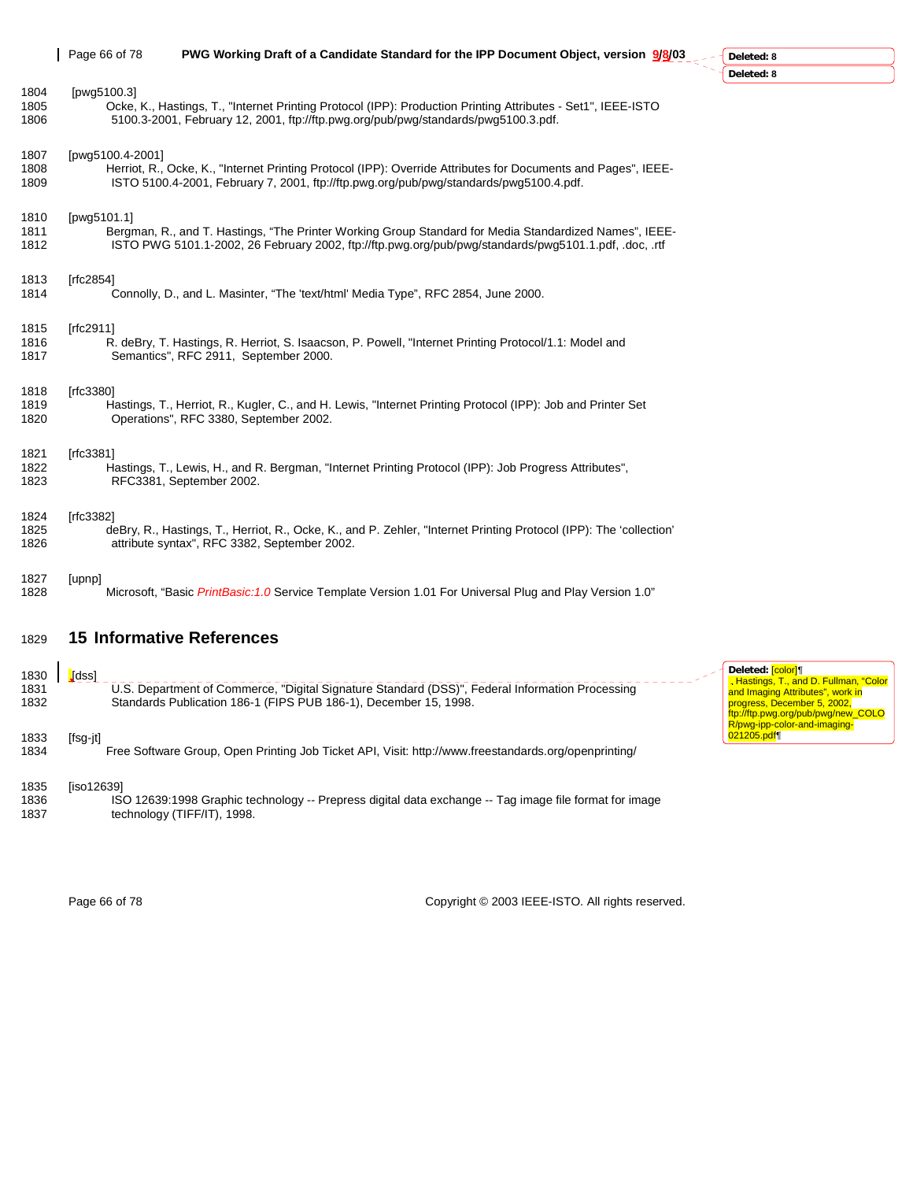[pwg5100.3]
Ocke, K., Hastings, T., "Internet Printing Protocol (IPP): Production Printing Attributes - Set1", IEEE-ISTO 5100.3-2001, February 12, 2001, ftp://ftp.pwg.org/pub/pwg/standards/pwg5100.3.pdf.

[pwg5100.4-2001]
Herriot, R., Ocke, K., "Internet Printing Protocol (IPP): Override Attributes for Documents and Pages", IEEE-ISTO 5100.4-2001, February 7, 2001, ftp://ftp.pwg.org/pub/pwg/standards/pwg5100.4.pdf.

[pwg5101.1]
Bergman, R., and T. Hastings, “The Printer Working Group Standard for Media Standardized Names”, IEEE-ISTO PWG 5101.1-2002, 26 February 2002, ftp://ftp.pwg.org/pub/pwg/standards/pwg5101.1.pdf, .doc, .rtf

[rfc2854]
Connolly, D., and L. Masinter, “The 'text/html' Media Type”, RFC 2854, June 2000.

[rfc2911]
R. deBry, T. Hastings, R. Herriot, S. Isaacson, P. Powell, "Internet Printing Protocol/1.1: Model and Semantics", RFC 2911, September 2000.

[rfc3380]
Hastings, T., Herriot, R., Kugler, C., and H. Lewis, "Internet Printing Protocol (IPP): Job and Printer Set Operations", RFC 3380, September 2002.

[rfc3381]
Hastings, T., Lewis, H., and R. Bergman, "Internet Printing Protocol (IPP): Job Progress Attributes", RFC3381, September 2002.

[rfc3382]
deBry, R., Hastings, T., Herriot, R., Ocke, K., and P. Zehler, "Internet Printing Protocol (IPP): The ‘collection’ attribute syntax", RFC 3382, September 2002.

[upnp]
Microsoft, “Basic *PrintBasic:1.0* Service Template Version 1.01 For Universal Plug and Play Version 1.0”

## 15 Informative References

[dss]
U.S. Department of Commerce, "Digital Signature Standard (DSS)", Federal Information Processing Standards Publication 186-1 (FIPS PUB 186-1), December 15, 1998.

[fsg-jt]
Free Software Group, Open Printing Job Ticket API, Visit: http://www.freestandards.org/openprinting/

[iso12639]
ISO 12639:1998 Graphic technology -- Prepress digital data exchange -- Tag image file format for image technology (TIFF/IT), 1998.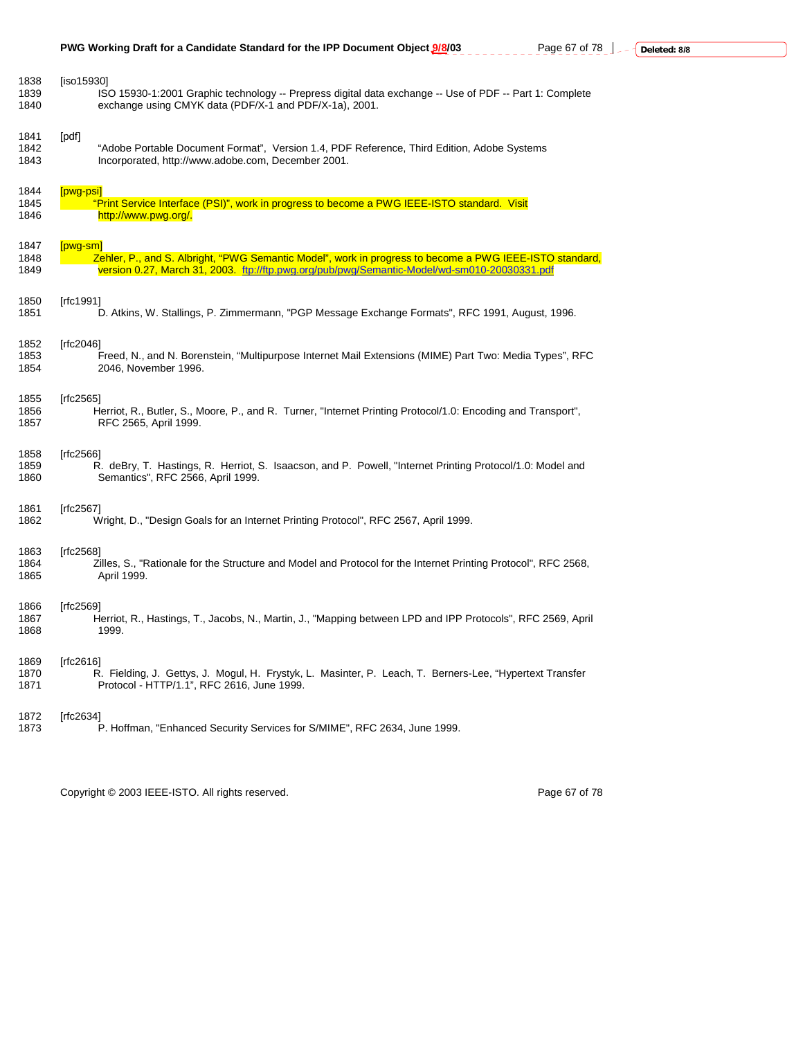1838 [iso15930]
1839 ISO 15930-1:2001 Graphic technology -- Prepress digital data exchange -- Use of PDF -- Part 1: Complete
1840 exchange using CMYK data (PDF/X-1 and PDF/X-1a), 2001.

1841 [pdf]
1842 “Adobe Portable Document Format”, Version 1.4, PDF Reference, Third Edition, Adobe Systems
1843 Incorporated, http://www.adobe.com, December 2001.

1844 [pwg-psi]
1845 “Print Service Interface (PSI)”, work in progress to become a PWG IEEE-ISTO standard. Visit
1846 http://www.pwg.org/.

1847 [pwg-sm]
1848 Zehler, P., and S. Albright, “PWG Semantic Model”, work in progress to become a PWG IEEE-ISTO standard,
1849 version 0.27, March 31, 2003. ftp://ftp.pwg.org/pub/pwg/Semantic-Model/wd-sm010-20030331.pdf

1850 [rfc1991]
1851 D. Atkins, W. Stallings, P. Zimmermann, "PGP Message Exchange Formats", RFC 1991, August, 1996.

1852 [rfc2046]
1853 Freed, N., and N. Borenstein, “Multipurpose Internet Mail Extensions (MIME) Part Two: Media Types”, RFC
1854 2046, November 1996.

1855 [rfc2565]
1856 Herriot, R., Butler, S., Moore, P., and R. Turner, "Internet Printing Protocol/1.0: Encoding and Transport",
1857 RFC 2565, April 1999.

1858 [rfc2566]
1859 R. deBry, T. Hastings, R. Herriot, S. Isaacson, and P. Powell, "Internet Printing Protocol/1.0: Model and
1860 Semantics", RFC 2566, April 1999.

1861 [rfc2567]
1862 Wright, D., "Design Goals for an Internet Printing Protocol", RFC 2567, April 1999.

1863 [rfc2568]
1864 Zilles, S., "Rationale for the Structure and Model and Protocol for the Internet Printing Protocol", RFC 2568,
1865 April 1999.

1866 [rfc2569]
1867 Herriot, R., Hastings, T., Jacobs, N., Martin, J., "Mapping between LPD and IPP Protocols", RFC 2569, April
1868 1999.

1869 [rfc2616]
1870 R. Fielding, J. Gettys, J. Mogul, H. Frystyk, L. Masinter, P. Leach, T. Berners-Lee, “Hypertext Transfer
1871 Protocol - HTTP/1.1”, RFC 2616, June 1999.

1872 [rfc2634]
1873 P. Hoffman, "Enhanced Security Services for S/MIME", RFC 2634, June 1999.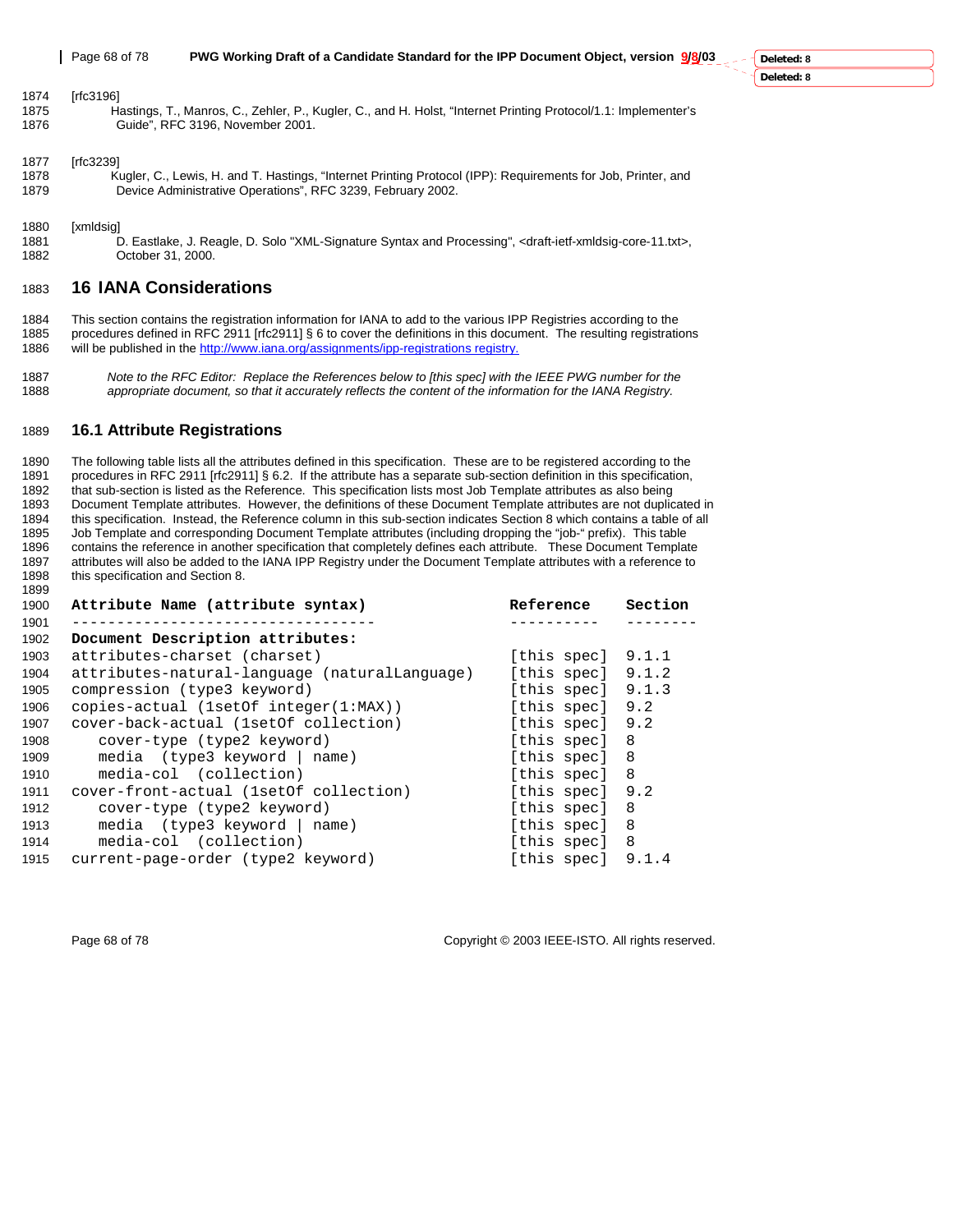[rfc3196]

Hastings, T., Manros, C., Zehler, P., Kugler, C., and H. Holst, "Internet Printing Protocol/1.1: Implementer's Guide", RFC 3196, November 2001.

[rfc3239]

Kugler, C., Lewis, H. and T. Hastings, "Internet Printing Protocol (IPP): Requirements for Job, Printer, and Device Administrative Operations", RFC 3239, February 2002.

[xmldsig]

D. Eastlake, J. Reagle, D. Solo "XML-Signature Syntax and Processing", <draft-ietf-xmldsig-core-11.txt>, October 31, 2000.

# 16 IANA Considerations

This section contains the registration information for IANA to add to the various IPP Registries according to the procedures defined in RFC 2911 [rfc2911] § 6 to cover the definitions in this document. The resulting registrations will be published in the http://www.iana.org/assignments/ipp-registrations registry.

*Note to the RFC Editor: Replace the References below to [this spec] with the IEEE PWG number for the appropriate document, so that it accurately reflects the content of the information for the IANA Registry.*

## 16.1 Attribute Registrations

The following table lists all the attributes defined in this specification. These are to be registered according to the procedures in RFC 2911 [rfc2911] § 6.2. If the attribute has a separate sub-section definition in this specification, that sub-section is listed as the Reference. This specification lists most Job Template attributes as also being Document Template attributes. However, the definitions of these Document Template attributes are not duplicated in this specification. Instead, the Reference column in this sub-section indicates Section 8 which contains a table of all Job Template and corresponding Document Template attributes (including dropping the "job-" prefix). This table contains the reference in another specification that completely defines each attribute. These Document Template attributes will also be added to the IANA IPP Registry under the Document Template attributes with a reference to this specification and Section 8.

```
Attribute Name (attribute syntax)                Reference    Section
-----------------------------------              ----------   --------
Document Description attributes:
attributes-charset (charset)                     [this spec]  9.1.1
attributes-natural-language (naturalLanguage)    [this spec]  9.1.2
compression (type3 keyword)                      [this spec]  9.1.3
copies-actual (1setOf integer(1:MAX))            [this spec]  9.2
cover-back-actual (1setOf collection)            [this spec]  9.2
   cover-type (type2 keyword)                    [this spec]  8
   media  (type3 keyword | name)                 [this spec]  8
   media-col  (collection)                       [this spec]  8
cover-front-actual (1setOf collection)           [this spec]  9.2
   cover-type (type2 keyword)                    [this spec]  8
   media  (type3 keyword | name)                 [this spec]  8
   media-col  (collection)                       [this spec]  8
current-page-order (type2 keyword)               [this spec]  9.1.4
```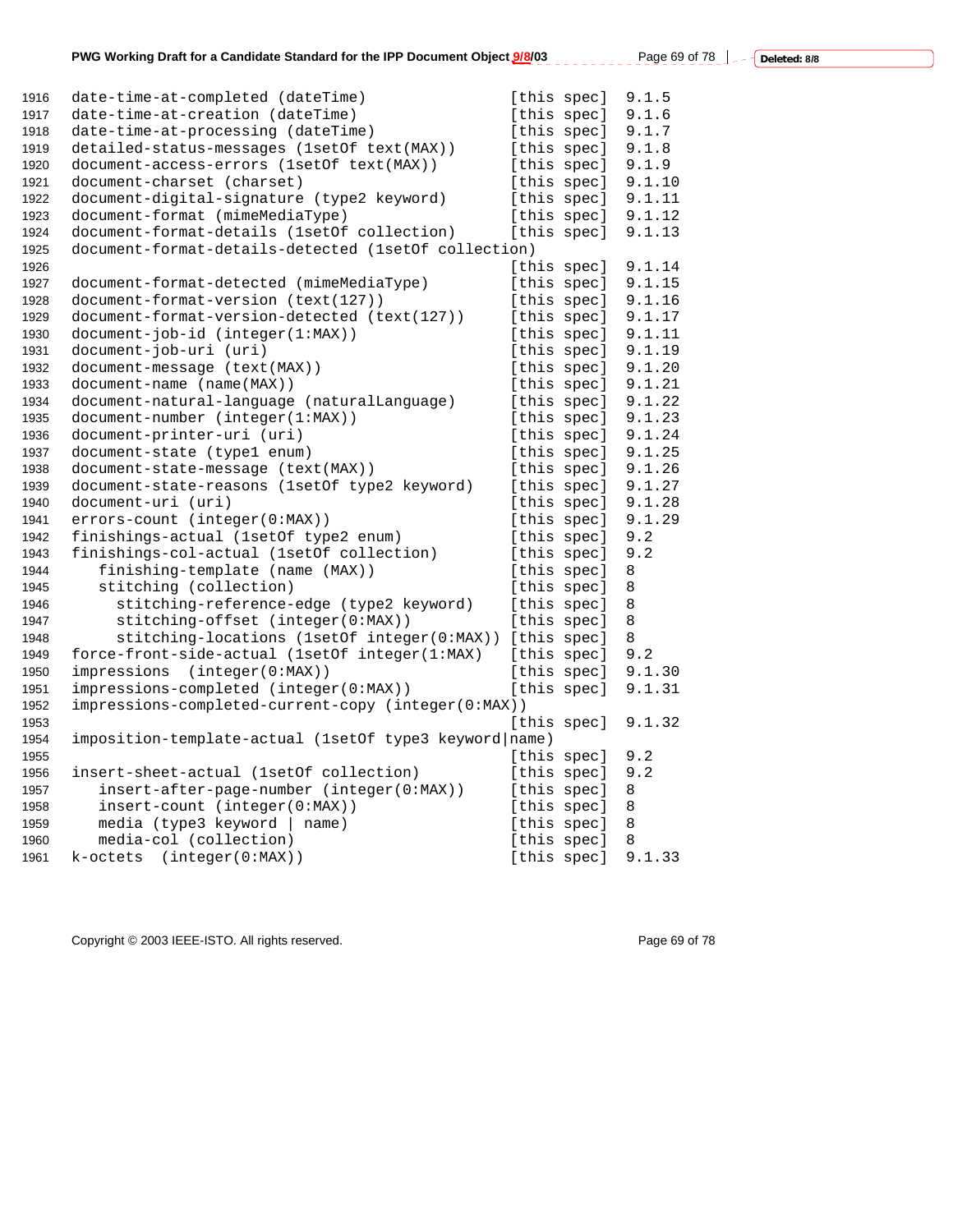```
1916  date-time-at-completed (dateTime)                [this spec]  9.1.5
1917  date-time-at-creation (dateTime)                 [this spec]  9.1.6
1918  date-time-at-processing (dateTime)               [this spec]  9.1.7
1919  detailed-status-messages (1setOf text(MAX))      [this spec]  9.1.8
1920  document-access-errors (1setOf text(MAX))        [this spec]  9.1.9
1921  document-charset (charset)                       [this spec]  9.1.10
1922  document-digital-signature (type2 keyword)       [this spec]  9.1.11
1923  document-format (mimeMediaType)                  [this spec]  9.1.12
1924  document-format-details (1setOf collection)      [this spec]  9.1.13
1925  document-format-details-detected (1setOf collection)
1926                                                   [this spec]  9.1.14
1927  document-format-detected (mimeMediaType)         [this spec]  9.1.15
1928  document-format-version (text(127))              [this spec]  9.1.16
1929  document-format-version-detected (text(127))     [this spec]  9.1.17
1930  document-job-id (integer(1:MAX))                 [this spec]  9.1.11
1931  document-job-uri (uri)                           [this spec]  9.1.19
1932  document-message (text(MAX))                     [this spec]  9.1.20
1933  document-name (name(MAX))                        [this spec]  9.1.21
1934  document-natural-language (naturalLanguage)      [this spec]  9.1.22
1935  document-number (integer(1:MAX))                 [this spec]  9.1.23
1936  document-printer-uri (uri)                       [this spec]  9.1.24
1937  document-state (type1 enum)                      [this spec]  9.1.25
1938  document-state-message (text(MAX))               [this spec]  9.1.26
1939  document-state-reasons (1setOf type2 keyword)    [this spec]  9.1.27
1940  document-uri (uri)                               [this spec]  9.1.28
1941  errors-count (integer(0:MAX))                    [this spec]  9.1.29
1942  finishings-actual (1setOf type2 enum)            [this spec]  9.2
1943  finishings-col-actual (1setOf collection)        [this spec]  9.2
1944     finishing-template (name (MAX))               [this spec]  8
1945     stitching (collection)                        [this spec]  8
1946       stitching-reference-edge (type2 keyword)    [this spec]  8
1947       stitching-offset (integer(0:MAX))           [this spec]  8
1948       stitching-locations (1setOf integer(0:MAX)) [this spec]  8
1949  force-front-side-actual (1setOf integer(1:MAX)   [this spec]  9.2
1950  impressions  (integer(0:MAX))                    [this spec]  9.1.30
1951  impressions-completed (integer(0:MAX))           [this spec]  9.1.31
1952  impressions-completed-current-copy (integer(0:MAX))
1953                                                   [this spec]  9.1.32
1954  imposition-template-actual (1setOf type3 keyword|name)
1955                                                   [this spec]  9.2
1956  insert-sheet-actual (1setOf collection)          [this spec]  9.2
1957     insert-after-page-number (integer(0:MAX))     [this spec]  8
1958     insert-count (integer(0:MAX))                 [this spec]  8
1959     media (type3 keyword | name)                  [this spec]  8
1960     media-col (collection)                        [this spec]  8
1961  k-octets  (integer(0:MAX))                       [this spec]  9.1.33
```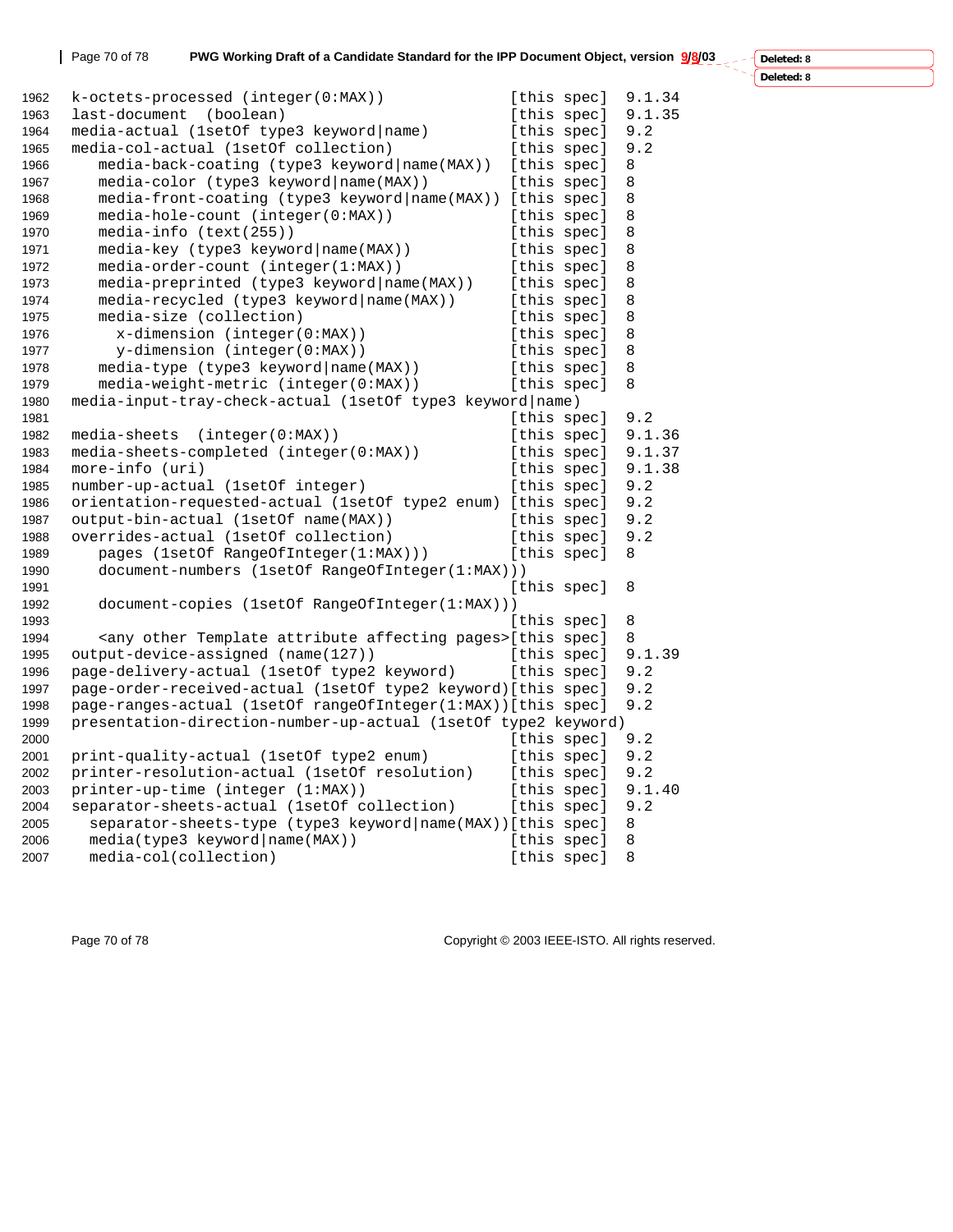```
1962 k-octets-processed (integer(0:MAX))              [this spec]  9.1.34
1963 last-document  (boolean)                         [this spec]  9.1.35
1964 media-actual (1setOf type3 keyword|name)         [this spec]  9.2
1965 media-col-actual (1setOf collection)             [this spec]  9.2
1966    media-back-coating (type3 keyword|name(MAX))  [this spec]  8
1967    media-color (type3 keyword|name(MAX))         [this spec]  8
1968    media-front-coating (type3 keyword|name(MAX)) [this spec]  8
1969    media-hole-count (integer(0:MAX))             [this spec]  8
1970    media-info (text(255))                        [this spec]  8
1971    media-key (type3 keyword|name(MAX))           [this spec]  8
1972    media-order-count (integer(1:MAX))            [this spec]  8
1973    media-preprinted (type3 keyword|name(MAX))    [this spec]  8
1974    media-recycled (type3 keyword|name(MAX))      [this spec]  8
1975    media-size (collection)                       [this spec]  8
1976      x-dimension (integer(0:MAX))                [this spec]  8
1977      y-dimension (integer(0:MAX))                [this spec]  8
1978    media-type (type3 keyword|name(MAX))          [this spec]  8
1979    media-weight-metric (integer(0:MAX))          [this spec]  8
1980 media-input-tray-check-actual (1setOf type3 keyword|name)
1981                                                  [this spec]  9.2
1982 media-sheets  (integer(0:MAX))                   [this spec]  9.1.36
1983 media-sheets-completed (integer(0:MAX))          [this spec]  9.1.37
1984 more-info (uri)                                  [this spec]  9.1.38
1985 number-up-actual (1setOf integer)                [this spec]  9.2
1986 orientation-requested-actual (1setOf type2 enum) [this spec]  9.2
1987 output-bin-actual (1setOf name(MAX))             [this spec]  9.2
1988 overrides-actual (1setOf collection)             [this spec]  9.2
1989    pages (1setOf RangeOfInteger(1:MAX)))         [this spec]  8
1990    document-numbers (1setOf RangeOfInteger(1:MAX)))
1991                                                  [this spec]  8
1992    document-copies (1setOf RangeOfInteger(1:MAX)))
1993                                                  [this spec]  8
1994    <any other Template attribute affecting pages>[this spec]  8
1995 output-device-assigned (name(127))               [this spec]  9.1.39
1996 page-delivery-actual (1setOf type2 keyword)      [this spec]  9.2
1997 page-order-received-actual (1setOf type2 keyword)[this spec]  9.2
1998 page-ranges-actual (1setOf rangeOfInteger(1:MAX))[this spec]  9.2
1999 presentation-direction-number-up-actual (1setOf type2 keyword)
2000                                                  [this spec]  9.2
2001 print-quality-actual (1setOf type2 enum)         [this spec]  9.2
2002 printer-resolution-actual (1setOf resolution)    [this spec]  9.2
2003 printer-up-time (integer (1:MAX))                [this spec]  9.1.40
2004 separator-sheets-actual (1setOf collection)      [this spec]  9.2
2005   separator-sheets-type (type3 keyword|name(MAX))[this spec]  8
2006   media(type3 keyword|name(MAX))                 [this spec]  8
2007   media-col(collection)                          [this spec]  8
```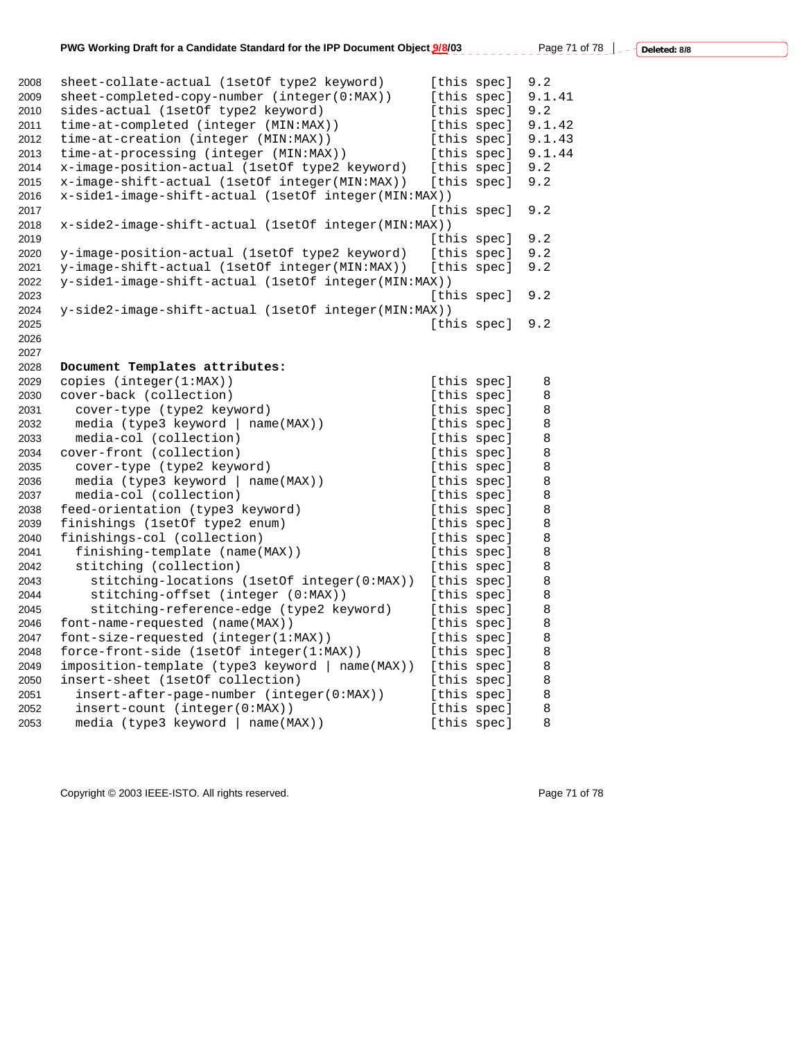```
2008  sheet-collate-actual (1setOf type2 keyword)     [this spec]  9.2
2009  sheet-completed-copy-number (integer(0:MAX))    [this spec]  9.1.41
2010  sides-actual (1setOf type2 keyword)             [this spec]  9.2
2011  time-at-completed (integer (MIN:MAX))           [this spec]  9.1.42
2012  time-at-creation (integer (MIN:MAX))            [this spec]  9.1.43
2013  time-at-processing (integer (MIN:MAX))          [this spec]  9.1.44
2014  x-image-position-actual (1setOf type2 keyword)  [this spec]  9.2
2015  x-image-shift-actual (1setOf integer(MIN:MAX))  [this spec]  9.2
2016  x-side1-image-shift-actual (1setOf integer(MIN:MAX))
2017                                                  [this spec]  9.2
2018  x-side2-image-shift-actual (1setOf integer(MIN:MAX))
2019                                                  [this spec]  9.2
2020  y-image-position-actual (1setOf type2 keyword)  [this spec]  9.2
2021  y-image-shift-actual (1setOf integer(MIN:MAX))  [this spec]  9.2
2022  y-side1-image-shift-actual (1setOf integer(MIN:MAX))
2023                                                  [this spec]  9.2
2024  y-side2-image-shift-actual (1setOf integer(MIN:MAX))
2025                                                  [this spec]  9.2
2026
2027
```

**Document Templates attributes:**

```
2029  copies (integer(1:MAX))                         [this spec]    8
2030  cover-back (collection)                         [this spec]    8
2031    cover-type (type2 keyword)                    [this spec]    8
2032    media (type3 keyword | name(MAX))             [this spec]    8
2033    media-col (collection)                        [this spec]    8
2034  cover-front (collection)                        [this spec]    8
2035    cover-type (type2 keyword)                    [this spec]    8
2036    media (type3 keyword | name(MAX))             [this spec]    8
2037    media-col (collection)                        [this spec]    8
2038  feed-orientation (type3 keyword)                [this spec]    8
2039  finishings (1setOf type2 enum)                  [this spec]    8
2040  finishings-col (collection)                     [this spec]    8
2041    finishing-template (name(MAX))                [this spec]    8
2042    stitching (collection)                        [this spec]    8
2043      stitching-locations (1setOf integer(0:MAX)) [this spec]    8
2044      stitching-offset (integer (0:MAX))          [this spec]    8
2045      stitching-reference-edge (type2 keyword)    [this spec]    8
2046  font-name-requested (name(MAX))                 [this spec]    8
2047  font-size-requested (integer(1:MAX))            [this spec]    8
2048  force-front-side (1setOf integer(1:MAX))        [this spec]    8
2049  imposition-template (type3 keyword | name(MAX)) [this spec]    8
2050  insert-sheet (1setOf collection)                [this spec]    8
2051    insert-after-page-number (integer(0:MAX))     [this spec]    8
2052    insert-count (integer(0:MAX))                 [this spec]    8
2053    media (type3 keyword | name(MAX))             [this spec]    8
```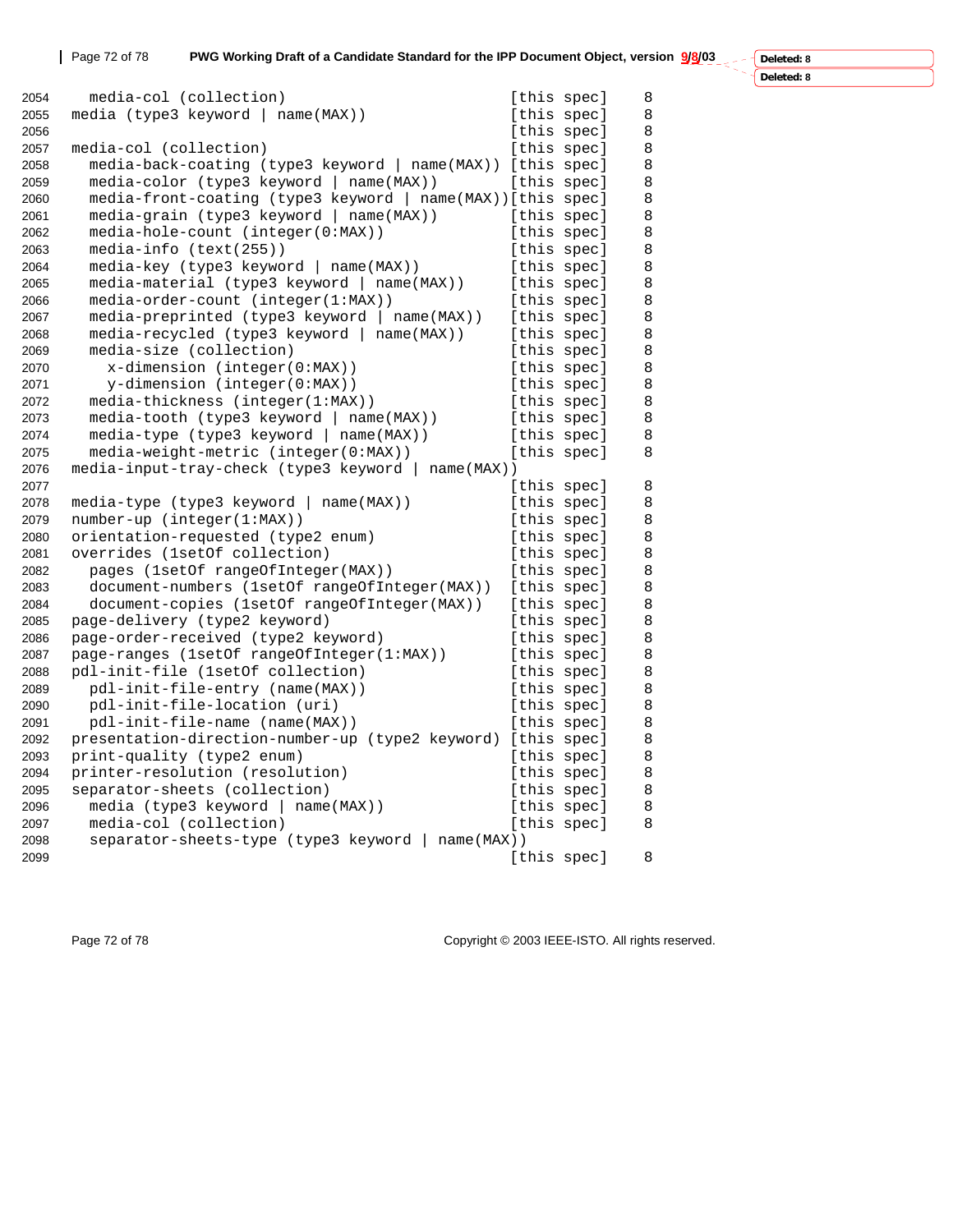```
2054     media-col (collection)                         [this spec]    8
2055   media (type3 keyword | name(MAX))                [this spec]    8
2056                                                    [this spec]    8
2057   media-col (collection)                           [this spec]    8
2058     media-back-coating (type3 keyword | name(MAX)) [this spec]    8
2059     media-color (type3 keyword | name(MAX))        [this spec]    8
2060     media-front-coating (type3 keyword | name(MAX))[this spec]    8
2061     media-grain (type3 keyword | name(MAX))        [this spec]    8
2062     media-hole-count (integer(0:MAX))              [this spec]    8
2063     media-info (text(255))                         [this spec]    8
2064     media-key (type3 keyword | name(MAX))          [this spec]    8
2065     media-material (type3 keyword | name(MAX))     [this spec]    8
2066     media-order-count (integer(1:MAX))             [this spec]    8
2067     media-preprinted (type3 keyword | name(MAX))   [this spec]    8
2068     media-recycled (type3 keyword | name(MAX))     [this spec]    8
2069     media-size (collection)                        [this spec]    8
2070       x-dimension (integer(0:MAX))                 [this spec]    8
2071       y-dimension (integer(0:MAX))                 [this spec]    8
2072     media-thickness (integer(1:MAX))               [this spec]    8
2073     media-tooth (type3 keyword | name(MAX))        [this spec]    8
2074     media-type (type3 keyword | name(MAX))         [this spec]    8
2075     media-weight-metric (integer(0:MAX))           [this spec]    8
2076   media-input-tray-check (type3 keyword | name(MAX))
2077                                                    [this spec]    8
2078   media-type (type3 keyword | name(MAX))           [this spec]    8
2079   number-up (integer(1:MAX))                       [this spec]    8
2080   orientation-requested (type2 enum)               [this spec]    8
2081   overrides (1setOf collection)                    [this spec]    8
2082     pages (1setOf rangeOfInteger(MAX))             [this spec]    8
2083     document-numbers (1setOf rangeOfInteger(MAX))  [this spec]    8
2084     document-copies (1setOf rangeOfInteger(MAX))   [this spec]    8
2085   page-delivery (type2 keyword)                    [this spec]    8
2086   page-order-received (type2 keyword)              [this spec]    8
2087   page-ranges (1setOf rangeOfInteger(1:MAX))       [this spec]    8
2088   pdl-init-file (1setOf collection)                [this spec]    8
2089     pdl-init-file-entry (name(MAX))                [this spec]    8
2090     pdl-init-file-location (uri)                   [this spec]    8
2091     pdl-init-file-name (name(MAX))                 [this spec]    8
2092   presentation-direction-number-up (type2 keyword) [this spec]    8
2093   print-quality (type2 enum)                       [this spec]    8
2094   printer-resolution (resolution)                  [this spec]    8
2095   separator-sheets (collection)                    [this spec]    8
2096     media (type3 keyword | name(MAX))              [this spec]    8
2097     media-col (collection)                         [this spec]    8
2098     separator-sheets-type (type3 keyword | name(MAX))
2099                                                    [this spec]    8
```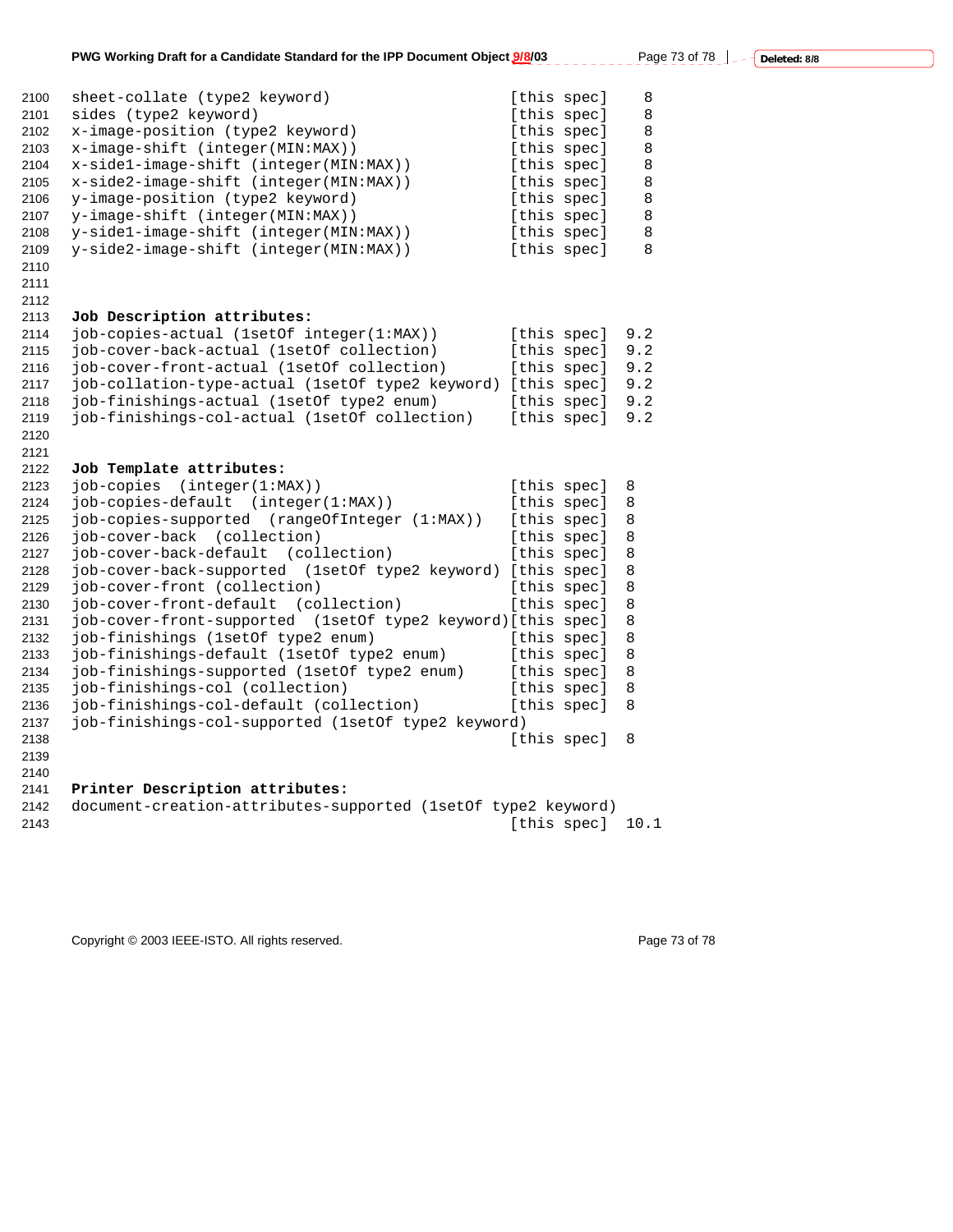```
sheet-collate (type2 keyword)                    [this spec]    8
sides (type2 keyword)                            [this spec]    8
x-image-position (type2 keyword)                 [this spec]    8
x-image-shift (integer(MIN:MAX))                 [this spec]    8
x-side1-image-shift (integer(MIN:MAX))           [this spec]    8
x-side2-image-shift (integer(MIN:MAX))           [this spec]    8
y-image-position (type2 keyword)                 [this spec]    8
y-image-shift (integer(MIN:MAX))                 [this spec]    8
y-side1-image-shift (integer(MIN:MAX))           [this spec]    8
y-side2-image-shift (integer(MIN:MAX))           [this spec]    8
```

**Job Description attributes:**

```
job-copies-actual (1setOf integer(1:MAX))        [this spec]  9.2
job-cover-back-actual (1setOf collection)        [this spec]  9.2
job-cover-front-actual (1setOf collection)       [this spec]  9.2
job-collation-type-actual (1setOf type2 keyword) [this spec]  9.2
job-finishings-actual (1setOf type2 enum)        [this spec]  9.2
job-finishings-col-actual (1setOf collection)    [this spec]  9.2
```

**Job Template attributes:**

```
job-copies  (integer(1:MAX))                     [this spec]  8
job-copies-default  (integer(1:MAX))             [this spec]  8
job-copies-supported  (rangeOfInteger (1:MAX))   [this spec]  8
job-cover-back  (collection)                     [this spec]  8
job-cover-back-default  (collection)             [this spec]  8
job-cover-back-supported  (1setOf type2 keyword) [this spec]  8
job-cover-front (collection)                     [this spec]  8
job-cover-front-default  (collection)            [this spec]  8
job-cover-front-supported  (1setOf type2 keyword)[this spec]  8
job-finishings (1setOf type2 enum)               [this spec]  8
job-finishings-default (1setOf type2 enum)       [this spec]  8
job-finishings-supported (1setOf type2 enum)     [this spec]  8
job-finishings-col (collection)                  [this spec]  8
job-finishings-col-default (collection)          [this spec]  8
job-finishings-col-supported (1setOf type2 keyword)
                                                 [this spec]  8
```

**Printer Description attributes:**

```
document-creation-attributes-supported (1setOf type2 keyword)
                                                 [this spec]  10.1
```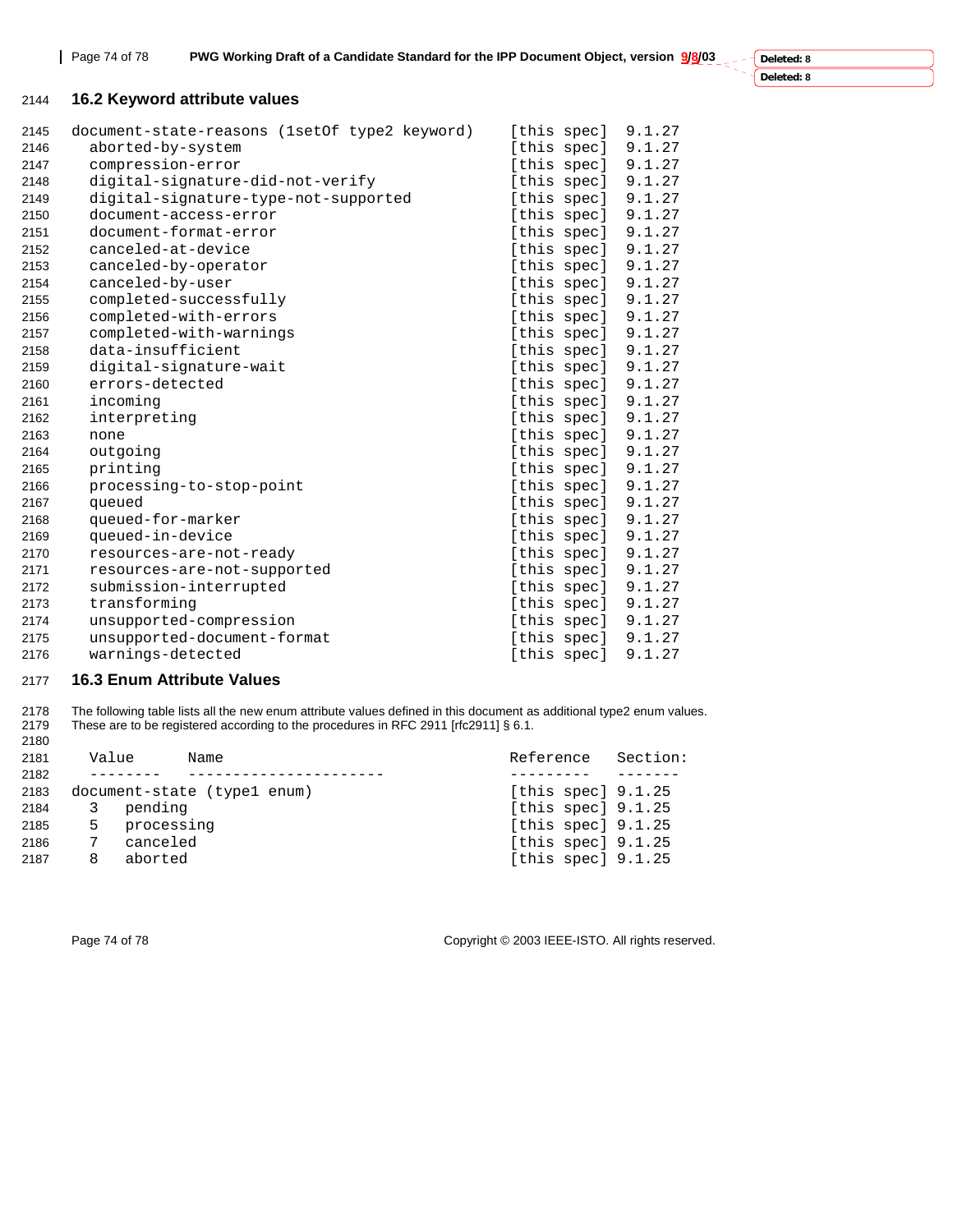## 16.2 Keyword attribute values

```
document-state-reasons (1setOf type2 keyword)     [this spec]  9.1.27
  aborted-by-system                               [this spec]  9.1.27
  compression-error                               [this spec]  9.1.27
  digital-signature-did-not-verify                [this spec]  9.1.27
  digital-signature-type-not-supported            [this spec]  9.1.27
  document-access-error                           [this spec]  9.1.27
  document-format-error                           [this spec]  9.1.27
  canceled-at-device                              [this spec]  9.1.27
  canceled-by-operator                            [this spec]  9.1.27
  canceled-by-user                                [this spec]  9.1.27
  completed-successfully                          [this spec]  9.1.27
  completed-with-errors                           [this spec]  9.1.27
  completed-with-warnings                         [this spec]  9.1.27
  data-insufficient                               [this spec]  9.1.27
  digital-signature-wait                          [this spec]  9.1.27
  errors-detected                                 [this spec]  9.1.27
  incoming                                        [this spec]  9.1.27
  interpreting                                    [this spec]  9.1.27
  none                                            [this spec]  9.1.27
  outgoing                                        [this spec]  9.1.27
  printing                                        [this spec]  9.1.27
  processing-to-stop-point                        [this spec]  9.1.27
  queued                                          [this spec]  9.1.27
  queued-for-marker                               [this spec]  9.1.27
  queued-in-device                                [this spec]  9.1.27
  resources-are-not-ready                         [this spec]  9.1.27
  resources-are-not-supported                     [this spec]  9.1.27
  submission-interrupted                          [this spec]  9.1.27
  transforming                                    [this spec]  9.1.27
  unsupported-compression                         [this spec]  9.1.27
  unsupported-document-format                     [this spec]  9.1.27
  warnings-detected                               [this spec]  9.1.27
```

## 16.3 Enum Attribute Values

The following table lists all the new enum attribute values defined in this document as additional type2 enum values. These are to be registered according to the procedures in RFC 2911 [rfc2911] § 6.1.

```
  Value      Name                                 Reference   Section:
  --------   ----------------------               ---------   -------
document-state (type1 enum)                       [this spec] 9.1.25
  3   pending                                     [this spec] 9.1.25
  5   processing                                  [this spec] 9.1.25
  7   canceled                                    [this spec] 9.1.25
  8   aborted                                     [this spec] 9.1.25
```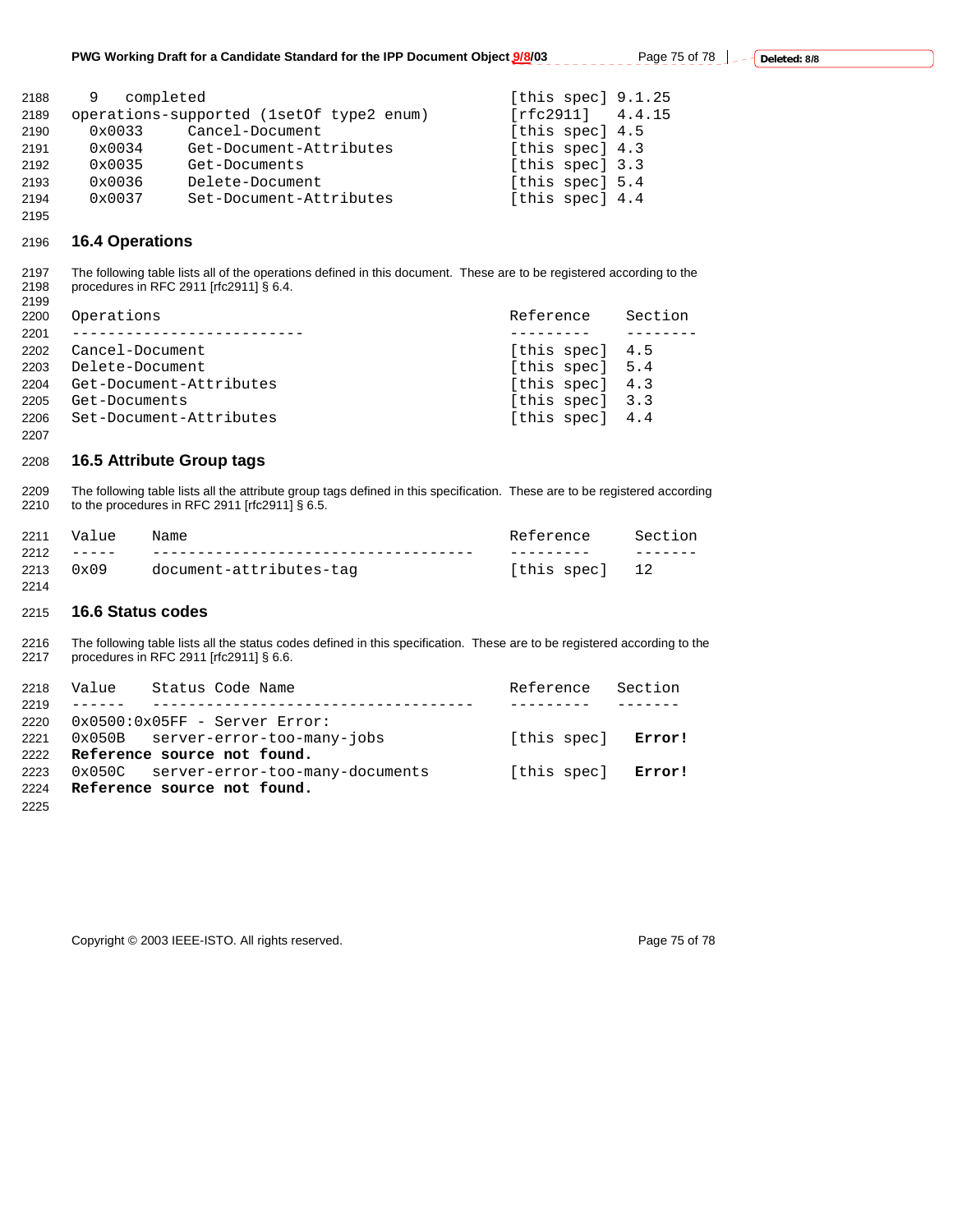```
  9   completed                                 [this spec] 9.1.25
operations-supported (1setOf type2 enum)        [rfc2911]   4.4.15
  0x0033     Cancel-Document                    [this spec] 4.5
  0x0034     Get-Document-Attributes            [this spec] 4.3
  0x0035     Get-Documents                      [this spec] 3.3
  0x0036     Delete-Document                    [this spec] 5.4
  0x0037     Set-Document-Attributes            [this spec] 4.4
```

## 16.4 Operations

The following table lists all of the operations defined in this document. These are to be registered according to the procedures in RFC 2911 [rfc2911] § 6.4.

```
Operations                                      Reference    Section
--------------------------                      ---------    --------
Cancel-Document                                 [this spec]  4.5
Delete-Document                                 [this spec]  5.4
Get-Document-Attributes                         [this spec]  4.3
Get-Documents                                   [this spec]  3.3
Set-Document-Attributes                         [this spec]  4.4
```

## 16.5 Attribute Group tags

The following table lists all the attribute group tags defined in this specification. These are to be registered according to the procedures in RFC 2911 [rfc2911] § 6.5.

```
Value    Name                                   Reference     Section
-----    ------------------------------------   ---------     -------
0x09     document-attributes-tag                [this spec]   12
```

## 16.6 Status codes

The following table lists all the status codes defined in this specification. These are to be registered according to the procedures in RFC 2911 [rfc2911] § 6.6.

```
Value    Status Code Name                       Reference   Section
------   ------------------------------------   ---------   -------
0x0500:0x05FF - Server Error:
0x050B   server-error-too-many-jobs             [this spec]   Error!
Reference source not found.
0x050C   server-error-too-many-documents        [this spec]   Error!
Reference source not found.
```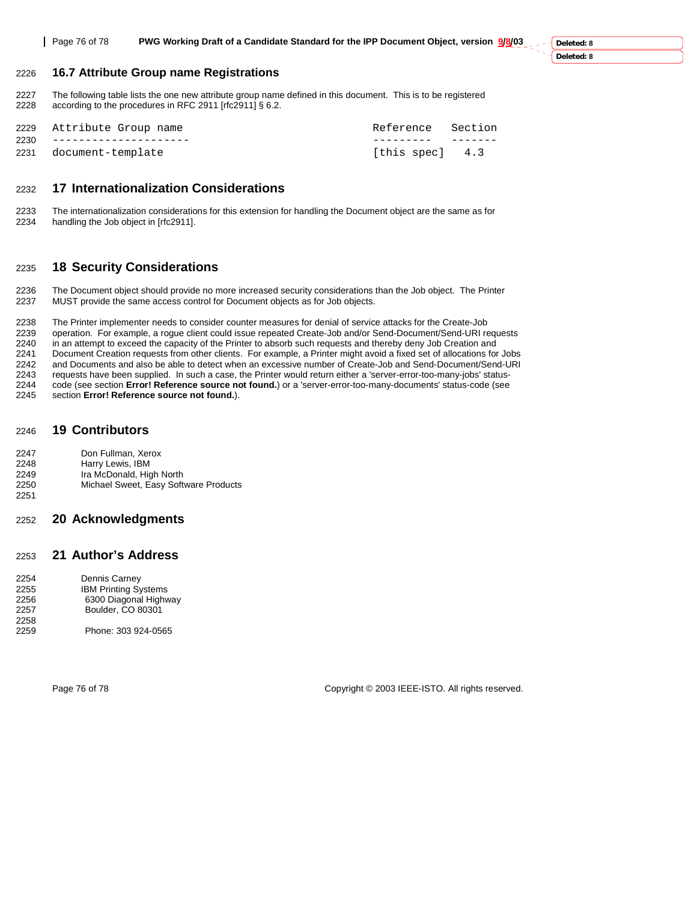## 16.7 Attribute Group name Registrations

The following table lists the one new attribute group name defined in this document. This is to be registered according to the procedures in RFC 2911 [rfc2911] § 6.2.

```
Attribute Group name                         Reference   Section
---------------------                        ---------   -------
document-template                            [this spec]   4.3
```

# 17 Internationalization Considerations

The internationalization considerations for this extension for handling the Document object are the same as for handling the Job object in [rfc2911].

# 18 Security Considerations

The Document object should provide no more increased security considerations than the Job object. The Printer MUST provide the same access control for Document objects as for Job objects.

The Printer implementer needs to consider counter measures for denial of service attacks for the Create-Job operation. For example, a rogue client could issue repeated Create-Job and/or Send-Document/Send-URI requests in an attempt to exceed the capacity of the Printer to absorb such requests and thereby deny Job Creation and Document Creation requests from other clients. For example, a Printer might avoid a fixed set of allocations for Jobs and Documents and also be able to detect when an excessive number of Create-Job and Send-Document/Send-URI requests have been supplied. In such a case, the Printer would return either a 'server-error-too-many-jobs' status-code (see section **Error! Reference source not found.**) or a 'server-error-too-many-documents' status-code (see section **Error! Reference source not found.**).

# 19 Contributors

Don Fullman, Xerox
Harry Lewis, IBM
Ira McDonald, High North
Michael Sweet, Easy Software Products

# 20 Acknowledgments

# 21 Author's Address

Dennis Carney
IBM Printing Systems
6300 Diagonal Highway
Boulder, CO 80301

Phone: 303 924-0565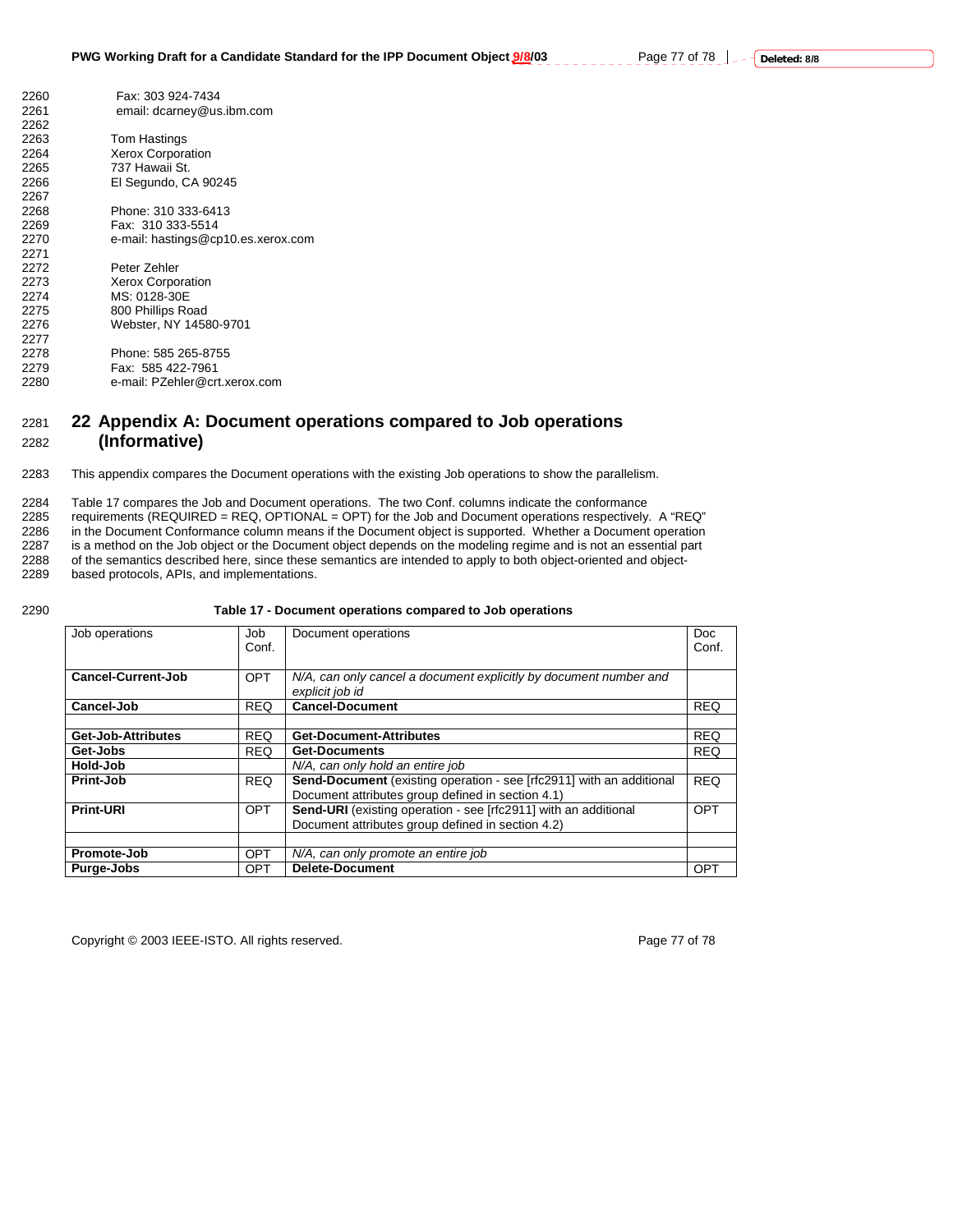Fax: 303 924-7434
email: dcarney@us.ibm.com

Tom Hastings
Xerox Corporation
737 Hawaii St.
El Segundo, CA 90245

Phone: 310 333-6413
Fax: 310 333-5514
e-mail: hastings@cp10.es.xerox.com

Peter Zehler
Xerox Corporation
MS: 0128-30E
800 Phillips Road
Webster, NY 14580-9701

Phone: 585 265-8755
Fax: 585 422-7961
e-mail: PZehler@crt.xerox.com

# 22 Appendix A: Document operations compared to Job operations (Informative)

This appendix compares the Document operations with the existing Job operations to show the parallelism.

Table 17 compares the Job and Document operations. The two Conf. columns indicate the conformance requirements (REQUIRED = REQ, OPTIONAL = OPT) for the Job and Document operations respectively. A "REQ" in the Document Conformance column means if the Document object is supported. Whether a Document operation is a method on the Job object or the Document object depends on the modeling regime and is not an essential part of the semantics described here, since these semantics are intended to apply to both object-oriented and object-based protocols, APIs, and implementations.

**Table 17 - Document operations compared to Job operations**

| Job operations | Job Conf. | Document operations | Doc Conf. |
|---|---|---|---|
| **Cancel-Current-Job** | OPT | *N/A, can only cancel a document explicitly by document number and explicit job id* | |
| **Cancel-Job** | REQ | **Cancel-Document** | REQ |
| | | | |
| **Get-Job-Attributes** | REQ | **Get-Document-Attributes** | REQ |
| **Get-Jobs** | REQ | **Get-Documents** | REQ |
| **Hold-Job** | | *N/A, can only hold an entire job* | |
| **Print-Job** | REQ | **Send-Document** (existing operation - see [rfc2911] with an additional Document attributes group defined in section 4.1) | REQ |
| **Print-URI** | OPT | **Send-URI** (existing operation - see [rfc2911] with an additional Document attributes group defined in section 4.2) | OPT |
| | | | |
| **Promote-Job** | OPT | *N/A, can only promote an entire job* | |
| **Purge-Jobs** | OPT | **Delete-Document** | OPT |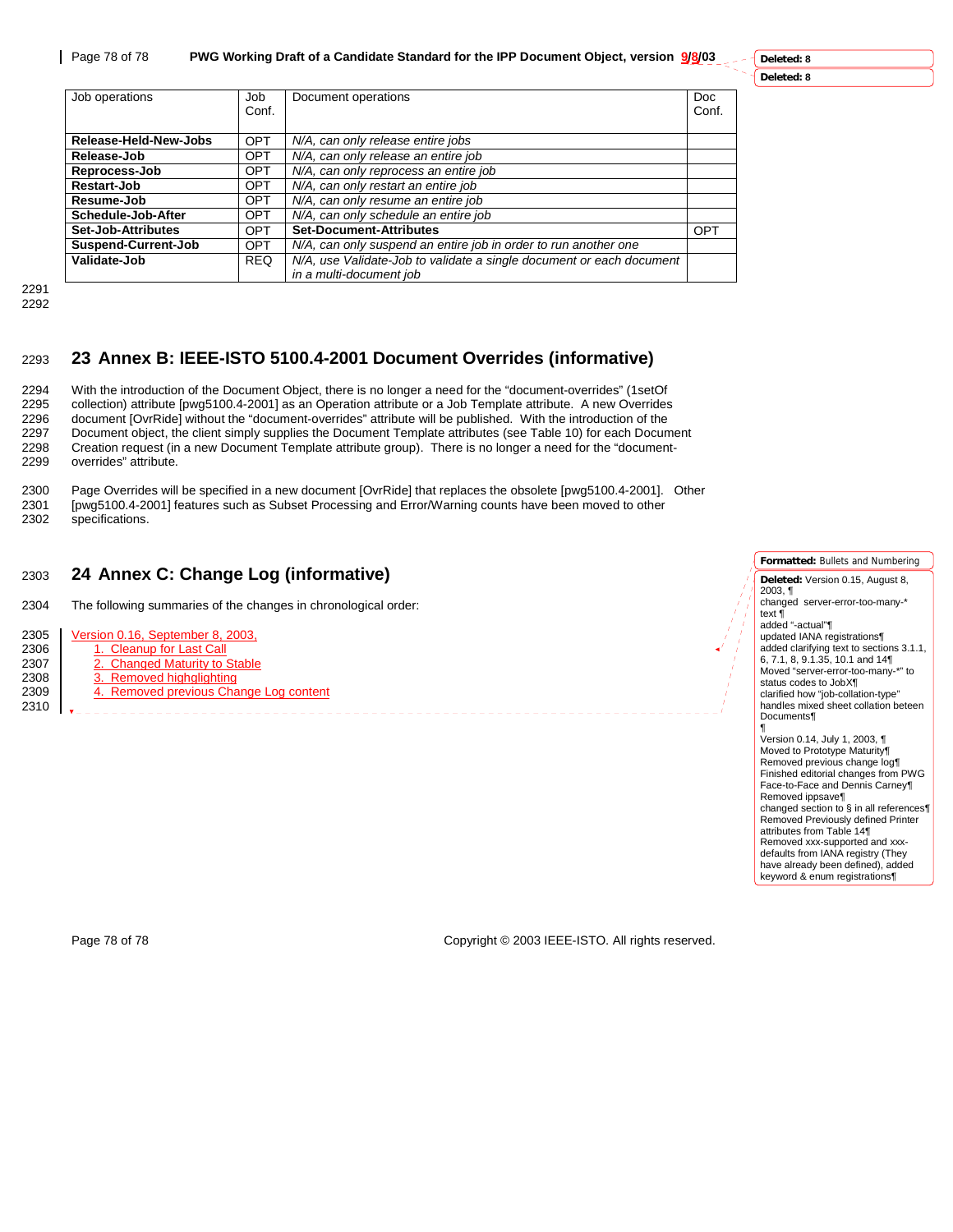| Job operations | Job Conf. | Document operations | Doc Conf. |
|---|---|---|---|
| **Release-Held-New-Jobs** | OPT | *N/A, can only release entire jobs* | |
| **Release-Job** | OPT | *N/A, can only release an entire job* | |
| **Reprocess-Job** | OPT | *N/A, can only reprocess an entire job* | |
| **Restart-Job** | OPT | *N/A, can only restart an entire job* | |
| **Resume-Job** | OPT | *N/A, can only resume an entire job* | |
| **Schedule-Job-After** | OPT | *N/A, can only schedule an entire job* | |
| **Set-Job-Attributes** | OPT | **Set-Document-Attributes** | OPT |
| **Suspend-Current-Job** | OPT | *N/A, can only suspend an entire job in order to run another one* | |
| **Validate-Job** | REQ | *N/A, use Validate-Job to validate a single document or each document in a multi-document job* | |

# 23 Annex B: IEEE-ISTO 5100.4-2001 Document Overrides (informative)

With the introduction of the Document Object, there is no longer a need for the "document-overrides" (1setOf collection) attribute [pwg5100.4-2001] as an Operation attribute or a Job Template attribute. A new Overrides document [OvrRide] without the "document-overrides" attribute will be published. With the introduction of the Document object, the client simply supplies the Document Template attributes (see Table 10) for each Document Creation request (in a new Document Template attribute group). There is no longer a need for the "document-overrides" attribute.

Page Overrides will be specified in a new document [OvrRide] that replaces the obsolete [pwg5100.4-2001]. Other [pwg5100.4-2001] features such as Subset Processing and Error/Warning counts have been moved to other specifications.

# 24 Annex C: Change Log (informative)

The following summaries of the changes in chronological order:

Version 0.16, September 8, 2003,

1. Cleanup for Last Call
2. Changed Maturity to Stable
3. Removed highlighting
4. Removed previous Change Log content